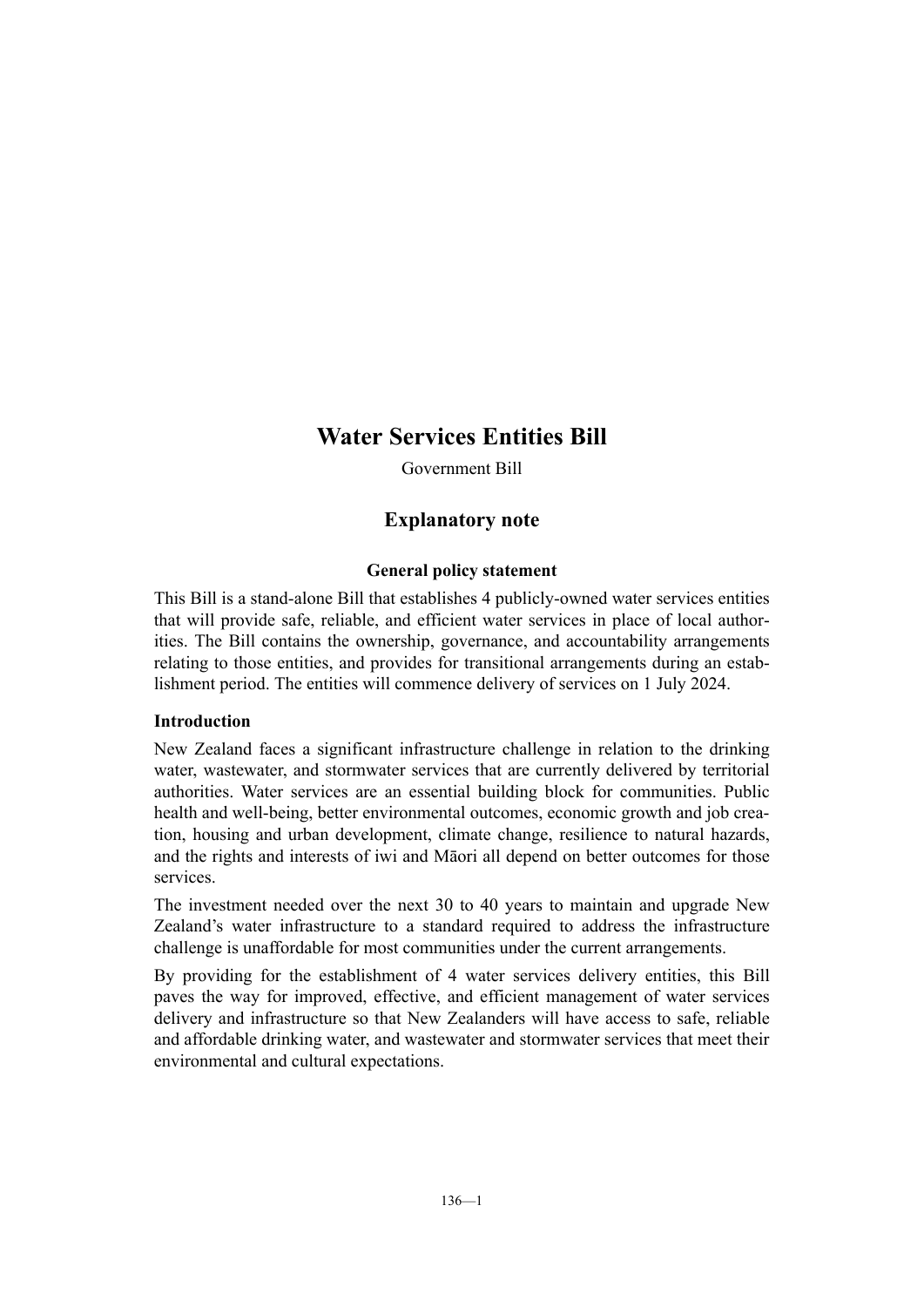# Water Services Entities Bill

Government Bill

## Explanatory note

### General policy statement

This Bill is a stand-alone Bill that establishes 4 publicly-owned water services entities that will provide safe, reliable, and efficient water services in place of local authorities. The Bill contains the ownership, governance, and accountability arrangements relating to those entities, and provides for transitional arrangements during an establishment period. The entities will commence delivery of services on 1 July 2024.

#### Introduction

New Zealand faces a significant infrastructure challenge in relation to the drinking water, wastewater, and stormwater services that are currently delivered by territorial authorities. Water services are an essential building block for communities. Public health and well-being, better environmental outcomes, economic growth and job creation, housing and urban development, climate change, resilience to natural hazards, and the rights and interests of iwi and Māori all depend on better outcomes for those services.

The investment needed over the next 30 to 40 years to maintain and upgrade New Zealand's water infrastructure to a standard required to address the infrastructure challenge is unaffordable for most communities under the current arrangements.

By providing for the establishment of 4 water services delivery entities, this Bill paves the way for improved, effective, and efficient management of water services delivery and infrastructure so that New Zealanders will have access to safe, reliable and affordable drinking water, and wastewater and stormwater services that meet their environmental and cultural expectations.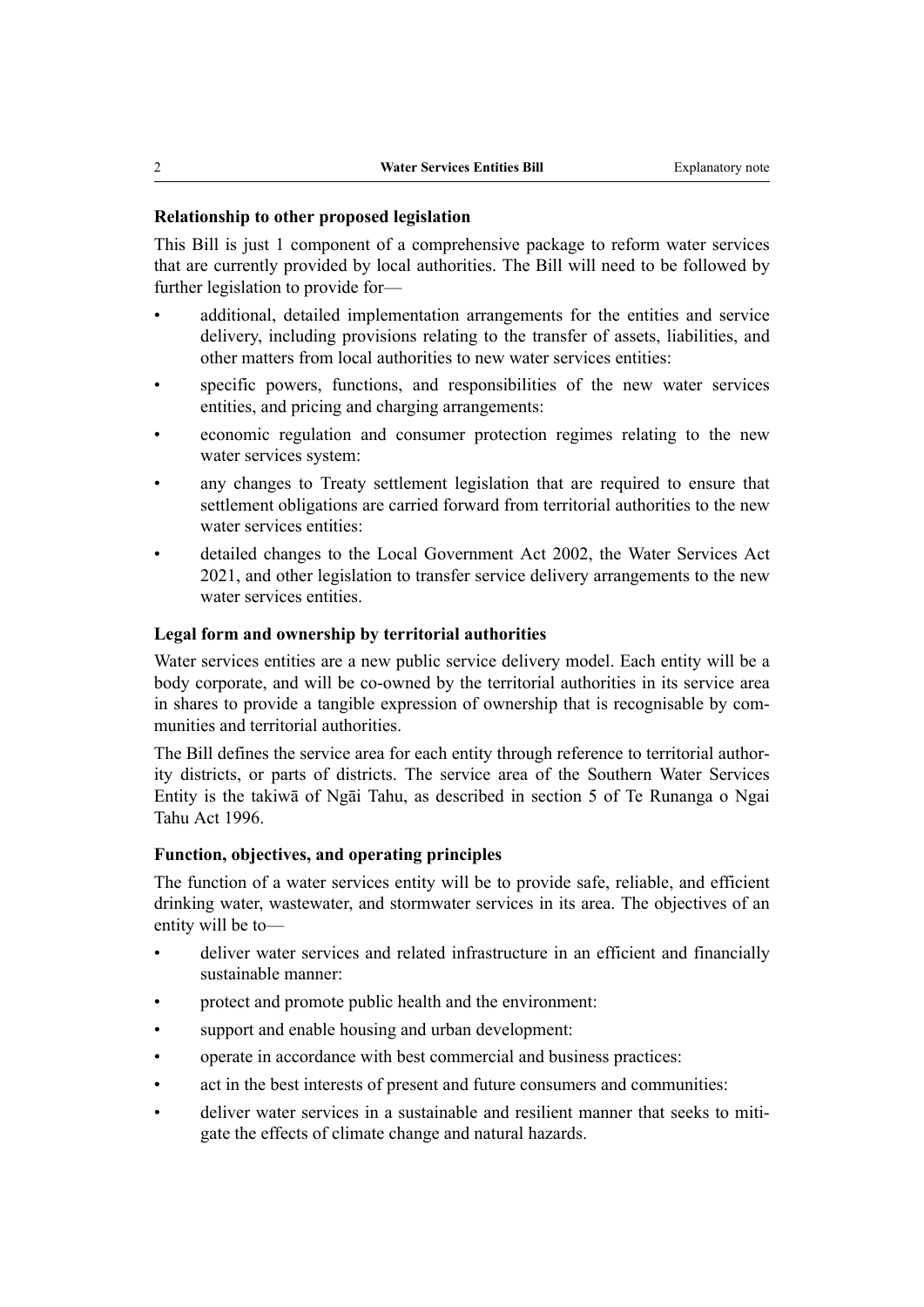### Relationship to other proposed legislation

This Bill is just 1 component of a comprehensive package to reform water services that are currently provided by local authorities. The Bill will need to be followed by further legislation to provide for—

- additional, detailed implementation arrangements for the entities and service delivery, including provisions relating to the transfer of assets, liabilities, and other matters from local authorities to new water services entities:
- specific powers, functions, and responsibilities of the new water services entities, and pricing and charging arrangements:
- economic regulation and consumer protection regimes relating to the new water services system:
- any changes to Treaty settlement legislation that are required to ensure that settlement obligations are carried forward from territorial authorities to the new water services entities:
- detailed changes to the Local Government Act 2002, the Water Services Act 2021, and other legislation to transfer service delivery arrangements to the new water services entities.

### Legal form and ownership by territorial authorities

Water services entities are a new public service delivery model. Each entity will be a body corporate, and will be co-owned by the territorial authorities in its service area in shares to provide a tangible expression of ownership that is recognisable by communities and territorial authorities.

The Bill defines the service area for each entity through reference to territorial authority districts, or parts of districts. The service area of the Southern Water Services Entity is the takiwā of Ngāi Tahu, as described in section 5 of Te Runanga o Ngai Tahu Act 1996.

### Function, objectives, and operating principles

The function of a water services entity will be to provide safe, reliable, and efficient drinking water, wastewater, and stormwater services in its area. The objectives of an entity will be to—

- deliver water services and related infrastructure in an efficient and financially sustainable manner:
- protect and promote public health and the environment:
- support and enable housing and urban development:
- operate in accordance with best commercial and business practices:
- act in the best interests of present and future consumers and communities:
- deliver water services in a sustainable and resilient manner that seeks to mitigate the effects of climate change and natural hazards.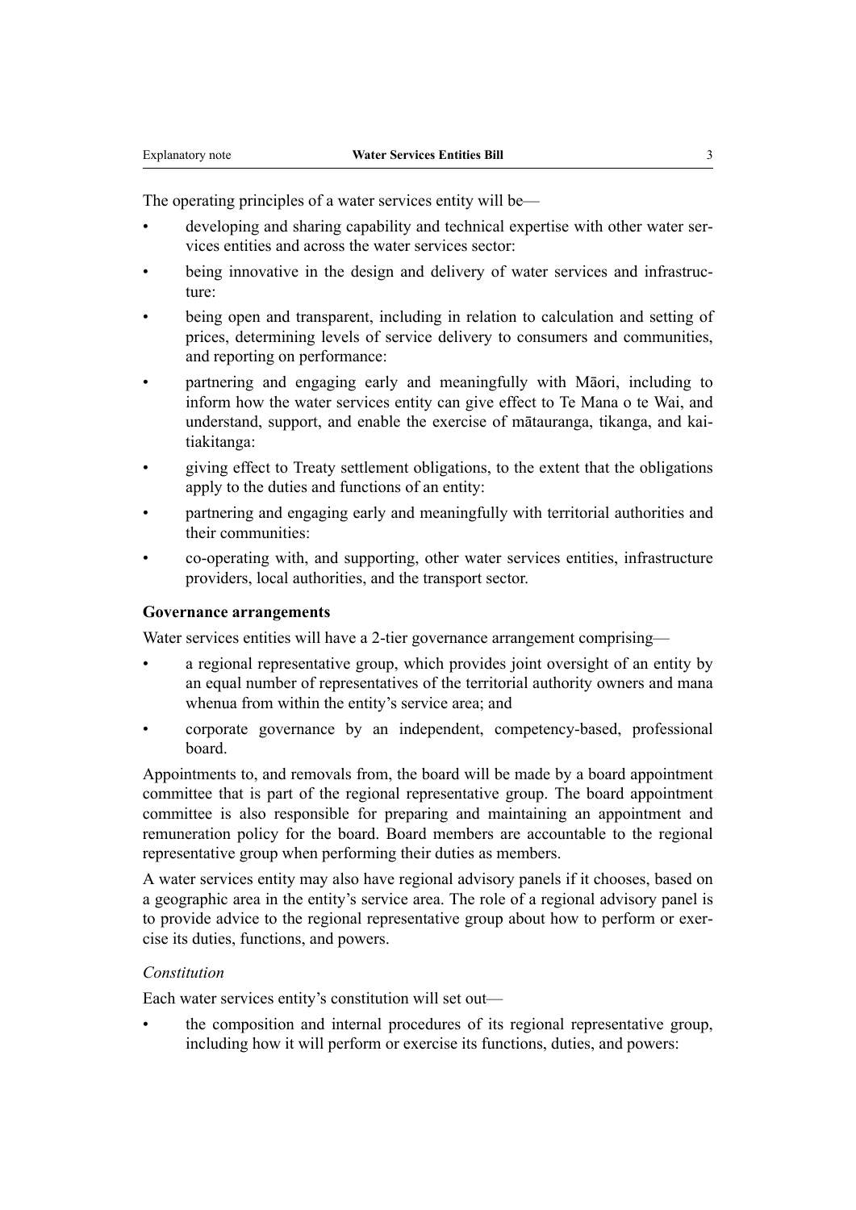The operating principles of a water services entity will be—

- developing and sharing capability and technical expertise with other water services entities and across the water services sector:
- being innovative in the design and delivery of water services and infrastructure:
- being open and transparent, including in relation to calculation and setting of prices, determining levels of service delivery to consumers and communities, and reporting on performance:
- partnering and engaging early and meaningfully with Māori, including to inform how the water services entity can give effect to Te Mana o te Wai, and understand, support, and enable the exercise of mātauranga, tikanga, and kaitiakitanga:
- giving effect to Treaty settlement obligations, to the extent that the obligations apply to the duties and functions of an entity:
- partnering and engaging early and meaningfully with territorial authorities and their communities:
- co-operating with, and supporting, other water services entities, infrastructure providers, local authorities, and the transport sector.

**Governance arrangements**

Water services entities will have a 2-tier governance arrangement comprising—

- a regional representative group, which provides joint oversight of an entity by an equal number of representatives of the territorial authority owners and mana whenua from within the entity's service area; and
- corporate governance by an independent, competency-based, professional board.

Appointments to, and removals from, the board will be made by a board appointment committee that is part of the regional representative group. The board appointment committee is also responsible for preparing and maintaining an appointment and remuneration policy for the board. Board members are accountable to the regional representative group when performing their duties as members.

A water services entity may also have regional advisory panels if it chooses, based on a geographic area in the entity's service area. The role of a regional advisory panel is to provide advice to the regional representative group about how to perform or exercise its duties, functions, and powers.

*Constitution*

Each water services entity's constitution will set out—

- the composition and internal procedures of its regional representative group, including how it will perform or exercise its functions, duties, and powers: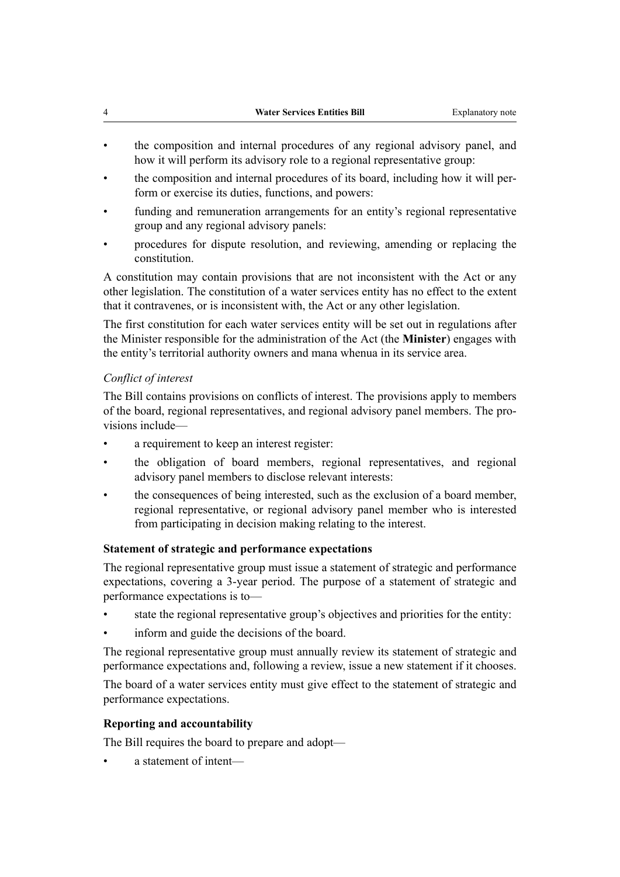- the composition and internal procedures of any regional advisory panel, and how it will perform its advisory role to a regional representative group:
- the composition and internal procedures of its board, including how it will perform or exercise its duties, functions, and powers:
- funding and remuneration arrangements for an entity's regional representative group and any regional advisory panels:
- procedures for dispute resolution, and reviewing, amending or replacing the constitution.

A constitution may contain provisions that are not inconsistent with the Act or any other legislation. The constitution of a water services entity has no effect to the extent that it contravenes, or is inconsistent with, the Act or any other legislation.

The first constitution for each water services entity will be set out in regulations after the Minister responsible for the administration of the Act (the **Minister**) engages with the entity's territorial authority owners and mana whenua in its service area.

*Conflict of interest*

The Bill contains provisions on conflicts of interest. The provisions apply to members of the board, regional representatives, and regional advisory panel members. The provisions include—

- a requirement to keep an interest register:
- the obligation of board members, regional representatives, and regional advisory panel members to disclose relevant interests:
- the consequences of being interested, such as the exclusion of a board member, regional representative, or regional advisory panel member who is interested from participating in decision making relating to the interest.

**Statement of strategic and performance expectations**

The regional representative group must issue a statement of strategic and performance expectations, covering a 3-year period. The purpose of a statement of strategic and performance expectations is to—

- state the regional representative group's objectives and priorities for the entity:
- inform and guide the decisions of the board.

The regional representative group must annually review its statement of strategic and performance expectations and, following a review, issue a new statement if it chooses.

The board of a water services entity must give effect to the statement of strategic and performance expectations.

**Reporting and accountability**

The Bill requires the board to prepare and adopt—

- a statement of intent—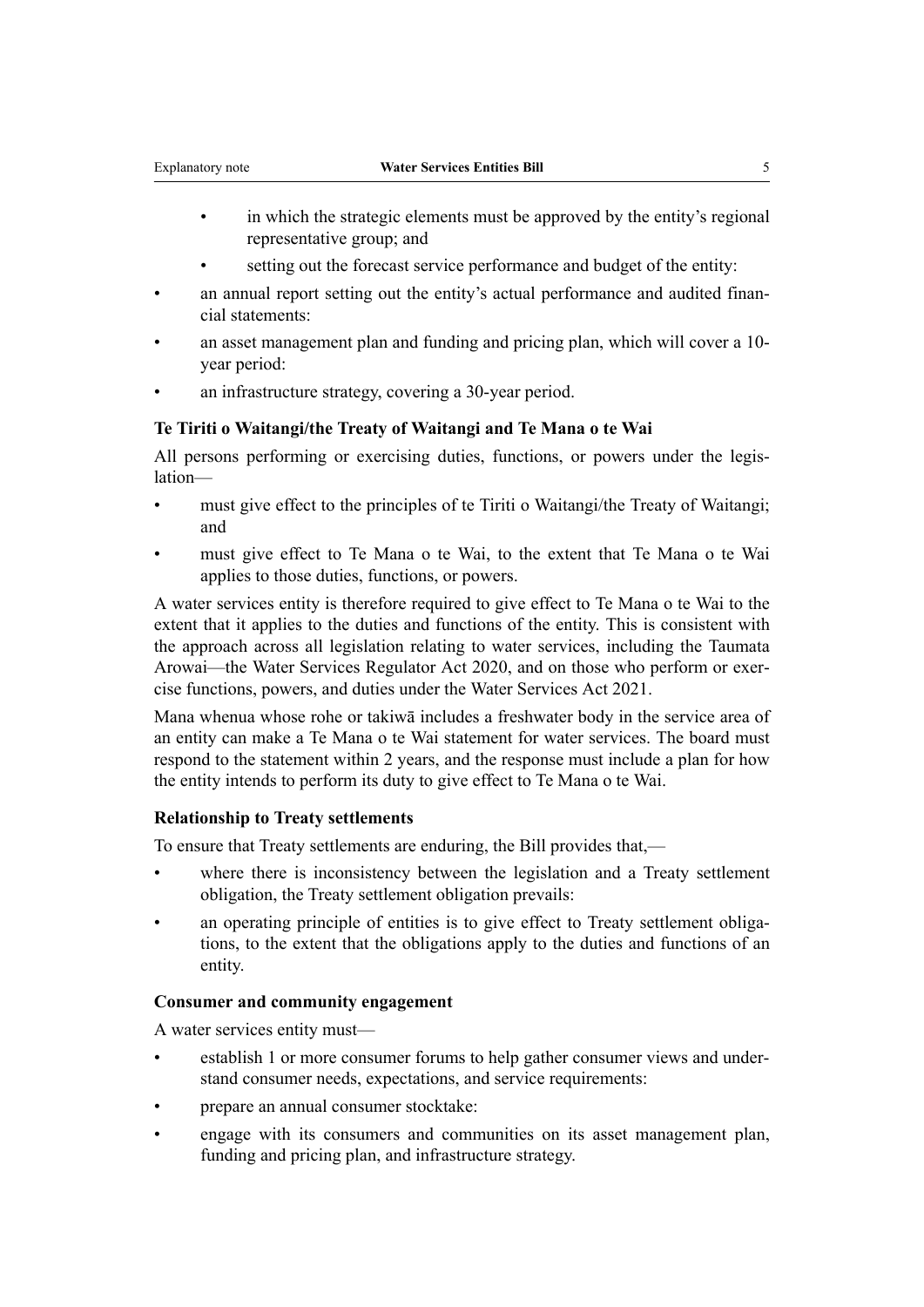- in which the strategic elements must be approved by the entity's regional representative group; and
  - setting out the forecast service performance and budget of the entity:
- an annual report setting out the entity's actual performance and audited financial statements:
- an asset management plan and funding and pricing plan, which will cover a 10-year period:
- an infrastructure strategy, covering a 30-year period.

### Te Tiriti o Waitangi/the Treaty of Waitangi and Te Mana o te Wai

All persons performing or exercising duties, functions, or powers under the legislation—

- must give effect to the principles of te Tiriti o Waitangi/the Treaty of Waitangi; and
- must give effect to Te Mana o te Wai, to the extent that Te Mana o te Wai applies to those duties, functions, or powers.

A water services entity is therefore required to give effect to Te Mana o te Wai to the extent that it applies to the duties and functions of the entity. This is consistent with the approach across all legislation relating to water services, including the Taumata Arowai—the Water Services Regulator Act 2020, and on those who perform or exercise functions, powers, and duties under the Water Services Act 2021.

Mana whenua whose rohe or takiwā includes a freshwater body in the service area of an entity can make a Te Mana o te Wai statement for water services. The board must respond to the statement within 2 years, and the response must include a plan for how the entity intends to perform its duty to give effect to Te Mana o te Wai.

### Relationship to Treaty settlements

To ensure that Treaty settlements are enduring, the Bill provides that,—

- where there is inconsistency between the legislation and a Treaty settlement obligation, the Treaty settlement obligation prevails:
- an operating principle of entities is to give effect to Treaty settlement obligations, to the extent that the obligations apply to the duties and functions of an entity.

### Consumer and community engagement

A water services entity must—

- establish 1 or more consumer forums to help gather consumer views and understand consumer needs, expectations, and service requirements:
- prepare an annual consumer stocktake:
- engage with its consumers and communities on its asset management plan, funding and pricing plan, and infrastructure strategy.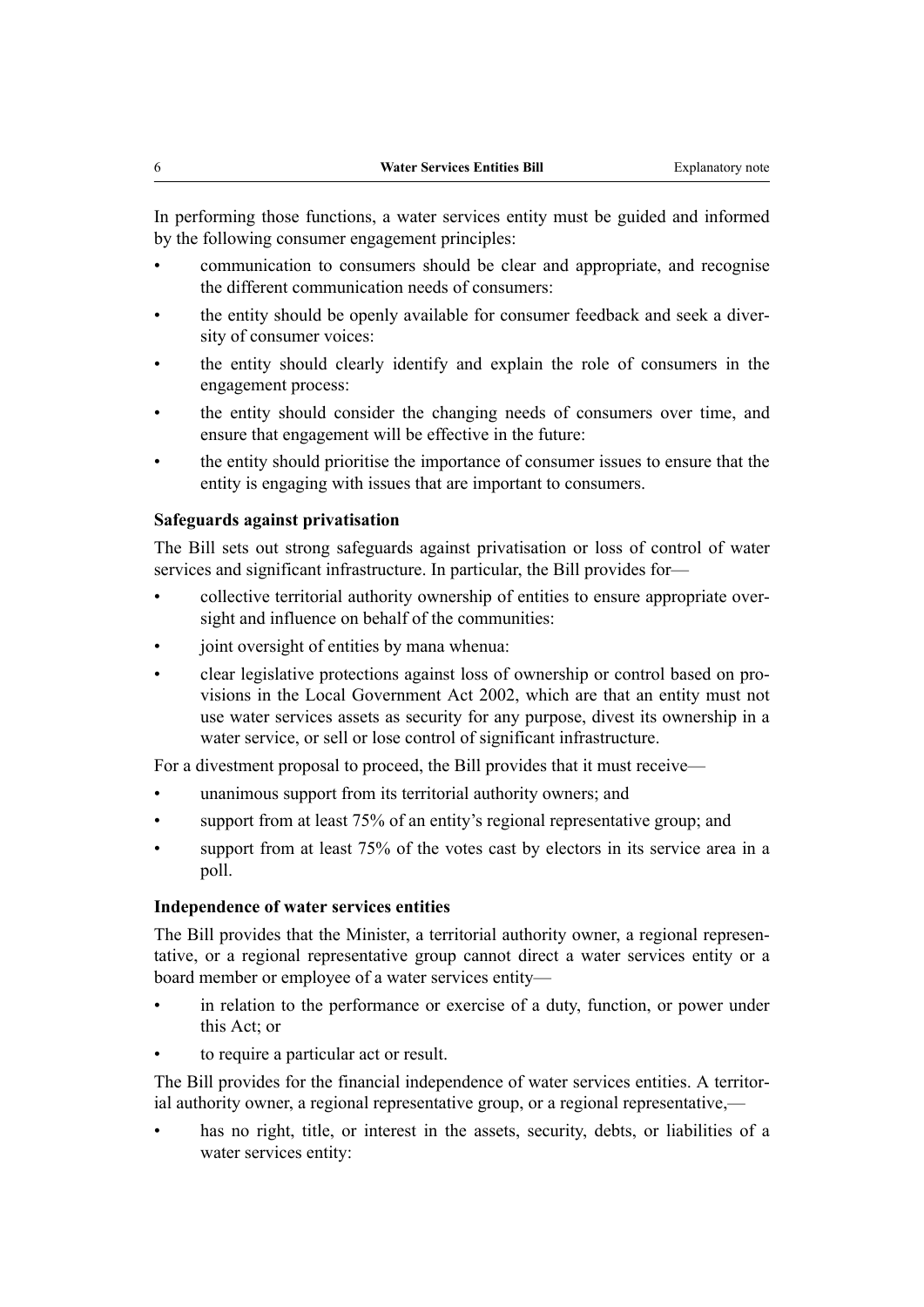In performing those functions, a water services entity must be guided and informed by the following consumer engagement principles:

- communication to consumers should be clear and appropriate, and recognise the different communication needs of consumers:
- the entity should be openly available for consumer feedback and seek a diversity of consumer voices:
- the entity should clearly identify and explain the role of consumers in the engagement process:
- the entity should consider the changing needs of consumers over time, and ensure that engagement will be effective in the future:
- the entity should prioritise the importance of consumer issues to ensure that the entity is engaging with issues that are important to consumers.

### Safeguards against privatisation

The Bill sets out strong safeguards against privatisation or loss of control of water services and significant infrastructure. In particular, the Bill provides for—

- collective territorial authority ownership of entities to ensure appropriate oversight and influence on behalf of the communities:
- joint oversight of entities by mana whenua:
- clear legislative protections against loss of ownership or control based on provisions in the Local Government Act 2002, which are that an entity must not use water services assets as security for any purpose, divest its ownership in a water service, or sell or lose control of significant infrastructure.

For a divestment proposal to proceed, the Bill provides that it must receive—

- unanimous support from its territorial authority owners; and
- support from at least 75% of an entity's regional representative group; and
- support from at least 75% of the votes cast by electors in its service area in a poll.

### Independence of water services entities

The Bill provides that the Minister, a territorial authority owner, a regional representative, or a regional representative group cannot direct a water services entity or a board member or employee of a water services entity—

- in relation to the performance or exercise of a duty, function, or power under this Act; or
- to require a particular act or result.

The Bill provides for the financial independence of water services entities. A territorial authority owner, a regional representative group, or a regional representative,—

- has no right, title, or interest in the assets, security, debts, or liabilities of a water services entity: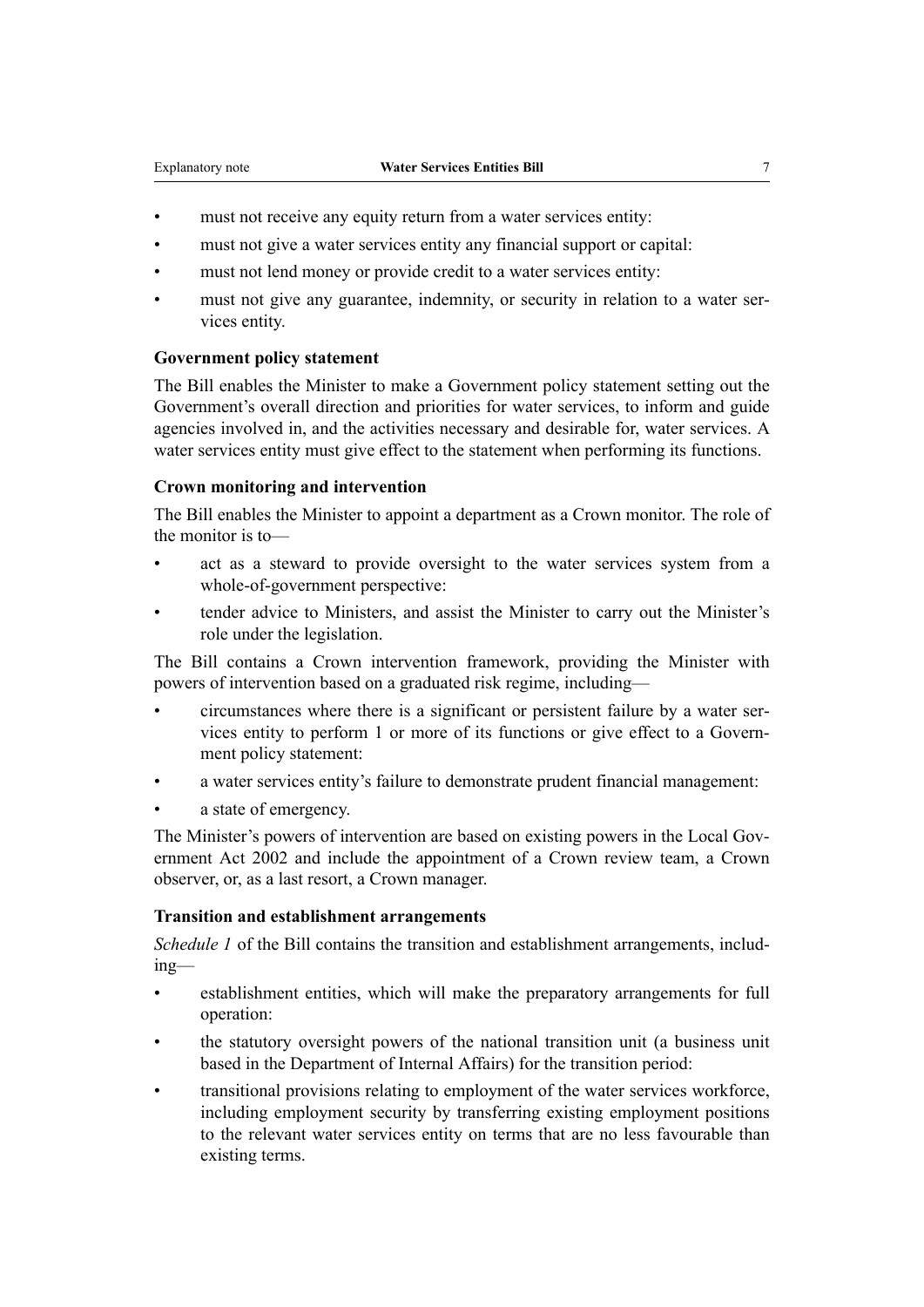- must not receive any equity return from a water services entity:
- must not give a water services entity any financial support or capital:
- must not lend money or provide credit to a water services entity:
- must not give any guarantee, indemnity, or security in relation to a water services entity.

### Government policy statement

The Bill enables the Minister to make a Government policy statement setting out the Government's overall direction and priorities for water services, to inform and guide agencies involved in, and the activities necessary and desirable for, water services. A water services entity must give effect to the statement when performing its functions.

### Crown monitoring and intervention

The Bill enables the Minister to appoint a department as a Crown monitor. The role of the monitor is to—

- act as a steward to provide oversight to the water services system from a whole-of-government perspective:
- tender advice to Ministers, and assist the Minister to carry out the Minister's role under the legislation.

The Bill contains a Crown intervention framework, providing the Minister with powers of intervention based on a graduated risk regime, including—

- circumstances where there is a significant or persistent failure by a water services entity to perform 1 or more of its functions or give effect to a Government policy statement:
- a water services entity's failure to demonstrate prudent financial management:
- a state of emergency.

The Minister's powers of intervention are based on existing powers in the Local Government Act 2002 and include the appointment of a Crown review team, a Crown observer, or, as a last resort, a Crown manager.

### Transition and establishment arrangements

*Schedule 1* of the Bill contains the transition and establishment arrangements, including—

- establishment entities, which will make the preparatory arrangements for full operation:
- the statutory oversight powers of the national transition unit (a business unit based in the Department of Internal Affairs) for the transition period:
- transitional provisions relating to employment of the water services workforce, including employment security by transferring existing employment positions to the relevant water services entity on terms that are no less favourable than existing terms.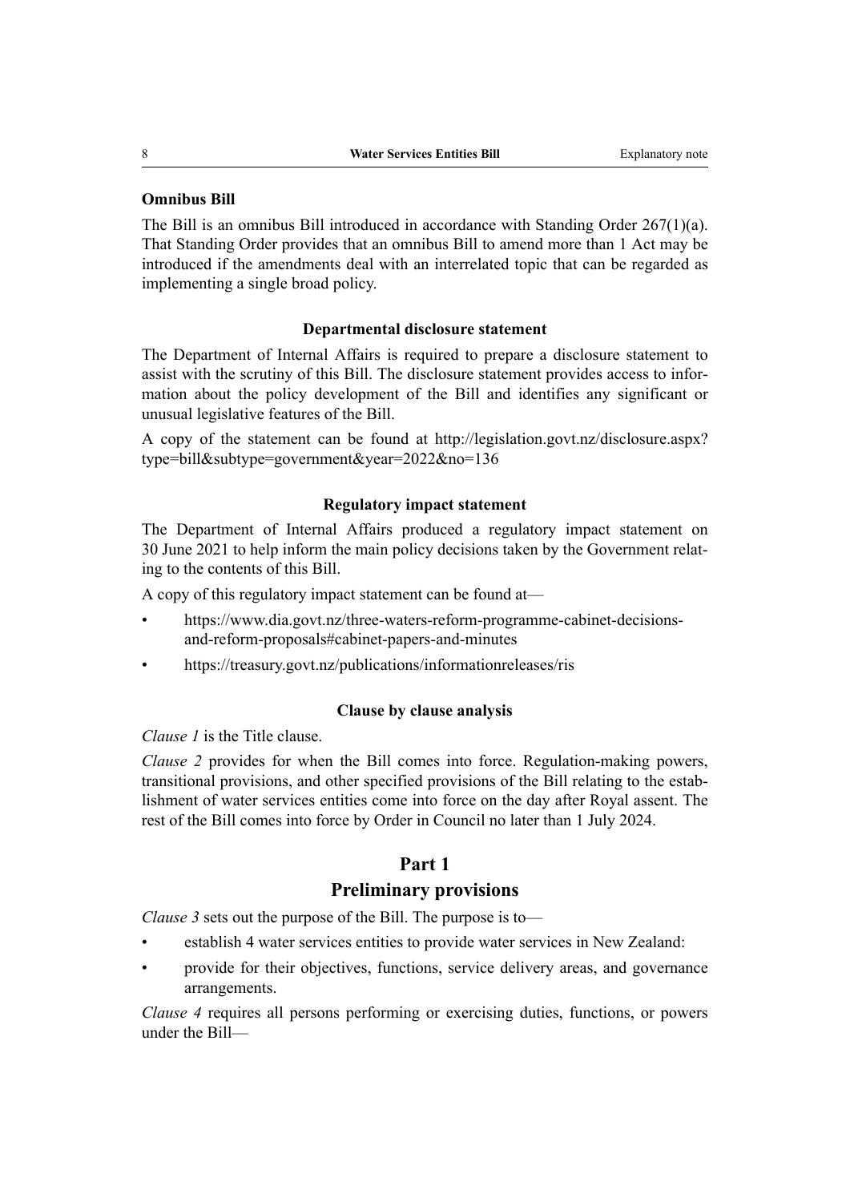**Omnibus Bill**

The Bill is an omnibus Bill introduced in accordance with Standing Order 267(1)(a). That Standing Order provides that an omnibus Bill to amend more than 1 Act may be introduced if the amendments deal with an interrelated topic that can be regarded as implementing a single broad policy.

### Departmental disclosure statement

The Department of Internal Affairs is required to prepare a disclosure statement to assist with the scrutiny of this Bill. The disclosure statement provides access to information about the policy development of the Bill and identifies any significant or unusual legislative features of the Bill.

A copy of the statement can be found at http://legislation.govt.nz/disclosure.aspx?type=bill&subtype=government&year=2022&no=136

### Regulatory impact statement

The Department of Internal Affairs produced a regulatory impact statement on 30 June 2021 to help inform the main policy decisions taken by the Government relating to the contents of this Bill.

A copy of this regulatory impact statement can be found at—

- https://www.dia.govt.nz/three-waters-reform-programme-cabinet-decisions-and-reform-proposals#cabinet-papers-and-minutes
- https://treasury.govt.nz/publications/informationreleases/ris

### Clause by clause analysis

*Clause 1* is the Title clause.

*Clause 2* provides for when the Bill comes into force. Regulation-making powers, transitional provisions, and other specified provisions of the Bill relating to the establishment of water services entities come into force on the day after Royal assent. The rest of the Bill comes into force by Order in Council no later than 1 July 2024.

## Part 1
## Preliminary provisions

*Clause 3* sets out the purpose of the Bill. The purpose is to—

- establish 4 water services entities to provide water services in New Zealand:
- provide for their objectives, functions, service delivery areas, and governance arrangements.

*Clause 4* requires all persons performing or exercising duties, functions, or powers under the Bill—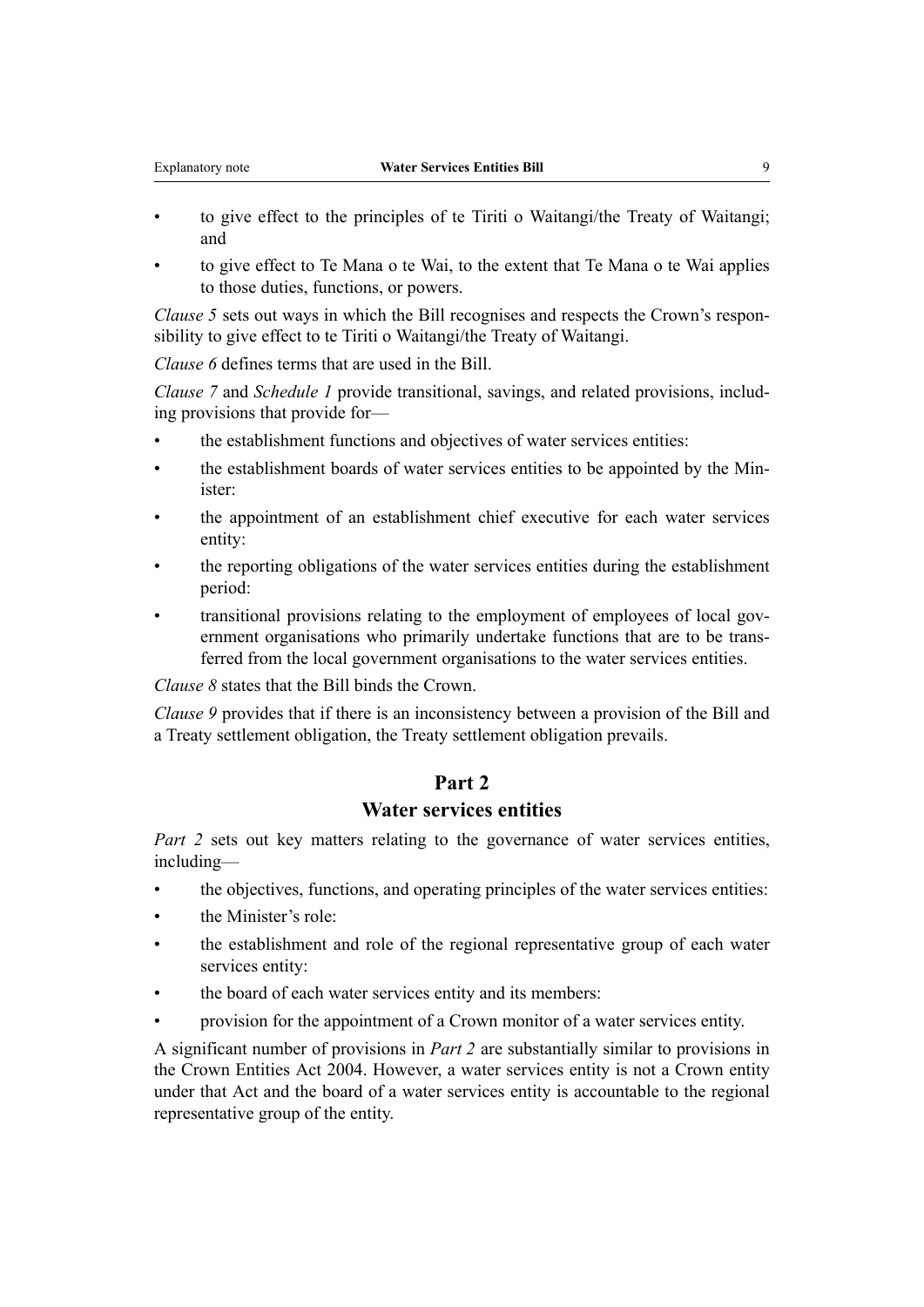- to give effect to the principles of te Tiriti o Waitangi/the Treaty of Waitangi; and
- to give effect to Te Mana o te Wai, to the extent that Te Mana o te Wai applies to those duties, functions, or powers.

*Clause 5* sets out ways in which the Bill recognises and respects the Crown's responsibility to give effect to te Tiriti o Waitangi/the Treaty of Waitangi.

*Clause 6* defines terms that are used in the Bill.

*Clause 7* and *Schedule 1* provide transitional, savings, and related provisions, including provisions that provide for—

- the establishment functions and objectives of water services entities:
- the establishment boards of water services entities to be appointed by the Minister:
- the appointment of an establishment chief executive for each water services entity:
- the reporting obligations of the water services entities during the establishment period:
- transitional provisions relating to the employment of employees of local government organisations who primarily undertake functions that are to be transferred from the local government organisations to the water services entities.

*Clause 8* states that the Bill binds the Crown.

*Clause 9* provides that if there is an inconsistency between a provision of the Bill and a Treaty settlement obligation, the Treaty settlement obligation prevails.

## Part 2
## Water services entities

*Part 2* sets out key matters relating to the governance of water services entities, including—

- the objectives, functions, and operating principles of the water services entities:
- the Minister's role:
- the establishment and role of the regional representative group of each water services entity:
- the board of each water services entity and its members:
- provision for the appointment of a Crown monitor of a water services entity.

A significant number of provisions in *Part 2* are substantially similar to provisions in the Crown Entities Act 2004. However, a water services entity is not a Crown entity under that Act and the board of a water services entity is accountable to the regional representative group of the entity.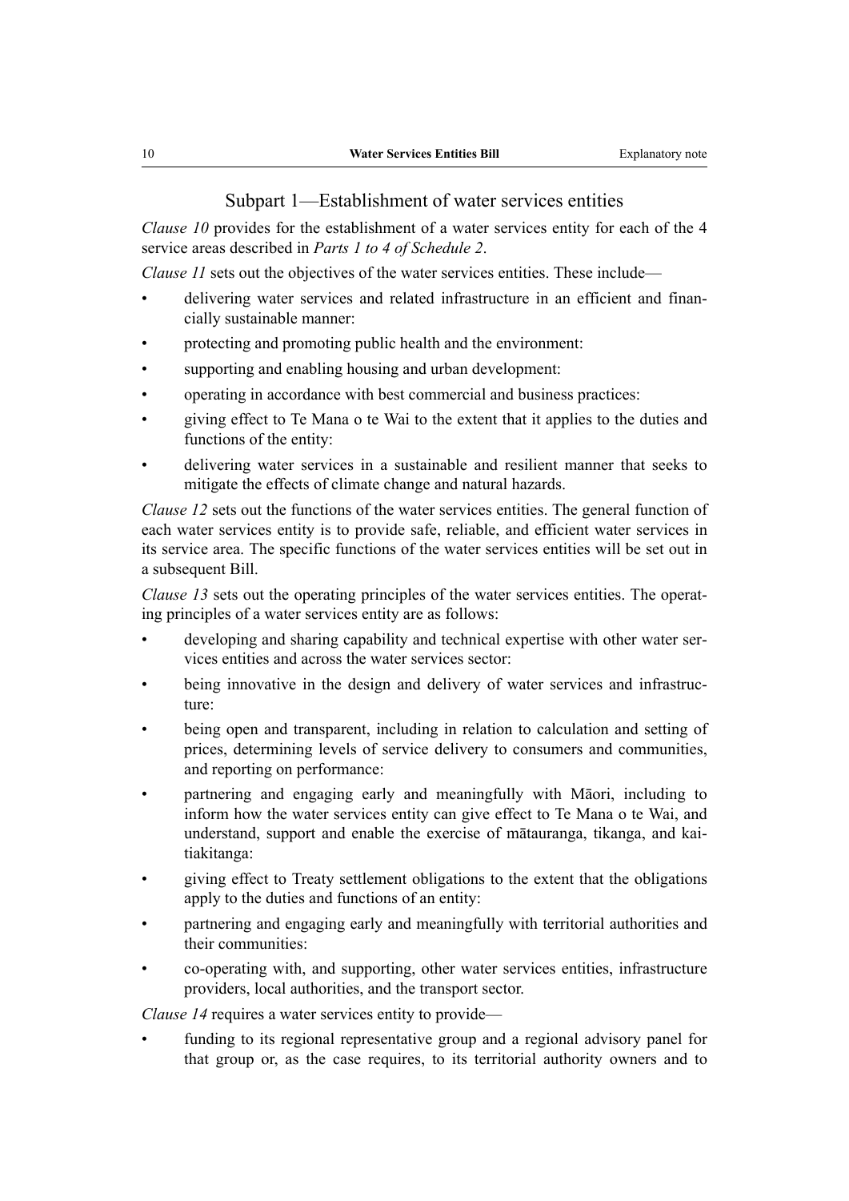## Subpart 1—Establishment of water services entities

*Clause 10* provides for the establishment of a water services entity for each of the 4 service areas described in *Parts 1 to 4 of Schedule 2*.

*Clause 11* sets out the objectives of the water services entities. These include—

- delivering water services and related infrastructure in an efficient and financially sustainable manner:
- protecting and promoting public health and the environment:
- supporting and enabling housing and urban development:
- operating in accordance with best commercial and business practices:
- giving effect to Te Mana o te Wai to the extent that it applies to the duties and functions of the entity:
- delivering water services in a sustainable and resilient manner that seeks to mitigate the effects of climate change and natural hazards.

*Clause 12* sets out the functions of the water services entities. The general function of each water services entity is to provide safe, reliable, and efficient water services in its service area. The specific functions of the water services entities will be set out in a subsequent Bill.

*Clause 13* sets out the operating principles of the water services entities. The operating principles of a water services entity are as follows:

- developing and sharing capability and technical expertise with other water services entities and across the water services sector:
- being innovative in the design and delivery of water services and infrastructure:
- being open and transparent, including in relation to calculation and setting of prices, determining levels of service delivery to consumers and communities, and reporting on performance:
- partnering and engaging early and meaningfully with Māori, including to inform how the water services entity can give effect to Te Mana o te Wai, and understand, support and enable the exercise of mātauranga, tikanga, and kaitiakitanga:
- giving effect to Treaty settlement obligations to the extent that the obligations apply to the duties and functions of an entity:
- partnering and engaging early and meaningfully with territorial authorities and their communities:
- co-operating with, and supporting, other water services entities, infrastructure providers, local authorities, and the transport sector.

*Clause 14* requires a water services entity to provide—

- funding to its regional representative group and a regional advisory panel for that group or, as the case requires, to its territorial authority owners and to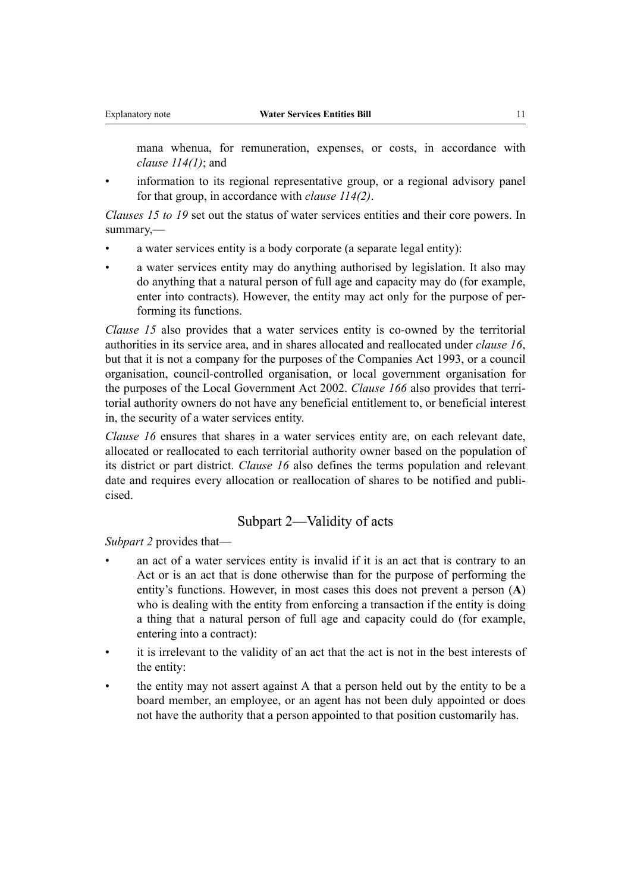mana whenua, for remuneration, expenses, or costs, in accordance with *clause 114(1)*; and

- information to its regional representative group, or a regional advisory panel for that group, in accordance with *clause 114(2)*.

*Clauses 15 to 19* set out the status of water services entities and their core powers. In summary,—

- a water services entity is a body corporate (a separate legal entity):
- a water services entity may do anything authorised by legislation. It also may do anything that a natural person of full age and capacity may do (for example, enter into contracts). However, the entity may act only for the purpose of performing its functions.

*Clause 15* also provides that a water services entity is co-owned by the territorial authorities in its service area, and in shares allocated and reallocated under *clause 16*, but that it is not a company for the purposes of the Companies Act 1993, or a council organisation, council-controlled organisation, or local government organisation for the purposes of the Local Government Act 2002. *Clause 166* also provides that territorial authority owners do not have any beneficial entitlement to, or beneficial interest in, the security of a water services entity.

*Clause 16* ensures that shares in a water services entity are, on each relevant date, allocated or reallocated to each territorial authority owner based on the population of its district or part district. *Clause 16* also defines the terms population and relevant date and requires every allocation or reallocation of shares to be notified and publicised.

## Subpart 2—Validity of acts

*Subpart 2* provides that—

- an act of a water services entity is invalid if it is an act that is contrary to an Act or is an act that is done otherwise than for the purpose of performing the entity's functions. However, in most cases this does not prevent a person (**A**) who is dealing with the entity from enforcing a transaction if the entity is doing a thing that a natural person of full age and capacity could do (for example, entering into a contract):
- it is irrelevant to the validity of an act that the act is not in the best interests of the entity:
- the entity may not assert against A that a person held out by the entity to be a board member, an employee, or an agent has not been duly appointed or does not have the authority that a person appointed to that position customarily has.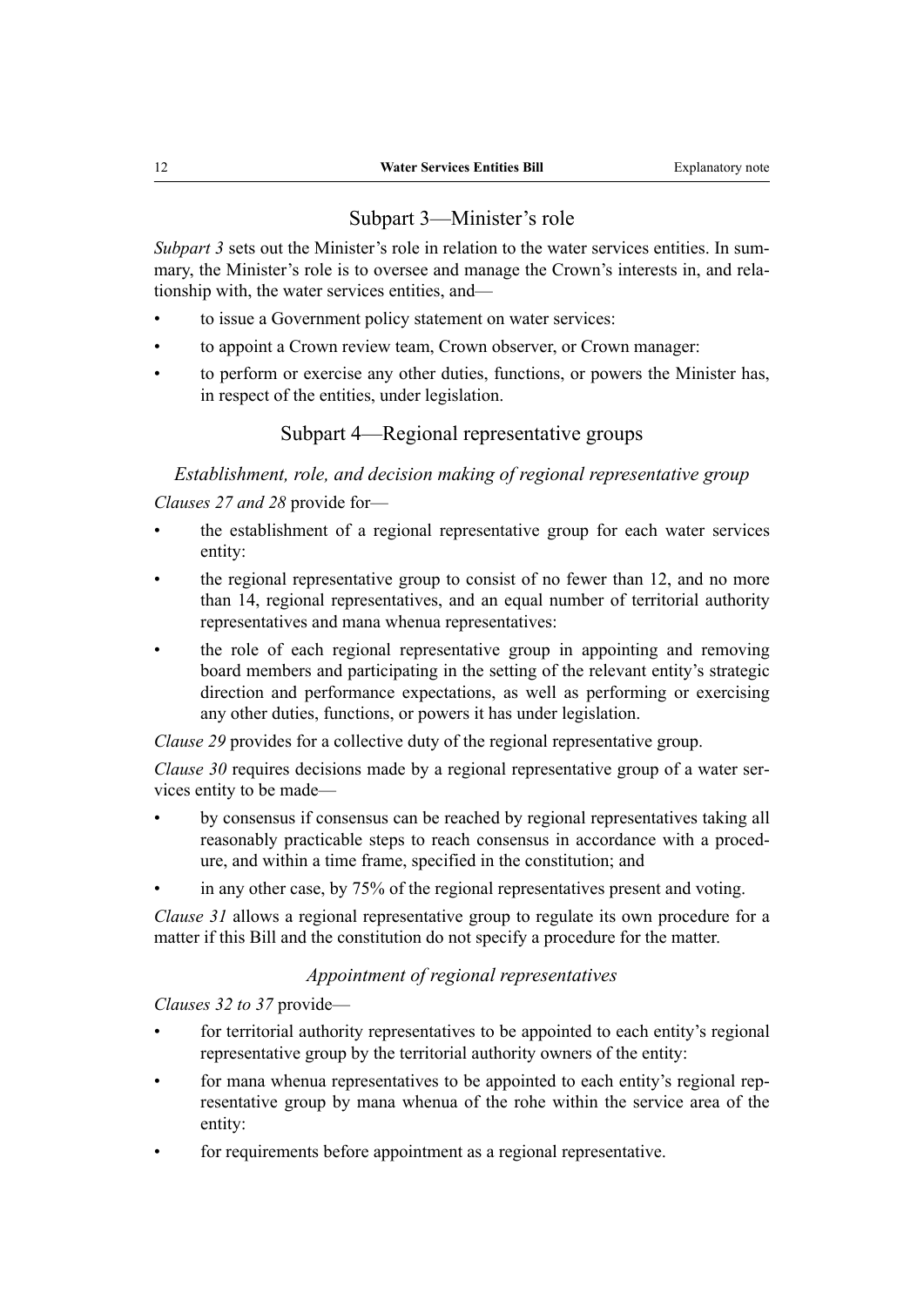## Subpart 3—Minister's role

*Subpart 3* sets out the Minister's role in relation to the water services entities. In summary, the Minister's role is to oversee and manage the Crown's interests in, and relationship with, the water services entities, and—

- to issue a Government policy statement on water services:
- to appoint a Crown review team, Crown observer, or Crown manager:
- to perform or exercise any other duties, functions, or powers the Minister has, in respect of the entities, under legislation.

## Subpart 4—Regional representative groups

### *Establishment, role, and decision making of regional representative group*

*Clauses 27 and 28* provide for—

- the establishment of a regional representative group for each water services entity:
- the regional representative group to consist of no fewer than 12, and no more than 14, regional representatives, and an equal number of territorial authority representatives and mana whenua representatives:
- the role of each regional representative group in appointing and removing board members and participating in the setting of the relevant entity's strategic direction and performance expectations, as well as performing or exercising any other duties, functions, or powers it has under legislation.

*Clause 29* provides for a collective duty of the regional representative group.

*Clause 30* requires decisions made by a regional representative group of a water services entity to be made—

- by consensus if consensus can be reached by regional representatives taking all reasonably practicable steps to reach consensus in accordance with a procedure, and within a time frame, specified in the constitution; and
- in any other case, by 75% of the regional representatives present and voting.

*Clause 31* allows a regional representative group to regulate its own procedure for a matter if this Bill and the constitution do not specify a procedure for the matter.

### *Appointment of regional representatives*

*Clauses 32 to 37* provide—

- for territorial authority representatives to be appointed to each entity's regional representative group by the territorial authority owners of the entity:
- for mana whenua representatives to be appointed to each entity's regional representative group by mana whenua of the rohe within the service area of the entity:
- for requirements before appointment as a regional representative.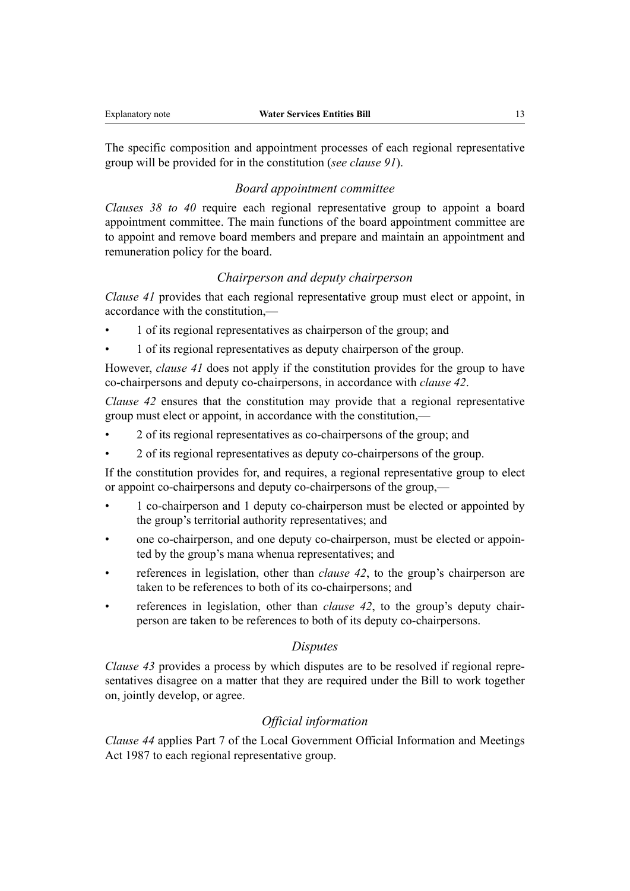The specific composition and appointment processes of each regional representative group will be provided for in the constitution (*see clause 91*).

### *Board appointment committee*

*Clauses 38 to 40* require each regional representative group to appoint a board appointment committee. The main functions of the board appointment committee are to appoint and remove board members and prepare and maintain an appointment and remuneration policy for the board.

### *Chairperson and deputy chairperson*

*Clause 41* provides that each regional representative group must elect or appoint, in accordance with the constitution,—

- 1 of its regional representatives as chairperson of the group; and
- 1 of its regional representatives as deputy chairperson of the group.

However, *clause 41* does not apply if the constitution provides for the group to have co-chairpersons and deputy co-chairpersons, in accordance with *clause 42*.

*Clause 42* ensures that the constitution may provide that a regional representative group must elect or appoint, in accordance with the constitution,—

- 2 of its regional representatives as co-chairpersons of the group; and
- 2 of its regional representatives as deputy co-chairpersons of the group.

If the constitution provides for, and requires, a regional representative group to elect or appoint co-chairpersons and deputy co-chairpersons of the group,—

- 1 co-chairperson and 1 deputy co-chairperson must be elected or appointed by the group's territorial authority representatives; and
- one co-chairperson, and one deputy co-chairperson, must be elected or appointed by the group's mana whenua representatives; and
- references in legislation, other than *clause 42*, to the group's chairperson are taken to be references to both of its co-chairpersons; and
- references in legislation, other than *clause 42*, to the group's deputy chairperson are taken to be references to both of its deputy co-chairpersons.

### *Disputes*

*Clause 43* provides a process by which disputes are to be resolved if regional representatives disagree on a matter that they are required under the Bill to work together on, jointly develop, or agree.

### *Official information*

*Clause 44* applies Part 7 of the Local Government Official Information and Meetings Act 1987 to each regional representative group.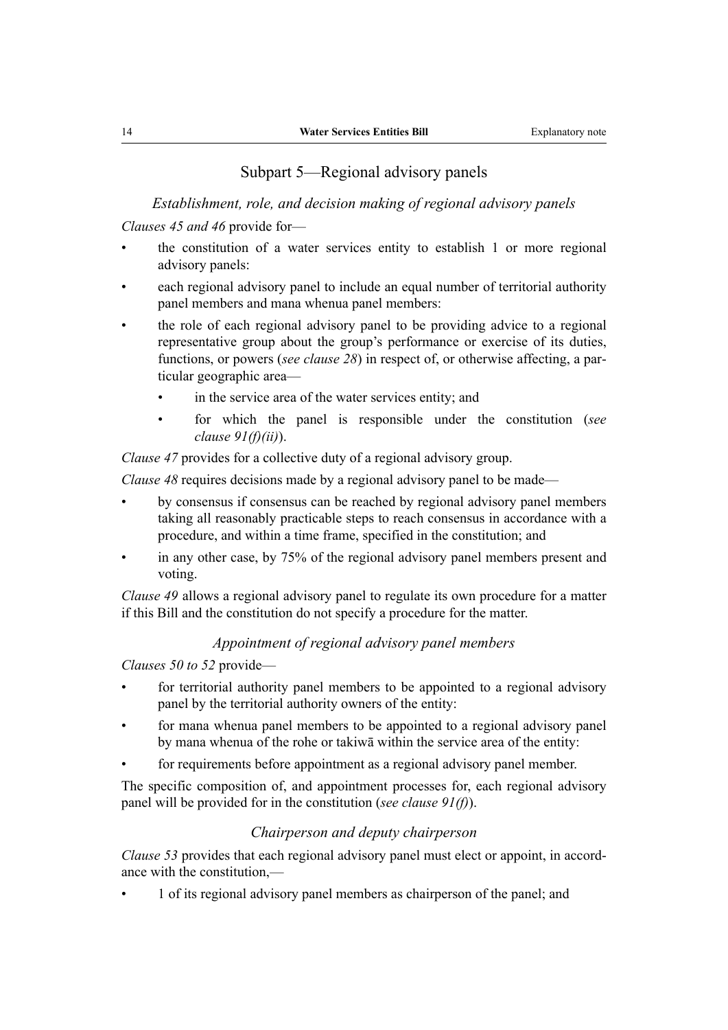## Subpart 5—Regional advisory panels

### *Establishment, role, and decision making of regional advisory panels*

*Clauses 45 and 46* provide for—

- the constitution of a water services entity to establish 1 or more regional advisory panels:
- each regional advisory panel to include an equal number of territorial authority panel members and mana whenua panel members:
- the role of each regional advisory panel to be providing advice to a regional representative group about the group's performance or exercise of its duties, functions, or powers (*see clause 28*) in respect of, or otherwise affecting, a particular geographic area—
    - in the service area of the water services entity; and
    - for which the panel is responsible under the constitution (*see clause 91(f)(ii)*).

*Clause 47* provides for a collective duty of a regional advisory group.

*Clause 48* requires decisions made by a regional advisory panel to be made—

- by consensus if consensus can be reached by regional advisory panel members taking all reasonably practicable steps to reach consensus in accordance with a procedure, and within a time frame, specified in the constitution; and
- in any other case, by 75% of the regional advisory panel members present and voting.

*Clause 49* allows a regional advisory panel to regulate its own procedure for a matter if this Bill and the constitution do not specify a procedure for the matter.

### *Appointment of regional advisory panel members*

*Clauses 50 to 52* provide—

- for territorial authority panel members to be appointed to a regional advisory panel by the territorial authority owners of the entity:
- for mana whenua panel members to be appointed to a regional advisory panel by mana whenua of the rohe or takiwā within the service area of the entity:
- for requirements before appointment as a regional advisory panel member.

The specific composition of, and appointment processes for, each regional advisory panel will be provided for in the constitution (*see clause 91(f)*).

### *Chairperson and deputy chairperson*

*Clause 53* provides that each regional advisory panel must elect or appoint, in accordance with the constitution,—

- 1 of its regional advisory panel members as chairperson of the panel; and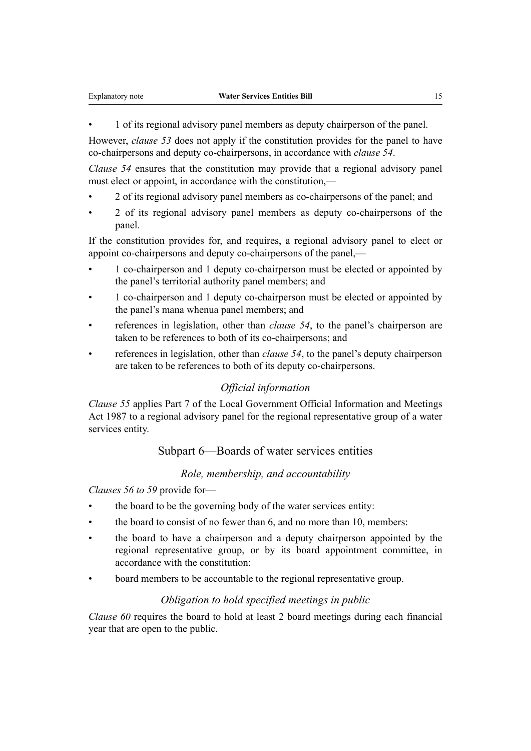- 1 of its regional advisory panel members as deputy chairperson of the panel.

However, *clause 53* does not apply if the constitution provides for the panel to have co-chairpersons and deputy co-chairpersons, in accordance with *clause 54*.

*Clause 54* ensures that the constitution may provide that a regional advisory panel must elect or appoint, in accordance with the constitution,—

- 2 of its regional advisory panel members as co-chairpersons of the panel; and
- 2 of its regional advisory panel members as deputy co-chairpersons of the panel.

If the constitution provides for, and requires, a regional advisory panel to elect or appoint co-chairpersons and deputy co-chairpersons of the panel,—

- 1 co-chairperson and 1 deputy co-chairperson must be elected or appointed by the panel's territorial authority panel members; and
- 1 co-chairperson and 1 deputy co-chairperson must be elected or appointed by the panel's mana whenua panel members; and
- references in legislation, other than *clause 54*, to the panel's chairperson are taken to be references to both of its co-chairpersons; and
- references in legislation, other than *clause 54*, to the panel's deputy chairperson are taken to be references to both of its deputy co-chairpersons.

### *Official information*

*Clause 55* applies Part 7 of the Local Government Official Information and Meetings Act 1987 to a regional advisory panel for the regional representative group of a water services entity.

## Subpart 6—Boards of water services entities

### *Role, membership, and accountability*

*Clauses 56 to 59* provide for—

- the board to be the governing body of the water services entity:
- the board to consist of no fewer than 6, and no more than 10, members:
- the board to have a chairperson and a deputy chairperson appointed by the regional representative group, or by its board appointment committee, in accordance with the constitution:
- board members to be accountable to the regional representative group.

### *Obligation to hold specified meetings in public*

*Clause 60* requires the board to hold at least 2 board meetings during each financial year that are open to the public.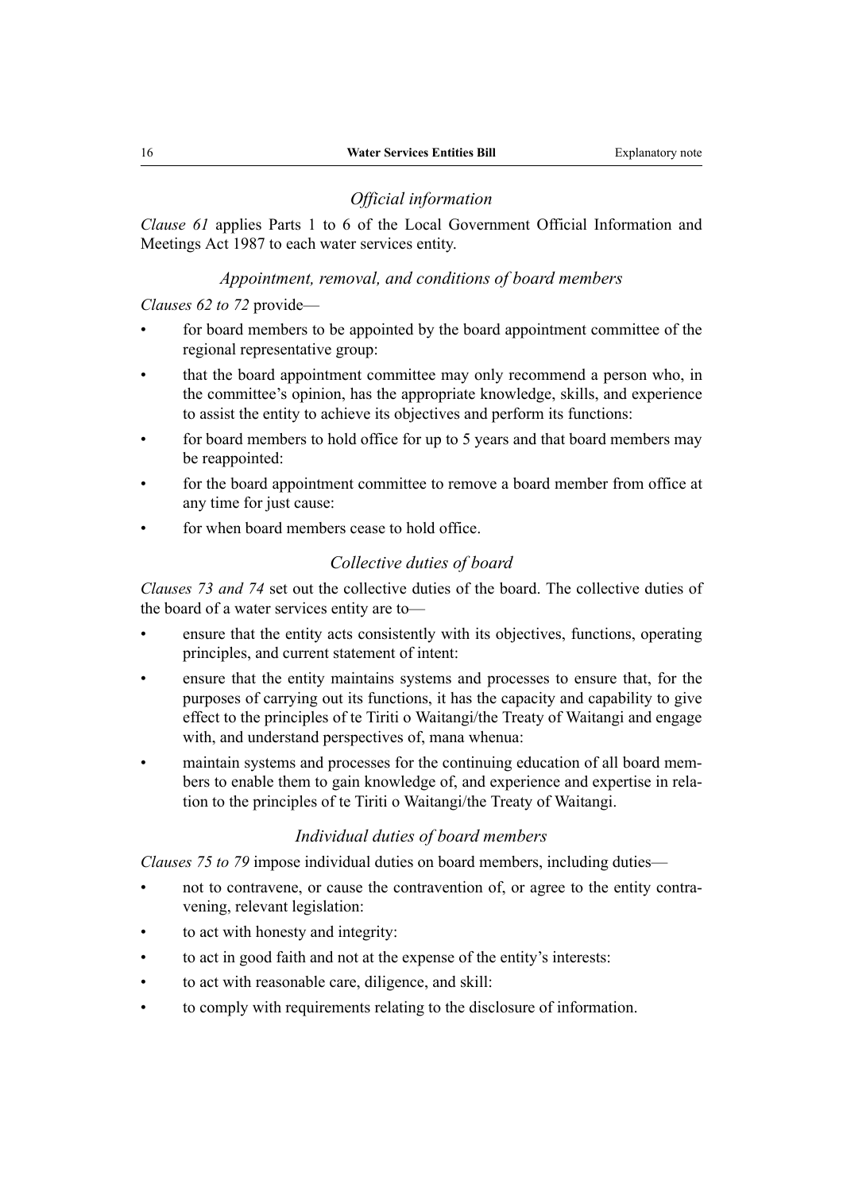### *Official information*

*Clause 61* applies Parts 1 to 6 of the Local Government Official Information and Meetings Act 1987 to each water services entity.

### *Appointment, removal, and conditions of board members*

*Clauses 62 to 72* provide—

- for board members to be appointed by the board appointment committee of the regional representative group:
- that the board appointment committee may only recommend a person who, in the committee's opinion, has the appropriate knowledge, skills, and experience to assist the entity to achieve its objectives and perform its functions:
- for board members to hold office for up to 5 years and that board members may be reappointed:
- for the board appointment committee to remove a board member from office at any time for just cause:
- for when board members cease to hold office.

### *Collective duties of board*

*Clauses 73 and 74* set out the collective duties of the board. The collective duties of the board of a water services entity are to—

- ensure that the entity acts consistently with its objectives, functions, operating principles, and current statement of intent:
- ensure that the entity maintains systems and processes to ensure that, for the purposes of carrying out its functions, it has the capacity and capability to give effect to the principles of te Tiriti o Waitangi/the Treaty of Waitangi and engage with, and understand perspectives of, mana whenua:
- maintain systems and processes for the continuing education of all board members to enable them to gain knowledge of, and experience and expertise in relation to the principles of te Tiriti o Waitangi/the Treaty of Waitangi.

### *Individual duties of board members*

*Clauses 75 to 79* impose individual duties on board members, including duties—

- not to contravene, or cause the contravention of, or agree to the entity contravening, relevant legislation:
- to act with honesty and integrity:
- to act in good faith and not at the expense of the entity's interests:
- to act with reasonable care, diligence, and skill:
- to comply with requirements relating to the disclosure of information.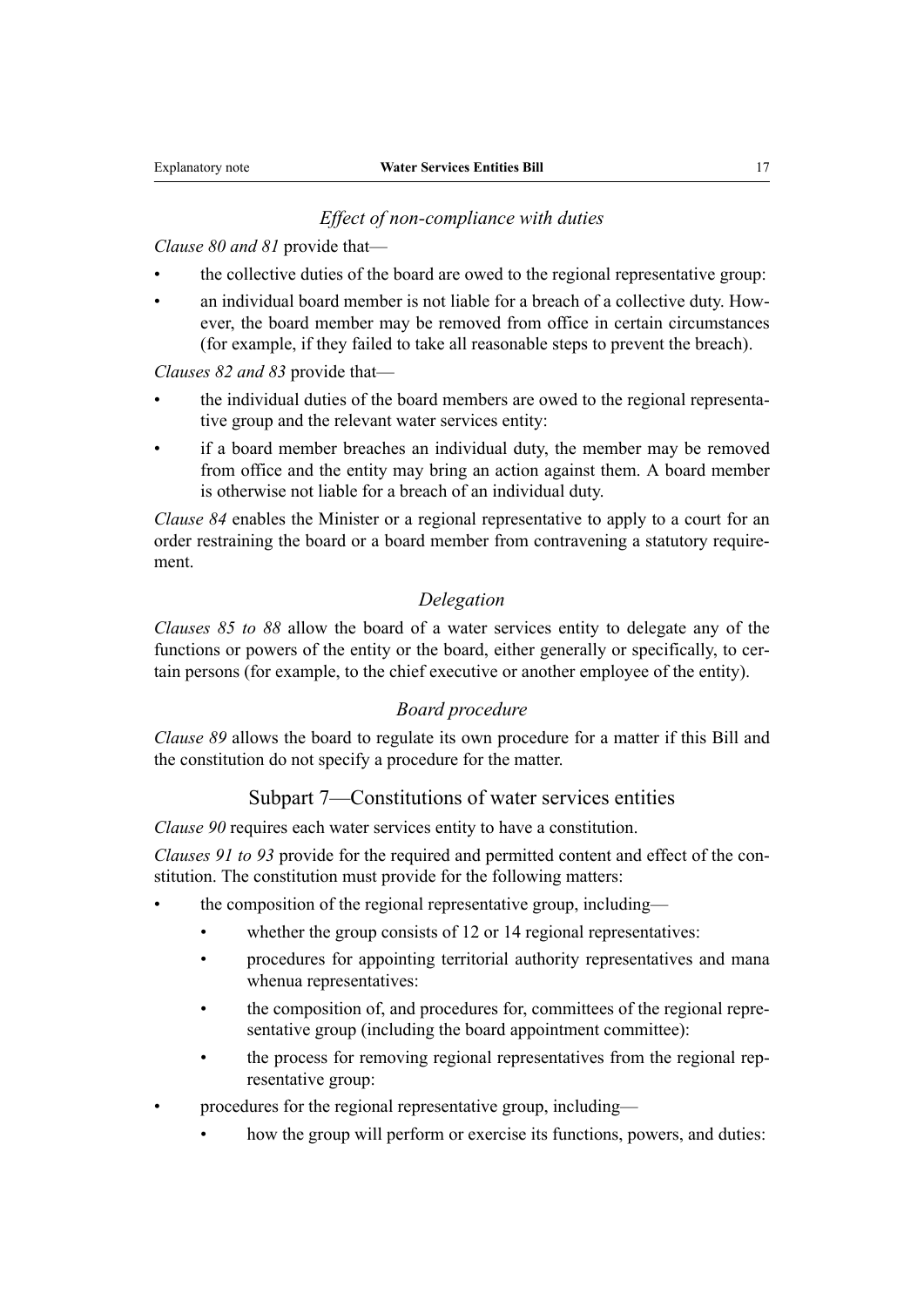### *Effect of non-compliance with duties*

*Clause 80 and 81* provide that—

- the collective duties of the board are owed to the regional representative group:
- an individual board member is not liable for a breach of a collective duty. However, the board member may be removed from office in certain circumstances (for example, if they failed to take all reasonable steps to prevent the breach).

*Clauses 82 and 83* provide that—

- the individual duties of the board members are owed to the regional representative group and the relevant water services entity:
- if a board member breaches an individual duty, the member may be removed from office and the entity may bring an action against them. A board member is otherwise not liable for a breach of an individual duty.

*Clause 84* enables the Minister or a regional representative to apply to a court for an order restraining the board or a board member from contravening a statutory requirement.

### *Delegation*

*Clauses 85 to 88* allow the board of a water services entity to delegate any of the functions or powers of the entity or the board, either generally or specifically, to certain persons (for example, to the chief executive or another employee of the entity).

### *Board procedure*

*Clause 89* allows the board to regulate its own procedure for a matter if this Bill and the constitution do not specify a procedure for the matter.

## Subpart 7—Constitutions of water services entities

*Clause 90* requires each water services entity to have a constitution.

*Clauses 91 to 93* provide for the required and permitted content and effect of the constitution. The constitution must provide for the following matters:

- the composition of the regional representative group, including—
  - whether the group consists of 12 or 14 regional representatives:
  - procedures for appointing territorial authority representatives and mana whenua representatives:
  - the composition of, and procedures for, committees of the regional representative group (including the board appointment committee):
  - the process for removing regional representatives from the regional representative group:
- procedures for the regional representative group, including—
  - how the group will perform or exercise its functions, powers, and duties: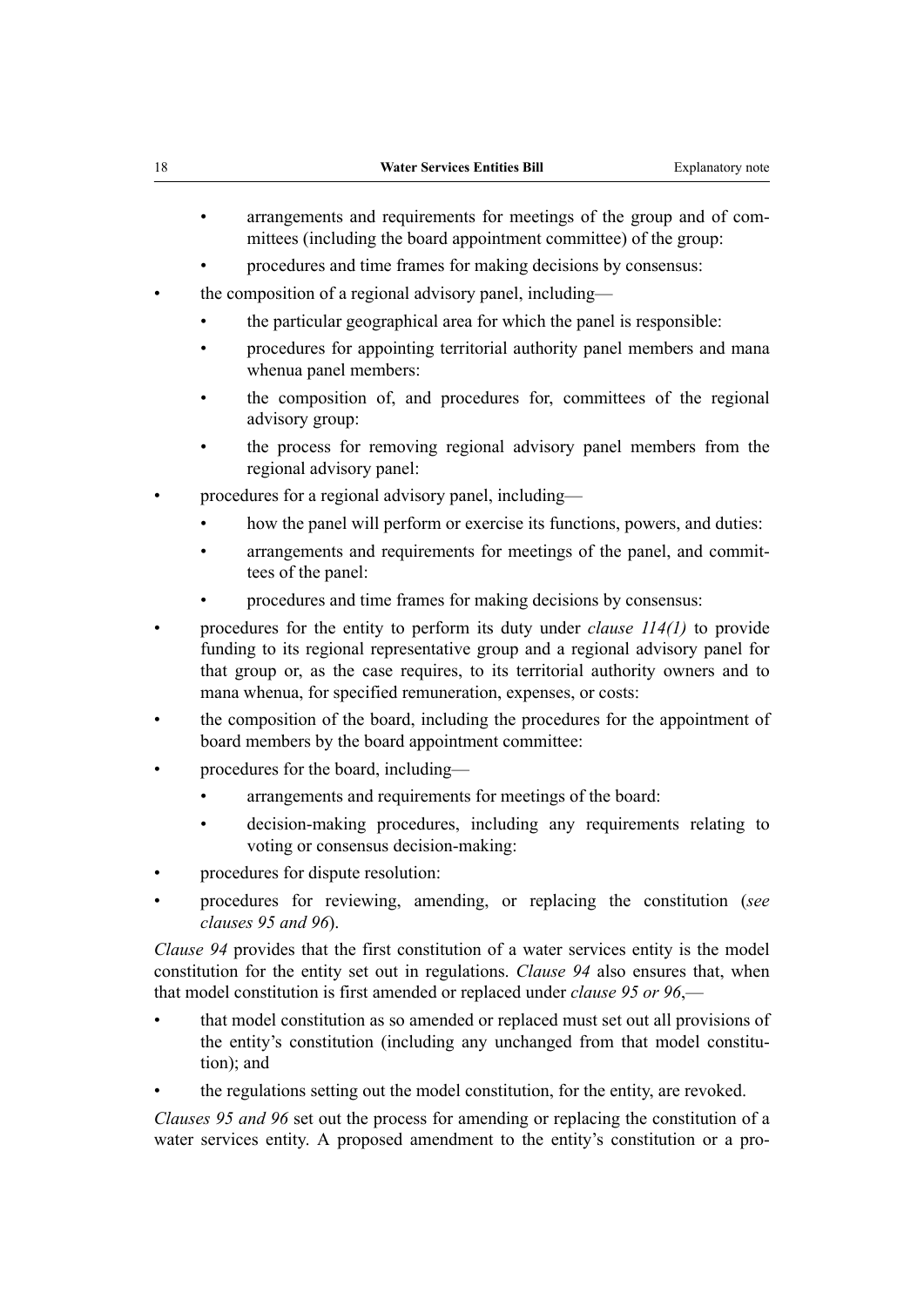- arrangements and requirements for meetings of the group and of committees (including the board appointment committee) of the group:
    - procedures and time frames for making decisions by consensus:
- the composition of a regional advisory panel, including—
    - the particular geographical area for which the panel is responsible:
    - procedures for appointing territorial authority panel members and mana whenua panel members:
    - the composition of, and procedures for, committees of the regional advisory group:
    - the process for removing regional advisory panel members from the regional advisory panel:
- procedures for a regional advisory panel, including—
    - how the panel will perform or exercise its functions, powers, and duties:
    - arrangements and requirements for meetings of the panel, and committees of the panel:
    - procedures and time frames for making decisions by consensus:
- procedures for the entity to perform its duty under *clause 114(1)* to provide funding to its regional representative group and a regional advisory panel for that group or, as the case requires, to its territorial authority owners and to mana whenua, for specified remuneration, expenses, or costs:
- the composition of the board, including the procedures for the appointment of board members by the board appointment committee:
- procedures for the board, including—
    - arrangements and requirements for meetings of the board:
    - decision-making procedures, including any requirements relating to voting or consensus decision-making:
- procedures for dispute resolution:
- procedures for reviewing, amending, or replacing the constitution (*see clauses 95 and 96*).

*Clause 94* provides that the first constitution of a water services entity is the model constitution for the entity set out in regulations. *Clause 94* also ensures that, when that model constitution is first amended or replaced under *clause 95 or 96*,—

- that model constitution as so amended or replaced must set out all provisions of the entity's constitution (including any unchanged from that model constitution); and
- the regulations setting out the model constitution, for the entity, are revoked.

*Clauses 95 and 96* set out the process for amending or replacing the constitution of a water services entity. A proposed amendment to the entity's constitution or a pro-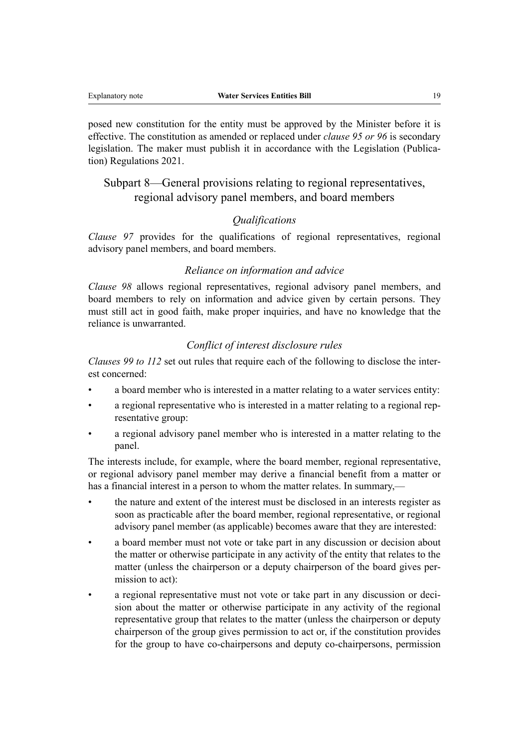posed new constitution for the entity must be approved by the Minister before it is effective. The constitution as amended or replaced under *clause 95 or 96* is secondary legislation. The maker must publish it in accordance with the Legislation (Publication) Regulations 2021.

## Subpart 8—General provisions relating to regional representatives, regional advisory panel members, and board members

### *Qualifications*

*Clause 97* provides for the qualifications of regional representatives, regional advisory panel members, and board members.

### *Reliance on information and advice*

*Clause 98* allows regional representatives, regional advisory panel members, and board members to rely on information and advice given by certain persons. They must still act in good faith, make proper inquiries, and have no knowledge that the reliance is unwarranted.

### *Conflict of interest disclosure rules*

*Clauses 99 to 112* set out rules that require each of the following to disclose the interest concerned:

- a board member who is interested in a matter relating to a water services entity:
- a regional representative who is interested in a matter relating to a regional representative group:
- a regional advisory panel member who is interested in a matter relating to the panel.

The interests include, for example, where the board member, regional representative, or regional advisory panel member may derive a financial benefit from a matter or has a financial interest in a person to whom the matter relates. In summary,—

- the nature and extent of the interest must be disclosed in an interests register as soon as practicable after the board member, regional representative, or regional advisory panel member (as applicable) becomes aware that they are interested:
- a board member must not vote or take part in any discussion or decision about the matter or otherwise participate in any activity of the entity that relates to the matter (unless the chairperson or a deputy chairperson of the board gives permission to act):
- a regional representative must not vote or take part in any discussion or decision about the matter or otherwise participate in any activity of the regional representative group that relates to the matter (unless the chairperson or deputy chairperson of the group gives permission to act or, if the constitution provides for the group to have co-chairpersons and deputy co-chairpersons, permission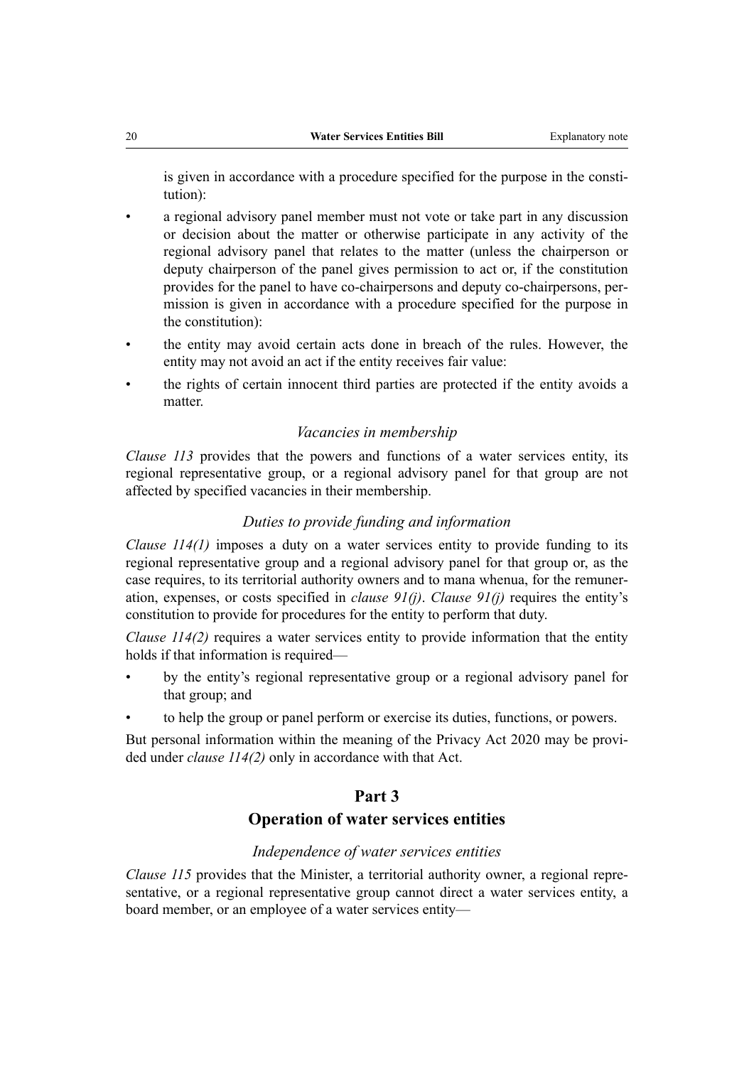is given in accordance with a procedure specified for the purpose in the constitution):

- a regional advisory panel member must not vote or take part in any discussion or decision about the matter or otherwise participate in any activity of the regional advisory panel that relates to the matter (unless the chairperson or deputy chairperson of the panel gives permission to act or, if the constitution provides for the panel to have co-chairpersons and deputy co-chairpersons, permission is given in accordance with a procedure specified for the purpose in the constitution):
- the entity may avoid certain acts done in breach of the rules. However, the entity may not avoid an act if the entity receives fair value:
- the rights of certain innocent third parties are protected if the entity avoids a matter.

### *Vacancies in membership*

*Clause 113* provides that the powers and functions of a water services entity, its regional representative group, or a regional advisory panel for that group are not affected by specified vacancies in their membership.

### *Duties to provide funding and information*

*Clause 114(1)* imposes a duty on a water services entity to provide funding to its regional representative group and a regional advisory panel for that group or, as the case requires, to its territorial authority owners and to mana whenua, for the remuneration, expenses, or costs specified in *clause 91(j)*. *Clause 91(j)* requires the entity's constitution to provide for procedures for the entity to perform that duty.

*Clause 114(2)* requires a water services entity to provide information that the entity holds if that information is required—

- by the entity's regional representative group or a regional advisory panel for that group; and
- to help the group or panel perform or exercise its duties, functions, or powers.

But personal information within the meaning of the Privacy Act 2020 may be provided under *clause 114(2)* only in accordance with that Act.

## Part 3
## Operation of water services entities

### *Independence of water services entities*

*Clause 115* provides that the Minister, a territorial authority owner, a regional representative, or a regional representative group cannot direct a water services entity, a board member, or an employee of a water services entity—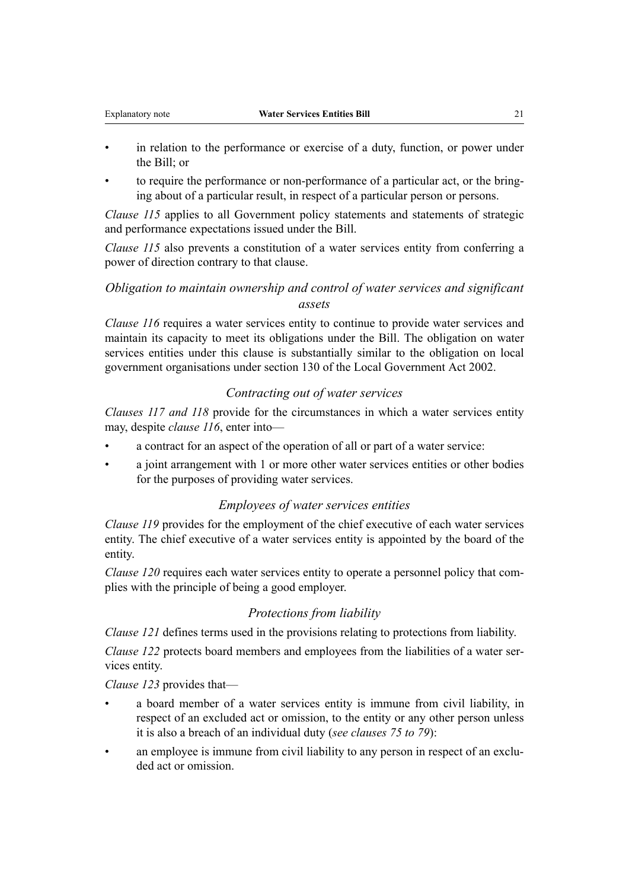- in relation to the performance or exercise of a duty, function, or power under the Bill; or
- to require the performance or non-performance of a particular act, or the bringing about of a particular result, in respect of a particular person or persons.

*Clause 115* applies to all Government policy statements and statements of strategic and performance expectations issued under the Bill.

*Clause 115* also prevents a constitution of a water services entity from conferring a power of direction contrary to that clause.

### *Obligation to maintain ownership and control of water services and significant assets*

*Clause 116* requires a water services entity to continue to provide water services and maintain its capacity to meet its obligations under the Bill. The obligation on water services entities under this clause is substantially similar to the obligation on local government organisations under section 130 of the Local Government Act 2002.

### *Contracting out of water services*

*Clauses 117 and 118* provide for the circumstances in which a water services entity may, despite *clause 116*, enter into—

- a contract for an aspect of the operation of all or part of a water service:
- a joint arrangement with 1 or more other water services entities or other bodies for the purposes of providing water services.

### *Employees of water services entities*

*Clause 119* provides for the employment of the chief executive of each water services entity. The chief executive of a water services entity is appointed by the board of the entity.

*Clause 120* requires each water services entity to operate a personnel policy that complies with the principle of being a good employer.

### *Protections from liability*

*Clause 121* defines terms used in the provisions relating to protections from liability.

*Clause 122* protects board members and employees from the liabilities of a water services entity.

*Clause 123* provides that—

- a board member of a water services entity is immune from civil liability, in respect of an excluded act or omission, to the entity or any other person unless it is also a breach of an individual duty (*see clauses 75 to 79*):
- an employee is immune from civil liability to any person in respect of an excluded act or omission.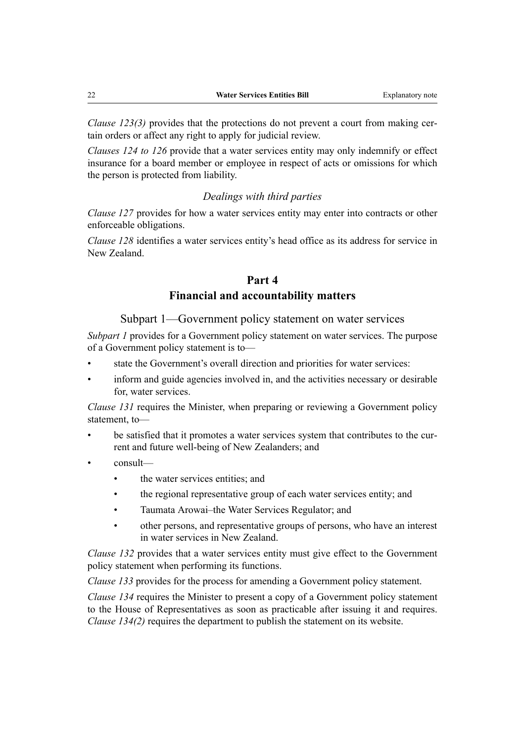*Clause 123(3)* provides that the protections do not prevent a court from making certain orders or affect any right to apply for judicial review.

*Clauses 124 to 126* provide that a water services entity may only indemnify or effect insurance for a board member or employee in respect of acts or omissions for which the person is protected from liability.

### *Dealings with third parties*

*Clause 127* provides for how a water services entity may enter into contracts or other enforceable obligations.

*Clause 128* identifies a water services entity's head office as its address for service in New Zealand.

## Part 4
## Financial and accountability matters

### Subpart 1—Government policy statement on water services

*Subpart 1* provides for a Government policy statement on water services. The purpose of a Government policy statement is to—

- state the Government's overall direction and priorities for water services:
- inform and guide agencies involved in, and the activities necessary or desirable for, water services.

*Clause 131* requires the Minister, when preparing or reviewing a Government policy statement, to—

- be satisfied that it promotes a water services system that contributes to the current and future well-being of New Zealanders; and
- consult—
  - the water services entities; and
  - the regional representative group of each water services entity; and
  - Taumata Arowai–the Water Services Regulator; and
  - other persons, and representative groups of persons, who have an interest in water services in New Zealand.

*Clause 132* provides that a water services entity must give effect to the Government policy statement when performing its functions.

*Clause 133* provides for the process for amending a Government policy statement.

*Clause 134* requires the Minister to present a copy of a Government policy statement to the House of Representatives as soon as practicable after issuing it and requires. *Clause 134(2)* requires the department to publish the statement on its website.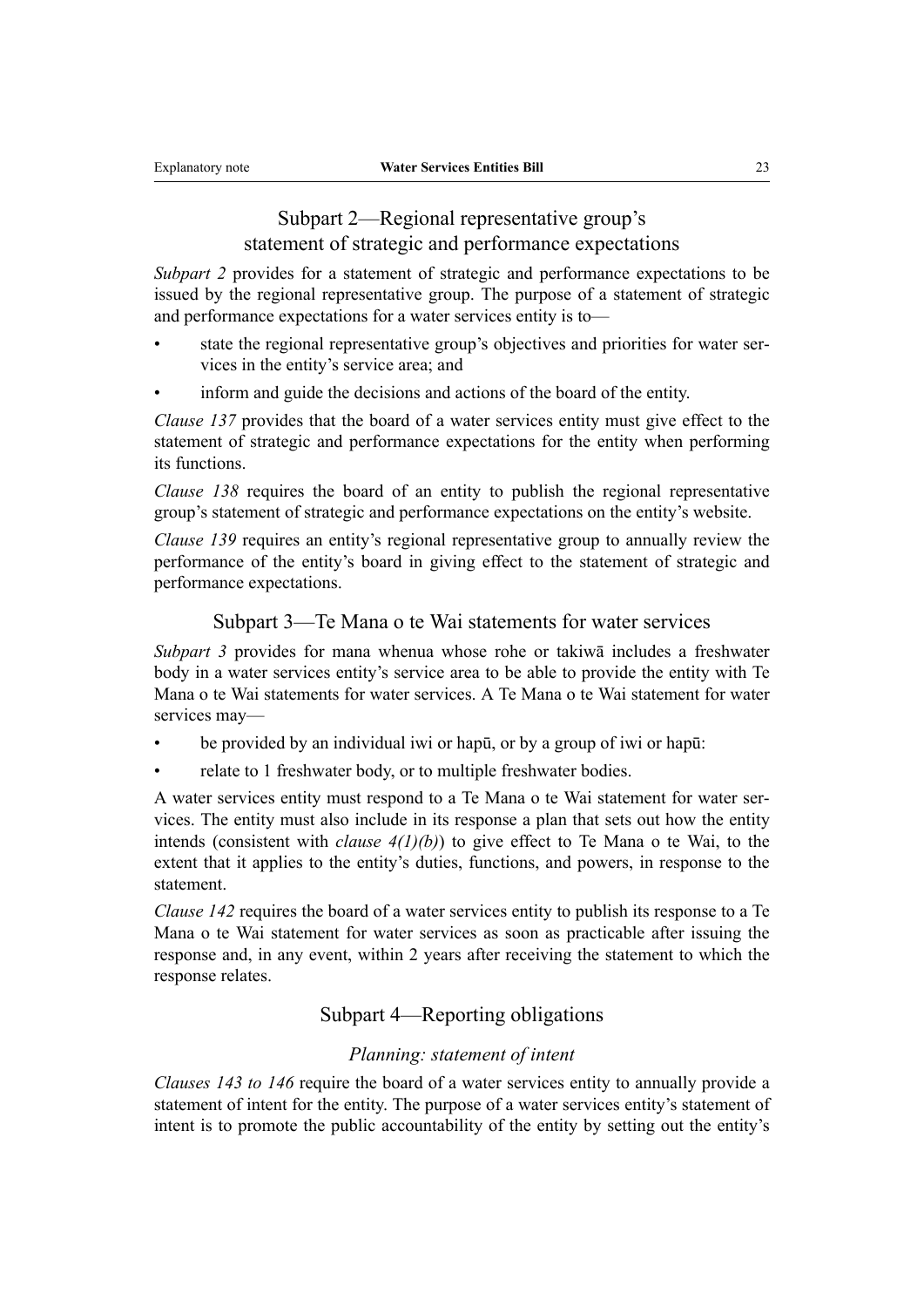## Subpart 2—Regional representative group's statement of strategic and performance expectations

*Subpart 2* provides for a statement of strategic and performance expectations to be issued by the regional representative group. The purpose of a statement of strategic and performance expectations for a water services entity is to—

- state the regional representative group's objectives and priorities for water services in the entity's service area; and
- inform and guide the decisions and actions of the board of the entity.

*Clause 137* provides that the board of a water services entity must give effect to the statement of strategic and performance expectations for the entity when performing its functions.

*Clause 138* requires the board of an entity to publish the regional representative group's statement of strategic and performance expectations on the entity's website.

*Clause 139* requires an entity's regional representative group to annually review the performance of the entity's board in giving effect to the statement of strategic and performance expectations.

## Subpart 3—Te Mana o te Wai statements for water services

*Subpart 3* provides for mana whenua whose rohe or takiwā includes a freshwater body in a water services entity's service area to be able to provide the entity with Te Mana o te Wai statements for water services. A Te Mana o te Wai statement for water services may—

- be provided by an individual iwi or hapū, or by a group of iwi or hapū:
- relate to 1 freshwater body, or to multiple freshwater bodies.

A water services entity must respond to a Te Mana o te Wai statement for water services. The entity must also include in its response a plan that sets out how the entity intends (consistent with *clause 4(1)(b)*) to give effect to Te Mana o te Wai, to the extent that it applies to the entity's duties, functions, and powers, in response to the statement.

*Clause 142* requires the board of a water services entity to publish its response to a Te Mana o te Wai statement for water services as soon as practicable after issuing the response and, in any event, within 2 years after receiving the statement to which the response relates.

## Subpart 4—Reporting obligations

### *Planning: statement of intent*

*Clauses 143 to 146* require the board of a water services entity to annually provide a statement of intent for the entity. The purpose of a water services entity's statement of intent is to promote the public accountability of the entity by setting out the entity's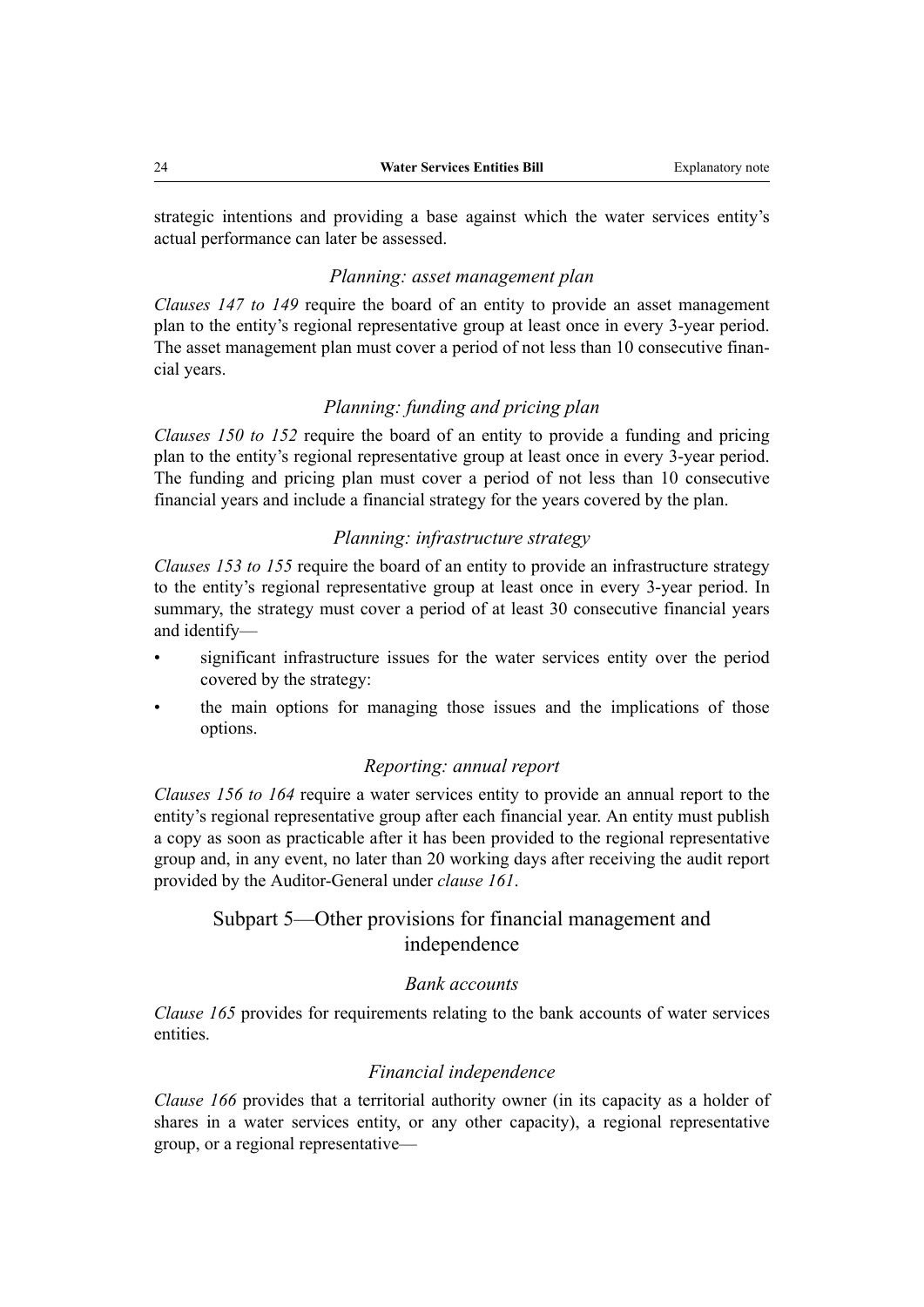strategic intentions and providing a base against which the water services entity's actual performance can later be assessed.

### *Planning: asset management plan*

*Clauses 147 to 149* require the board of an entity to provide an asset management plan to the entity's regional representative group at least once in every 3-year period. The asset management plan must cover a period of not less than 10 consecutive financial years.

### *Planning: funding and pricing plan*

*Clauses 150 to 152* require the board of an entity to provide a funding and pricing plan to the entity's regional representative group at least once in every 3-year period. The funding and pricing plan must cover a period of not less than 10 consecutive financial years and include a financial strategy for the years covered by the plan.

### *Planning: infrastructure strategy*

*Clauses 153 to 155* require the board of an entity to provide an infrastructure strategy to the entity's regional representative group at least once in every 3-year period. In summary, the strategy must cover a period of at least 30 consecutive financial years and identify—

- significant infrastructure issues for the water services entity over the period covered by the strategy:
- the main options for managing those issues and the implications of those options.

### *Reporting: annual report*

*Clauses 156 to 164* require a water services entity to provide an annual report to the entity's regional representative group after each financial year. An entity must publish a copy as soon as practicable after it has been provided to the regional representative group and, in any event, no later than 20 working days after receiving the audit report provided by the Auditor-General under *clause 161*.

## Subpart 5—Other provisions for financial management and independence

### *Bank accounts*

*Clause 165* provides for requirements relating to the bank accounts of water services entities.

### *Financial independence*

*Clause 166* provides that a territorial authority owner (in its capacity as a holder of shares in a water services entity, or any other capacity), a regional representative group, or a regional representative—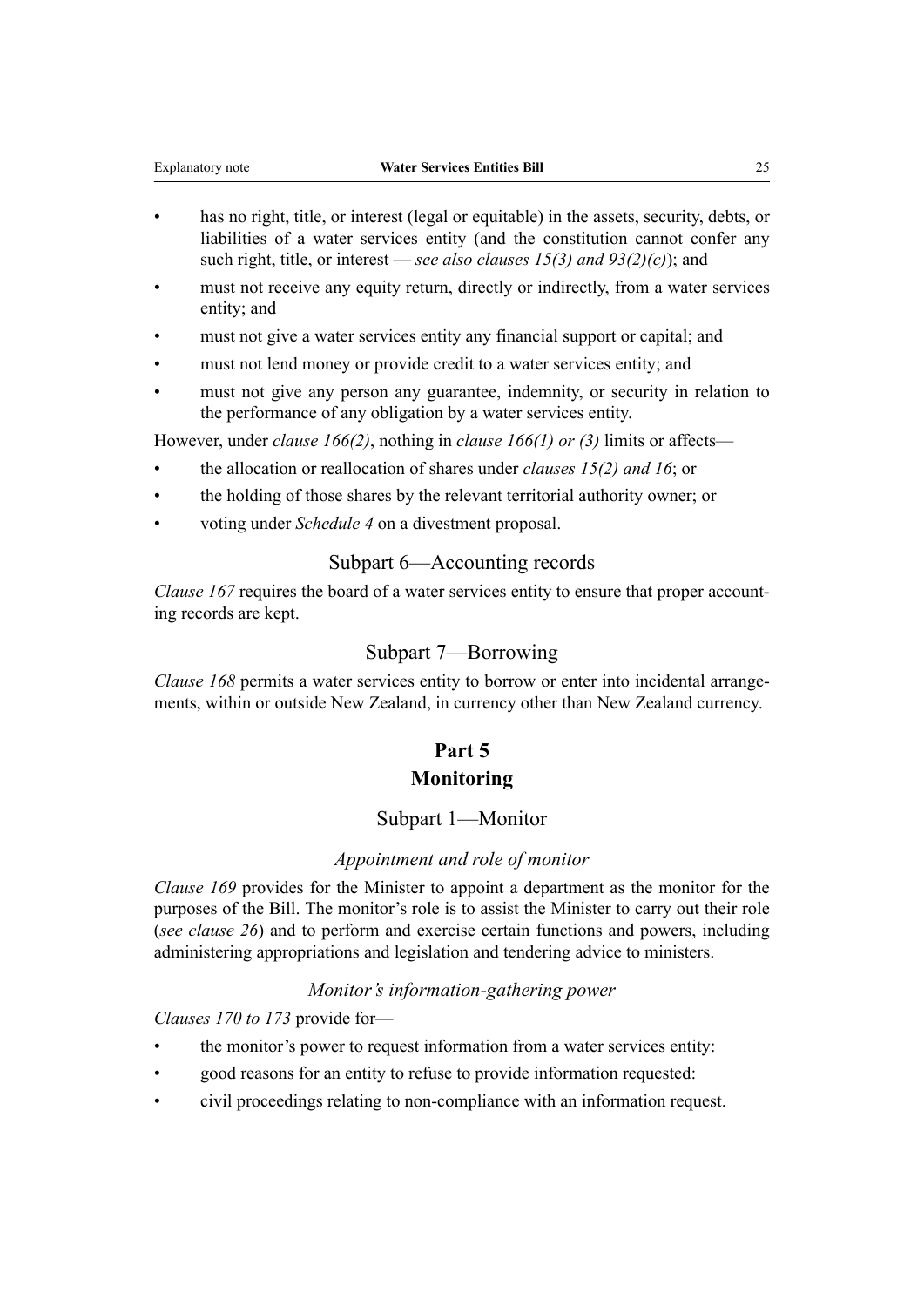- has no right, title, or interest (legal or equitable) in the assets, security, debts, or liabilities of a water services entity (and the constitution cannot confer any such right, title, or interest — *see also clauses 15(3) and 93(2)(c)*); and
- must not receive any equity return, directly or indirectly, from a water services entity; and
- must not give a water services entity any financial support or capital; and
- must not lend money or provide credit to a water services entity; and
- must not give any person any guarantee, indemnity, or security in relation to the performance of any obligation by a water services entity.

However, under *clause 166(2)*, nothing in *clause 166(1) or (3)* limits or affects—

- the allocation or reallocation of shares under *clauses 15(2) and 16*; or
- the holding of those shares by the relevant territorial authority owner; or
- voting under *Schedule 4* on a divestment proposal.

## Subpart 6—Accounting records

*Clause 167* requires the board of a water services entity to ensure that proper accounting records are kept.

## Subpart 7—Borrowing

*Clause 168* permits a water services entity to borrow or enter into incidental arrangements, within or outside New Zealand, in currency other than New Zealand currency.

# Part 5
# Monitoring

## Subpart 1—Monitor

### *Appointment and role of monitor*

*Clause 169* provides for the Minister to appoint a department as the monitor for the purposes of the Bill. The monitor's role is to assist the Minister to carry out their role (*see clause 26*) and to perform and exercise certain functions and powers, including administering appropriations and legislation and tendering advice to ministers.

### *Monitor's information-gathering power*

*Clauses 170 to 173* provide for—

- the monitor's power to request information from a water services entity:
- good reasons for an entity to refuse to provide information requested:
- civil proceedings relating to non-compliance with an information request.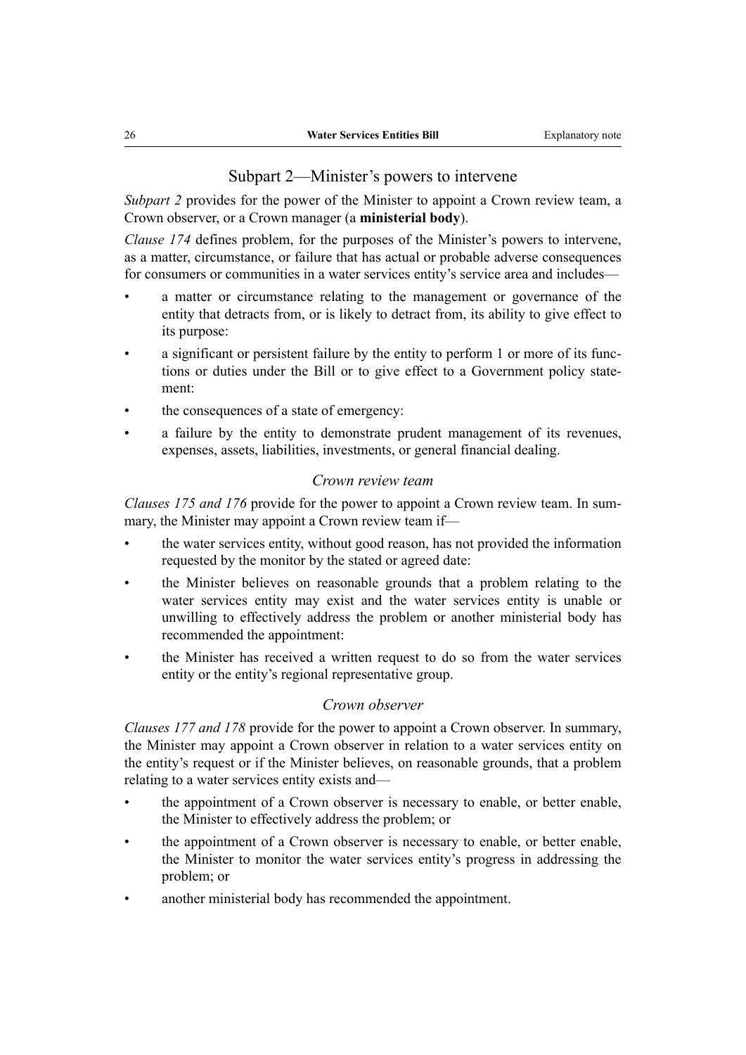## Subpart 2—Minister's powers to intervene

*Subpart 2* provides for the power of the Minister to appoint a Crown review team, a Crown observer, or a Crown manager (a **ministerial body**).

*Clause 174* defines problem, for the purposes of the Minister's powers to intervene, as a matter, circumstance, or failure that has actual or probable adverse consequences for consumers or communities in a water services entity's service area and includes—

- a matter or circumstance relating to the management or governance of the entity that detracts from, or is likely to detract from, its ability to give effect to its purpose:
- a significant or persistent failure by the entity to perform 1 or more of its functions or duties under the Bill or to give effect to a Government policy statement:
- the consequences of a state of emergency:
- a failure by the entity to demonstrate prudent management of its revenues, expenses, assets, liabilities, investments, or general financial dealing.

### *Crown review team*

*Clauses 175 and 176* provide for the power to appoint a Crown review team. In summary, the Minister may appoint a Crown review team if—

- the water services entity, without good reason, has not provided the information requested by the monitor by the stated or agreed date:
- the Minister believes on reasonable grounds that a problem relating to the water services entity may exist and the water services entity is unable or unwilling to effectively address the problem or another ministerial body has recommended the appointment:
- the Minister has received a written request to do so from the water services entity or the entity's regional representative group.

### *Crown observer*

*Clauses 177 and 178* provide for the power to appoint a Crown observer. In summary, the Minister may appoint a Crown observer in relation to a water services entity on the entity's request or if the Minister believes, on reasonable grounds, that a problem relating to a water services entity exists and—

- the appointment of a Crown observer is necessary to enable, or better enable, the Minister to effectively address the problem; or
- the appointment of a Crown observer is necessary to enable, or better enable, the Minister to monitor the water services entity's progress in addressing the problem; or
- another ministerial body has recommended the appointment.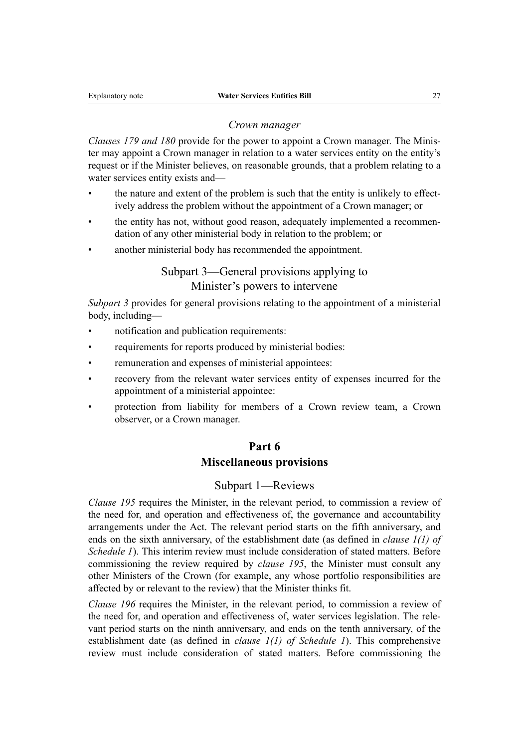*Crown manager*

*Clauses 179 and 180* provide for the power to appoint a Crown manager. The Minister may appoint a Crown manager in relation to a water services entity on the entity's request or if the Minister believes, on reasonable grounds, that a problem relating to a water services entity exists and—

- the nature and extent of the problem is such that the entity is unlikely to effectively address the problem without the appointment of a Crown manager; or
- the entity has not, without good reason, adequately implemented a recommendation of any other ministerial body in relation to the problem; or
- another ministerial body has recommended the appointment.

## Subpart 3—General provisions applying to Minister's powers to intervene

*Subpart 3* provides for general provisions relating to the appointment of a ministerial body, including—

- notification and publication requirements:
- requirements for reports produced by ministerial bodies:
- remuneration and expenses of ministerial appointees:
- recovery from the relevant water services entity of expenses incurred for the appointment of a ministerial appointee:
- protection from liability for members of a Crown review team, a Crown observer, or a Crown manager.

# Part 6
# Miscellaneous provisions

## Subpart 1—Reviews

*Clause 195* requires the Minister, in the relevant period, to commission a review of the need for, and operation and effectiveness of, the governance and accountability arrangements under the Act. The relevant period starts on the fifth anniversary, and ends on the sixth anniversary, of the establishment date (as defined in *clause 1(1) of Schedule 1*). This interim review must include consideration of stated matters. Before commissioning the review required by *clause 195*, the Minister must consult any other Ministers of the Crown (for example, any whose portfolio responsibilities are affected by or relevant to the review) that the Minister thinks fit.

*Clause 196* requires the Minister, in the relevant period, to commission a review of the need for, and operation and effectiveness of, water services legislation. The relevant period starts on the ninth anniversary, and ends on the tenth anniversary, of the establishment date (as defined in *clause 1(1) of Schedule 1*). This comprehensive review must include consideration of stated matters. Before commissioning the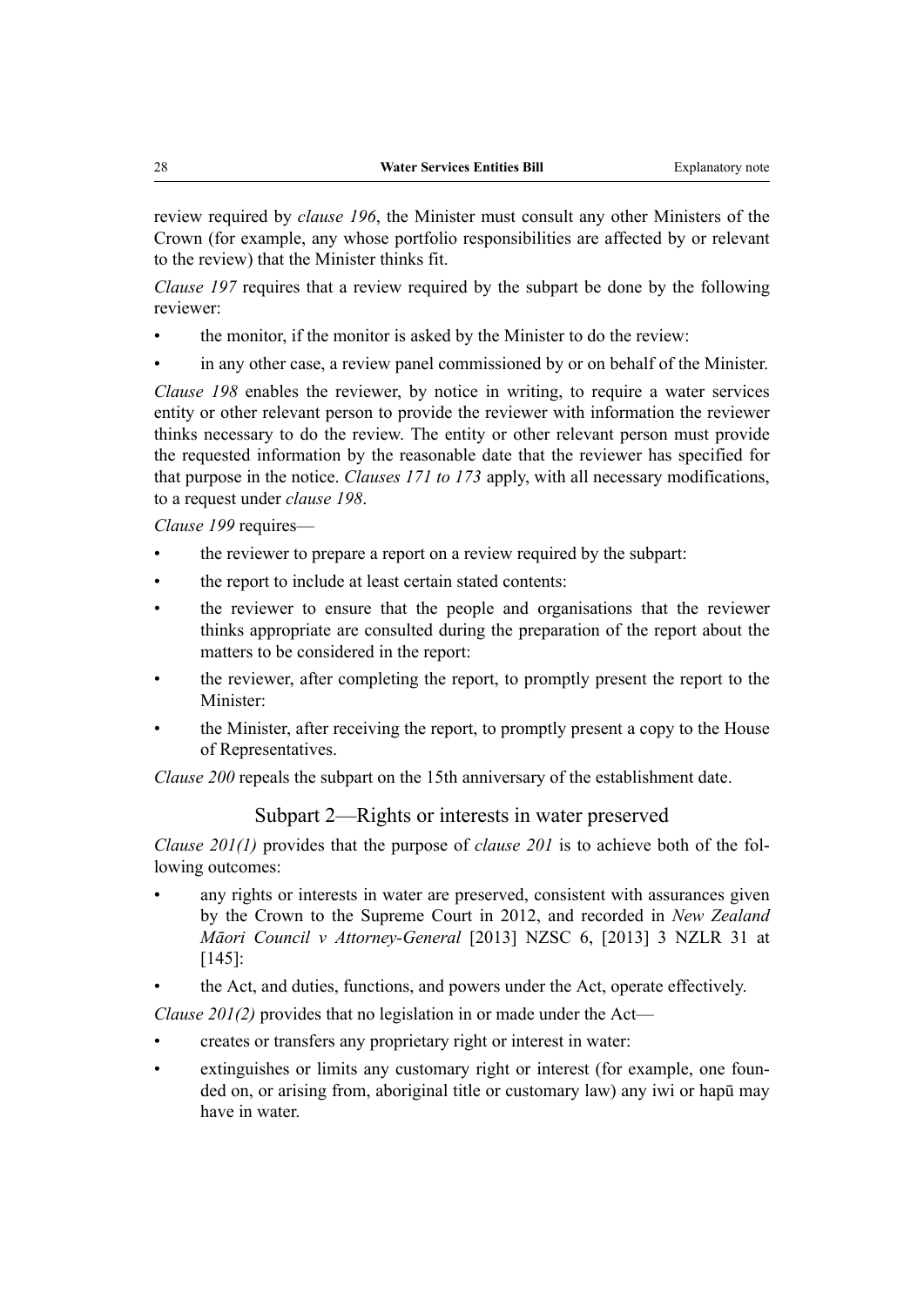review required by *clause 196*, the Minister must consult any other Ministers of the Crown (for example, any whose portfolio responsibilities are affected by or relevant to the review) that the Minister thinks fit.

*Clause 197* requires that a review required by the subpart be done by the following reviewer:

- the monitor, if the monitor is asked by the Minister to do the review:
- in any other case, a review panel commissioned by or on behalf of the Minister.

*Clause 198* enables the reviewer, by notice in writing, to require a water services entity or other relevant person to provide the reviewer with information the reviewer thinks necessary to do the review. The entity or other relevant person must provide the requested information by the reasonable date that the reviewer has specified for that purpose in the notice. *Clauses 171 to 173* apply, with all necessary modifications, to a request under *clause 198*.

*Clause 199* requires—

- the reviewer to prepare a report on a review required by the subpart:
- the report to include at least certain stated contents:
- the reviewer to ensure that the people and organisations that the reviewer thinks appropriate are consulted during the preparation of the report about the matters to be considered in the report:
- the reviewer, after completing the report, to promptly present the report to the Minister:
- the Minister, after receiving the report, to promptly present a copy to the House of Representatives.

*Clause 200* repeals the subpart on the 15th anniversary of the establishment date.

## Subpart 2—Rights or interests in water preserved

*Clause 201(1)* provides that the purpose of *clause 201* is to achieve both of the following outcomes:

- any rights or interests in water are preserved, consistent with assurances given by the Crown to the Supreme Court in 2012, and recorded in *New Zealand Māori Council v Attorney-General* [2013] NZSC 6, [2013] 3 NZLR 31 at [145]:
- the Act, and duties, functions, and powers under the Act, operate effectively.

*Clause 201(2)* provides that no legislation in or made under the Act—

- creates or transfers any proprietary right or interest in water:
- extinguishes or limits any customary right or interest (for example, one founded on, or arising from, aboriginal title or customary law) any iwi or hapū may have in water.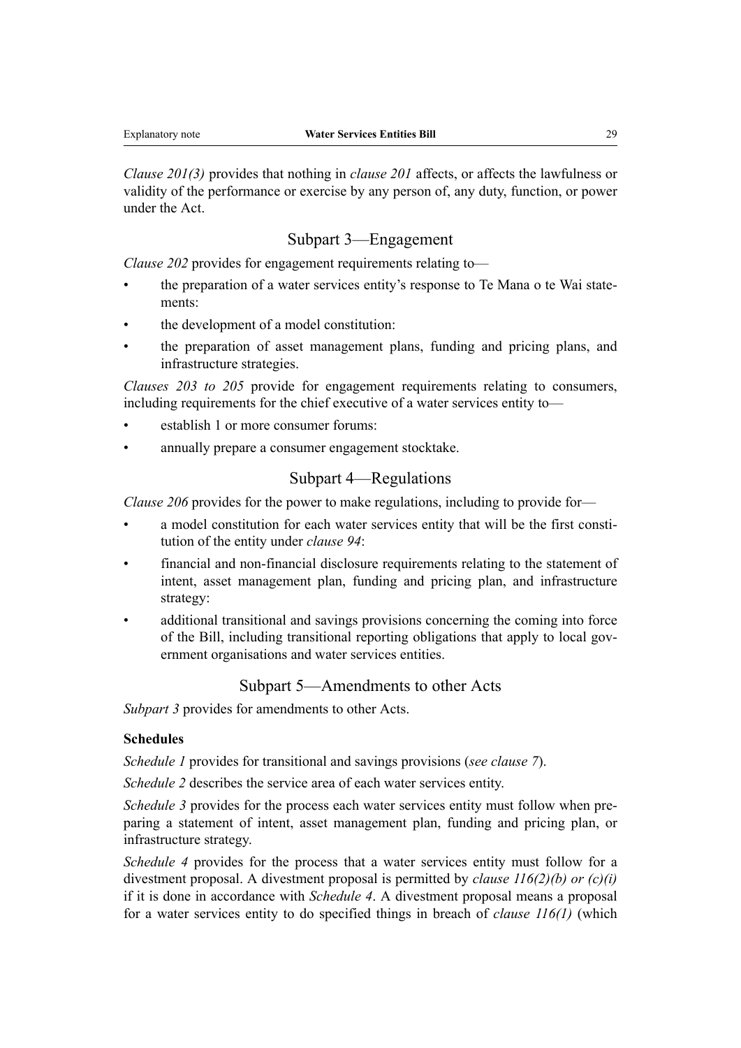*Clause 201(3)* provides that nothing in *clause 201* affects, or affects the lawfulness or validity of the performance or exercise by any person of, any duty, function, or power under the Act.

## Subpart 3—Engagement

*Clause 202* provides for engagement requirements relating to—

- the preparation of a water services entity's response to Te Mana o te Wai statements:
- the development of a model constitution:
- the preparation of asset management plans, funding and pricing plans, and infrastructure strategies.

*Clauses 203 to 205* provide for engagement requirements relating to consumers, including requirements for the chief executive of a water services entity to—

- establish 1 or more consumer forums:
- annually prepare a consumer engagement stocktake.

## Subpart 4—Regulations

*Clause 206* provides for the power to make regulations, including to provide for—

- a model constitution for each water services entity that will be the first constitution of the entity under *clause 94*:
- financial and non-financial disclosure requirements relating to the statement of intent, asset management plan, funding and pricing plan, and infrastructure strategy:
- additional transitional and savings provisions concerning the coming into force of the Bill, including transitional reporting obligations that apply to local government organisations and water services entities.

## Subpart 5—Amendments to other Acts

*Subpart 3* provides for amendments to other Acts.

### Schedules

*Schedule 1* provides for transitional and savings provisions (*see clause 7*).

*Schedule 2* describes the service area of each water services entity.

*Schedule 3* provides for the process each water services entity must follow when preparing a statement of intent, asset management plan, funding and pricing plan, or infrastructure strategy.

*Schedule 4* provides for the process that a water services entity must follow for a divestment proposal. A divestment proposal is permitted by *clause 116(2)(b) or (c)(i)* if it is done in accordance with *Schedule 4*. A divestment proposal means a proposal for a water services entity to do specified things in breach of *clause 116(1)* (which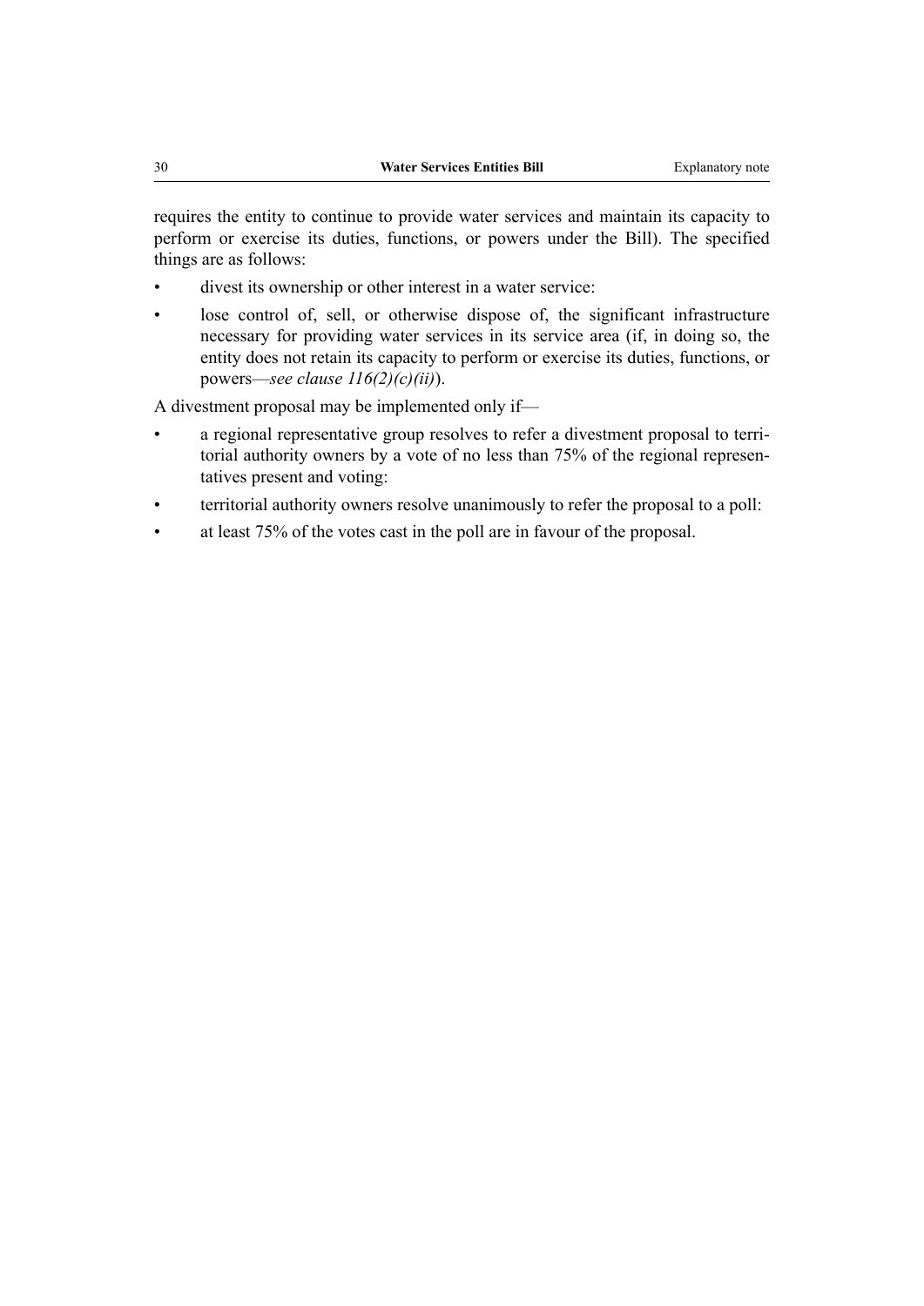requires the entity to continue to provide water services and maintain its capacity to perform or exercise its duties, functions, or powers under the Bill). The specified things are as follows:

- divest its ownership or other interest in a water service:
- lose control of, sell, or otherwise dispose of, the significant infrastructure necessary for providing water services in its service area (if, in doing so, the entity does not retain its capacity to perform or exercise its duties, functions, or powers—*see clause 116(2)(c)(ii)*).

A divestment proposal may be implemented only if—

- a regional representative group resolves to refer a divestment proposal to territorial authority owners by a vote of no less than 75% of the regional representatives present and voting:
- territorial authority owners resolve unanimously to refer the proposal to a poll:
- at least 75% of the votes cast in the poll are in favour of the proposal.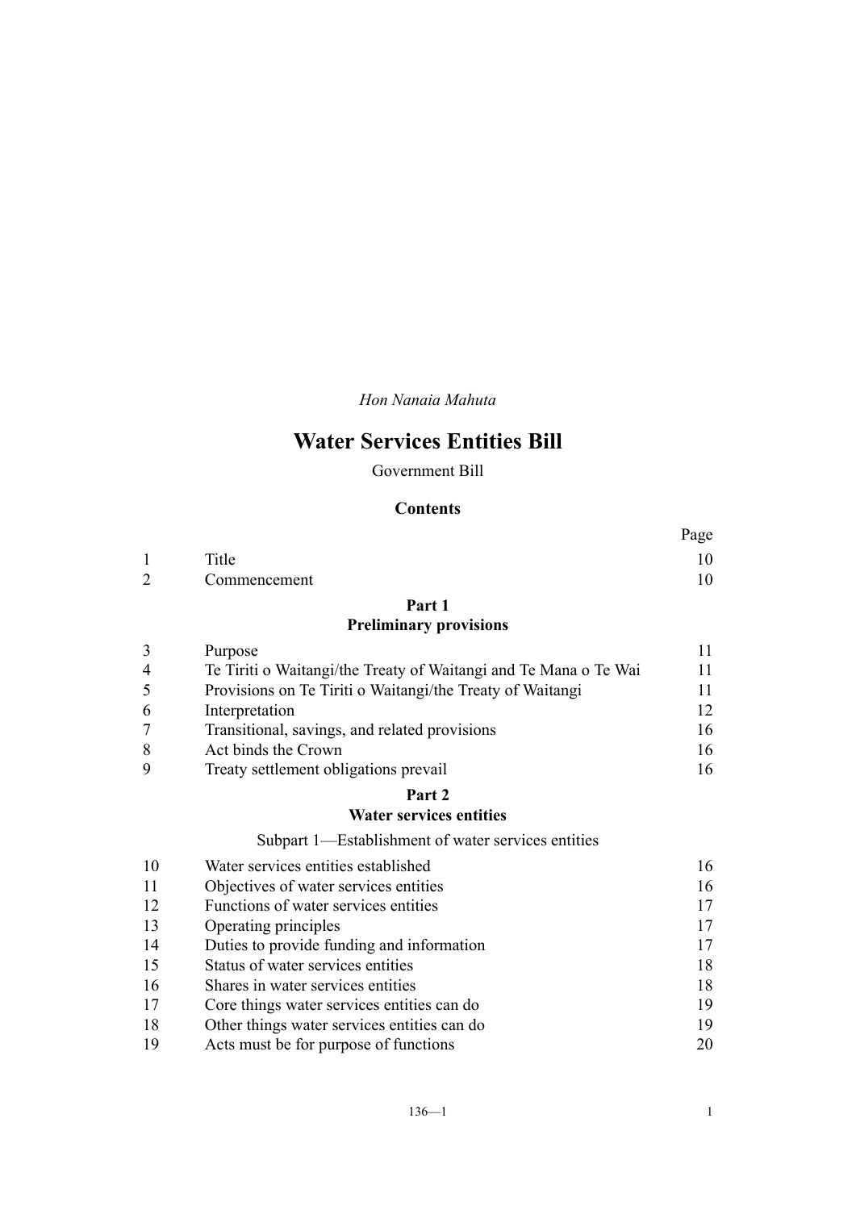*Hon Nanaia Mahuta*

# Water Services Entities Bill

Government Bill

## Contents

| | | Page |
|---|---|---|
| 1 | Title | 10 |
| 2 | Commencement | 10 |
| | **Part 1** | |
| | **Preliminary provisions** | |
| 3 | Purpose | 11 |
| 4 | Te Tiriti o Waitangi/the Treaty of Waitangi and Te Mana o Te Wai | 11 |
| 5 | Provisions on Te Tiriti o Waitangi/the Treaty of Waitangi | 11 |
| 6 | Interpretation | 12 |
| 7 | Transitional, savings, and related provisions | 16 |
| 8 | Act binds the Crown | 16 |
| 9 | Treaty settlement obligations prevail | 16 |
| | **Part 2** | |
| | **Water services entities** | |
| | Subpart 1—Establishment of water services entities | |
| 10 | Water services entities established | 16 |
| 11 | Objectives of water services entities | 16 |
| 12 | Functions of water services entities | 17 |
| 13 | Operating principles | 17 |
| 14 | Duties to provide funding and information | 17 |
| 15 | Status of water services entities | 18 |
| 16 | Shares in water services entities | 18 |
| 17 | Core things water services entities can do | 19 |
| 18 | Other things water services entities can do | 19 |
| 19 | Acts must be for purpose of functions | 20 |

136—1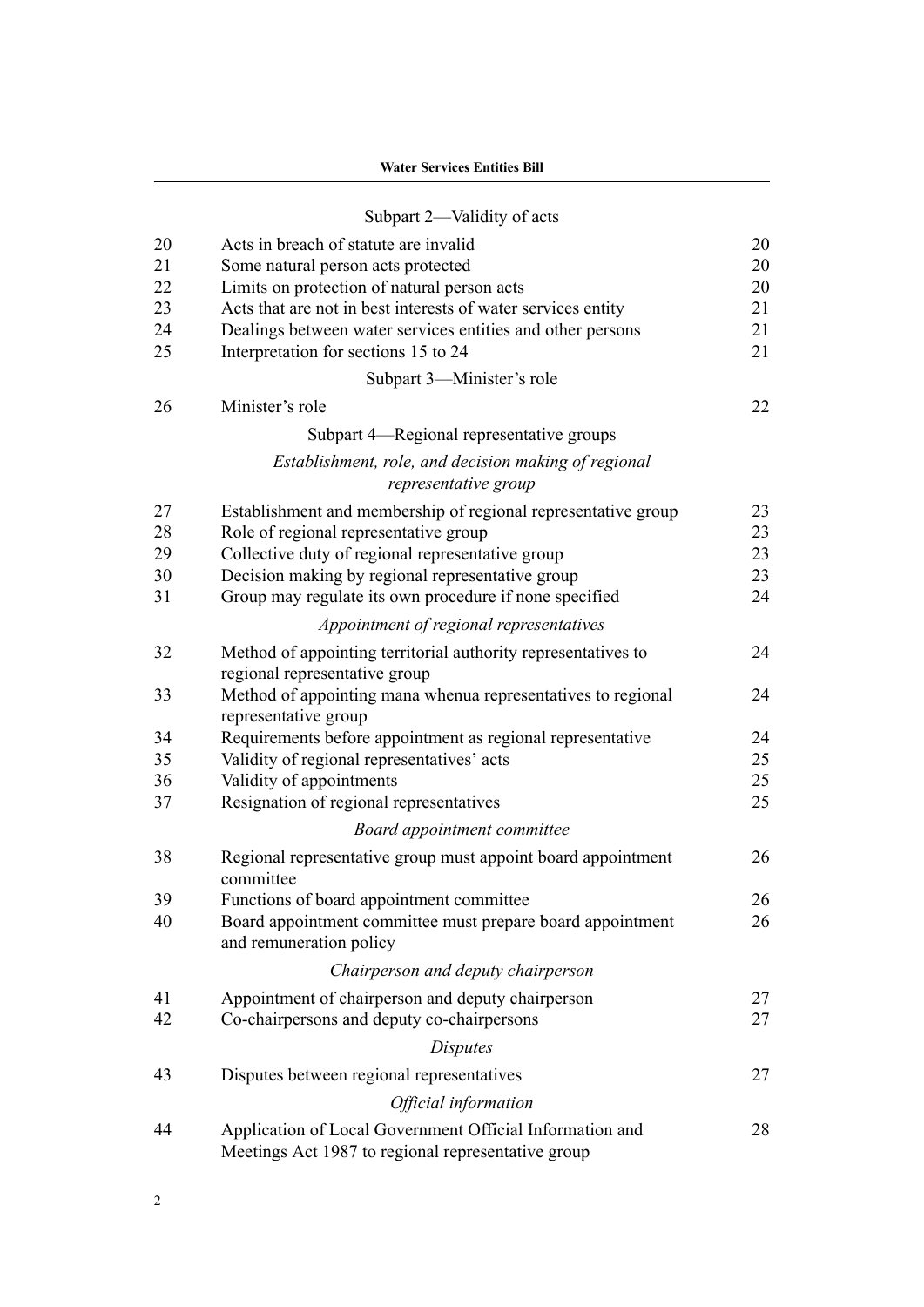Subpart 2—Validity of acts

| | | |
|---|---|---|
| 20 | Acts in breach of statute are invalid | 20 |
| 21 | Some natural person acts protected | 20 |
| 22 | Limits on protection of natural person acts | 20 |
| 23 | Acts that are not in best interests of water services entity | 21 |
| 24 | Dealings between water services entities and other persons | 21 |
| 25 | Interpretation for sections 15 to 24 | 21 |

Subpart 3—Minister's role

| | | |
|---|---|---|
| 26 | Minister's role | 22 |

Subpart 4—Regional representative groups

*Establishment, role, and decision making of regional representative group*

| | | |
|---|---|---|
| 27 | Establishment and membership of regional representative group | 23 |
| 28 | Role of regional representative group | 23 |
| 29 | Collective duty of regional representative group | 23 |
| 30 | Decision making by regional representative group | 23 |
| 31 | Group may regulate its own procedure if none specified | 24 |

*Appointment of regional representatives*

| | | |
|---|---|---|
| 32 | Method of appointing territorial authority representatives to regional representative group | 24 |
| 33 | Method of appointing mana whenua representatives to regional representative group | 24 |
| 34 | Requirements before appointment as regional representative | 24 |
| 35 | Validity of regional representatives' acts | 25 |
| 36 | Validity of appointments | 25 |
| 37 | Resignation of regional representatives | 25 |

*Board appointment committee*

| | | |
|---|---|---|
| 38 | Regional representative group must appoint board appointment committee | 26 |
| 39 | Functions of board appointment committee | 26 |
| 40 | Board appointment committee must prepare board appointment and remuneration policy | 26 |

*Chairperson and deputy chairperson*

| | | |
|---|---|---|
| 41 | Appointment of chairperson and deputy chairperson | 27 |
| 42 | Co-chairpersons and deputy co-chairpersons | 27 |

*Disputes*

| | | |
|---|---|---|
| 43 | Disputes between regional representatives | 27 |

*Official information*

| | | |
|---|---|---|
| 44 | Application of Local Government Official Information and Meetings Act 1987 to regional representative group | 28 |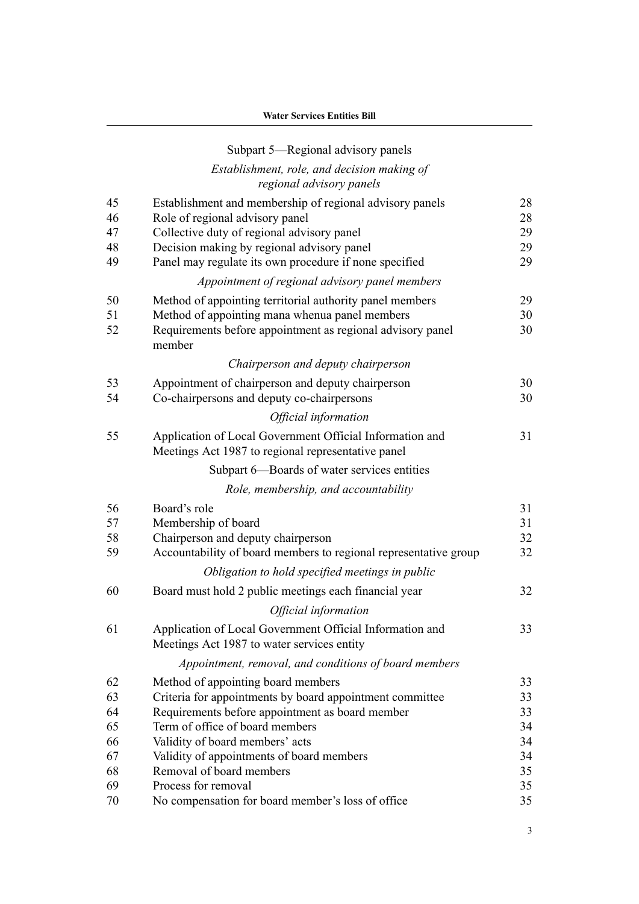Subpart 5—Regional advisory panels

*Establishment, role, and decision making of regional advisory panels*

| | | |
|---|---|---|
| 45 | Establishment and membership of regional advisory panels | 28 |
| 46 | Role of regional advisory panel | 28 |
| 47 | Collective duty of regional advisory panel | 29 |
| 48 | Decision making by regional advisory panel | 29 |
| 49 | Panel may regulate its own procedure if none specified | 29 |

*Appointment of regional advisory panel members*

| | | |
|---|---|---|
| 50 | Method of appointing territorial authority panel members | 29 |
| 51 | Method of appointing mana whenua panel members | 30 |
| 52 | Requirements before appointment as regional advisory panel member | 30 |

*Chairperson and deputy chairperson*

| | | |
|---|---|---|
| 53 | Appointment of chairperson and deputy chairperson | 30 |
| 54 | Co-chairpersons and deputy co-chairpersons | 30 |

*Official information*

| | | |
|---|---|---|
| 55 | Application of Local Government Official Information and Meetings Act 1987 to regional representative panel | 31 |

Subpart 6—Boards of water services entities

*Role, membership, and accountability*

| | | |
|---|---|---|
| 56 | Board's role | 31 |
| 57 | Membership of board | 31 |
| 58 | Chairperson and deputy chairperson | 32 |
| 59 | Accountability of board members to regional representative group | 32 |

*Obligation to hold specified meetings in public*

| | | |
|---|---|---|
| 60 | Board must hold 2 public meetings each financial year | 32 |

*Official information*

| | | |
|---|---|---|
| 61 | Application of Local Government Official Information and Meetings Act 1987 to water services entity | 33 |

*Appointment, removal, and conditions of board members*

| | | |
|---|---|---|
| 62 | Method of appointing board members | 33 |
| 63 | Criteria for appointments by board appointment committee | 33 |
| 64 | Requirements before appointment as board member | 33 |
| 65 | Term of office of board members | 34 |
| 66 | Validity of board members' acts | 34 |
| 67 | Validity of appointments of board members | 34 |
| 68 | Removal of board members | 35 |
| 69 | Process for removal | 35 |
| 70 | No compensation for board member's loss of office | 35 |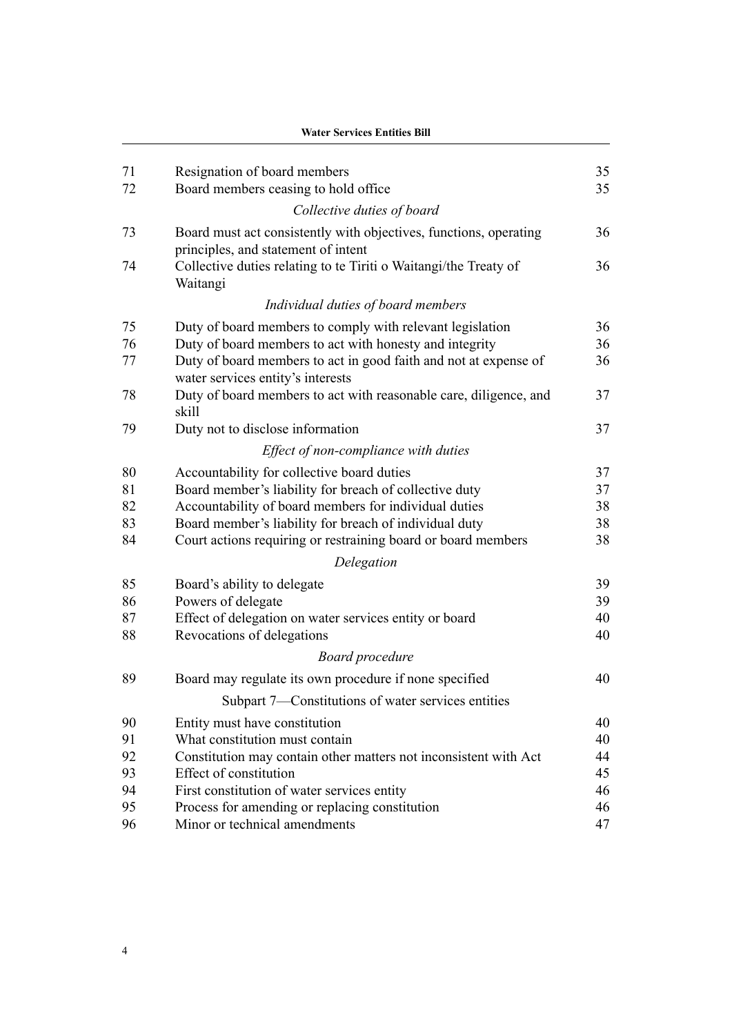| | | |
|---|---|---|
| 71 | Resignation of board members | 35 |
| 72 | Board members ceasing to hold office | 35 |
| | *Collective duties of board* | |
| 73 | Board must act consistently with objectives, functions, operating principles, and statement of intent | 36 |
| 74 | Collective duties relating to te Tiriti o Waitangi/the Treaty of Waitangi | 36 |
| | *Individual duties of board members* | |
| 75 | Duty of board members to comply with relevant legislation | 36 |
| 76 | Duty of board members to act with honesty and integrity | 36 |
| 77 | Duty of board members to act in good faith and not at expense of water services entity's interests | 36 |
| 78 | Duty of board members to act with reasonable care, diligence, and skill | 37 |
| 79 | Duty not to disclose information | 37 |
| | *Effect of non-compliance with duties* | |
| 80 | Accountability for collective board duties | 37 |
| 81 | Board member's liability for breach of collective duty | 37 |
| 82 | Accountability of board members for individual duties | 38 |
| 83 | Board member's liability for breach of individual duty | 38 |
| 84 | Court actions requiring or restraining board or board members | 38 |
| | *Delegation* | |
| 85 | Board's ability to delegate | 39 |
| 86 | Powers of delegate | 39 |
| 87 | Effect of delegation on water services entity or board | 40 |
| 88 | Revocations of delegations | 40 |
| | *Board procedure* | |
| 89 | Board may regulate its own procedure if none specified | 40 |
| | Subpart 7—Constitutions of water services entities | |
| 90 | Entity must have constitution | 40 |
| 91 | What constitution must contain | 40 |
| 92 | Constitution may contain other matters not inconsistent with Act | 44 |
| 93 | Effect of constitution | 45 |
| 94 | First constitution of water services entity | 46 |
| 95 | Process for amending or replacing constitution | 46 |
| 96 | Minor or technical amendments | 47 |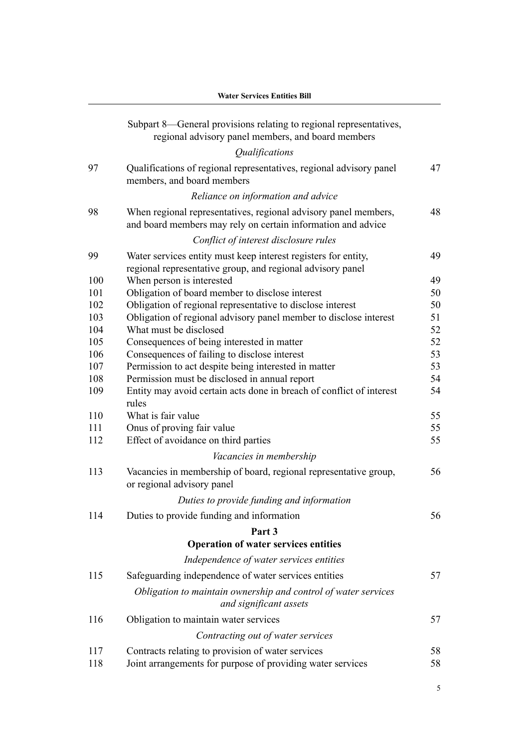Subpart 8—General provisions relating to regional representatives, regional advisory panel members, and board members

*Qualifications*

| | | |
|---|---|---|
| 97 | Qualifications of regional representatives, regional advisory panel members, and board members | 47 |

*Reliance on information and advice*

| | | |
|---|---|---|
| 98 | When regional representatives, regional advisory panel members, and board members may rely on certain information and advice | 48 |

*Conflict of interest disclosure rules*

| | | |
|---|---|---|
| 99 | Water services entity must keep interest registers for entity, regional representative group, and regional advisory panel | 49 |
| 100 | When person is interested | 49 |
| 101 | Obligation of board member to disclose interest | 50 |
| 102 | Obligation of regional representative to disclose interest | 50 |
| 103 | Obligation of regional advisory panel member to disclose interest | 51 |
| 104 | What must be disclosed | 52 |
| 105 | Consequences of being interested in matter | 52 |
| 106 | Consequences of failing to disclose interest | 53 |
| 107 | Permission to act despite being interested in matter | 53 |
| 108 | Permission must be disclosed in annual report | 54 |
| 109 | Entity may avoid certain acts done in breach of conflict of interest rules | 54 |
| 110 | What is fair value | 55 |
| 111 | Onus of proving fair value | 55 |
| 112 | Effect of avoidance on third parties | 55 |

*Vacancies in membership*

| | | |
|---|---|---|
| 113 | Vacancies in membership of board, regional representative group, or regional advisory panel | 56 |

*Duties to provide funding and information*

| | | |
|---|---|---|
| 114 | Duties to provide funding and information | 56 |

## Part 3
## Operation of water services entities

*Independence of water services entities*

| | | |
|---|---|---|
| 115 | Safeguarding independence of water services entities | 57 |

*Obligation to maintain ownership and control of water services and significant assets*

| | | |
|---|---|---|
| 116 | Obligation to maintain water services | 57 |

*Contracting out of water services*

| | | |
|---|---|---|
| 117 | Contracts relating to provision of water services | 58 |
| 118 | Joint arrangements for purpose of providing water services | 58 |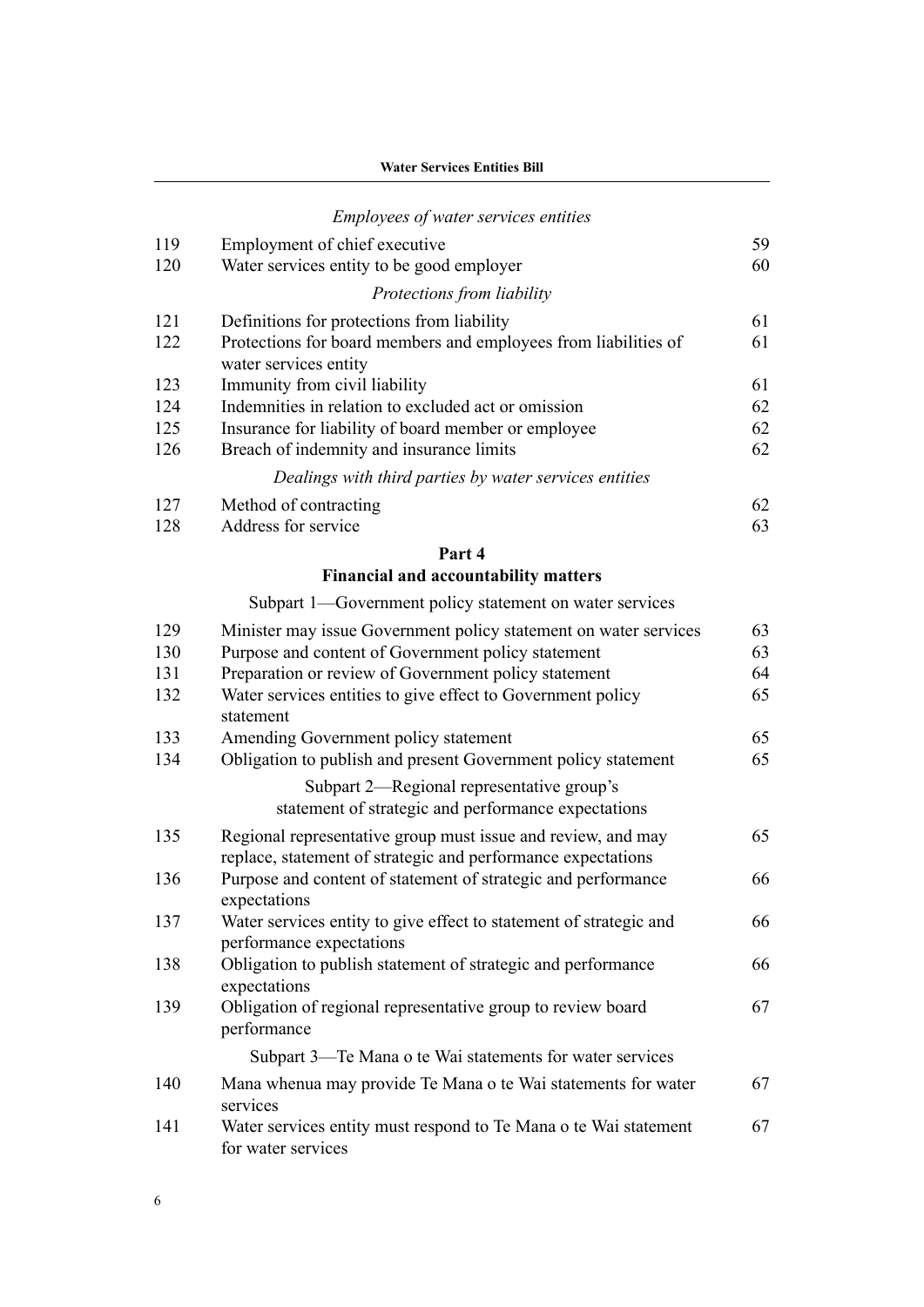*Employees of water services entities*

| | | |
|---|---|---|
| 119 | Employment of chief executive | 59 |
| 120 | Water services entity to be good employer | 60 |

*Protections from liability*

| | | |
|---|---|---|
| 121 | Definitions for protections from liability | 61 |
| 122 | Protections for board members and employees from liabilities of water services entity | 61 |
| 123 | Immunity from civil liability | 61 |
| 124 | Indemnities in relation to excluded act or omission | 62 |
| 125 | Insurance for liability of board member or employee | 62 |
| 126 | Breach of indemnity and insurance limits | 62 |

*Dealings with third parties by water services entities*

| | | |
|---|---|---|
| 127 | Method of contracting | 62 |
| 128 | Address for service | 63 |

**Part 4**

**Financial and accountability matters**

Subpart 1—Government policy statement on water services

| | | |
|---|---|---|
| 129 | Minister may issue Government policy statement on water services | 63 |
| 130 | Purpose and content of Government policy statement | 63 |
| 131 | Preparation or review of Government policy statement | 64 |
| 132 | Water services entities to give effect to Government policy statement | 65 |
| 133 | Amending Government policy statement | 65 |
| 134 | Obligation to publish and present Government policy statement | 65 |

Subpart 2—Regional representative group's statement of strategic and performance expectations

| | | |
|---|---|---|
| 135 | Regional representative group must issue and review, and may replace, statement of strategic and performance expectations | 65 |
| 136 | Purpose and content of statement of strategic and performance expectations | 66 |
| 137 | Water services entity to give effect to statement of strategic and performance expectations | 66 |
| 138 | Obligation to publish statement of strategic and performance expectations | 66 |
| 139 | Obligation of regional representative group to review board performance | 67 |

Subpart 3—Te Mana o te Wai statements for water services

| | | |
|---|---|---|
| 140 | Mana whenua may provide Te Mana o te Wai statements for water services | 67 |
| 141 | Water services entity must respond to Te Mana o te Wai statement for water services | 67 |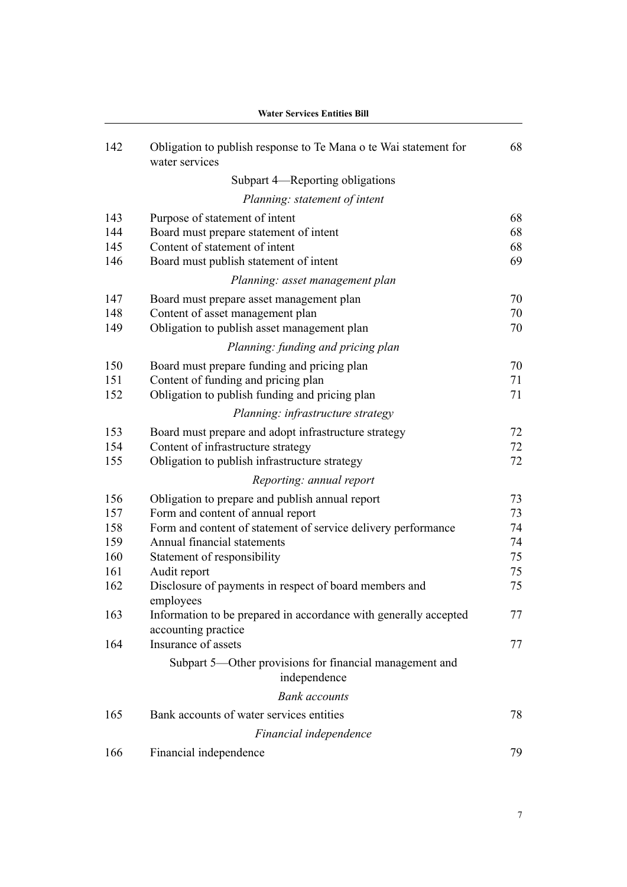| | | |
|---|---|---|
| 142 | Obligation to publish response to Te Mana o te Wai statement for water services | 68 |
| | Subpart 4—Reporting obligations | |
| | *Planning: statement of intent* | |
| 143 | Purpose of statement of intent | 68 |
| 144 | Board must prepare statement of intent | 68 |
| 145 | Content of statement of intent | 68 |
| 146 | Board must publish statement of intent | 69 |
| | *Planning: asset management plan* | |
| 147 | Board must prepare asset management plan | 70 |
| 148 | Content of asset management plan | 70 |
| 149 | Obligation to publish asset management plan | 70 |
| | *Planning: funding and pricing plan* | |
| 150 | Board must prepare funding and pricing plan | 70 |
| 151 | Content of funding and pricing plan | 71 |
| 152 | Obligation to publish funding and pricing plan | 71 |
| | *Planning: infrastructure strategy* | |
| 153 | Board must prepare and adopt infrastructure strategy | 72 |
| 154 | Content of infrastructure strategy | 72 |
| 155 | Obligation to publish infrastructure strategy | 72 |
| | *Reporting: annual report* | |
| 156 | Obligation to prepare and publish annual report | 73 |
| 157 | Form and content of annual report | 73 |
| 158 | Form and content of statement of service delivery performance | 74 |
| 159 | Annual financial statements | 74 |
| 160 | Statement of responsibility | 75 |
| 161 | Audit report | 75 |
| 162 | Disclosure of payments in respect of board members and employees | 75 |
| 163 | Information to be prepared in accordance with generally accepted accounting practice | 77 |
| 164 | Insurance of assets | 77 |
| | Subpart 5—Other provisions for financial management and independence | |
| | *Bank accounts* | |
| 165 | Bank accounts of water services entities | 78 |
| | *Financial independence* | |
| 166 | Financial independence | 79 |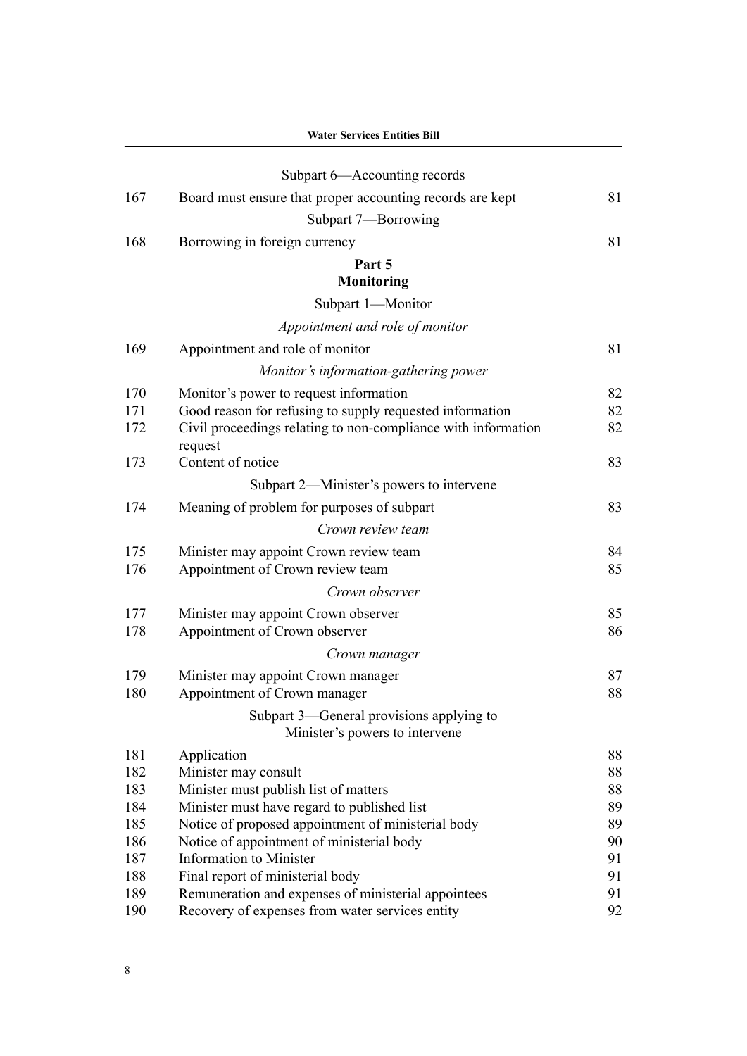Subpart 6—Accounting records

| | | |
|---|---|---|
| 167 | Board must ensure that proper accounting records are kept | 81 |

Subpart 7—Borrowing

| | | |
|---|---|---|
| 168 | Borrowing in foreign currency | 81 |

## Part 5
## Monitoring

Subpart 1—Monitor

*Appointment and role of monitor*

| | | |
|---|---|---|
| 169 | Appointment and role of monitor | 81 |

*Monitor's information-gathering power*

| | | |
|---|---|---|
| 170 | Monitor's power to request information | 82 |
| 171 | Good reason for refusing to supply requested information | 82 |
| 172 | Civil proceedings relating to non-compliance with information request | 82 |
| 173 | Content of notice | 83 |

Subpart 2—Minister's powers to intervene

| | | |
|---|---|---|
| 174 | Meaning of problem for purposes of subpart | 83 |

*Crown review team*

| | | |
|---|---|---|
| 175 | Minister may appoint Crown review team | 84 |
| 176 | Appointment of Crown review team | 85 |

*Crown observer*

| | | |
|---|---|---|
| 177 | Minister may appoint Crown observer | 85 |
| 178 | Appointment of Crown observer | 86 |

*Crown manager*

| | | |
|---|---|---|
| 179 | Minister may appoint Crown manager | 87 |
| 180 | Appointment of Crown manager | 88 |

Subpart 3—General provisions applying to Minister's powers to intervene

| | | |
|---|---|---|
| 181 | Application | 88 |
| 182 | Minister may consult | 88 |
| 183 | Minister must publish list of matters | 88 |
| 184 | Minister must have regard to published list | 89 |
| 185 | Notice of proposed appointment of ministerial body | 89 |
| 186 | Notice of appointment of ministerial body | 90 |
| 187 | Information to Minister | 91 |
| 188 | Final report of ministerial body | 91 |
| 189 | Remuneration and expenses of ministerial appointees | 91 |
| 190 | Recovery of expenses from water services entity | 92 |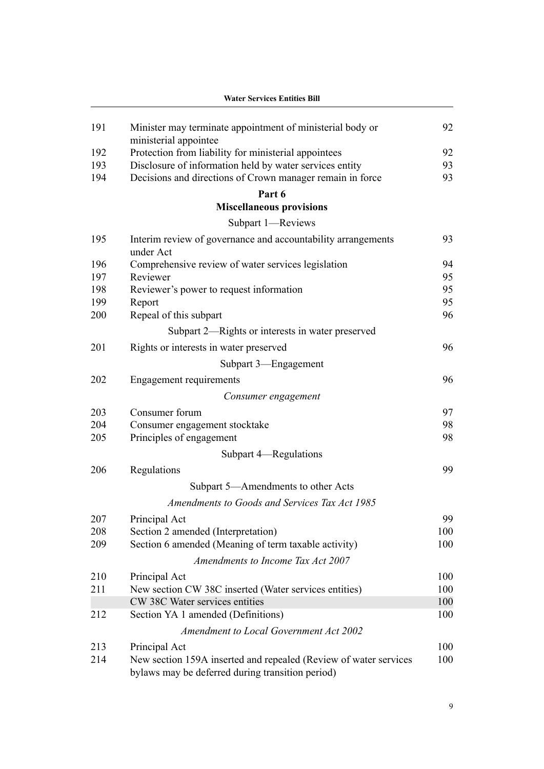| | | |
|---|---|---|
| 191 | Minister may terminate appointment of ministerial body or ministerial appointee | 92 |
| 192 | Protection from liability for ministerial appointees | 92 |
| 193 | Disclosure of information held by water services entity | 93 |
| 194 | Decisions and directions of Crown manager remain in force | 93 |

## Part 6
## Miscellaneous provisions

### Subpart 1—Reviews

| | | |
|---|---|---|
| 195 | Interim review of governance and accountability arrangements under Act | 93 |
| 196 | Comprehensive review of water services legislation | 94 |
| 197 | Reviewer | 95 |
| 198 | Reviewer's power to request information | 95 |
| 199 | Report | 95 |
| 200 | Repeal of this subpart | 96 |

### Subpart 2—Rights or interests in water preserved

| | | |
|---|---|---|
| 201 | Rights or interests in water preserved | 96 |

### Subpart 3—Engagement

| | | |
|---|---|---|
| 202 | Engagement requirements | 96 |

*Consumer engagement*

| | | |
|---|---|---|
| 203 | Consumer forum | 97 |
| 204 | Consumer engagement stocktake | 98 |
| 205 | Principles of engagement | 98 |

### Subpart 4—Regulations

| | | |
|---|---|---|
| 206 | Regulations | 99 |

### Subpart 5—Amendments to other Acts

*Amendments to Goods and Services Tax Act 1985*

| | | |
|---|---|---|
| 207 | Principal Act | 99 |
| 208 | Section 2 amended (Interpretation) | 100 |
| 209 | Section 6 amended (Meaning of term taxable activity) | 100 |

*Amendments to Income Tax Act 2007*

| | | |
|---|---|---|
| 210 | Principal Act | 100 |
| 211 | New section CW 38C inserted (Water services entities) | 100 |
| | CW 38C Water services entities | 100 |
| 212 | Section YA 1 amended (Definitions) | 100 |

*Amendment to Local Government Act 2002*

| | | |
|---|---|---|
| 213 | Principal Act | 100 |
| 214 | New section 159A inserted and repealed (Review of water services bylaws may be deferred during transition period) | 100 |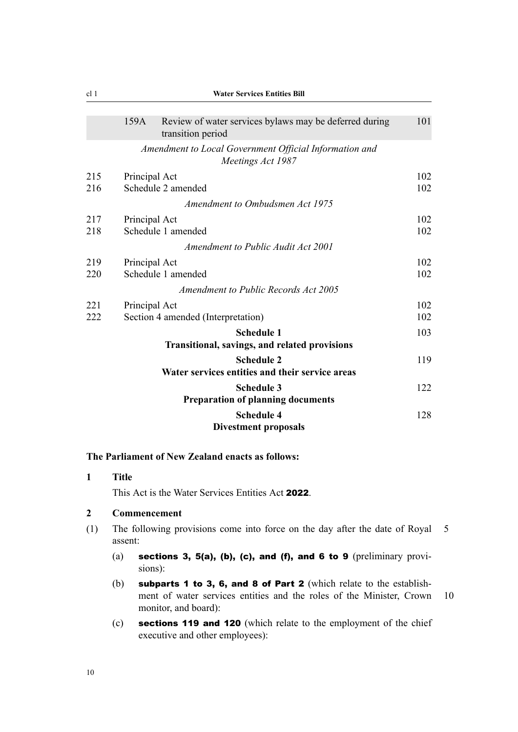| | | |
|---|---|---|
| 159A | Review of water services bylaws may be deferred during transition period | 101 |
| | *Amendment to Local Government Official Information and Meetings Act 1987* | |
| 215 | Principal Act | 102 |
| 216 | Schedule 2 amended | 102 |
| | *Amendment to Ombudsmen Act 1975* | |
| 217 | Principal Act | 102 |
| 218 | Schedule 1 amended | 102 |
| | *Amendment to Public Audit Act 2001* | |
| 219 | Principal Act | 102 |
| 220 | Schedule 1 amended | 102 |
| | *Amendment to Public Records Act 2005* | |
| 221 | Principal Act | 102 |
| 222 | Section 4 amended (Interpretation) | 102 |
| | **Schedule 1** **Transitional, savings, and related provisions** | 103 |
| | **Schedule 2** **Water services entities and their service areas** | 119 |
| | **Schedule 3** **Preparation of planning documents** | 122 |
| | **Schedule 4** **Divestment proposals** | 128 |

**The Parliament of New Zealand enacts as follows:**

**1 Title**

This Act is the Water Services Entities Act **2022**.

**2 Commencement**

(1) The following provisions come into force on the day after the date of Royal assent:

(a) **sections 3, 5(a), (b), (c), and (f), and 6 to 9** (preliminary provisions):

(b) **subparts 1 to 3, 6, and 8 of Part 2** (which relate to the establishment of water services entities and the roles of the Minister, Crown monitor, and board):

(c) **sections 119 and 120** (which relate to the employment of the chief executive and other employees):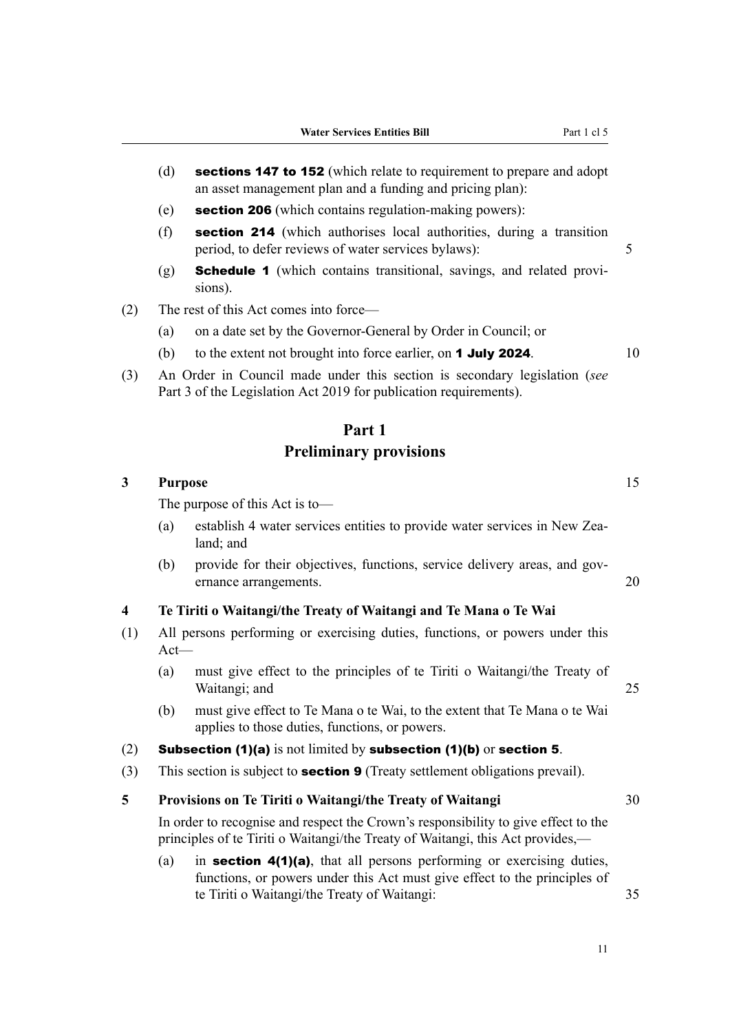(d) **sections 147 to 152** (which relate to requirement to prepare and adopt an asset management plan and a funding and pricing plan):

(e) **section 206** (which contains regulation-making powers):

(f) **section 214** (which authorises local authorities, during a transition period, to defer reviews of water services bylaws):

(g) **Schedule 1** (which contains transitional, savings, and related provisions).

(2) The rest of this Act comes into force—

(a) on a date set by the Governor-General by Order in Council; or

(b) to the extent not brought into force earlier, on **1 July 2024**.

(3) An Order in Council made under this section is secondary legislation (*see* Part 3 of the Legislation Act 2019 for publication requirements).

## Part 1
## Preliminary provisions

### 3 Purpose

The purpose of this Act is to—

(a) establish 4 water services entities to provide water services in New Zealand; and

(b) provide for their objectives, functions, service delivery areas, and governance arrangements.

### 4 Te Tiriti o Waitangi/the Treaty of Waitangi and Te Mana o Te Wai

(1) All persons performing or exercising duties, functions, or powers under this Act—

(a) must give effect to the principles of te Tiriti o Waitangi/the Treaty of Waitangi; and

(b) must give effect to Te Mana o te Wai, to the extent that Te Mana o te Wai applies to those duties, functions, or powers.

(2) **Subsection (1)(a)** is not limited by **subsection (1)(b)** or **section 5**.

(3) This section is subject to **section 9** (Treaty settlement obligations prevail).

### 5 Provisions on Te Tiriti o Waitangi/the Treaty of Waitangi

In order to recognise and respect the Crown's responsibility to give effect to the principles of te Tiriti o Waitangi/the Treaty of Waitangi, this Act provides,—

(a) in **section 4(1)(a)**, that all persons performing or exercising duties, functions, or powers under this Act must give effect to the principles of te Tiriti o Waitangi/the Treaty of Waitangi: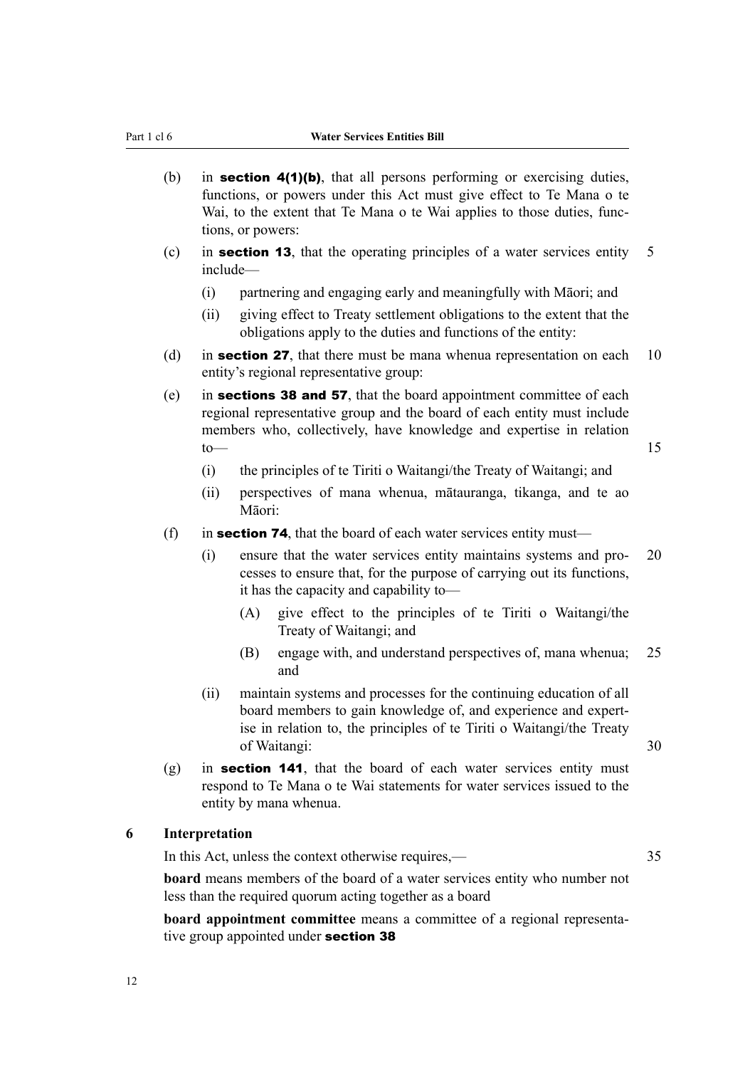(b) in **section 4(1)(b)**, that all persons performing or exercising duties, functions, or powers under this Act must give effect to Te Mana o te Wai, to the extent that Te Mana o te Wai applies to those duties, functions, or powers:

(c) in **section 13**, that the operating principles of a water services entity include—

  (i) partnering and engaging early and meaningfully with Māori; and

  (ii) giving effect to Treaty settlement obligations to the extent that the obligations apply to the duties and functions of the entity:

(d) in **section 27**, that there must be mana whenua representation on each entity's regional representative group:

(e) in **sections 38 and 57**, that the board appointment committee of each regional representative group and the board of each entity must include members who, collectively, have knowledge and expertise in relation to—

  (i) the principles of te Tiriti o Waitangi/the Treaty of Waitangi; and

  (ii) perspectives of mana whenua, mātauranga, tikanga, and te ao Māori:

(f) in **section 74**, that the board of each water services entity must—

  (i) ensure that the water services entity maintains systems and processes to ensure that, for the purpose of carrying out its functions, it has the capacity and capability to—

    (A) give effect to the principles of te Tiriti o Waitangi/the Treaty of Waitangi; and

    (B) engage with, and understand perspectives of, mana whenua; and

  (ii) maintain systems and processes for the continuing education of all board members to gain knowledge of, and experience and expertise in relation to, the principles of te Tiriti o Waitangi/the Treaty of Waitangi:

(g) in **section 141**, that the board of each water services entity must respond to Te Mana o te Wai statements for water services issued to the entity by mana whenua.

### 6 Interpretation

In this Act, unless the context otherwise requires,—

**board** means members of the board of a water services entity who number not less than the required quorum acting together as a board

**board appointment committee** means a committee of a regional representative group appointed under **section 38**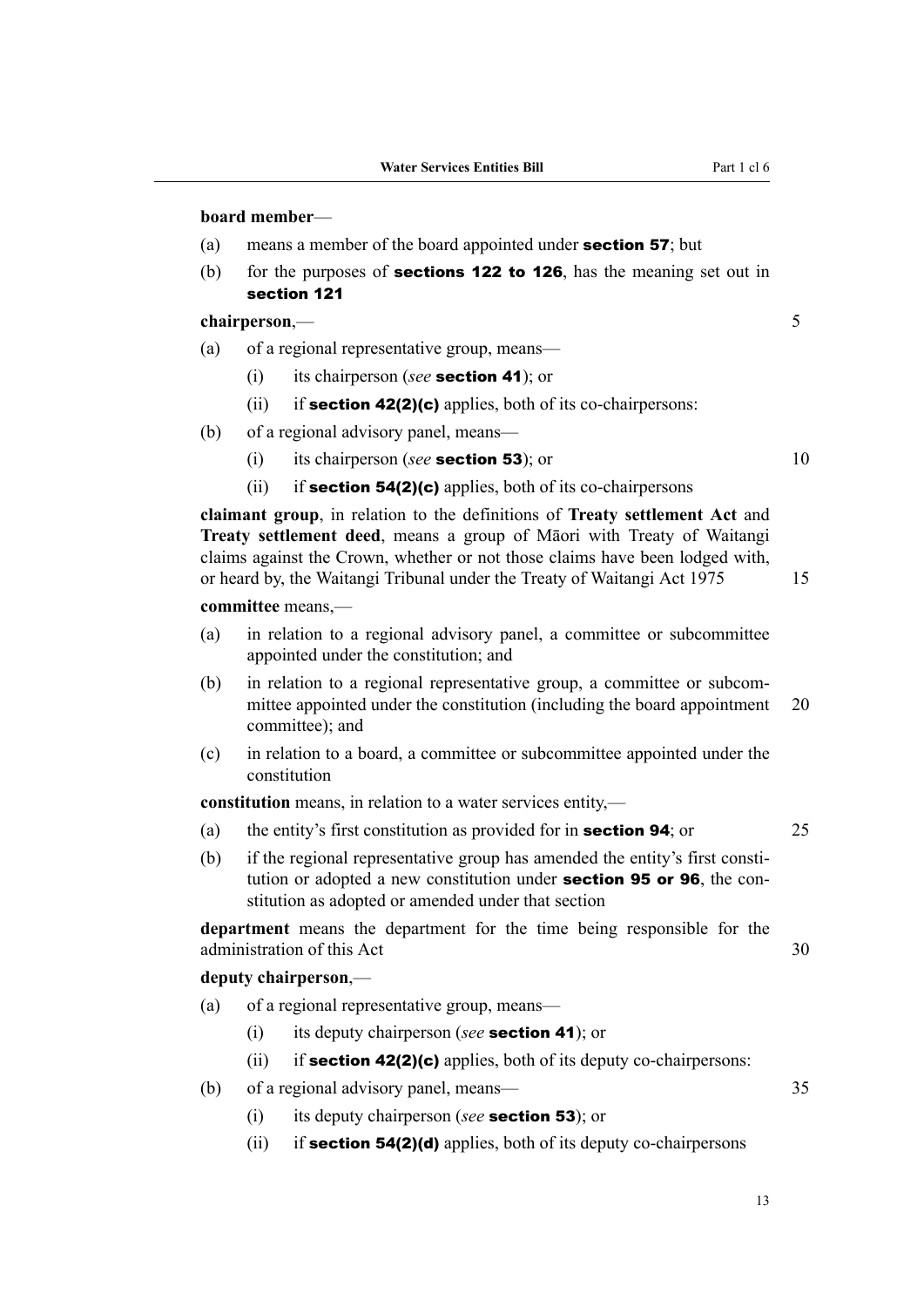**board member**—

(a) means a member of the board appointed under **section 57**; but

(b) for the purposes of **sections 122 to 126**, has the meaning set out in **section 121**

**chairperson**,—

(a) of a regional representative group, means—

(i) its chairperson (*see* **section 41**); or

(ii) if **section 42(2)(c)** applies, both of its co-chairpersons:

(b) of a regional advisory panel, means—

(i) its chairperson (*see* **section 53**); or

(ii) if **section 54(2)(c)** applies, both of its co-chairpersons

**claimant group**, in relation to the definitions of **Treaty settlement Act** and **Treaty settlement deed**, means a group of Māori with Treaty of Waitangi claims against the Crown, whether or not those claims have been lodged with, or heard by, the Waitangi Tribunal under the Treaty of Waitangi Act 1975

**committee** means,—

(a) in relation to a regional advisory panel, a committee or subcommittee appointed under the constitution; and

(b) in relation to a regional representative group, a committee or subcommittee appointed under the constitution (including the board appointment committee); and

(c) in relation to a board, a committee or subcommittee appointed under the constitution

**constitution** means, in relation to a water services entity,—

(a) the entity's first constitution as provided for in **section 94**; or

(b) if the regional representative group has amended the entity's first constitution or adopted a new constitution under **section 95 or 96**, the constitution as adopted or amended under that section

**department** means the department for the time being responsible for the administration of this Act

**deputy chairperson**,—

(a) of a regional representative group, means—

(i) its deputy chairperson (*see* **section 41**); or

(ii) if **section 42(2)(c)** applies, both of its deputy co-chairpersons:

(b) of a regional advisory panel, means—

(i) its deputy chairperson (*see* **section 53**); or

(ii) if **section 54(2)(d)** applies, both of its deputy co-chairpersons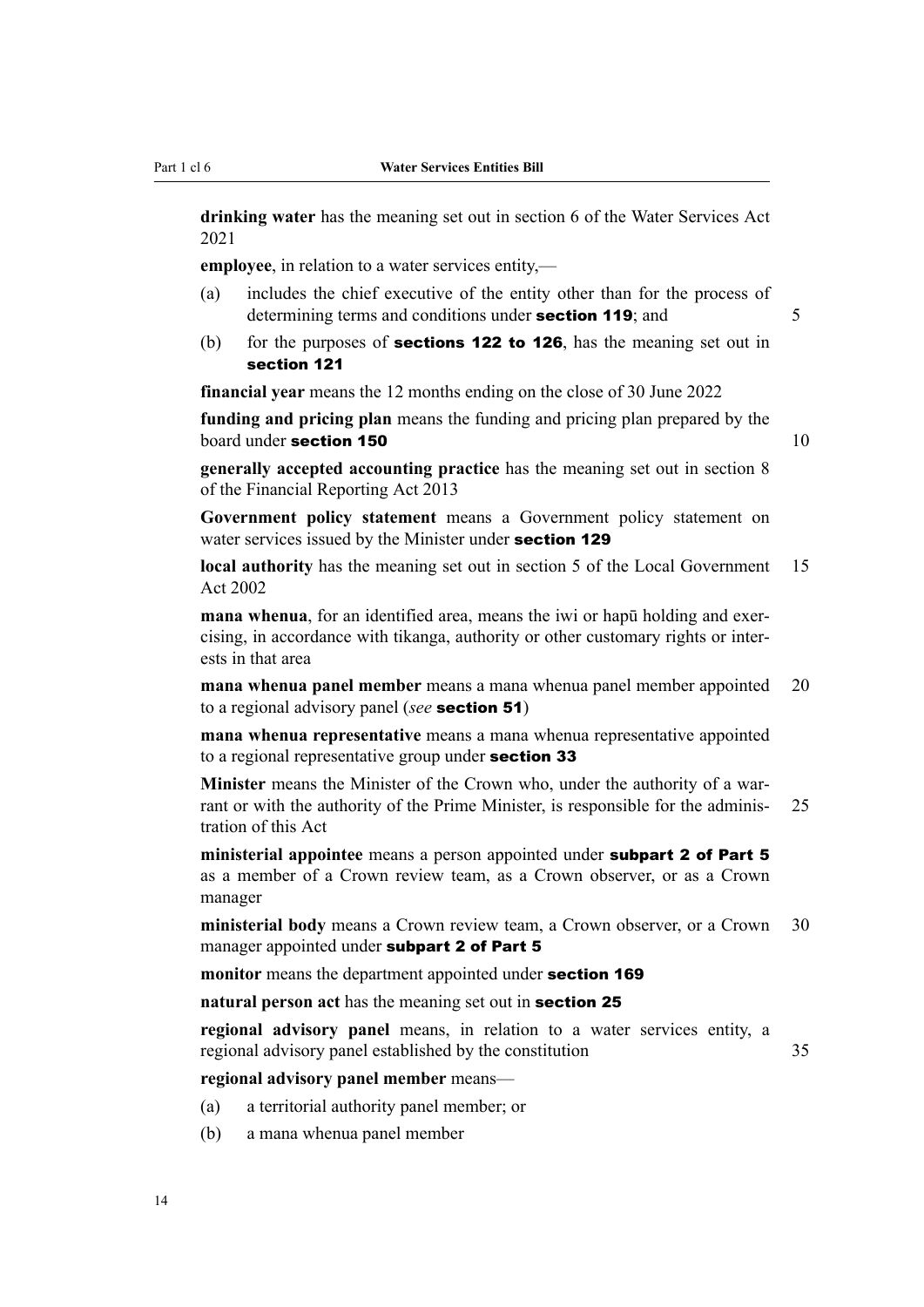**drinking water** has the meaning set out in section 6 of the Water Services Act 2021

**employee**, in relation to a water services entity,—

(a) includes the chief executive of the entity other than for the process of determining terms and conditions under **section 119**; and

(b) for the purposes of **sections 122 to 126**, has the meaning set out in **section 121**

**financial year** means the 12 months ending on the close of 30 June 2022

**funding and pricing plan** means the funding and pricing plan prepared by the board under **section 150**

**generally accepted accounting practice** has the meaning set out in section 8 of the Financial Reporting Act 2013

**Government policy statement** means a Government policy statement on water services issued by the Minister under **section 129**

**local authority** has the meaning set out in section 5 of the Local Government Act 2002

**mana whenua**, for an identified area, means the iwi or hapū holding and exercising, in accordance with tikanga, authority or other customary rights or interests in that area

**mana whenua panel member** means a mana whenua panel member appointed to a regional advisory panel (*see* **section 51**)

**mana whenua representative** means a mana whenua representative appointed to a regional representative group under **section 33**

**Minister** means the Minister of the Crown who, under the authority of a warrant or with the authority of the Prime Minister, is responsible for the administration of this Act

**ministerial appointee** means a person appointed under **subpart 2 of Part 5** as a member of a Crown review team, as a Crown observer, or as a Crown manager

**ministerial body** means a Crown review team, a Crown observer, or a Crown manager appointed under **subpart 2 of Part 5**

**monitor** means the department appointed under **section 169**

**natural person act** has the meaning set out in **section 25**

**regional advisory panel** means, in relation to a water services entity, a regional advisory panel established by the constitution

**regional advisory panel member** means—

(a) a territorial authority panel member; or

(b) a mana whenua panel member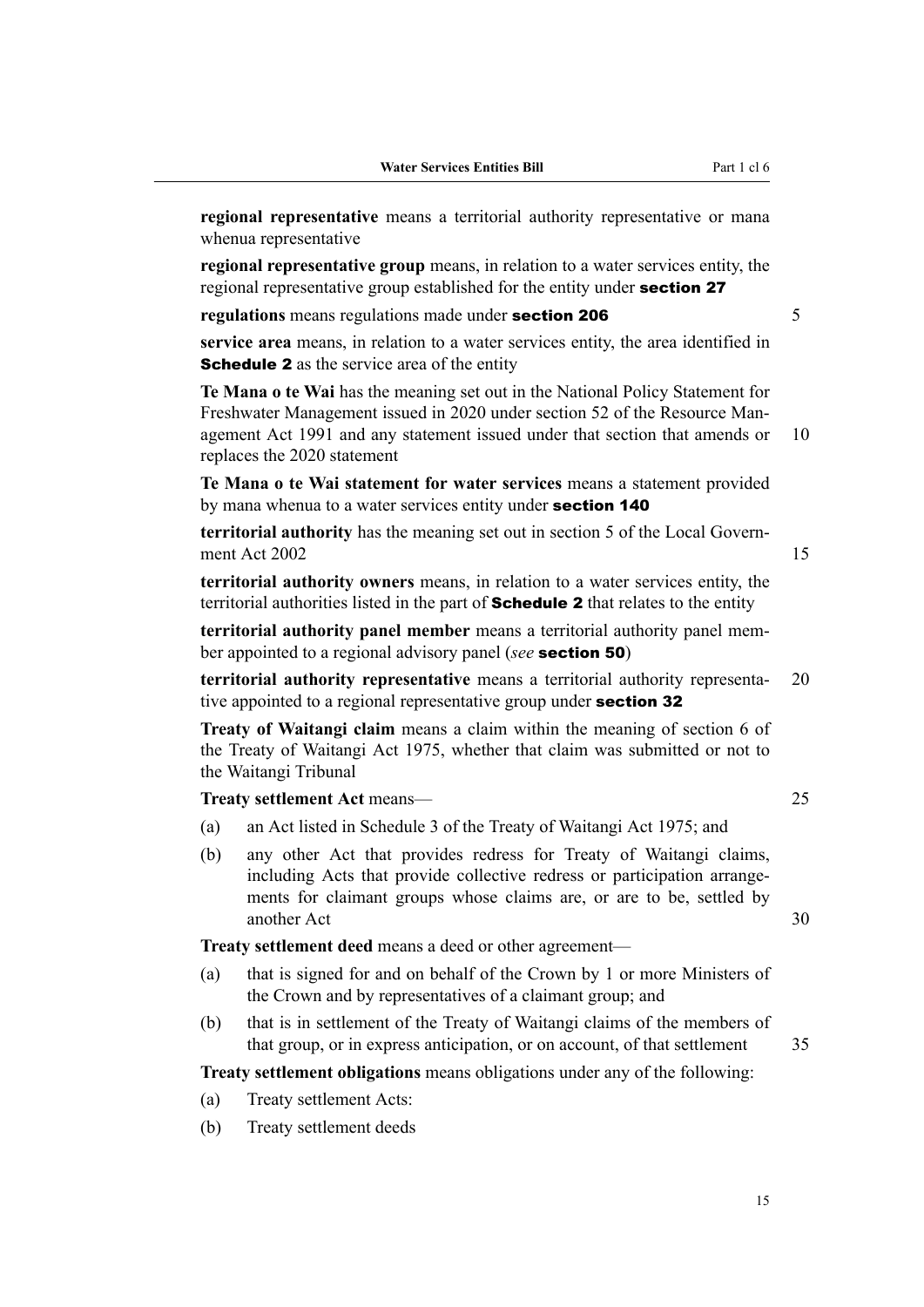**regional representative** means a territorial authority representative or mana whenua representative

**regional representative group** means, in relation to a water services entity, the regional representative group established for the entity under **section 27**

**regulations** means regulations made under **section 206**

**service area** means, in relation to a water services entity, the area identified in **Schedule 2** as the service area of the entity

**Te Mana o te Wai** has the meaning set out in the National Policy Statement for Freshwater Management issued in 2020 under section 52 of the Resource Management Act 1991 and any statement issued under that section that amends or replaces the 2020 statement

**Te Mana o te Wai statement for water services** means a statement provided by mana whenua to a water services entity under **section 140**

**territorial authority** has the meaning set out in section 5 of the Local Government Act 2002

**territorial authority owners** means, in relation to a water services entity, the territorial authorities listed in the part of **Schedule 2** that relates to the entity

**territorial authority panel member** means a territorial authority panel member appointed to a regional advisory panel (*see* **section 50**)

**territorial authority representative** means a territorial authority representative appointed to a regional representative group under **section 32**

**Treaty of Waitangi claim** means a claim within the meaning of section 6 of the Treaty of Waitangi Act 1975, whether that claim was submitted or not to the Waitangi Tribunal

**Treaty settlement Act** means—

(a) an Act listed in Schedule 3 of the Treaty of Waitangi Act 1975; and

(b) any other Act that provides redress for Treaty of Waitangi claims, including Acts that provide collective redress or participation arrangements for claimant groups whose claims are, or are to be, settled by another Act

**Treaty settlement deed** means a deed or other agreement—

(a) that is signed for and on behalf of the Crown by 1 or more Ministers of the Crown and by representatives of a claimant group; and

(b) that is in settlement of the Treaty of Waitangi claims of the members of that group, or in express anticipation, or on account, of that settlement

**Treaty settlement obligations** means obligations under any of the following:

(a) Treaty settlement Acts:

(b) Treaty settlement deeds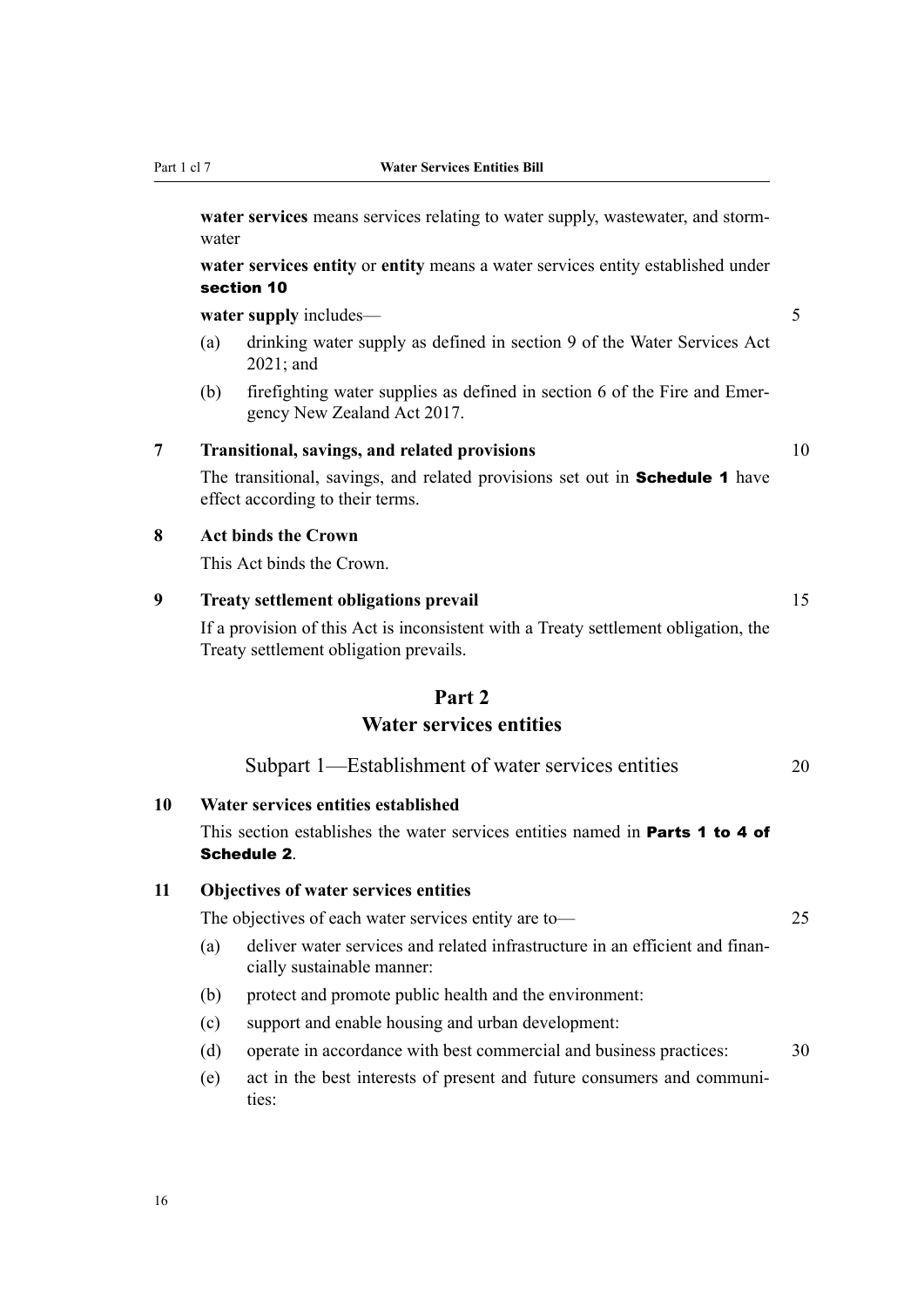**water services** means services relating to water supply, wastewater, and stormwater

**water services entity** or **entity** means a water services entity established under **section 10**

**water supply** includes—

(a) drinking water supply as defined in section 9 of the Water Services Act 2021; and

(b) firefighting water supplies as defined in section 6 of the Fire and Emergency New Zealand Act 2017.

**7 Transitional, savings, and related provisions**

The transitional, savings, and related provisions set out in **Schedule 1** have effect according to their terms.

**8 Act binds the Crown**

This Act binds the Crown.

**9 Treaty settlement obligations prevail**

If a provision of this Act is inconsistent with a Treaty settlement obligation, the Treaty settlement obligation prevails.

## Part 2
## Water services entities

### Subpart 1—Establishment of water services entities

**10 Water services entities established**

This section establishes the water services entities named in **Parts 1 to 4 of Schedule 2**.

**11 Objectives of water services entities**

The objectives of each water services entity are to—

(a) deliver water services and related infrastructure in an efficient and financially sustainable manner:

(b) protect and promote public health and the environment:

(c) support and enable housing and urban development:

(d) operate in accordance with best commercial and business practices:

(e) act in the best interests of present and future consumers and communities: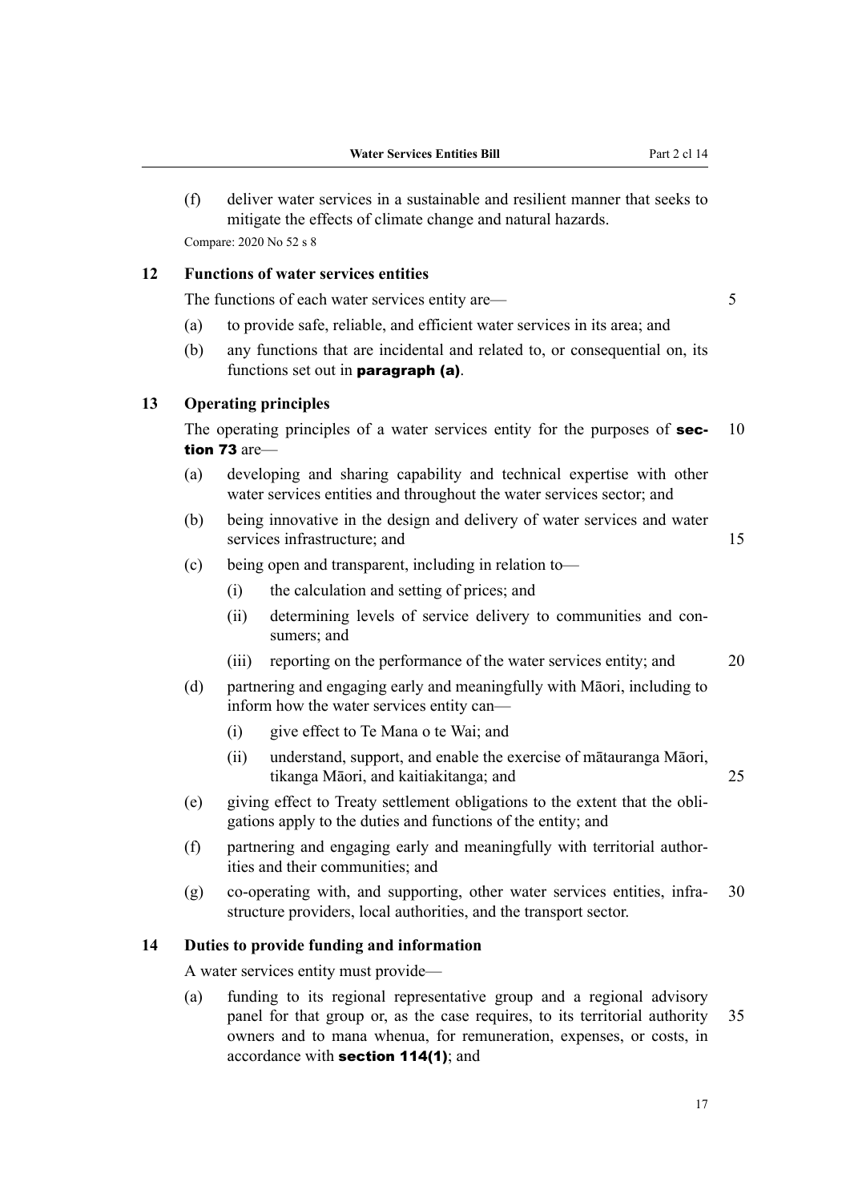(f) deliver water services in a sustainable and resilient manner that seeks to mitigate the effects of climate change and natural hazards.

Compare: 2020 No 52 s 8

## 12 Functions of water services entities

The functions of each water services entity are—

(a) to provide safe, reliable, and efficient water services in its area; and

(b) any functions that are incidental and related to, or consequential on, its functions set out in **paragraph (a)**.

## 13 Operating principles

The operating principles of a water services entity for the purposes of **section 73** are—

(a) developing and sharing capability and technical expertise with other water services entities and throughout the water services sector; and

(b) being innovative in the design and delivery of water services and water services infrastructure; and

(c) being open and transparent, including in relation to—

(i) the calculation and setting of prices; and

(ii) determining levels of service delivery to communities and consumers; and

(iii) reporting on the performance of the water services entity; and

(d) partnering and engaging early and meaningfully with Māori, including to inform how the water services entity can—

(i) give effect to Te Mana o te Wai; and

(ii) understand, support, and enable the exercise of mātauranga Māori, tikanga Māori, and kaitiakitanga; and

(e) giving effect to Treaty settlement obligations to the extent that the obligations apply to the duties and functions of the entity; and

(f) partnering and engaging early and meaningfully with territorial authorities and their communities; and

(g) co-operating with, and supporting, other water services entities, infrastructure providers, local authorities, and the transport sector.

## 14 Duties to provide funding and information

A water services entity must provide—

(a) funding to its regional representative group and a regional advisory panel for that group or, as the case requires, to its territorial authority owners and to mana whenua, for remuneration, expenses, or costs, in accordance with **section 114(1)**; and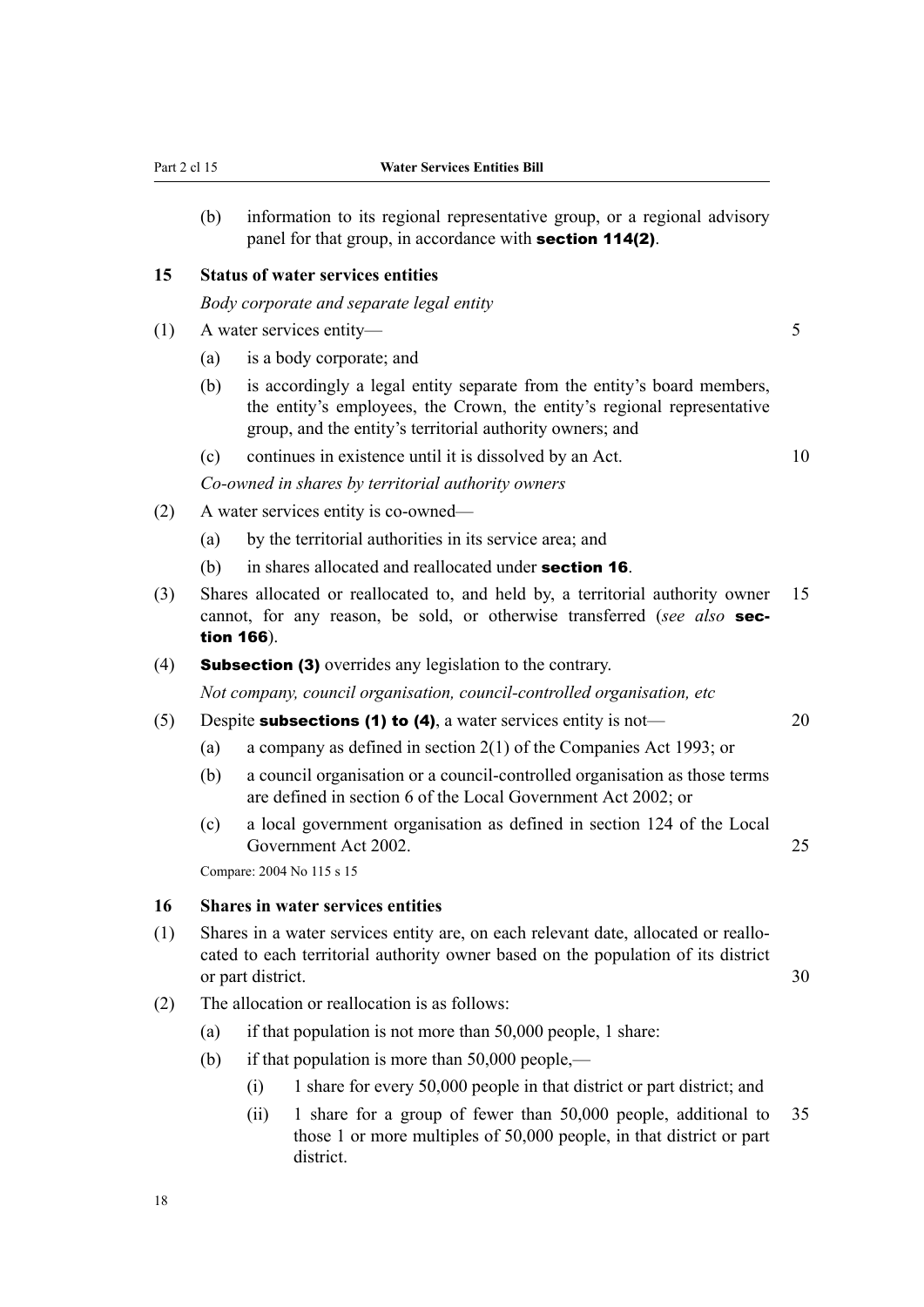(b) information to its regional representative group, or a regional advisory panel for that group, in accordance with **section 114(2)**.

### 15 Status of water services entities

*Body corporate and separate legal entity*

(1) A water services entity—

(a) is a body corporate; and

(b) is accordingly a legal entity separate from the entity's board members, the entity's employees, the Crown, the entity's regional representative group, and the entity's territorial authority owners; and

(c) continues in existence until it is dissolved by an Act.

*Co-owned in shares by territorial authority owners*

(2) A water services entity is co-owned—

(a) by the territorial authorities in its service area; and

(b) in shares allocated and reallocated under **section 16**.

(3) Shares allocated or reallocated to, and held by, a territorial authority owner cannot, for any reason, be sold, or otherwise transferred (*see also* **section 166**).

(4) **Subsection (3)** overrides any legislation to the contrary.

*Not company, council organisation, council-controlled organisation, etc*

(5) Despite **subsections (1) to (4)**, a water services entity is not—

(a) a company as defined in section 2(1) of the Companies Act 1993; or

(b) a council organisation or a council-controlled organisation as those terms are defined in section 6 of the Local Government Act 2002; or

(c) a local government organisation as defined in section 124 of the Local Government Act 2002.

Compare: 2004 No 115 s 15

### 16 Shares in water services entities

(1) Shares in a water services entity are, on each relevant date, allocated or reallocated to each territorial authority owner based on the population of its district or part district.

(2) The allocation or reallocation is as follows:

(a) if that population is not more than 50,000 people, 1 share:

(b) if that population is more than 50,000 people,—

(i) 1 share for every 50,000 people in that district or part district; and

(ii) 1 share for a group of fewer than 50,000 people, additional to those 1 or more multiples of 50,000 people, in that district or part district.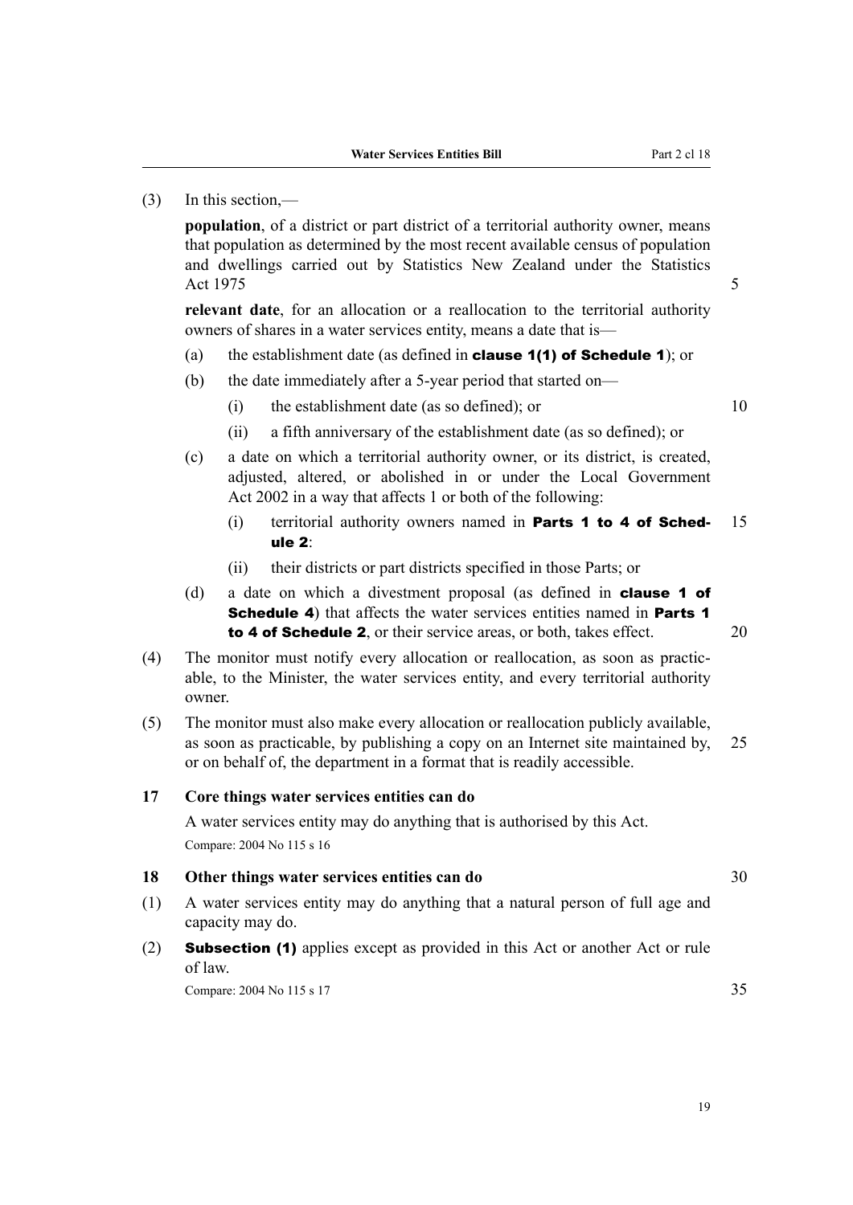(3) In this section,—

**population**, of a district or part district of a territorial authority owner, means that population as determined by the most recent available census of population and dwellings carried out by Statistics New Zealand under the Statistics Act 1975

**relevant date**, for an allocation or a reallocation to the territorial authority owners of shares in a water services entity, means a date that is—

(a) the establishment date (as defined in **clause 1(1) of Schedule 1**); or

(b) the date immediately after a 5-year period that started on—

(i) the establishment date (as so defined); or

(ii) a fifth anniversary of the establishment date (as so defined); or

(c) a date on which a territorial authority owner, or its district, is created, adjusted, altered, or abolished in or under the Local Government Act 2002 in a way that affects 1 or both of the following:

(i) territorial authority owners named in **Parts 1 to 4 of Schedule 2**:

(ii) their districts or part districts specified in those Parts; or

(d) a date on which a divestment proposal (as defined in **clause 1 of Schedule 4**) that affects the water services entities named in **Parts 1 to 4 of Schedule 2**, or their service areas, or both, takes effect.

(4) The monitor must notify every allocation or reallocation, as soon as practicable, to the Minister, the water services entity, and every territorial authority owner.

(5) The monitor must also make every allocation or reallocation publicly available, as soon as practicable, by publishing a copy on an Internet site maintained by, or on behalf of, the department in a format that is readily accessible.

### 17 Core things water services entities can do

A water services entity may do anything that is authorised by this Act.

Compare: 2004 No 115 s 16

### 18 Other things water services entities can do

(1) A water services entity may do anything that a natural person of full age and capacity may do.

(2) **Subsection (1)** applies except as provided in this Act or another Act or rule of law.

Compare: 2004 No 115 s 17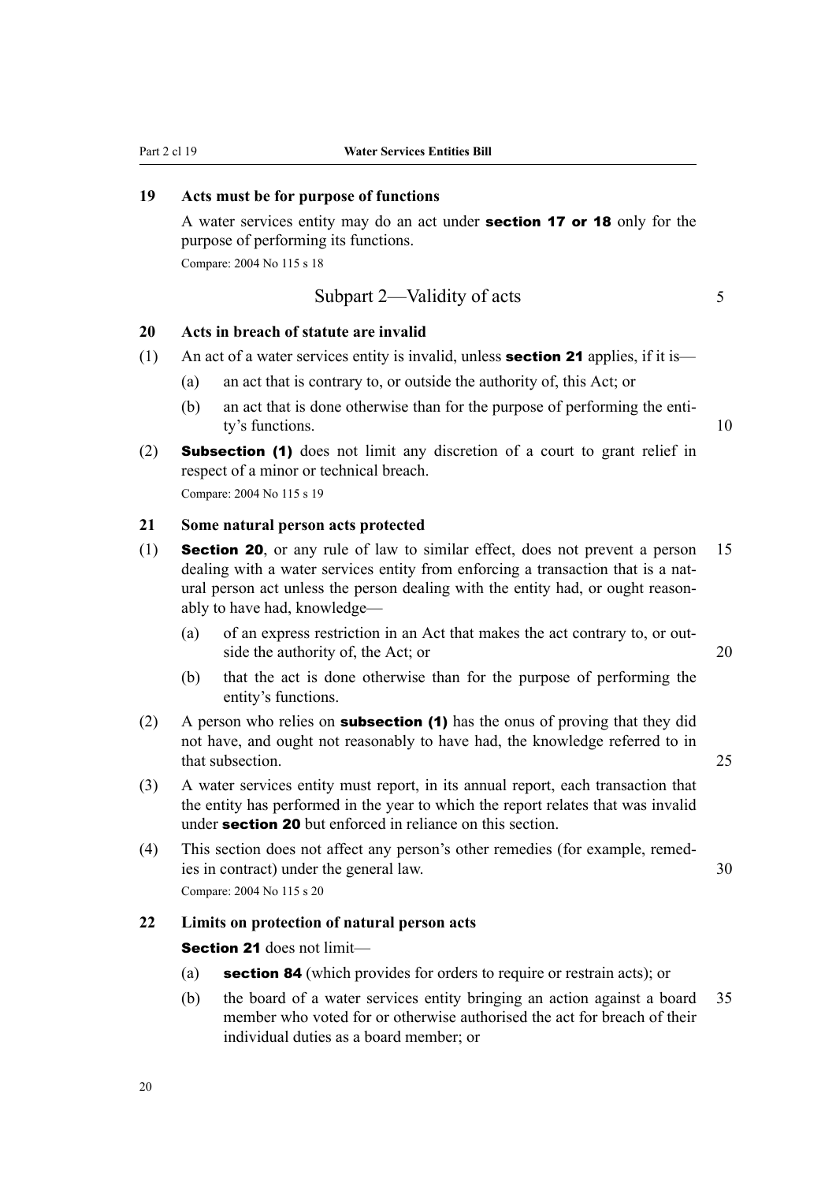### 19 Acts must be for purpose of functions

A water services entity may do an act under **section 17 or 18** only for the purpose of performing its functions.

Compare: 2004 No 115 s 18

## Subpart 2—Validity of acts

### 20 Acts in breach of statute are invalid

(1) An act of a water services entity is invalid, unless **section 21** applies, if it is—

(a) an act that is contrary to, or outside the authority of, this Act; or

(b) an act that is done otherwise than for the purpose of performing the entity's functions.

(2) **Subsection (1)** does not limit any discretion of a court to grant relief in respect of a minor or technical breach.

Compare: 2004 No 115 s 19

### 21 Some natural person acts protected

(1) **Section 20**, or any rule of law to similar effect, does not prevent a person dealing with a water services entity from enforcing a transaction that is a natural person act unless the person dealing with the entity had, or ought reasonably to have had, knowledge—

(a) of an express restriction in an Act that makes the act contrary to, or outside the authority of, the Act; or

(b) that the act is done otherwise than for the purpose of performing the entity's functions.

(2) A person who relies on **subsection (1)** has the onus of proving that they did not have, and ought not reasonably to have had, the knowledge referred to in that subsection.

(3) A water services entity must report, in its annual report, each transaction that the entity has performed in the year to which the report relates that was invalid under **section 20** but enforced in reliance on this section.

(4) This section does not affect any person's other remedies (for example, remedies in contract) under the general law.

Compare: 2004 No 115 s 20

### 22 Limits on protection of natural person acts

**Section 21** does not limit—

(a) **section 84** (which provides for orders to require or restrain acts); or

(b) the board of a water services entity bringing an action against a board member who voted for or otherwise authorised the act for breach of their individual duties as a board member; or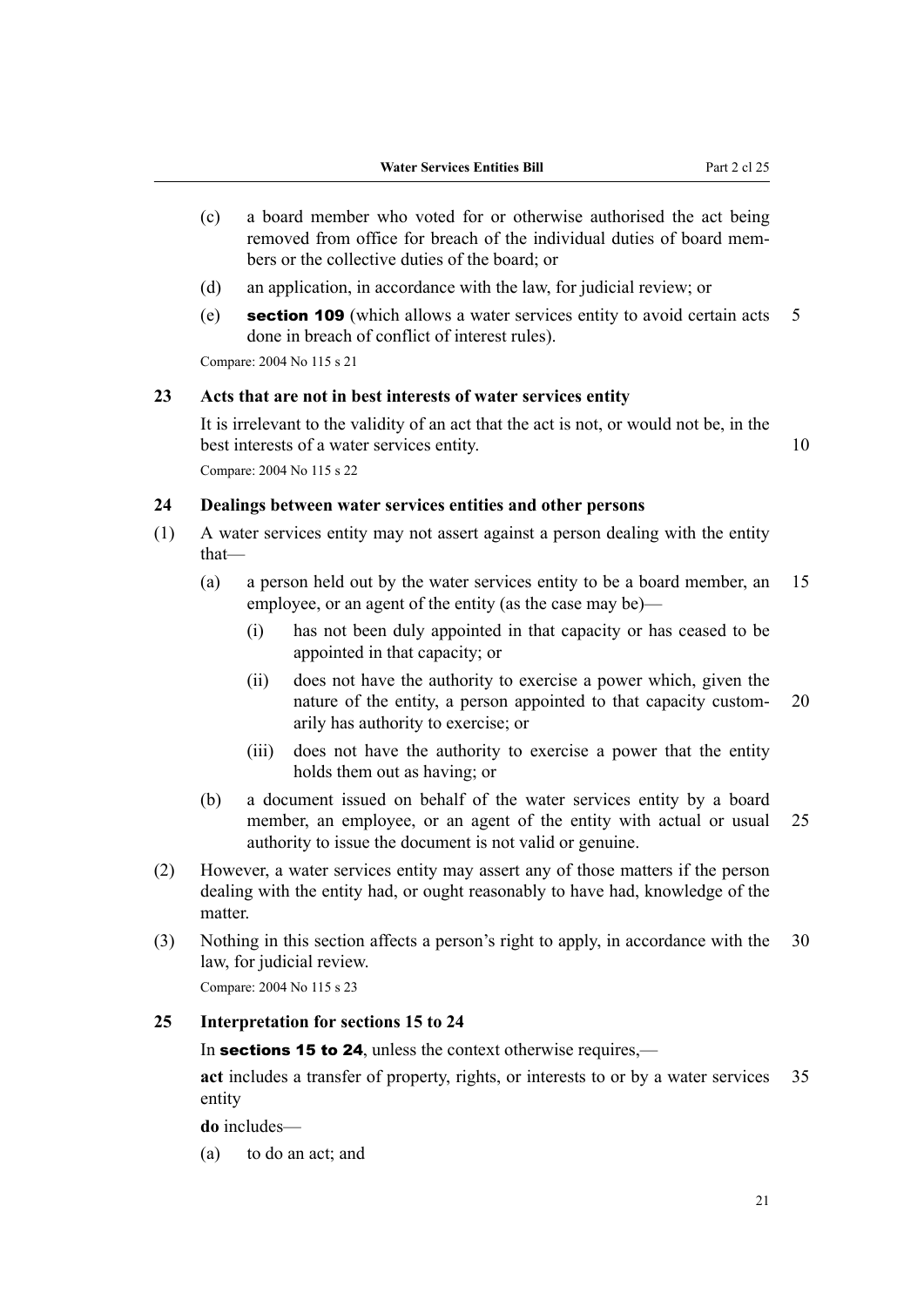(c) a board member who voted for or otherwise authorised the act being removed from office for breach of the individual duties of board members or the collective duties of the board; or

(d) an application, in accordance with the law, for judicial review; or

(e) **section 109** (which allows a water services entity to avoid certain acts done in breach of conflict of interest rules).

Compare: 2004 No 115 s 21

### 23 Acts that are not in best interests of water services entity

It is irrelevant to the validity of an act that the act is not, or would not be, in the best interests of a water services entity.

Compare: 2004 No 115 s 22

### 24 Dealings between water services entities and other persons

(1) A water services entity may not assert against a person dealing with the entity that—

(a) a person held out by the water services entity to be a board member, an employee, or an agent of the entity (as the case may be)—

(i) has not been duly appointed in that capacity or has ceased to be appointed in that capacity; or

(ii) does not have the authority to exercise a power which, given the nature of the entity, a person appointed to that capacity customarily has authority to exercise; or

(iii) does not have the authority to exercise a power that the entity holds them out as having; or

(b) a document issued on behalf of the water services entity by a board member, an employee, or an agent of the entity with actual or usual authority to issue the document is not valid or genuine.

(2) However, a water services entity may assert any of those matters if the person dealing with the entity had, or ought reasonably to have had, knowledge of the matter.

(3) Nothing in this section affects a person's right to apply, in accordance with the law, for judicial review.

Compare: 2004 No 115 s 23

### 25 Interpretation for sections 15 to 24

In **sections 15 to 24**, unless the context otherwise requires,—

**act** includes a transfer of property, rights, or interests to or by a water services entity

**do** includes—

(a) to do an act; and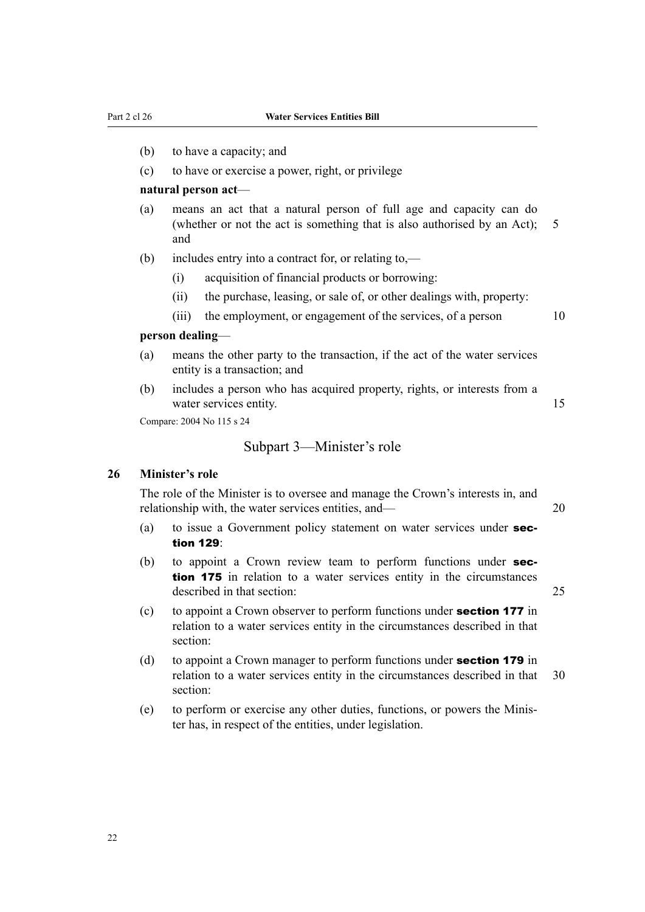(b) to have a capacity; and

(c) to have or exercise a power, right, or privilege

**natural person act**—

(a) means an act that a natural person of full age and capacity can do (whether or not the act is something that is also authorised by an Act); and

(b) includes entry into a contract for, or relating to,—

 (i) acquisition of financial products or borrowing:

 (ii) the purchase, leasing, or sale of, or other dealings with, property:

 (iii) the employment, or engagement of the services, of a person

**person dealing**—

(a) means the other party to the transaction, if the act of the water services entity is a transaction; and

(b) includes a person who has acquired property, rights, or interests from a water services entity.

Compare: 2004 No 115 s 24

## Subpart 3—Minister's role

### 26 Minister's role

The role of the Minister is to oversee and manage the Crown's interests in, and relationship with, the water services entities, and—

(a) to issue a Government policy statement on water services under **section 129**:

(b) to appoint a Crown review team to perform functions under **section 175** in relation to a water services entity in the circumstances described in that section:

(c) to appoint a Crown observer to perform functions under **section 177** in relation to a water services entity in the circumstances described in that section:

(d) to appoint a Crown manager to perform functions under **section 179** in relation to a water services entity in the circumstances described in that section:

(e) to perform or exercise any other duties, functions, or powers the Minister has, in respect of the entities, under legislation.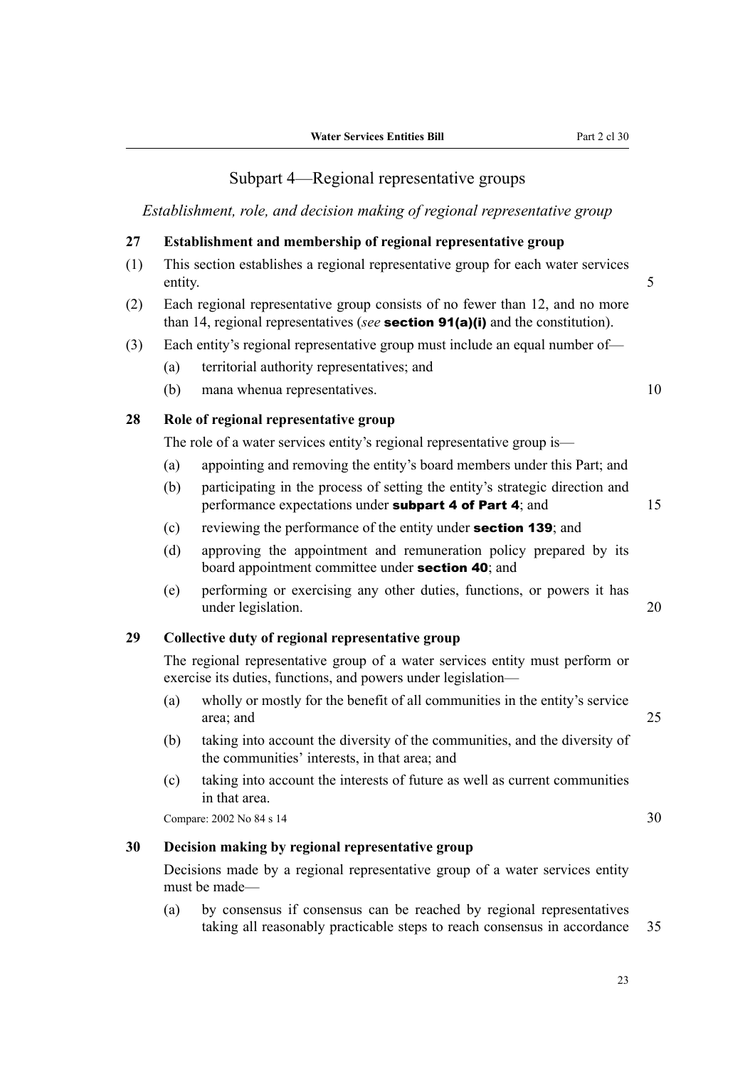## Subpart 4—Regional representative groups

*Establishment, role, and decision making of regional representative group*

### 27 Establishment and membership of regional representative group

(1) This section establishes a regional representative group for each water services entity.

(2) Each regional representative group consists of no fewer than 12, and no more than 14, regional representatives (*see* **section 91(a)(i)** and the constitution).

(3) Each entity's regional representative group must include an equal number of—

- (a) territorial authority representatives; and
- (b) mana whenua representatives.

### 28 Role of regional representative group

The role of a water services entity's regional representative group is—

- (a) appointing and removing the entity's board members under this Part; and
- (b) participating in the process of setting the entity's strategic direction and performance expectations under **subpart 4 of Part 4**; and
- (c) reviewing the performance of the entity under **section 139**; and
- (d) approving the appointment and remuneration policy prepared by its board appointment committee under **section 40**; and
- (e) performing or exercising any other duties, functions, or powers it has under legislation.

### 29 Collective duty of regional representative group

The regional representative group of a water services entity must perform or exercise its duties, functions, and powers under legislation—

- (a) wholly or mostly for the benefit of all communities in the entity's service area; and
- (b) taking into account the diversity of the communities, and the diversity of the communities' interests, in that area; and
- (c) taking into account the interests of future as well as current communities in that area.

Compare: 2002 No 84 s 14

### 30 Decision making by regional representative group

Decisions made by a regional representative group of a water services entity must be made—

- (a) by consensus if consensus can be reached by regional representatives taking all reasonably practicable steps to reach consensus in accordance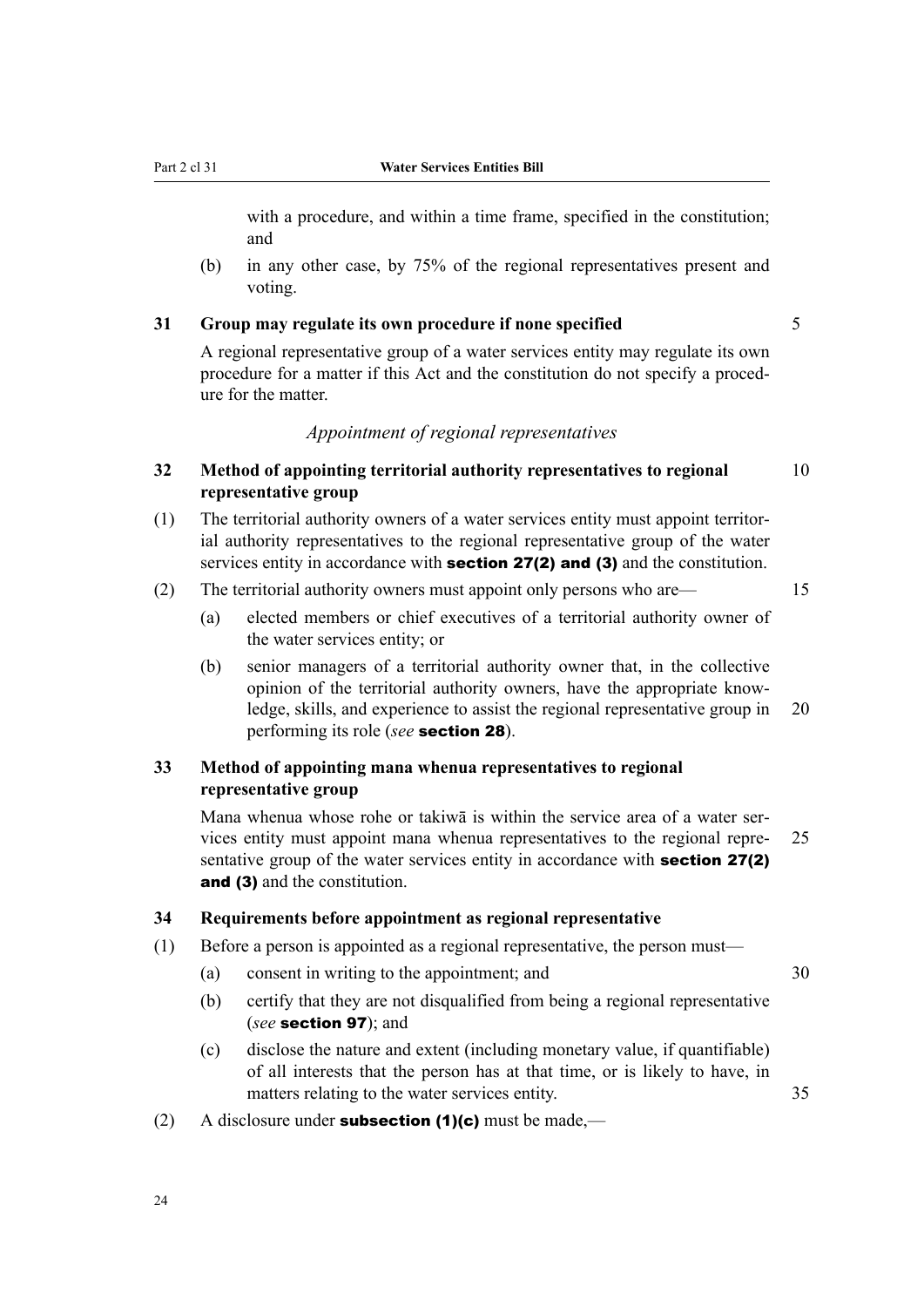with a procedure, and within a time frame, specified in the constitution; and

(b) in any other case, by 75% of the regional representatives present and voting.

### 31 Group may regulate its own procedure if none specified

A regional representative group of a water services entity may regulate its own procedure for a matter if this Act and the constitution do not specify a procedure for the matter.

*Appointment of regional representatives*

### 32 Method of appointing territorial authority representatives to regional representative group

(1) The territorial authority owners of a water services entity must appoint territorial authority representatives to the regional representative group of the water services entity in accordance with **section 27(2) and (3)** and the constitution.

(2) The territorial authority owners must appoint only persons who are—

(a) elected members or chief executives of a territorial authority owner of the water services entity; or

(b) senior managers of a territorial authority owner that, in the collective opinion of the territorial authority owners, have the appropriate knowledge, skills, and experience to assist the regional representative group in performing its role (*see* **section 28**).

### 33 Method of appointing mana whenua representatives to regional representative group

Mana whenua whose rohe or takiwā is within the service area of a water services entity must appoint mana whenua representatives to the regional representative group of the water services entity in accordance with **section 27(2) and (3)** and the constitution.

### 34 Requirements before appointment as regional representative

(1) Before a person is appointed as a regional representative, the person must—

(a) consent in writing to the appointment; and

(b) certify that they are not disqualified from being a regional representative (*see* **section 97**); and

(c) disclose the nature and extent (including monetary value, if quantifiable) of all interests that the person has at that time, or is likely to have, in matters relating to the water services entity.

(2) A disclosure under **subsection (1)(c)** must be made,—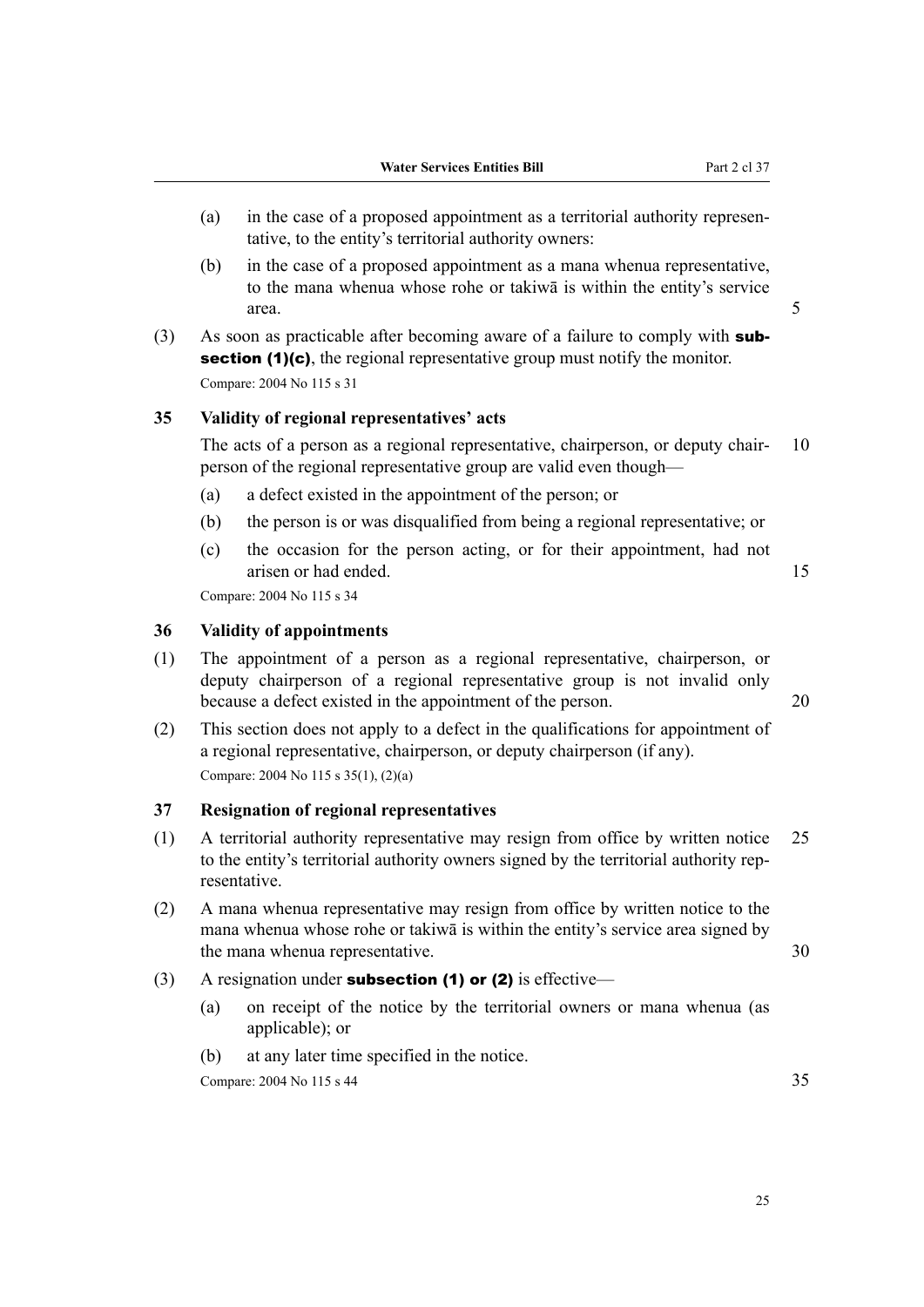(a) in the case of a proposed appointment as a territorial authority representative, to the entity's territorial authority owners:

(b) in the case of a proposed appointment as a mana whenua representative, to the mana whenua whose rohe or takiwā is within the entity's service area.

(3) As soon as practicable after becoming aware of a failure to comply with **subsection (1)(c)**, the regional representative group must notify the monitor.

Compare: 2004 No 115 s 31

### 35 Validity of regional representatives' acts

The acts of a person as a regional representative, chairperson, or deputy chairperson of the regional representative group are valid even though—

(a) a defect existed in the appointment of the person; or

(b) the person is or was disqualified from being a regional representative; or

(c) the occasion for the person acting, or for their appointment, had not arisen or had ended.

Compare: 2004 No 115 s 34

### 36 Validity of appointments

(1) The appointment of a person as a regional representative, chairperson, or deputy chairperson of a regional representative group is not invalid only because a defect existed in the appointment of the person.

(2) This section does not apply to a defect in the qualifications for appointment of a regional representative, chairperson, or deputy chairperson (if any).

Compare: 2004 No 115 s 35(1), (2)(a)

### 37 Resignation of regional representatives

(1) A territorial authority representative may resign from office by written notice to the entity's territorial authority owners signed by the territorial authority representative.

(2) A mana whenua representative may resign from office by written notice to the mana whenua whose rohe or takiwā is within the entity's service area signed by the mana whenua representative.

(3) A resignation under **subsection (1) or (2)** is effective—

(a) on receipt of the notice by the territorial owners or mana whenua (as applicable); or

(b) at any later time specified in the notice.

Compare: 2004 No 115 s 44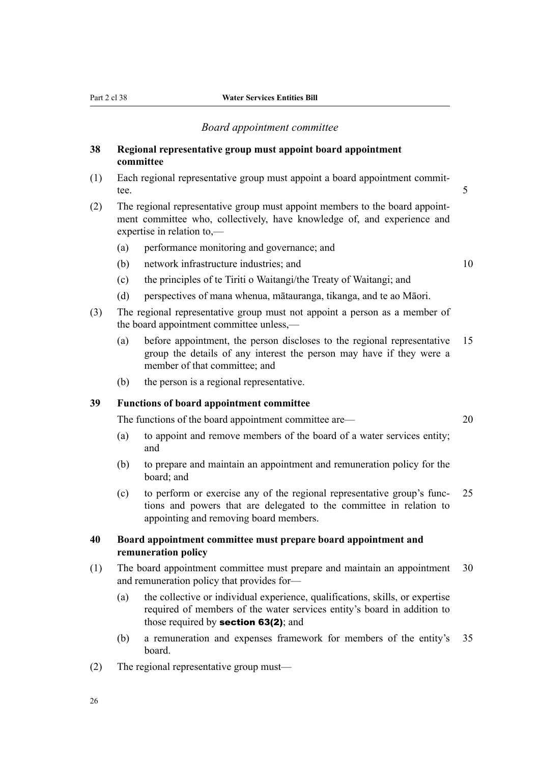*Board appointment committee*

**38 Regional representative group must appoint board appointment committee**

(1) Each regional representative group must appoint a board appointment committee.

(2) The regional representative group must appoint members to the board appointment committee who, collectively, have knowledge of, and experience and expertise in relation to,—

- (a) performance monitoring and governance; and
- (b) network infrastructure industries; and
- (c) the principles of te Tiriti o Waitangi/the Treaty of Waitangi; and
- (d) perspectives of mana whenua, mātauranga, tikanga, and te ao Māori.

(3) The regional representative group must not appoint a person as a member of the board appointment committee unless,—

- (a) before appointment, the person discloses to the regional representative group the details of any interest the person may have if they were a member of that committee; and
- (b) the person is a regional representative.

**39 Functions of board appointment committee**

The functions of the board appointment committee are—

- (a) to appoint and remove members of the board of a water services entity; and
- (b) to prepare and maintain an appointment and remuneration policy for the board; and
- (c) to perform or exercise any of the regional representative group's functions and powers that are delegated to the committee in relation to appointing and removing board members.

**40 Board appointment committee must prepare board appointment and remuneration policy**

(1) The board appointment committee must prepare and maintain an appointment and remuneration policy that provides for—

- (a) the collective or individual experience, qualifications, skills, or expertise required of members of the water services entity's board in addition to those required by **section 63(2)**; and
- (b) a remuneration and expenses framework for members of the entity's board.

(2) The regional representative group must—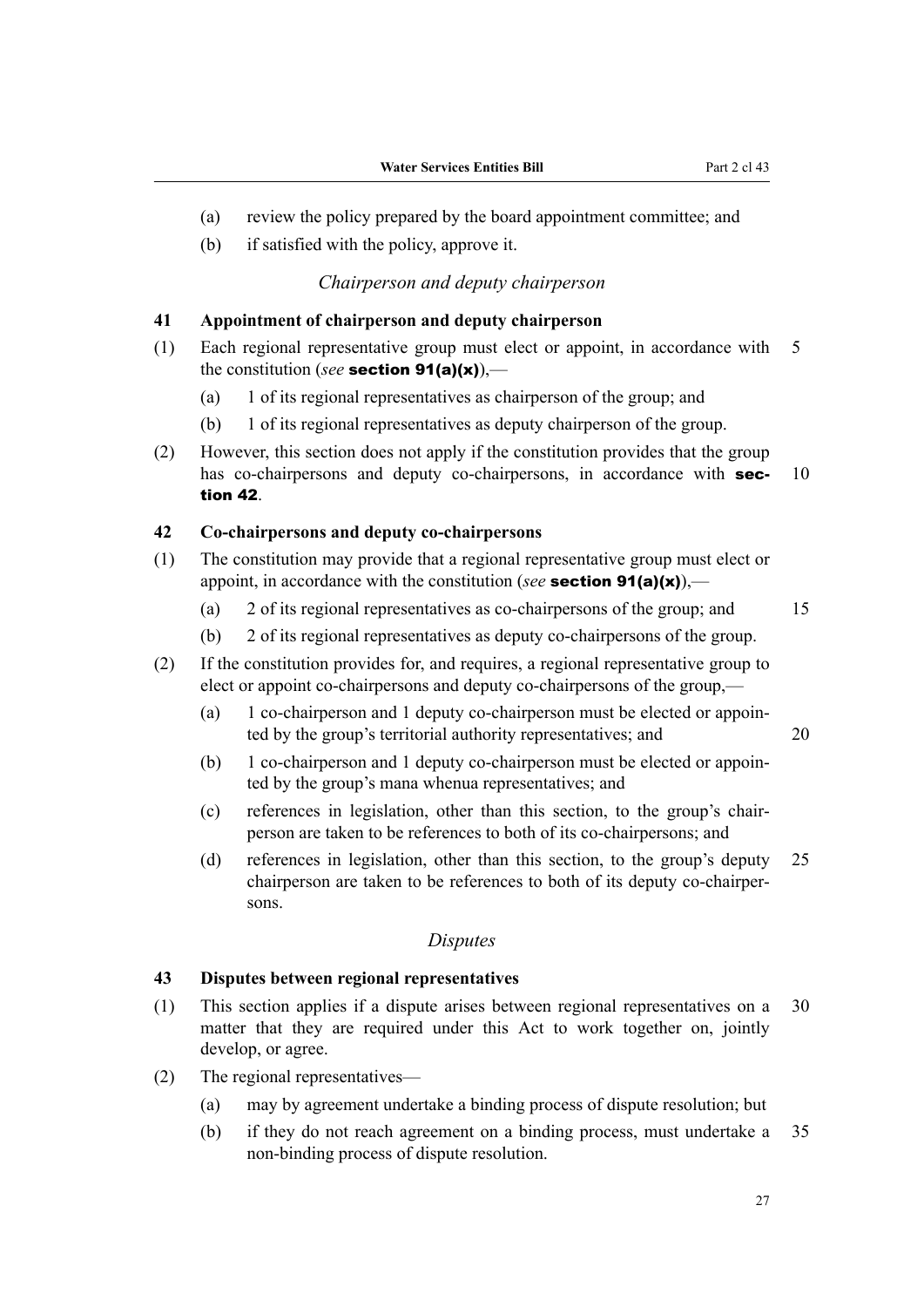(a) review the policy prepared by the board appointment committee; and

(b) if satisfied with the policy, approve it.

### *Chairperson and deputy chairperson*

#### 41 Appointment of chairperson and deputy chairperson

(1) Each regional representative group must elect or appoint, in accordance with the constitution (*see* **section 91(a)(x)**),—

(a) 1 of its regional representatives as chairperson of the group; and

(b) 1 of its regional representatives as deputy chairperson of the group.

(2) However, this section does not apply if the constitution provides that the group has co-chairpersons and deputy co-chairpersons, in accordance with **section 42**.

#### 42 Co-chairpersons and deputy co-chairpersons

(1) The constitution may provide that a regional representative group must elect or appoint, in accordance with the constitution (*see* **section 91(a)(x)**),—

(a) 2 of its regional representatives as co-chairpersons of the group; and

(b) 2 of its regional representatives as deputy co-chairpersons of the group.

(2) If the constitution provides for, and requires, a regional representative group to elect or appoint co-chairpersons and deputy co-chairpersons of the group,—

(a) 1 co-chairperson and 1 deputy co-chairperson must be elected or appointed by the group's territorial authority representatives; and

(b) 1 co-chairperson and 1 deputy co-chairperson must be elected or appointed by the group's mana whenua representatives; and

(c) references in legislation, other than this section, to the group's chairperson are taken to be references to both of its co-chairpersons; and

(d) references in legislation, other than this section, to the group's deputy chairperson are taken to be references to both of its deputy co-chairpersons.

### *Disputes*

#### 43 Disputes between regional representatives

(1) This section applies if a dispute arises between regional representatives on a matter that they are required under this Act to work together on, jointly develop, or agree.

(2) The regional representatives—

(a) may by agreement undertake a binding process of dispute resolution; but

(b) if they do not reach agreement on a binding process, must undertake a non-binding process of dispute resolution.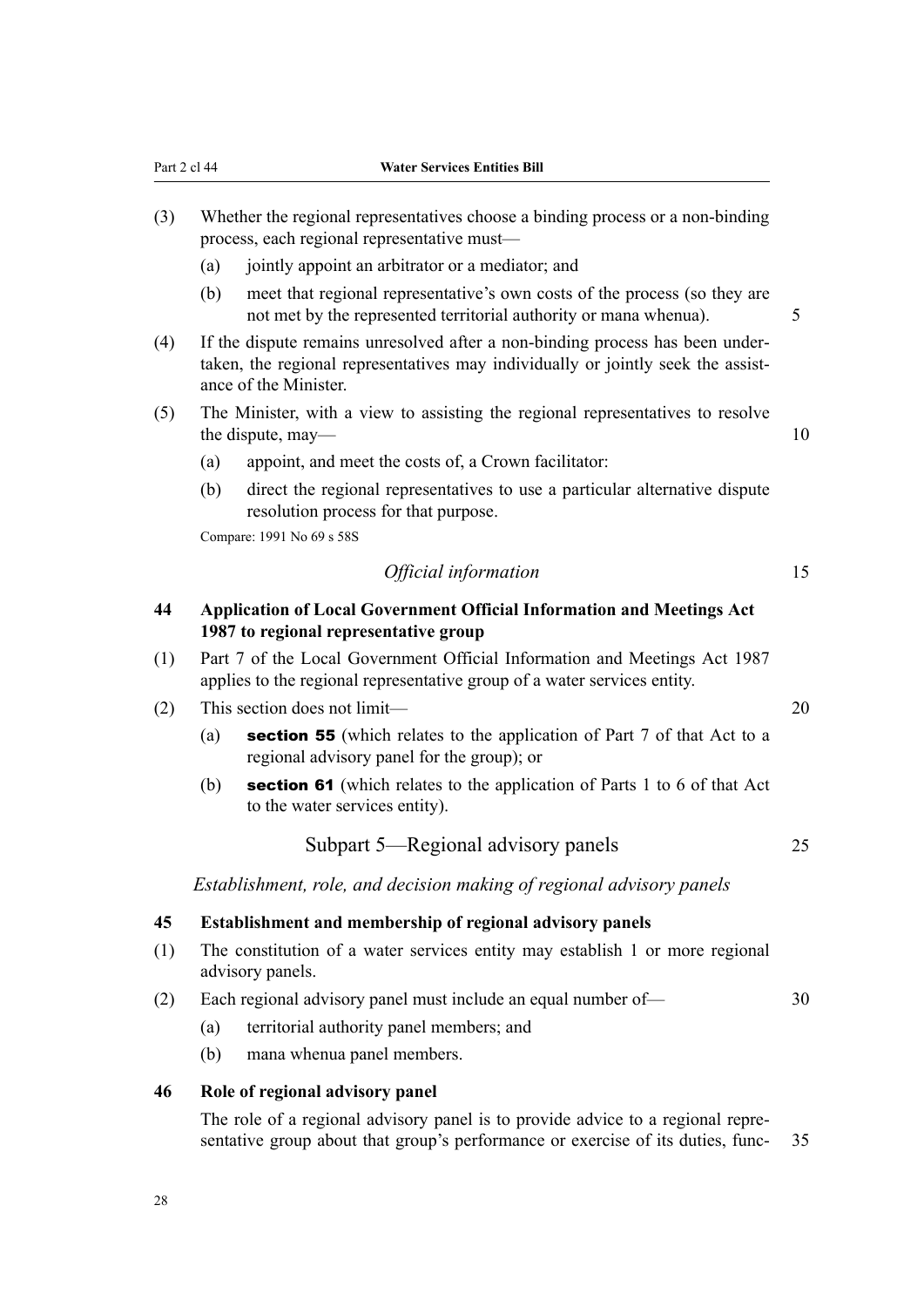(3) Whether the regional representatives choose a binding process or a non-binding process, each regional representative must—

(a) jointly appoint an arbitrator or a mediator; and

(b) meet that regional representative's own costs of the process (so they are not met by the represented territorial authority or mana whenua).

(4) If the dispute remains unresolved after a non-binding process has been undertaken, the regional representatives may individually or jointly seek the assistance of the Minister.

(5) The Minister, with a view to assisting the regional representatives to resolve the dispute, may—

(a) appoint, and meet the costs of, a Crown facilitator:

(b) direct the regional representatives to use a particular alternative dispute resolution process for that purpose.

Compare: 1991 No 69 s 58S

*Official information*

### 44 Application of Local Government Official Information and Meetings Act 1987 to regional representative group

(1) Part 7 of the Local Government Official Information and Meetings Act 1987 applies to the regional representative group of a water services entity.

(2) This section does not limit—

(a) **section 55** (which relates to the application of Part 7 of that Act to a regional advisory panel for the group); or

(b) **section 61** (which relates to the application of Parts 1 to 6 of that Act to the water services entity).

## Subpart 5—Regional advisory panels

*Establishment, role, and decision making of regional advisory panels*

### 45 Establishment and membership of regional advisory panels

(1) The constitution of a water services entity may establish 1 or more regional advisory panels.

(2) Each regional advisory panel must include an equal number of—

(a) territorial authority panel members; and

(b) mana whenua panel members.

### 46 Role of regional advisory panel

The role of a regional advisory panel is to provide advice to a regional representative group about that group's performance or exercise of its duties, func-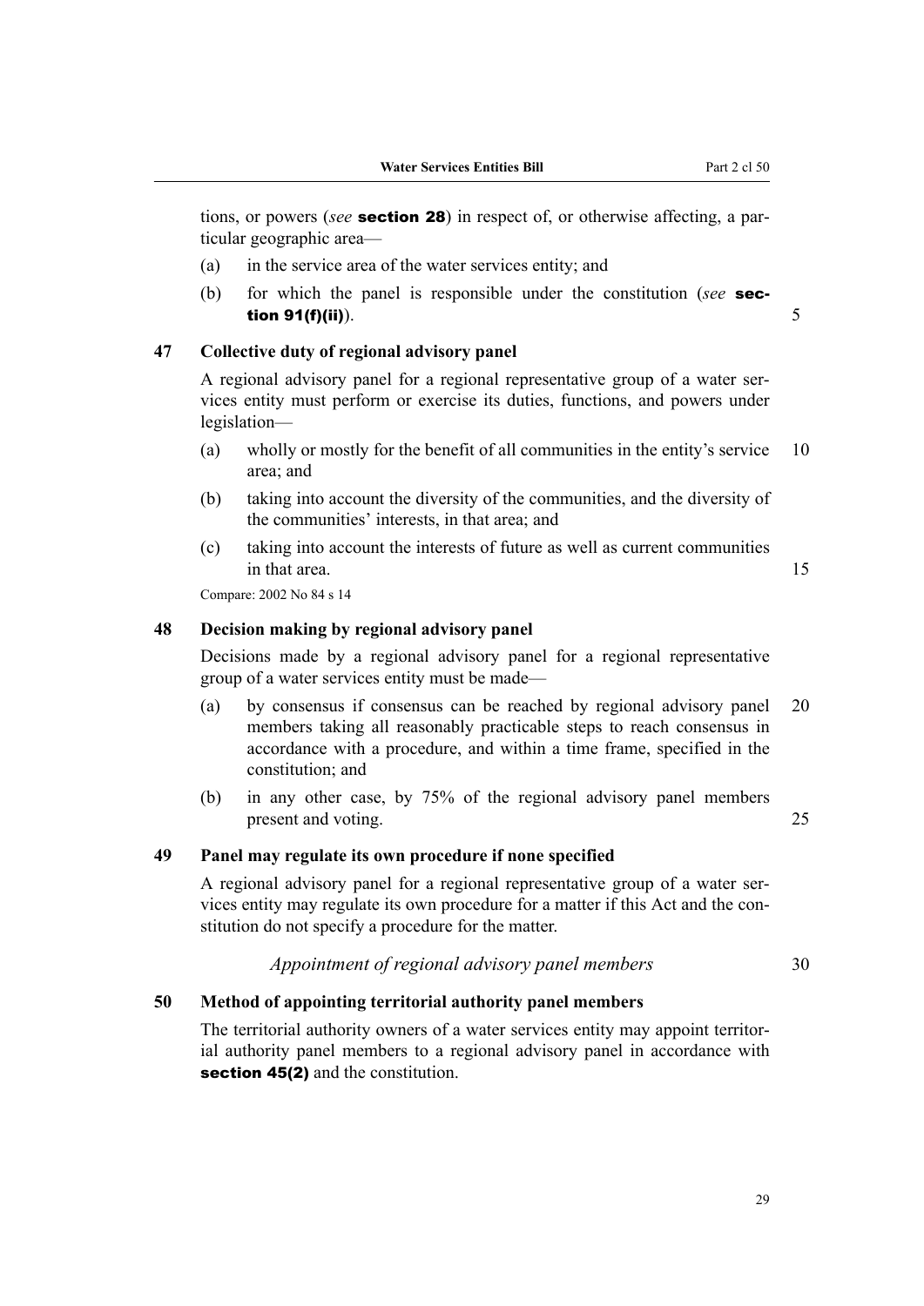tions, or powers (*see* **section 28**) in respect of, or otherwise affecting, a particular geographic area—

(a) in the service area of the water services entity; and

(b) for which the panel is responsible under the constitution (*see* **section 91(f)(ii)**).

### 47 Collective duty of regional advisory panel

A regional advisory panel for a regional representative group of a water services entity must perform or exercise its duties, functions, and powers under legislation—

(a) wholly or mostly for the benefit of all communities in the entity's service area; and

(b) taking into account the diversity of the communities, and the diversity of the communities' interests, in that area; and

(c) taking into account the interests of future as well as current communities in that area.

Compare: 2002 No 84 s 14

### 48 Decision making by regional advisory panel

Decisions made by a regional advisory panel for a regional representative group of a water services entity must be made—

(a) by consensus if consensus can be reached by regional advisory panel members taking all reasonably practicable steps to reach consensus in accordance with a procedure, and within a time frame, specified in the constitution; and

(b) in any other case, by 75% of the regional advisory panel members present and voting.

### 49 Panel may regulate its own procedure if none specified

A regional advisory panel for a regional representative group of a water services entity may regulate its own procedure for a matter if this Act and the constitution do not specify a procedure for the matter.

*Appointment of regional advisory panel members*

### 50 Method of appointing territorial authority panel members

The territorial authority owners of a water services entity may appoint territorial authority panel members to a regional advisory panel in accordance with **section 45(2)** and the constitution.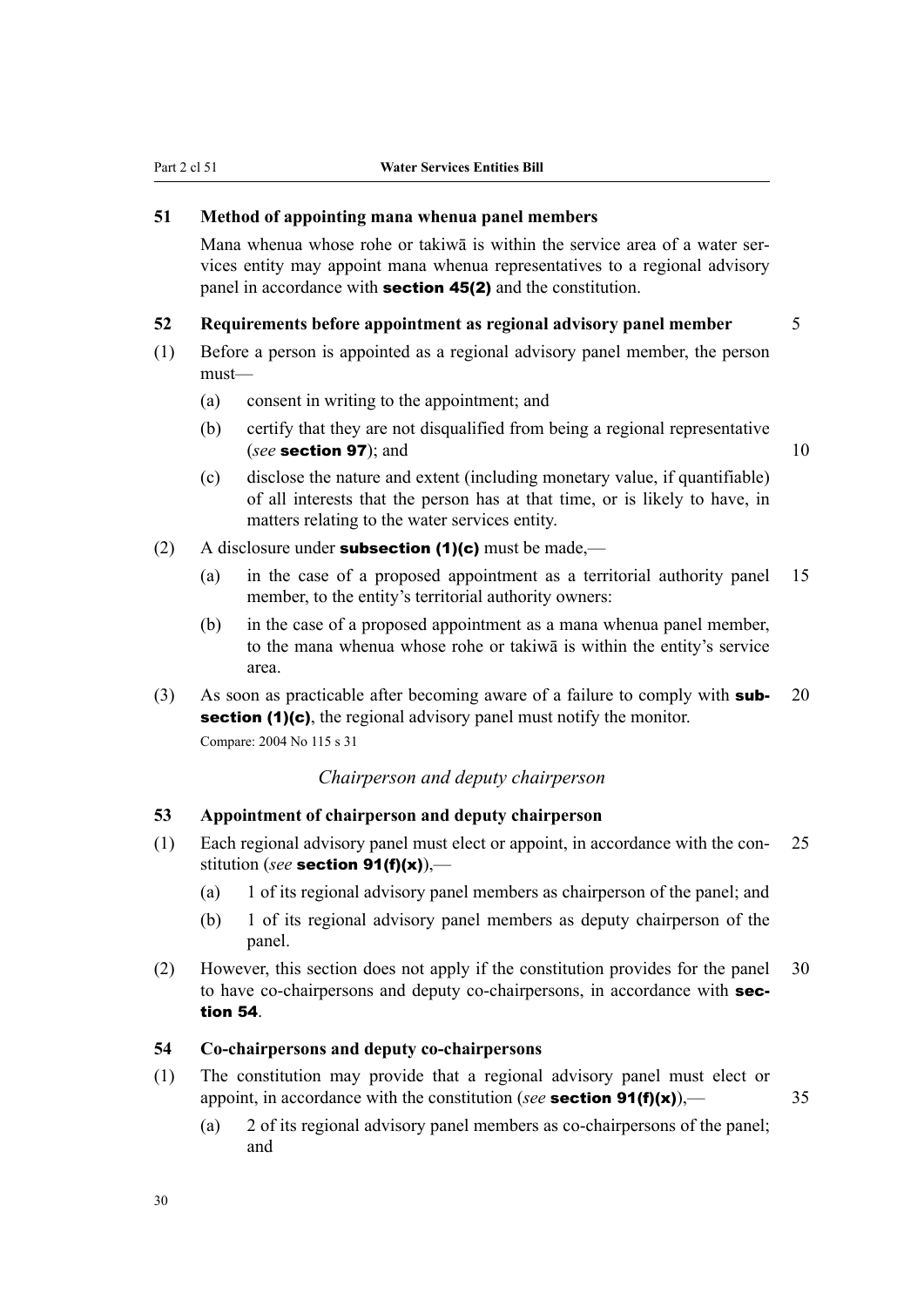### 51 Method of appointing mana whenua panel members

Mana whenua whose rohe or takiwā is within the service area of a water services entity may appoint mana whenua representatives to a regional advisory panel in accordance with **section 45(2)** and the constitution.

### 52 Requirements before appointment as regional advisory panel member

(1) Before a person is appointed as a regional advisory panel member, the person must—

- (a) consent in writing to the appointment; and
- (b) certify that they are not disqualified from being a regional representative (*see* **section 97**); and
- (c) disclose the nature and extent (including monetary value, if quantifiable) of all interests that the person has at that time, or is likely to have, in matters relating to the water services entity.

(2) A disclosure under **subsection (1)(c)** must be made,—

- (a) in the case of a proposed appointment as a territorial authority panel member, to the entity's territorial authority owners:
- (b) in the case of a proposed appointment as a mana whenua panel member, to the mana whenua whose rohe or takiwā is within the entity's service area.

(3) As soon as practicable after becoming aware of a failure to comply with **subsection (1)(c)**, the regional advisory panel must notify the monitor.

Compare: 2004 No 115 s 31

*Chairperson and deputy chairperson*

### 53 Appointment of chairperson and deputy chairperson

(1) Each regional advisory panel must elect or appoint, in accordance with the constitution (*see* **section 91(f)(x)**),—

- (a) 1 of its regional advisory panel members as chairperson of the panel; and
- (b) 1 of its regional advisory panel members as deputy chairperson of the panel.

(2) However, this section does not apply if the constitution provides for the panel to have co-chairpersons and deputy co-chairpersons, in accordance with **section 54**.

### 54 Co-chairpersons and deputy co-chairpersons

(1) The constitution may provide that a regional advisory panel must elect or appoint, in accordance with the constitution (*see* **section 91(f)(x)**),—

- (a) 2 of its regional advisory panel members as co-chairpersons of the panel; and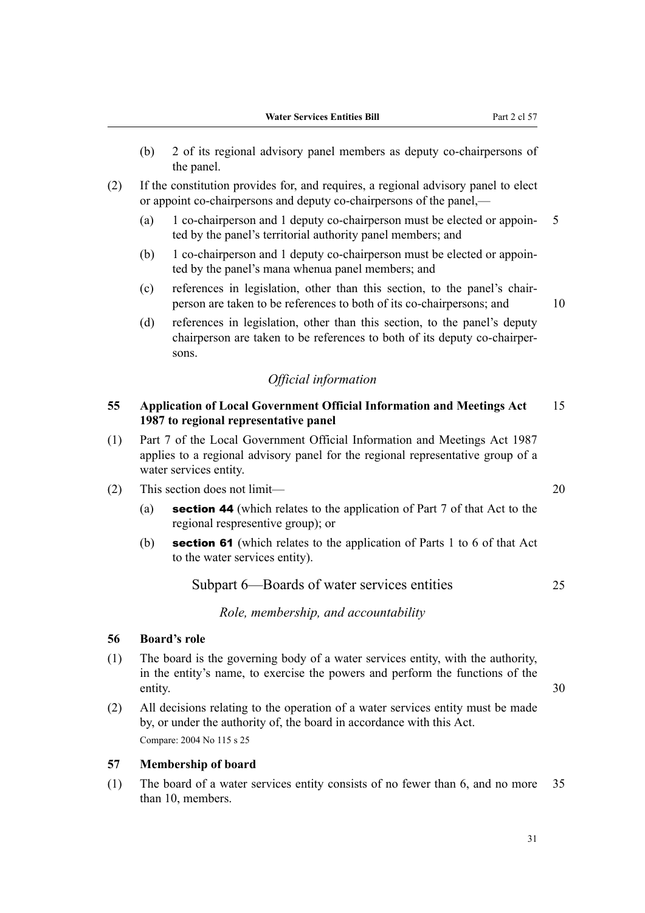(b) 2 of its regional advisory panel members as deputy co-chairpersons of the panel.

(2) If the constitution provides for, and requires, a regional advisory panel to elect or appoint co-chairpersons and deputy co-chairpersons of the panel,—

(a) 1 co-chairperson and 1 deputy co-chairperson must be elected or appointed by the panel's territorial authority panel members; and

(b) 1 co-chairperson and 1 deputy co-chairperson must be elected or appointed by the panel's mana whenua panel members; and

(c) references in legislation, other than this section, to the panel's chairperson are taken to be references to both of its co-chairpersons; and

(d) references in legislation, other than this section, to the panel's deputy chairperson are taken to be references to both of its deputy co-chairpersons.

*Official information*

**55 Application of Local Government Official Information and Meetings Act 1987 to regional representative panel**

(1) Part 7 of the Local Government Official Information and Meetings Act 1987 applies to a regional advisory panel for the regional representative group of a water services entity.

(2) This section does not limit—

(a) **section 44** (which relates to the application of Part 7 of that Act to the regional respresentive group); or

(b) **section 61** (which relates to the application of Parts 1 to 6 of that Act to the water services entity).

## Subpart 6—Boards of water services entities

*Role, membership, and accountability*

**56 Board's role**

(1) The board is the governing body of a water services entity, with the authority, in the entity's name, to exercise the powers and perform the functions of the entity.

(2) All decisions relating to the operation of a water services entity must be made by, or under the authority of, the board in accordance with this Act.

Compare: 2004 No 115 s 25

**57 Membership of board**

(1) The board of a water services entity consists of no fewer than 6, and no more than 10, members.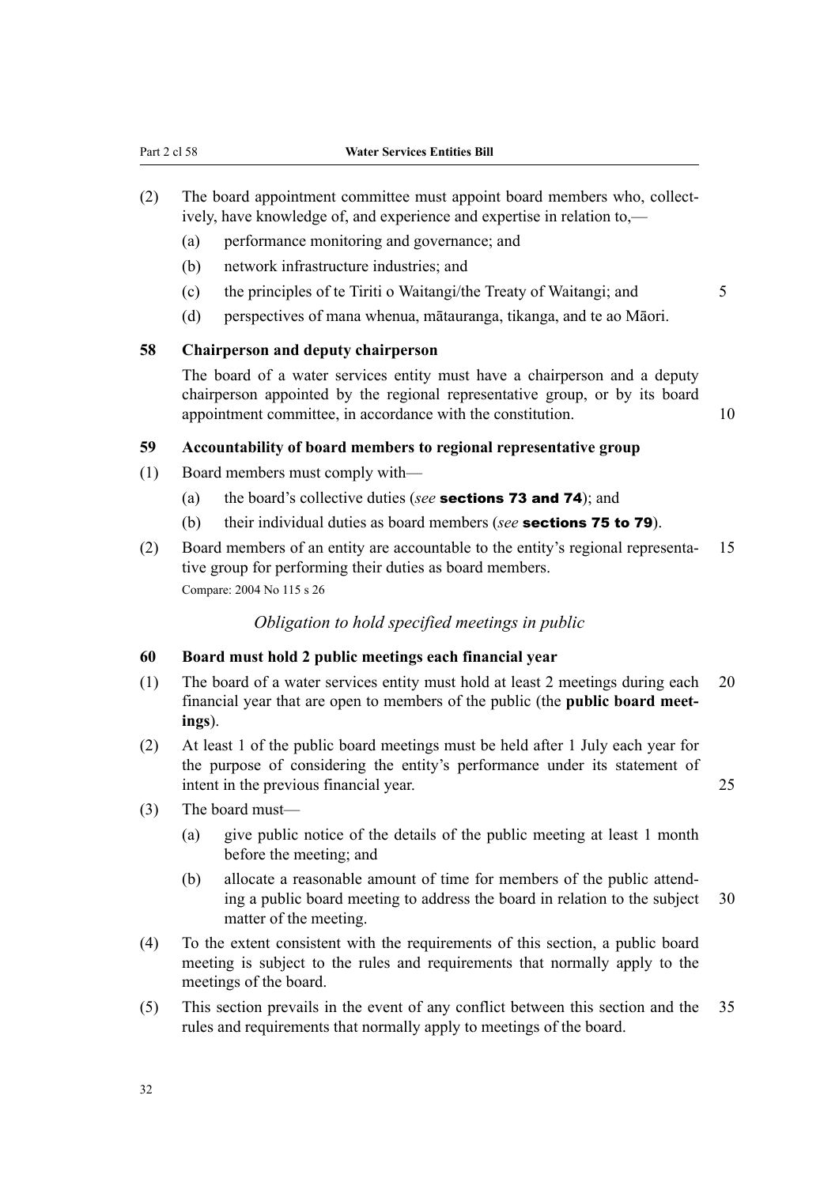(2) The board appointment committee must appoint board members who, collectively, have knowledge of, and experience and expertise in relation to,—

(a) performance monitoring and governance; and

(b) network infrastructure industries; and

(c) the principles of te Tiriti o Waitangi/the Treaty of Waitangi; and

(d) perspectives of mana whenua, mātauranga, tikanga, and te ao Māori.

### 58 Chairperson and deputy chairperson

The board of a water services entity must have a chairperson and a deputy chairperson appointed by the regional representative group, or by its board appointment committee, in accordance with the constitution.

### 59 Accountability of board members to regional representative group

(1) Board members must comply with—

(a) the board's collective duties (*see* **sections 73 and 74**); and

(b) their individual duties as board members (*see* **sections 75 to 79**).

(2) Board members of an entity are accountable to the entity's regional representative group for performing their duties as board members.

Compare: 2004 No 115 s 26

*Obligation to hold specified meetings in public*

### 60 Board must hold 2 public meetings each financial year

(1) The board of a water services entity must hold at least 2 meetings during each financial year that are open to members of the public (the **public board meetings**).

(2) At least 1 of the public board meetings must be held after 1 July each year for the purpose of considering the entity's performance under its statement of intent in the previous financial year.

(3) The board must—

(a) give public notice of the details of the public meeting at least 1 month before the meeting; and

(b) allocate a reasonable amount of time for members of the public attending a public board meeting to address the board in relation to the subject matter of the meeting.

(4) To the extent consistent with the requirements of this section, a public board meeting is subject to the rules and requirements that normally apply to the meetings of the board.

(5) This section prevails in the event of any conflict between this section and the rules and requirements that normally apply to meetings of the board.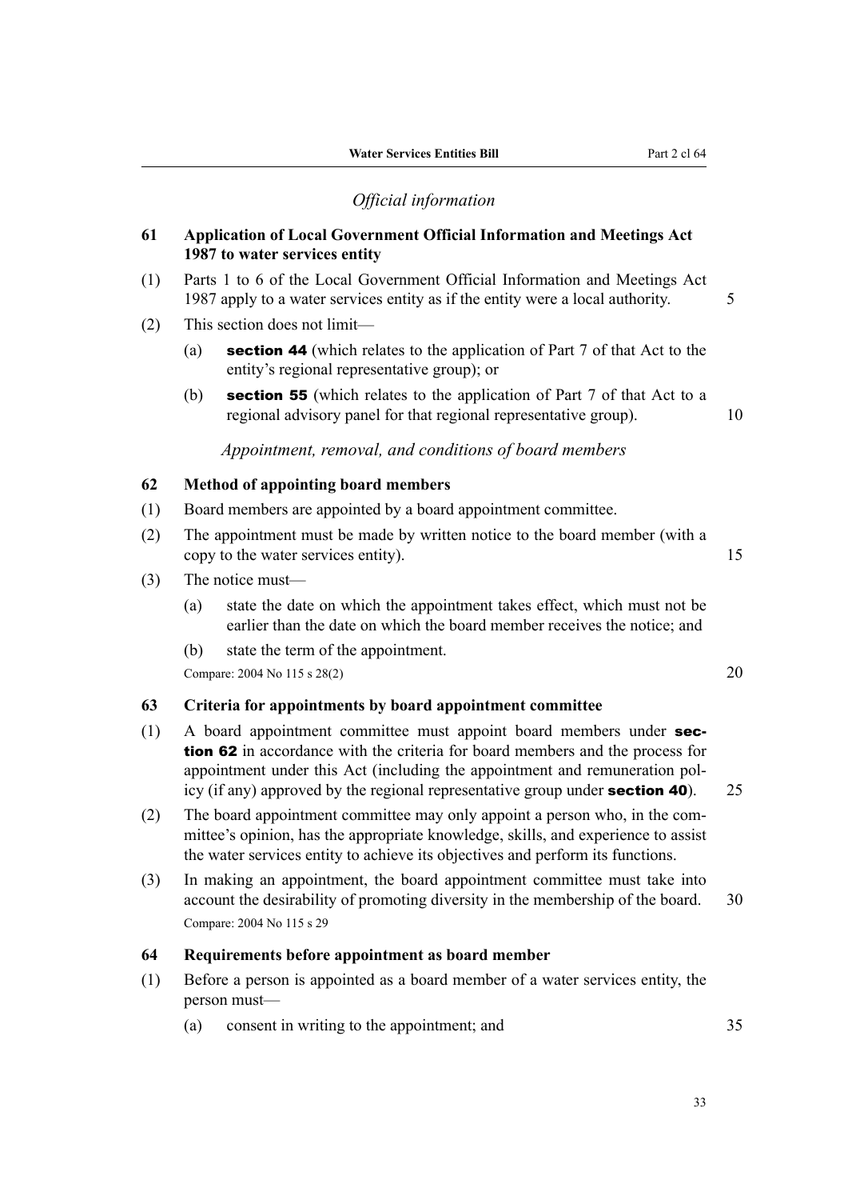*Official information*

**61 Application of Local Government Official Information and Meetings Act 1987 to water services entity**

(1) Parts 1 to 6 of the Local Government Official Information and Meetings Act 1987 apply to a water services entity as if the entity were a local authority.

(2) This section does not limit—

(a) **section 44** (which relates to the application of Part 7 of that Act to the entity's regional representative group); or

(b) **section 55** (which relates to the application of Part 7 of that Act to a regional advisory panel for that regional representative group).

*Appointment, removal, and conditions of board members*

**62 Method of appointing board members**

(1) Board members are appointed by a board appointment committee.

(2) The appointment must be made by written notice to the board member (with a copy to the water services entity).

(3) The notice must—

(a) state the date on which the appointment takes effect, which must not be earlier than the date on which the board member receives the notice; and

(b) state the term of the appointment.

Compare: 2004 No 115 s 28(2)

**63 Criteria for appointments by board appointment committee**

(1) A board appointment committee must appoint board members under **section 62** in accordance with the criteria for board members and the process for appointment under this Act (including the appointment and remuneration policy (if any) approved by the regional representative group under **section 40**).

(2) The board appointment committee may only appoint a person who, in the committee's opinion, has the appropriate knowledge, skills, and experience to assist the water services entity to achieve its objectives and perform its functions.

(3) In making an appointment, the board appointment committee must take into account the desirability of promoting diversity in the membership of the board.

Compare: 2004 No 115 s 29

**64 Requirements before appointment as board member**

(1) Before a person is appointed as a board member of a water services entity, the person must—

(a) consent in writing to the appointment; and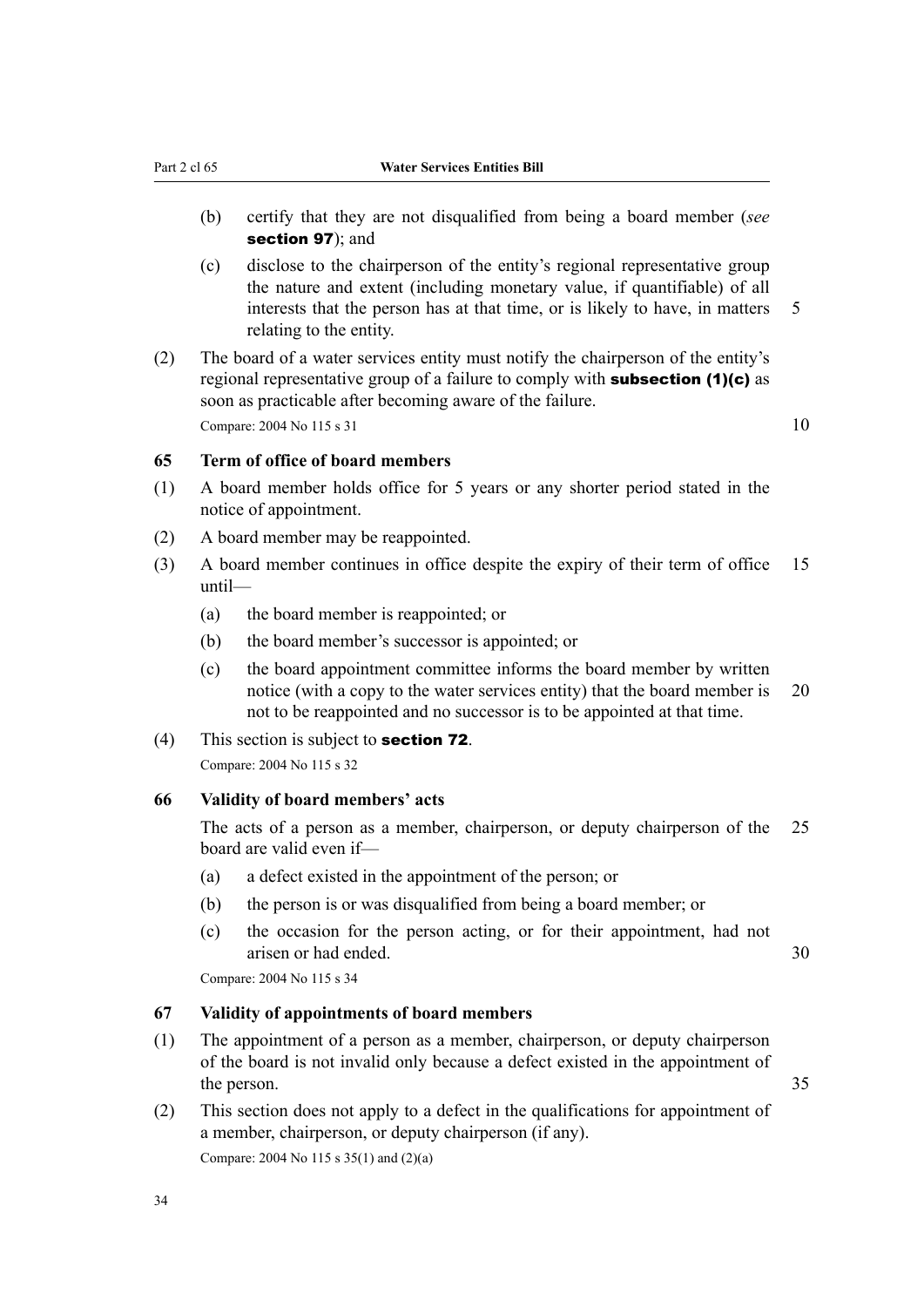(b) certify that they are not disqualified from being a board member (*see* **section 97**); and

(c) disclose to the chairperson of the entity's regional representative group the nature and extent (including monetary value, if quantifiable) of all interests that the person has at that time, or is likely to have, in matters relating to the entity.

(2) The board of a water services entity must notify the chairperson of the entity's regional representative group of a failure to comply with **subsection (1)(c)** as soon as practicable after becoming aware of the failure.

Compare: 2004 No 115 s 31

### 65 Term of office of board members

(1) A board member holds office for 5 years or any shorter period stated in the notice of appointment.

(2) A board member may be reappointed.

(3) A board member continues in office despite the expiry of their term of office until—

(a) the board member is reappointed; or

(b) the board member's successor is appointed; or

(c) the board appointment committee informs the board member by written notice (with a copy to the water services entity) that the board member is not to be reappointed and no successor is to be appointed at that time.

(4) This section is subject to **section 72**.

Compare: 2004 No 115 s 32

### 66 Validity of board members' acts

The acts of a person as a member, chairperson, or deputy chairperson of the board are valid even if—

(a) a defect existed in the appointment of the person; or

(b) the person is or was disqualified from being a board member; or

(c) the occasion for the person acting, or for their appointment, had not arisen or had ended.

Compare: 2004 No 115 s 34

### 67 Validity of appointments of board members

(1) The appointment of a person as a member, chairperson, or deputy chairperson of the board is not invalid only because a defect existed in the appointment of the person.

(2) This section does not apply to a defect in the qualifications for appointment of a member, chairperson, or deputy chairperson (if any).

Compare: 2004 No 115 s 35(1) and (2)(a)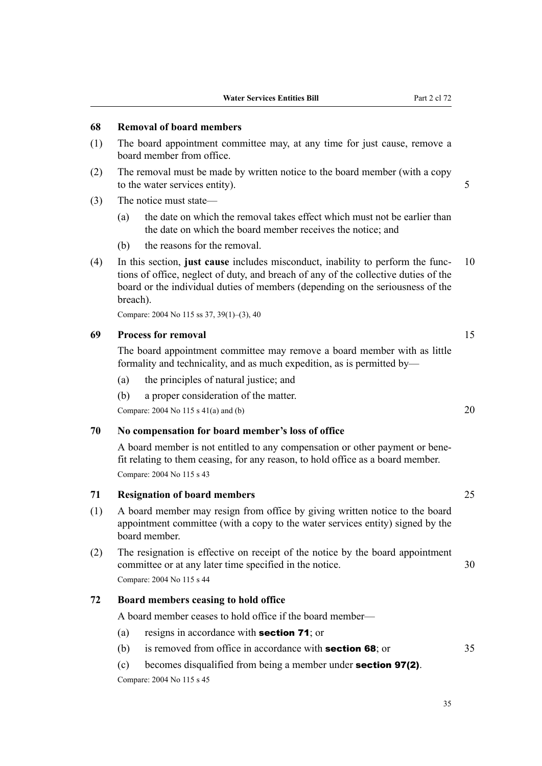### 68 Removal of board members

(1) The board appointment committee may, at any time for just cause, remove a board member from office.

(2) The removal must be made by written notice to the board member (with a copy to the water services entity).

(3) The notice must state—

(a) the date on which the removal takes effect which must not be earlier than the date on which the board member receives the notice; and

(b) the reasons for the removal.

(4) In this section, **just cause** includes misconduct, inability to perform the functions of office, neglect of duty, and breach of any of the collective duties of the board or the individual duties of members (depending on the seriousness of the breach).

Compare: 2004 No 115 ss 37, 39(1)–(3), 40

### 69 Process for removal

The board appointment committee may remove a board member with as little formality and technicality, and as much expedition, as is permitted by—

(a) the principles of natural justice; and

(b) a proper consideration of the matter.

Compare: 2004 No 115 s 41(a) and (b)

### 70 No compensation for board member's loss of office

A board member is not entitled to any compensation or other payment or benefit relating to them ceasing, for any reason, to hold office as a board member.

Compare: 2004 No 115 s 43

### 71 Resignation of board members

(1) A board member may resign from office by giving written notice to the board appointment committee (with a copy to the water services entity) signed by the board member.

(2) The resignation is effective on receipt of the notice by the board appointment committee or at any later time specified in the notice.

Compare: 2004 No 115 s 44

### 72 Board members ceasing to hold office

A board member ceases to hold office if the board member—

(a) resigns in accordance with **section 71**; or

(b) is removed from office in accordance with **section 68**; or

(c) becomes disqualified from being a member under **section 97(2)**.

Compare: 2004 No 115 s 45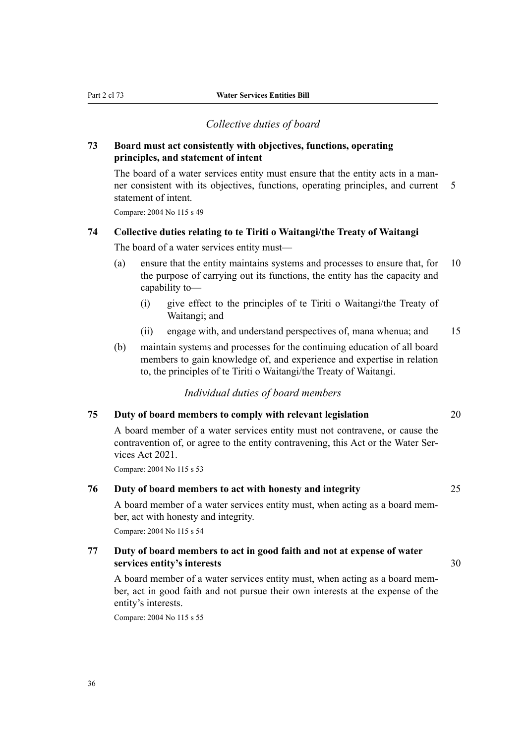*Collective duties of board*

**73 Board must act consistently with objectives, functions, operating principles, and statement of intent**

The board of a water services entity must ensure that the entity acts in a manner consistent with its objectives, functions, operating principles, and current statement of intent.

Compare: 2004 No 115 s 49

**74 Collective duties relating to te Tiriti o Waitangi/the Treaty of Waitangi**

The board of a water services entity must—

(a) ensure that the entity maintains systems and processes to ensure that, for the purpose of carrying out its functions, the entity has the capacity and capability to—

(i) give effect to the principles of te Tiriti o Waitangi/the Treaty of Waitangi; and

(ii) engage with, and understand perspectives of, mana whenua; and

(b) maintain systems and processes for the continuing education of all board members to gain knowledge of, and experience and expertise in relation to, the principles of te Tiriti o Waitangi/the Treaty of Waitangi.

*Individual duties of board members*

**75 Duty of board members to comply with relevant legislation**

A board member of a water services entity must not contravene, or cause the contravention of, or agree to the entity contravening, this Act or the Water Services Act 2021.

Compare: 2004 No 115 s 53

**76 Duty of board members to act with honesty and integrity**

A board member of a water services entity must, when acting as a board member, act with honesty and integrity.

Compare: 2004 No 115 s 54

**77 Duty of board members to act in good faith and not at expense of water services entity's interests**

A board member of a water services entity must, when acting as a board member, act in good faith and not pursue their own interests at the expense of the entity's interests.

Compare: 2004 No 115 s 55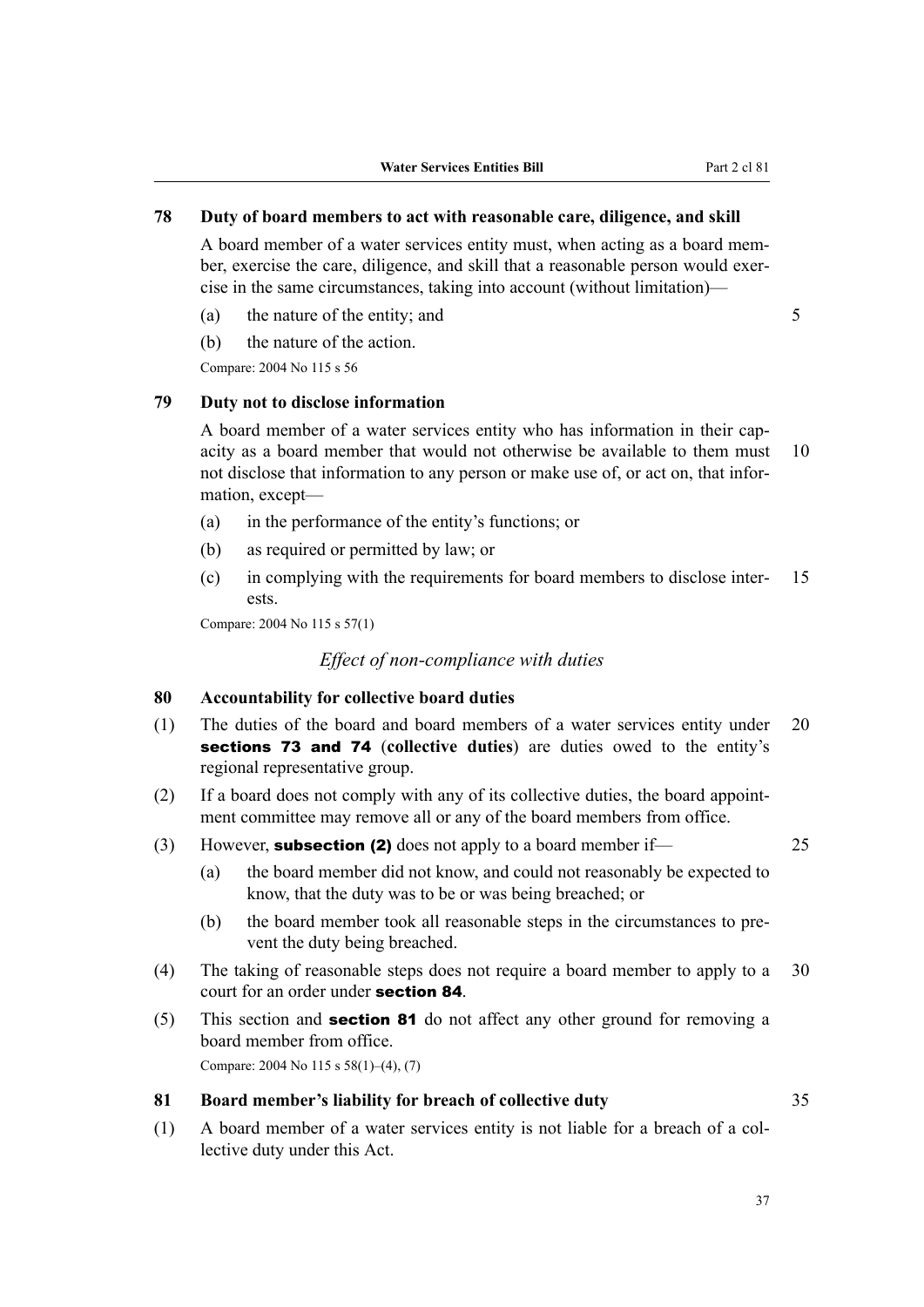### 78 Duty of board members to act with reasonable care, diligence, and skill

A board member of a water services entity must, when acting as a board member, exercise the care, diligence, and skill that a reasonable person would exercise in the same circumstances, taking into account (without limitation)—

(a) the nature of the entity; and

(b) the nature of the action.

Compare: 2004 No 115 s 56

### 79 Duty not to disclose information

A board member of a water services entity who has information in their capacity as a board member that would not otherwise be available to them must not disclose that information to any person or make use of, or act on, that information, except—

(a) in the performance of the entity's functions; or

(b) as required or permitted by law; or

(c) in complying with the requirements for board members to disclose interests.

Compare: 2004 No 115 s 57(1)

*Effect of non-compliance with duties*

### 80 Accountability for collective board duties

(1) The duties of the board and board members of a water services entity under **sections 73 and 74** (**collective duties**) are duties owed to the entity's regional representative group.

(2) If a board does not comply with any of its collective duties, the board appointment committee may remove all or any of the board members from office.

(3) However, **subsection (2)** does not apply to a board member if—

(a) the board member did not know, and could not reasonably be expected to know, that the duty was to be or was being breached; or

(b) the board member took all reasonable steps in the circumstances to prevent the duty being breached.

(4) The taking of reasonable steps does not require a board member to apply to a court for an order under **section 84**.

(5) This section and **section 81** do not affect any other ground for removing a board member from office.

Compare: 2004 No 115 s 58(1)–(4), (7)

### 81 Board member's liability for breach of collective duty

(1) A board member of a water services entity is not liable for a breach of a collective duty under this Act.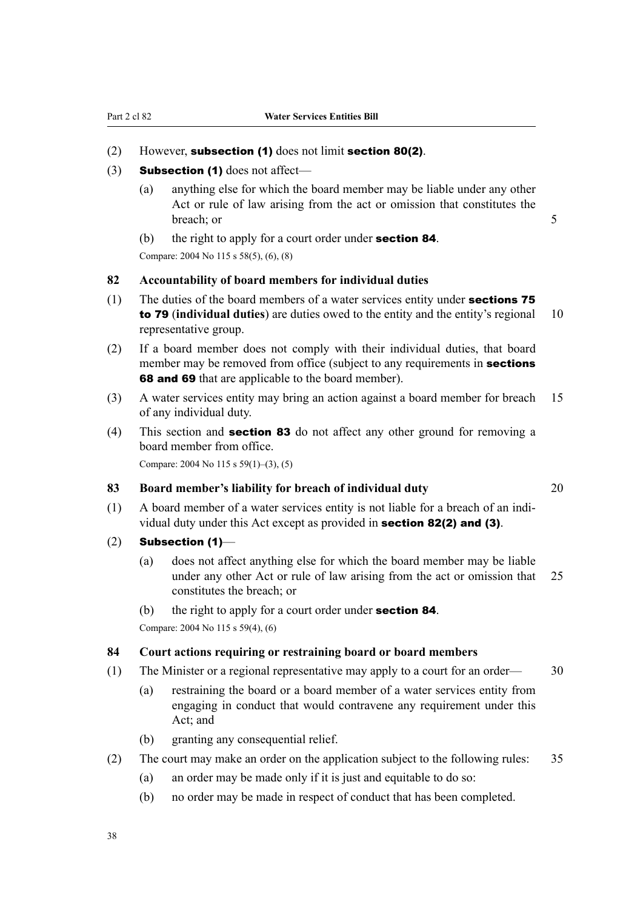(2) However, **subsection (1)** does not limit **section 80(2)**.

(3) **Subsection (1)** does not affect—

(a) anything else for which the board member may be liable under any other Act or rule of law arising from the act or omission that constitutes the breach; or

(b) the right to apply for a court order under **section 84**.

Compare: 2004 No 115 s 58(5), (6), (8)

### 82 Accountability of board members for individual duties

(1) The duties of the board members of a water services entity under **sections 75 to 79** (**individual duties**) are duties owed to the entity and the entity's regional representative group.

(2) If a board member does not comply with their individual duties, that board member may be removed from office (subject to any requirements in **sections 68 and 69** that are applicable to the board member).

(3) A water services entity may bring an action against a board member for breach of any individual duty.

(4) This section and **section 83** do not affect any other ground for removing a board member from office.

Compare: 2004 No 115 s 59(1)–(3), (5)

### 83 Board member's liability for breach of individual duty

(1) A board member of a water services entity is not liable for a breach of an individual duty under this Act except as provided in **section 82(2) and (3)**.

(2) **Subsection (1)**—

(a) does not affect anything else for which the board member may be liable under any other Act or rule of law arising from the act or omission that constitutes the breach; or

(b) the right to apply for a court order under **section 84**.

Compare: 2004 No 115 s 59(4), (6)

### 84 Court actions requiring or restraining board or board members

(1) The Minister or a regional representative may apply to a court for an order—

(a) restraining the board or a board member of a water services entity from engaging in conduct that would contravene any requirement under this Act; and

(b) granting any consequential relief.

(2) The court may make an order on the application subject to the following rules:

(a) an order may be made only if it is just and equitable to do so:

(b) no order may be made in respect of conduct that has been completed.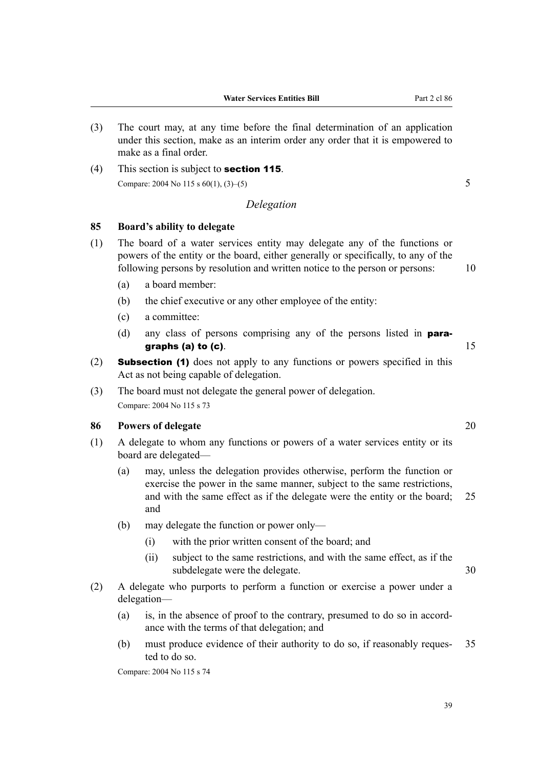(3) The court may, at any time before the final determination of an application under this section, make as an interim order any order that it is empowered to make as a final order.

(4) This section is subject to **section 115**.

Compare: 2004 No 115 s 60(1), (3)–(5)

*Delegation*

### 85 Board's ability to delegate

(1) The board of a water services entity may delegate any of the functions or powers of the entity or the board, either generally or specifically, to any of the following persons by resolution and written notice to the person or persons:

(a) a board member:

(b) the chief executive or any other employee of the entity:

(c) a committee:

(d) any class of persons comprising any of the persons listed in **paragraphs (a) to (c)**.

(2) **Subsection (1)** does not apply to any functions or powers specified in this Act as not being capable of delegation.

(3) The board must not delegate the general power of delegation.

Compare: 2004 No 115 s 73

### 86 Powers of delegate

(1) A delegate to whom any functions or powers of a water services entity or its board are delegated—

(a) may, unless the delegation provides otherwise, perform the function or exercise the power in the same manner, subject to the same restrictions, and with the same effect as if the delegate were the entity or the board; and

(b) may delegate the function or power only—

(i) with the prior written consent of the board; and

(ii) subject to the same restrictions, and with the same effect, as if the subdelegate were the delegate.

(2) A delegate who purports to perform a function or exercise a power under a delegation—

(a) is, in the absence of proof to the contrary, presumed to do so in accordance with the terms of that delegation; and

(b) must produce evidence of their authority to do so, if reasonably requested to do so.

Compare: 2004 No 115 s 74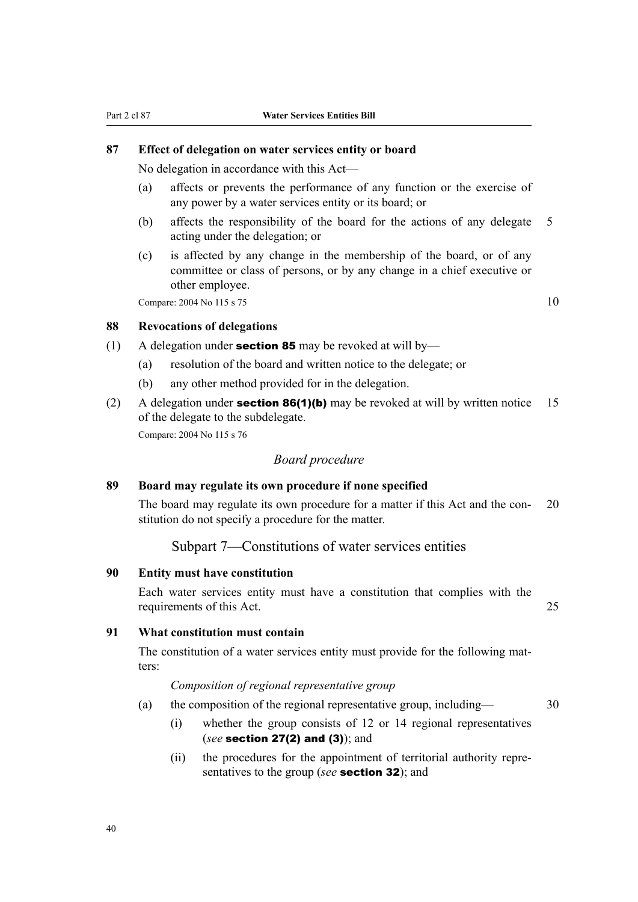### 87 Effect of delegation on water services entity or board

No delegation in accordance with this Act—

- (a) affects or prevents the performance of any function or the exercise of any power by a water services entity or its board; or
- (b) affects the responsibility of the board for the actions of any delegate acting under the delegation; or
- (c) is affected by any change in the membership of the board, or of any committee or class of persons, or by any change in a chief executive or other employee.

Compare: 2004 No 115 s 75

### 88 Revocations of delegations

(1) A delegation under **section 85** may be revoked at will by—

- (a) resolution of the board and written notice to the delegate; or
- (b) any other method provided for in the delegation.

(2) A delegation under **section 86(1)(b)** may be revoked at will by written notice of the delegate to the subdelegate.

Compare: 2004 No 115 s 76

*Board procedure*

### 89 Board may regulate its own procedure if none specified

The board may regulate its own procedure for a matter if this Act and the constitution do not specify a procedure for the matter.

## Subpart 7—Constitutions of water services entities

### 90 Entity must have constitution

Each water services entity must have a constitution that complies with the requirements of this Act.

### 91 What constitution must contain

The constitution of a water services entity must provide for the following matters:

*Composition of regional representative group*

- (a) the composition of the regional representative group, including—
  - (i) whether the group consists of 12 or 14 regional representatives (*see* **section 27(2) and (3)**); and
  - (ii) the procedures for the appointment of territorial authority representatives to the group (*see* **section 32**); and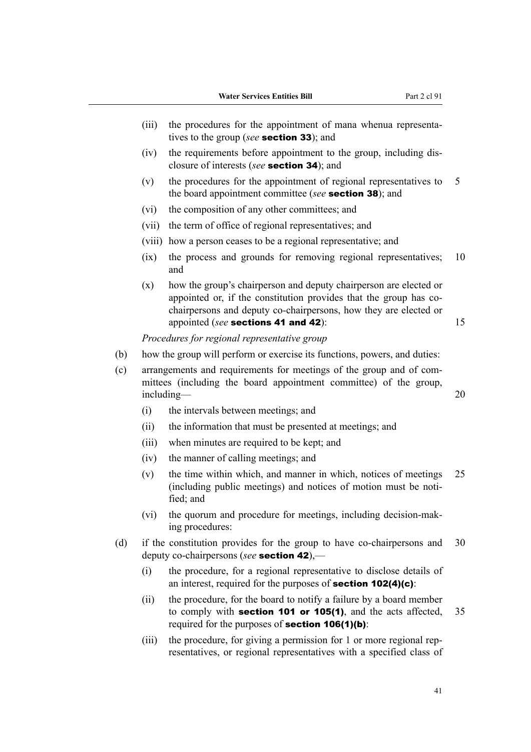(iii) the procedures for the appointment of mana whenua representatives to the group (*see* **section 33**); and

(iv) the requirements before appointment to the group, including disclosure of interests (*see* **section 34**); and

(v) the procedures for the appointment of regional representatives to the board appointment committee (*see* **section 38**); and

(vi) the composition of any other committees; and

(vii) the term of office of regional representatives; and

(viii) how a person ceases to be a regional representative; and

(ix) the process and grounds for removing regional representatives; and

(x) how the group's chairperson and deputy chairperson are elected or appointed or, if the constitution provides that the group has co-chairpersons and deputy co-chairpersons, how they are elected or appointed (*see* **sections 41 and 42**):

*Procedures for regional representative group*

(b) how the group will perform or exercise its functions, powers, and duties:

(c) arrangements and requirements for meetings of the group and of committees (including the board appointment committee) of the group, including—

(i) the intervals between meetings; and

(ii) the information that must be presented at meetings; and

(iii) when minutes are required to be kept; and

(iv) the manner of calling meetings; and

(v) the time within which, and manner in which, notices of meetings (including public meetings) and notices of motion must be notified; and

(vi) the quorum and procedure for meetings, including decision-making procedures:

(d) if the constitution provides for the group to have co-chairpersons and deputy co-chairpersons (*see* **section 42**),—

(i) the procedure, for a regional representative to disclose details of an interest, required for the purposes of **section 102(4)(c)**:

(ii) the procedure, for the board to notify a failure by a board member to comply with **section 101 or 105(1)**, and the acts affected, required for the purposes of **section 106(1)(b)**:

(iii) the procedure, for giving a permission for 1 or more regional representatives, or regional representatives with a specified class of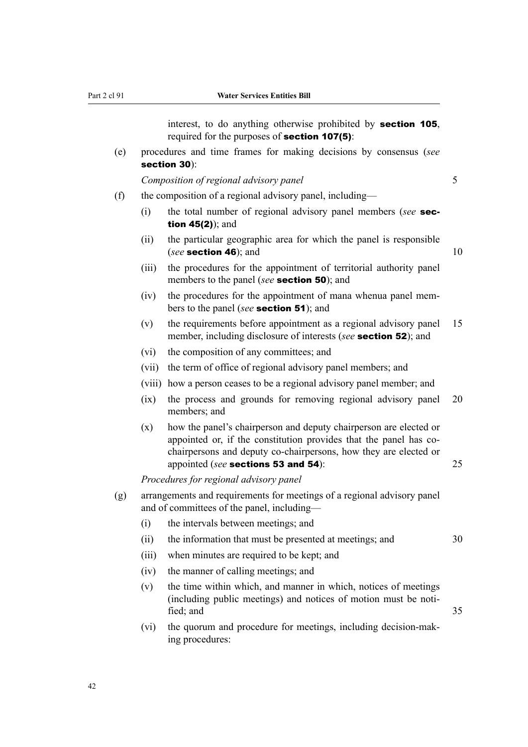interest, to do anything otherwise prohibited by **section 105**, required for the purposes of **section 107(5)**:

(e) procedures and time frames for making decisions by consensus (*see* **section 30**):

*Composition of regional advisory panel*

(f) the composition of a regional advisory panel, including—

(i) the total number of regional advisory panel members (*see* **section 45(2)**); and

(ii) the particular geographic area for which the panel is responsible (*see* **section 46**); and

(iii) the procedures for the appointment of territorial authority panel members to the panel (*see* **section 50**); and

(iv) the procedures for the appointment of mana whenua panel members to the panel (*see* **section 51**); and

(v) the requirements before appointment as a regional advisory panel member, including disclosure of interests (*see* **section 52**); and

(vi) the composition of any committees; and

(vii) the term of office of regional advisory panel members; and

(viii) how a person ceases to be a regional advisory panel member; and

(ix) the process and grounds for removing regional advisory panel members; and

(x) how the panel's chairperson and deputy chairperson are elected or appointed or, if the constitution provides that the panel has co-chairpersons and deputy co-chairpersons, how they are elected or appointed (*see* **sections 53 and 54**):

*Procedures for regional advisory panel*

(g) arrangements and requirements for meetings of a regional advisory panel and of committees of the panel, including—

(i) the intervals between meetings; and

(ii) the information that must be presented at meetings; and

(iii) when minutes are required to be kept; and

(iv) the manner of calling meetings; and

(v) the time within which, and manner in which, notices of meetings (including public meetings) and notices of motion must be notified; and

(vi) the quorum and procedure for meetings, including decision-making procedures: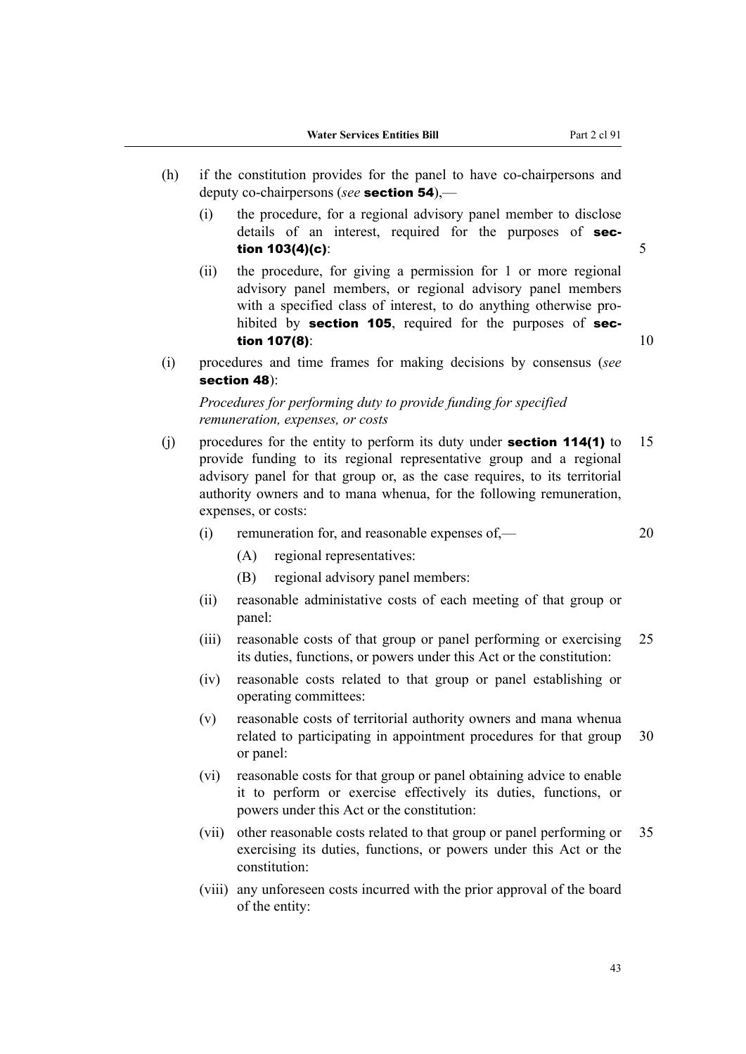(h) if the constitution provides for the panel to have co-chairpersons and deputy co-chairpersons (*see* **section 54**),—

   (i) the procedure, for a regional advisory panel member to disclose details of an interest, required for the purposes of **section 103(4)(c)**:

   (ii) the procedure, for giving a permission for 1 or more regional advisory panel members, or regional advisory panel members with a specified class of interest, to do anything otherwise prohibited by **section 105**, required for the purposes of **section 107(8)**:

(i) procedures and time frames for making decisions by consensus (*see* **section 48**):

*Procedures for performing duty to provide funding for specified remuneration, expenses, or costs*

(j) procedures for the entity to perform its duty under **section 114(1)** to provide funding to its regional representative group and a regional advisory panel for that group or, as the case requires, to its territorial authority owners and to mana whenua, for the following remuneration, expenses, or costs:

   (i) remuneration for, and reasonable expenses of,—

      (A) regional representatives:

      (B) regional advisory panel members:

   (ii) reasonable administative costs of each meeting of that group or panel:

   (iii) reasonable costs of that group or panel performing or exercising its duties, functions, or powers under this Act or the constitution:

   (iv) reasonable costs related to that group or panel establishing or operating committees:

   (v) reasonable costs of territorial authority owners and mana whenua related to participating in appointment procedures for that group or panel:

   (vi) reasonable costs for that group or panel obtaining advice to enable it to perform or exercise effectively its duties, functions, or powers under this Act or the constitution:

   (vii) other reasonable costs related to that group or panel performing or exercising its duties, functions, or powers under this Act or the constitution:

   (viii) any unforeseen costs incurred with the prior approval of the board of the entity: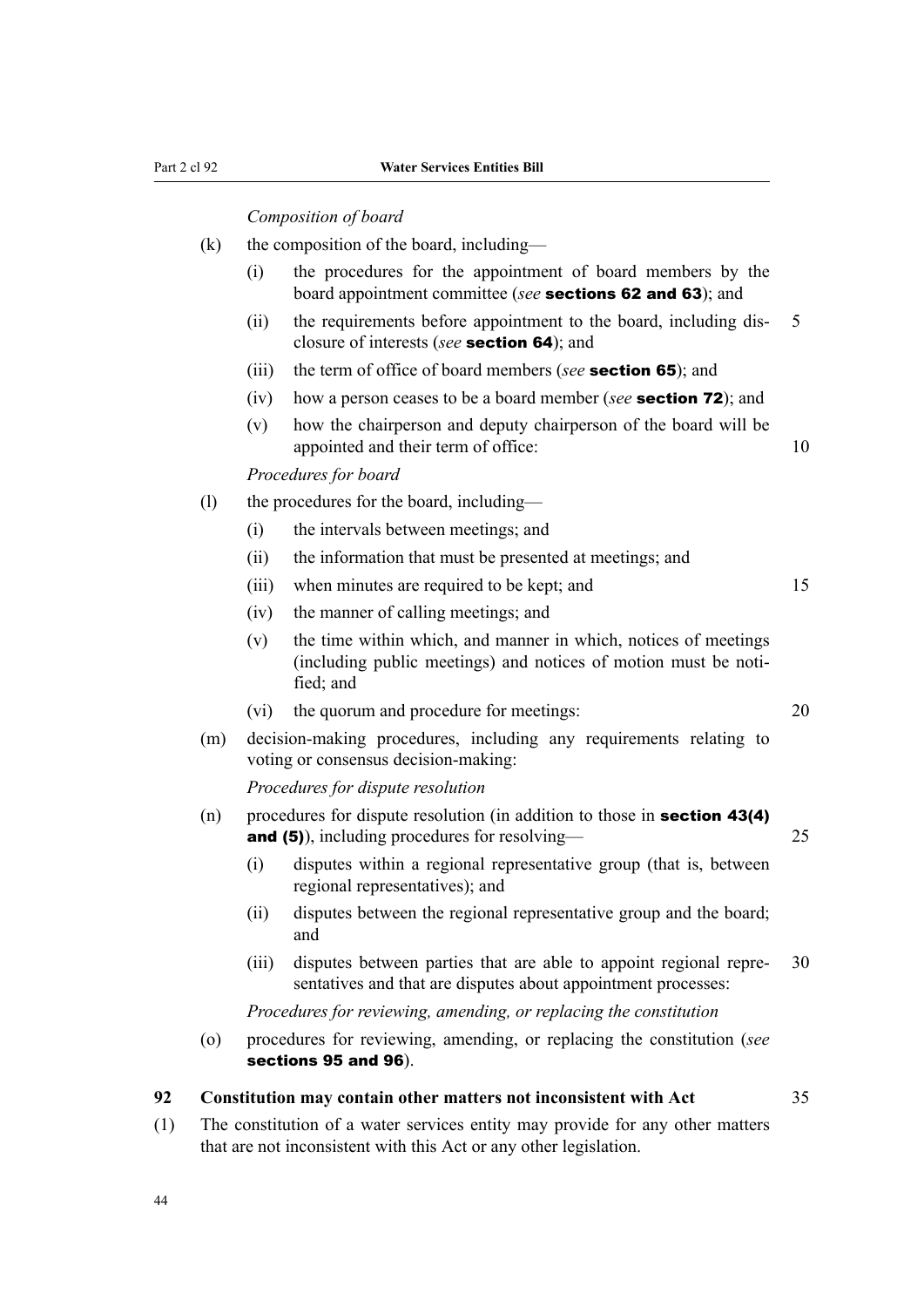*Composition of board*

(k) the composition of the board, including—

(i) the procedures for the appointment of board members by the board appointment committee (*see* **sections 62 and 63**); and

(ii) the requirements before appointment to the board, including disclosure of interests (*see* **section 64**); and

(iii) the term of office of board members (*see* **section 65**); and

(iv) how a person ceases to be a board member (*see* **section 72**); and

(v) how the chairperson and deputy chairperson of the board will be appointed and their term of office:

*Procedures for board*

(l) the procedures for the board, including—

(i) the intervals between meetings; and

(ii) the information that must be presented at meetings; and

(iii) when minutes are required to be kept; and

(iv) the manner of calling meetings; and

(v) the time within which, and manner in which, notices of meetings (including public meetings) and notices of motion must be notified; and

(vi) the quorum and procedure for meetings:

(m) decision-making procedures, including any requirements relating to voting or consensus decision-making:

*Procedures for dispute resolution*

(n) procedures for dispute resolution (in addition to those in **section 43(4) and (5)**), including procedures for resolving—

(i) disputes within a regional representative group (that is, between regional representatives); and

(ii) disputes between the regional representative group and the board; and

(iii) disputes between parties that are able to appoint regional representatives and that are disputes about appointment processes:

*Procedures for reviewing, amending, or replacing the constitution*

(o) procedures for reviewing, amending, or replacing the constitution (*see* **sections 95 and 96**).

**92 Constitution may contain other matters not inconsistent with Act**

(1) The constitution of a water services entity may provide for any other matters that are not inconsistent with this Act or any other legislation.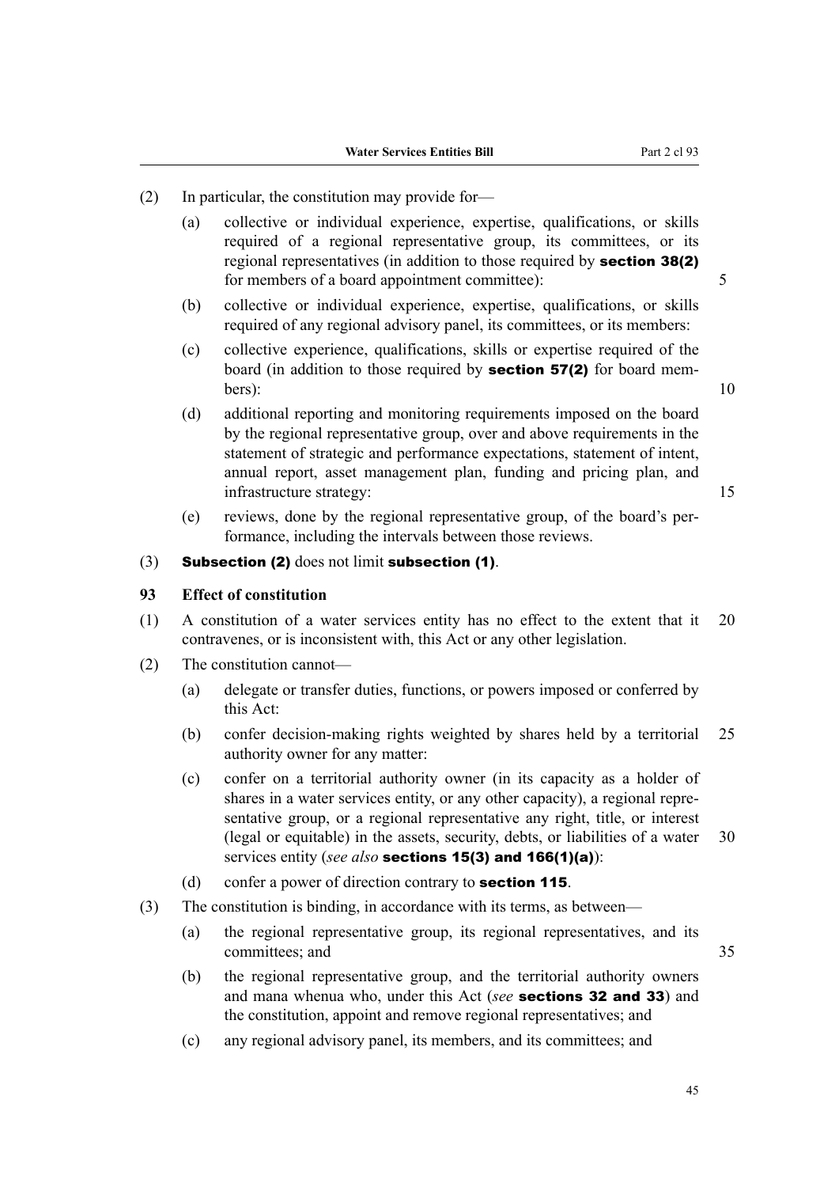(2) In particular, the constitution may provide for—

(a) collective or individual experience, expertise, qualifications, or skills required of a regional representative group, its committees, or its regional representatives (in addition to those required by **section 38(2)** for members of a board appointment committee):

(b) collective or individual experience, expertise, qualifications, or skills required of any regional advisory panel, its committees, or its members:

(c) collective experience, qualifications, skills or expertise required of the board (in addition to those required by **section 57(2)** for board members):

(d) additional reporting and monitoring requirements imposed on the board by the regional representative group, over and above requirements in the statement of strategic and performance expectations, statement of intent, annual report, asset management plan, funding and pricing plan, and infrastructure strategy:

(e) reviews, done by the regional representative group, of the board's performance, including the intervals between those reviews.

(3) **Subsection (2)** does not limit **subsection (1)**.

### 93 Effect of constitution

(1) A constitution of a water services entity has no effect to the extent that it contravenes, or is inconsistent with, this Act or any other legislation.

(2) The constitution cannot—

(a) delegate or transfer duties, functions, or powers imposed or conferred by this Act:

(b) confer decision-making rights weighted by shares held by a territorial authority owner for any matter:

(c) confer on a territorial authority owner (in its capacity as a holder of shares in a water services entity, or any other capacity), a regional representative group, or a regional representative any right, title, or interest (legal or equitable) in the assets, security, debts, or liabilities of a water services entity (*see also* **sections 15(3) and 166(1)(a)**):

(d) confer a power of direction contrary to **section 115**.

(3) The constitution is binding, in accordance with its terms, as between—

(a) the regional representative group, its regional representatives, and its committees; and

(b) the regional representative group, and the territorial authority owners and mana whenua who, under this Act (*see* **sections 32 and 33**) and the constitution, appoint and remove regional representatives; and

(c) any regional advisory panel, its members, and its committees; and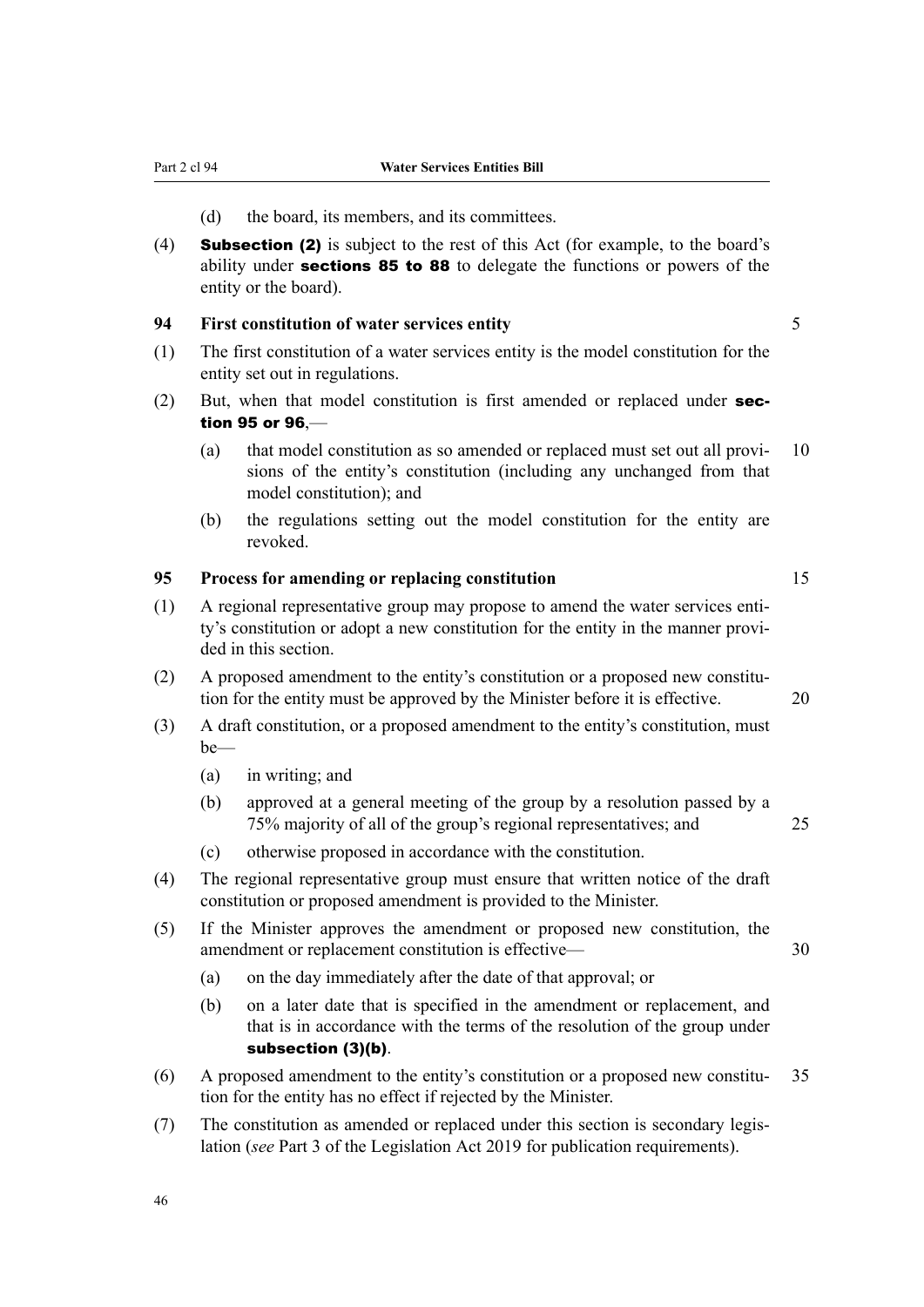(d) the board, its members, and its committees.

(4) **Subsection (2)** is subject to the rest of this Act (for example, to the board's ability under **sections 85 to 88** to delegate the functions or powers of the entity or the board).

### 94 First constitution of water services entity

(1) The first constitution of a water services entity is the model constitution for the entity set out in regulations.

(2) But, when that model constitution is first amended or replaced under **section 95 or 96**,—

(a) that model constitution as so amended or replaced must set out all provisions of the entity's constitution (including any unchanged from that model constitution); and

(b) the regulations setting out the model constitution for the entity are revoked.

### 95 Process for amending or replacing constitution

(1) A regional representative group may propose to amend the water services entity's constitution or adopt a new constitution for the entity in the manner provided in this section.

(2) A proposed amendment to the entity's constitution or a proposed new constitution for the entity must be approved by the Minister before it is effective.

(3) A draft constitution, or a proposed amendment to the entity's constitution, must be—

(a) in writing; and

(b) approved at a general meeting of the group by a resolution passed by a 75% majority of all of the group's regional representatives; and

(c) otherwise proposed in accordance with the constitution.

(4) The regional representative group must ensure that written notice of the draft constitution or proposed amendment is provided to the Minister.

(5) If the Minister approves the amendment or proposed new constitution, the amendment or replacement constitution is effective—

(a) on the day immediately after the date of that approval; or

(b) on a later date that is specified in the amendment or replacement, and that is in accordance with the terms of the resolution of the group under **subsection (3)(b)**.

(6) A proposed amendment to the entity's constitution or a proposed new constitution for the entity has no effect if rejected by the Minister.

(7) The constitution as amended or replaced under this section is secondary legislation (*see* Part 3 of the Legislation Act 2019 for publication requirements).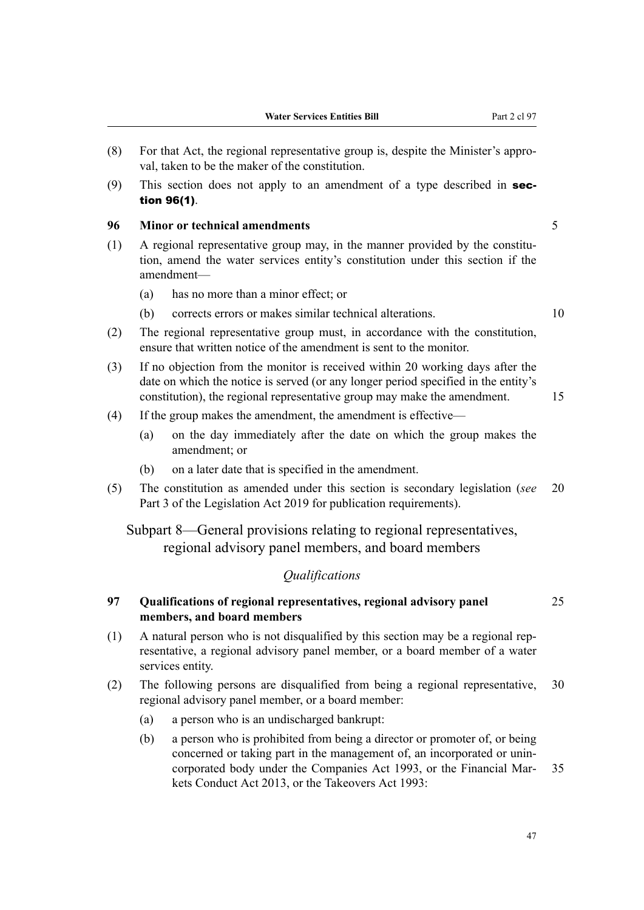(8) For that Act, the regional representative group is, despite the Minister's approval, taken to be the maker of the constitution.

(9) This section does not apply to an amendment of a type described in **section 96(1)**.

### 96 Minor or technical amendments

(1) A regional representative group may, in the manner provided by the constitution, amend the water services entity's constitution under this section if the amendment—

- (a) has no more than a minor effect; or
- (b) corrects errors or makes similar technical alterations.

(2) The regional representative group must, in accordance with the constitution, ensure that written notice of the amendment is sent to the monitor.

(3) If no objection from the monitor is received within 20 working days after the date on which the notice is served (or any longer period specified in the entity's constitution), the regional representative group may make the amendment.

(4) If the group makes the amendment, the amendment is effective—

- (a) on the day immediately after the date on which the group makes the amendment; or
- (b) on a later date that is specified in the amendment.

(5) The constitution as amended under this section is secondary legislation (*see* Part 3 of the Legislation Act 2019 for publication requirements).

## Subpart 8—General provisions relating to regional representatives, regional advisory panel members, and board members

*Qualifications*

### 97 Qualifications of regional representatives, regional advisory panel members, and board members

(1) A natural person who is not disqualified by this section may be a regional representative, a regional advisory panel member, or a board member of a water services entity.

(2) The following persons are disqualified from being a regional representative, regional advisory panel member, or a board member:

- (a) a person who is an undischarged bankrupt:
- (b) a person who is prohibited from being a director or promoter of, or being concerned or taking part in the management of, an incorporated or unincorporated body under the Companies Act 1993, or the Financial Markets Conduct Act 2013, or the Takeovers Act 1993: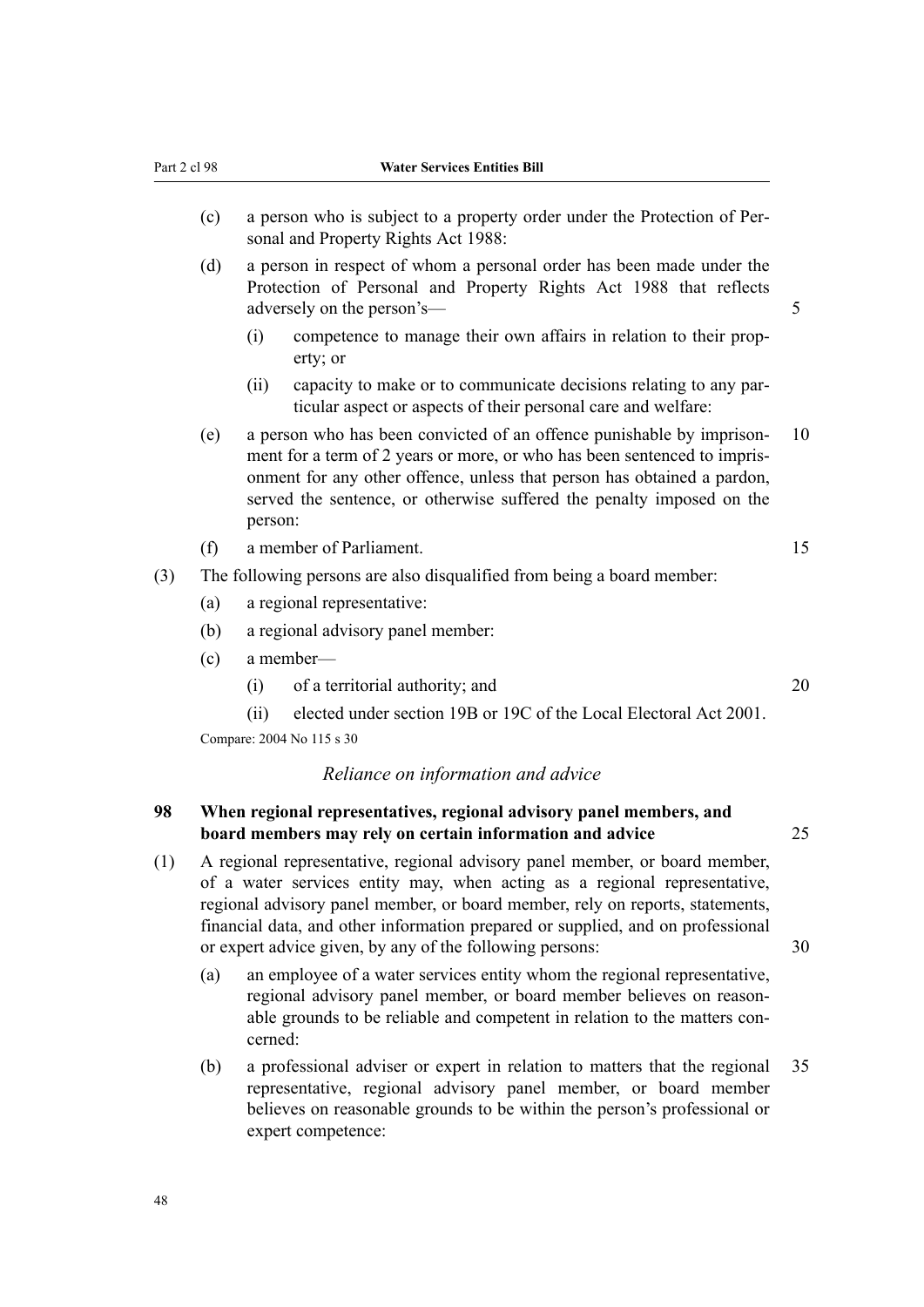(c) a person who is subject to a property order under the Protection of Personal and Property Rights Act 1988:

(d) a person in respect of whom a personal order has been made under the Protection of Personal and Property Rights Act 1988 that reflects adversely on the person's—

(i) competence to manage their own affairs in relation to their property; or

(ii) capacity to make or to communicate decisions relating to any particular aspect or aspects of their personal care and welfare:

(e) a person who has been convicted of an offence punishable by imprisonment for a term of 2 years or more, or who has been sentenced to imprisonment for any other offence, unless that person has obtained a pardon, served the sentence, or otherwise suffered the penalty imposed on the person:

(f) a member of Parliament.

(3) The following persons are also disqualified from being a board member:

(a) a regional representative:

(b) a regional advisory panel member:

(c) a member—

(i) of a territorial authority; and

(ii) elected under section 19B or 19C of the Local Electoral Act 2001.

Compare: 2004 No 115 s 30

*Reliance on information and advice*

**98 When regional representatives, regional advisory panel members, and board members may rely on certain information and advice**

(1) A regional representative, regional advisory panel member, or board member, of a water services entity may, when acting as a regional representative, regional advisory panel member, or board member, rely on reports, statements, financial data, and other information prepared or supplied, and on professional or expert advice given, by any of the following persons:

(a) an employee of a water services entity whom the regional representative, regional advisory panel member, or board member believes on reasonable grounds to be reliable and competent in relation to the matters concerned:

(b) a professional adviser or expert in relation to matters that the regional representative, regional advisory panel member, or board member believes on reasonable grounds to be within the person's professional or expert competence: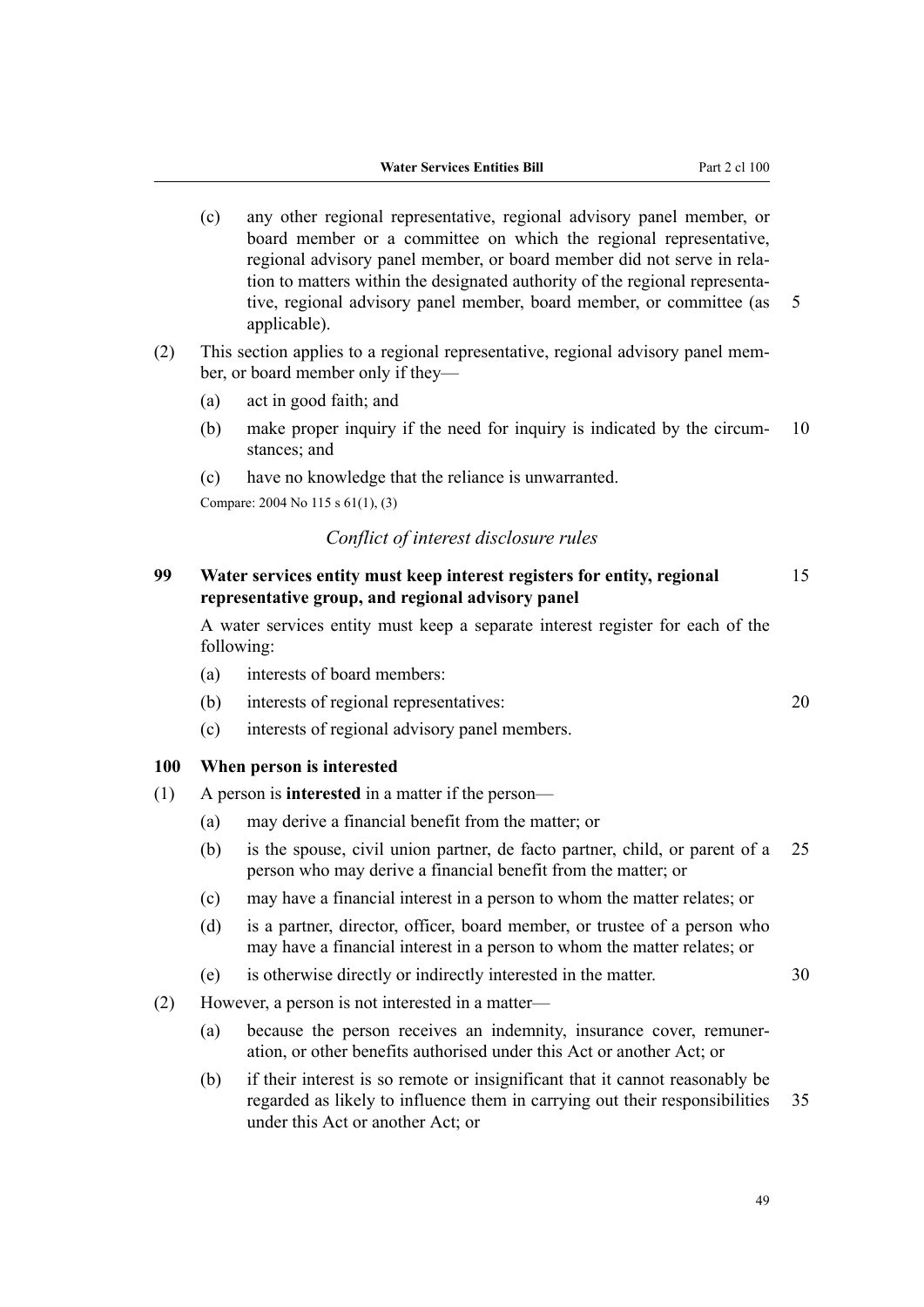(c) any other regional representative, regional advisory panel member, or board member or a committee on which the regional representative, regional advisory panel member, or board member did not serve in relation to matters within the designated authority of the regional representative, regional advisory panel member, board member, or committee (as applicable).

(2) This section applies to a regional representative, regional advisory panel member, or board member only if they—

(a) act in good faith; and

(b) make proper inquiry if the need for inquiry is indicated by the circumstances; and

(c) have no knowledge that the reliance is unwarranted.

Compare: 2004 No 115 s 61(1), (3)

### *Conflict of interest disclosure rules*

**99 Water services entity must keep interest registers for entity, regional representative group, and regional advisory panel**

A water services entity must keep a separate interest register for each of the following:

(a) interests of board members:

(b) interests of regional representatives:

(c) interests of regional advisory panel members.

**100 When person is interested**

(1) A person is **interested** in a matter if the person—

(a) may derive a financial benefit from the matter; or

(b) is the spouse, civil union partner, de facto partner, child, or parent of a person who may derive a financial benefit from the matter; or

(c) may have a financial interest in a person to whom the matter relates; or

(d) is a partner, director, officer, board member, or trustee of a person who may have a financial interest in a person to whom the matter relates; or

(e) is otherwise directly or indirectly interested in the matter.

(2) However, a person is not interested in a matter—

(a) because the person receives an indemnity, insurance cover, remuneration, or other benefits authorised under this Act or another Act; or

(b) if their interest is so remote or insignificant that it cannot reasonably be regarded as likely to influence them in carrying out their responsibilities under this Act or another Act; or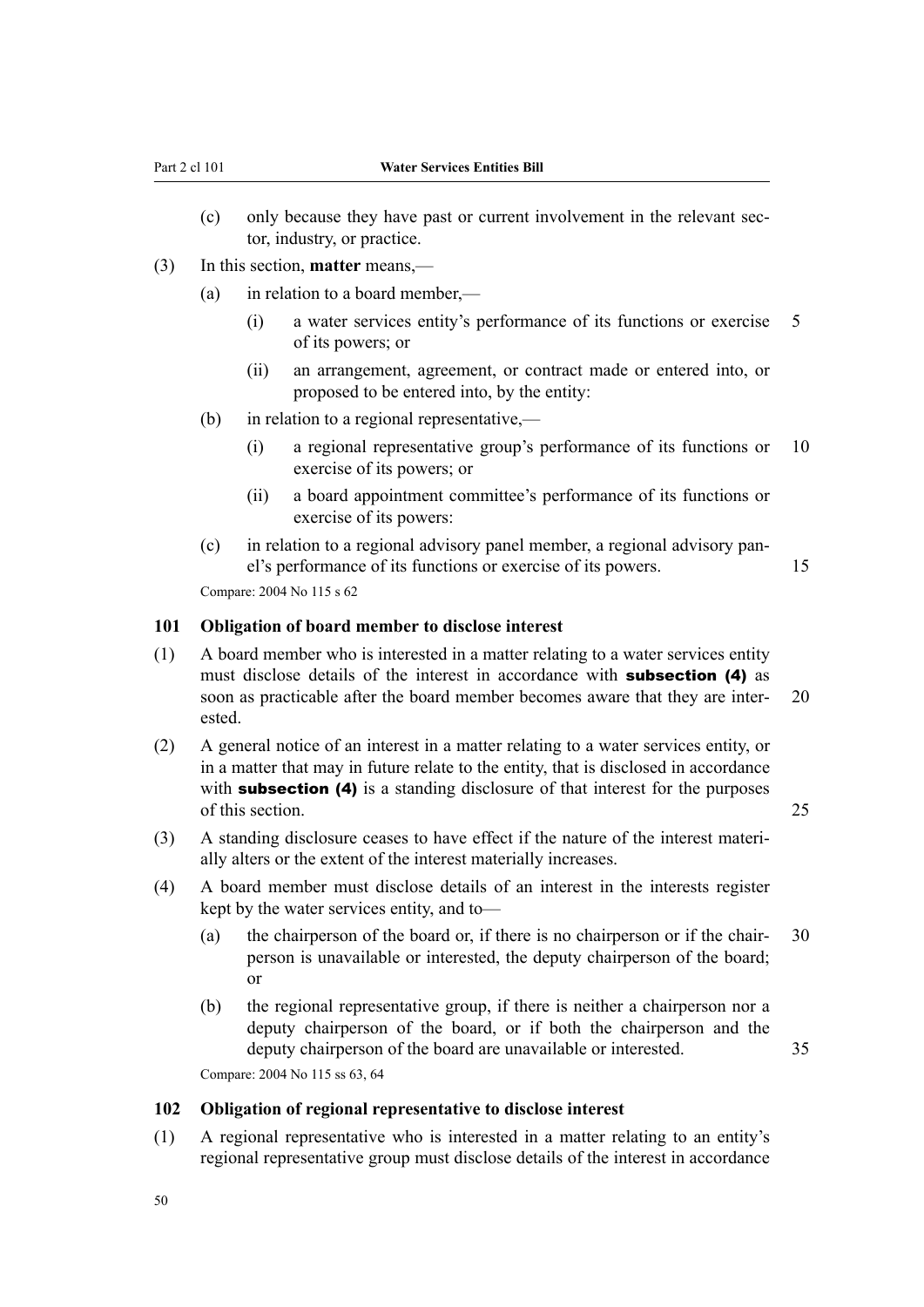(c) only because they have past or current involvement in the relevant sector, industry, or practice.

(3) In this section, **matter** means,—

(a) in relation to a board member,—

(i) a water services entity's performance of its functions or exercise of its powers; or

(ii) an arrangement, agreement, or contract made or entered into, or proposed to be entered into, by the entity:

(b) in relation to a regional representative,—

(i) a regional representative group's performance of its functions or exercise of its powers; or

(ii) a board appointment committee's performance of its functions or exercise of its powers:

(c) in relation to a regional advisory panel member, a regional advisory panel's performance of its functions or exercise of its powers.

Compare: 2004 No 115 s 62

### 101 Obligation of board member to disclose interest

(1) A board member who is interested in a matter relating to a water services entity must disclose details of the interest in accordance with **subsection (4)** as soon as practicable after the board member becomes aware that they are interested.

(2) A general notice of an interest in a matter relating to a water services entity, or in a matter that may in future relate to the entity, that is disclosed in accordance with **subsection (4)** is a standing disclosure of that interest for the purposes of this section.

(3) A standing disclosure ceases to have effect if the nature of the interest materially alters or the extent of the interest materially increases.

(4) A board member must disclose details of an interest in the interests register kept by the water services entity, and to—

(a) the chairperson of the board or, if there is no chairperson or if the chairperson is unavailable or interested, the deputy chairperson of the board; or

(b) the regional representative group, if there is neither a chairperson nor a deputy chairperson of the board, or if both the chairperson and the deputy chairperson of the board are unavailable or interested.

Compare: 2004 No 115 ss 63, 64

### 102 Obligation of regional representative to disclose interest

(1) A regional representative who is interested in a matter relating to an entity's regional representative group must disclose details of the interest in accordance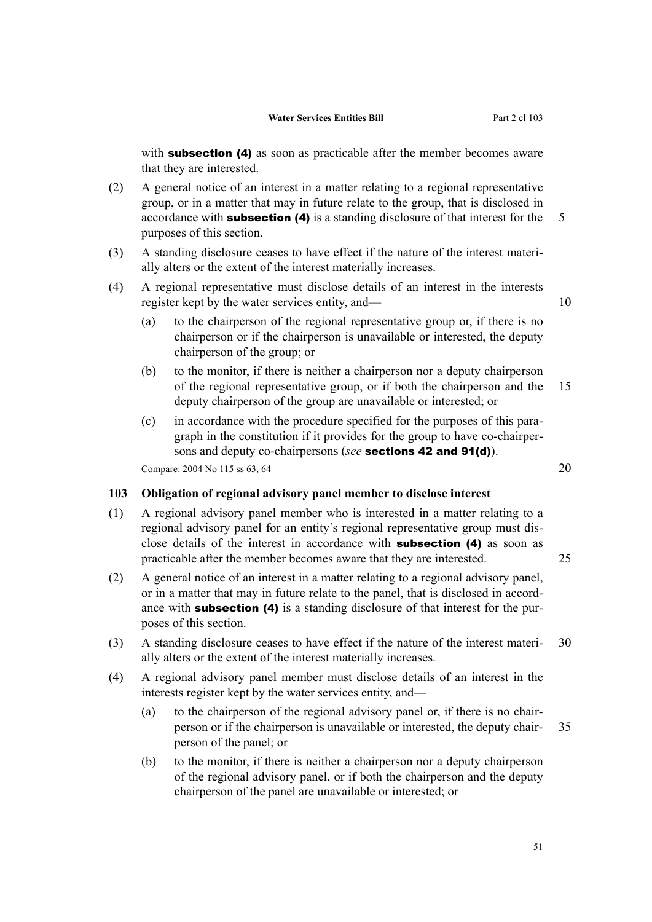with **subsection (4)** as soon as practicable after the member becomes aware that they are interested.

(2) A general notice of an interest in a matter relating to a regional representative group, or in a matter that may in future relate to the group, that is disclosed in accordance with **subsection (4)** is a standing disclosure of that interest for the purposes of this section.

(3) A standing disclosure ceases to have effect if the nature of the interest materially alters or the extent of the interest materially increases.

(4) A regional representative must disclose details of an interest in the interests register kept by the water services entity, and—

- (a) to the chairperson of the regional representative group or, if there is no chairperson or if the chairperson is unavailable or interested, the deputy chairperson of the group; or
- (b) to the monitor, if there is neither a chairperson nor a deputy chairperson of the regional representative group, or if both the chairperson and the deputy chairperson of the group are unavailable or interested; or
- (c) in accordance with the procedure specified for the purposes of this paragraph in the constitution if it provides for the group to have co-chairpersons and deputy co-chairpersons (*see* **sections 42 and 91(d)**).

Compare: 2004 No 115 ss 63, 64

### 103 Obligation of regional advisory panel member to disclose interest

(1) A regional advisory panel member who is interested in a matter relating to a regional advisory panel for an entity's regional representative group must disclose details of the interest in accordance with **subsection (4)** as soon as practicable after the member becomes aware that they are interested.

(2) A general notice of an interest in a matter relating to a regional advisory panel, or in a matter that may in future relate to the panel, that is disclosed in accordance with **subsection (4)** is a standing disclosure of that interest for the purposes of this section.

(3) A standing disclosure ceases to have effect if the nature of the interest materially alters or the extent of the interest materially increases.

(4) A regional advisory panel member must disclose details of an interest in the interests register kept by the water services entity, and—

- (a) to the chairperson of the regional advisory panel or, if there is no chairperson or if the chairperson is unavailable or interested, the deputy chairperson of the panel; or
- (b) to the monitor, if there is neither a chairperson nor a deputy chairperson of the regional advisory panel, or if both the chairperson and the deputy chairperson of the panel are unavailable or interested; or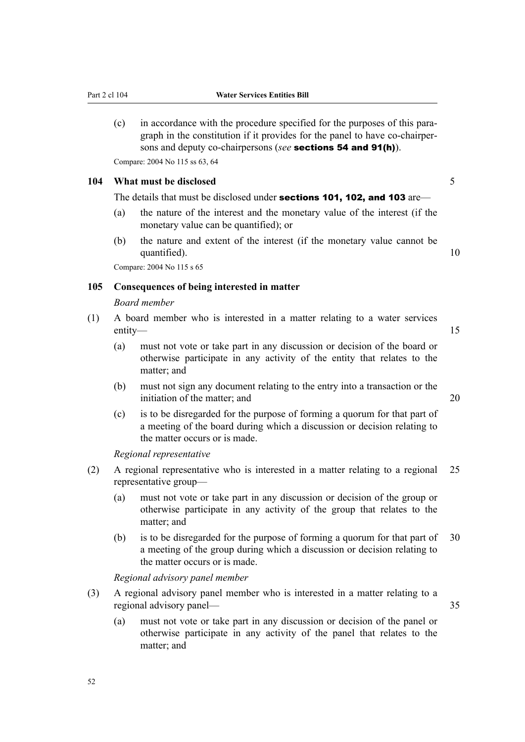(c) in accordance with the procedure specified for the purposes of this paragraph in the constitution if it provides for the panel to have co-chairpersons and deputy co-chairpersons (*see* **sections 54 and 91(h)**).

Compare: 2004 No 115 ss 63, 64

### 104 What must be disclosed

The details that must be disclosed under **sections 101, 102, and 103** are—

(a) the nature of the interest and the monetary value of the interest (if the monetary value can be quantified); or

(b) the nature and extent of the interest (if the monetary value cannot be quantified).

Compare: 2004 No 115 s 65

### 105 Consequences of being interested in matter

*Board member*

(1) A board member who is interested in a matter relating to a water services entity—

(a) must not vote or take part in any discussion or decision of the board or otherwise participate in any activity of the entity that relates to the matter; and

(b) must not sign any document relating to the entry into a transaction or the initiation of the matter; and

(c) is to be disregarded for the purpose of forming a quorum for that part of a meeting of the board during which a discussion or decision relating to the matter occurs or is made.

*Regional representative*

(2) A regional representative who is interested in a matter relating to a regional representative group—

(a) must not vote or take part in any discussion or decision of the group or otherwise participate in any activity of the group that relates to the matter; and

(b) is to be disregarded for the purpose of forming a quorum for that part of a meeting of the group during which a discussion or decision relating to the matter occurs or is made.

*Regional advisory panel member*

(3) A regional advisory panel member who is interested in a matter relating to a regional advisory panel—

(a) must not vote or take part in any discussion or decision of the panel or otherwise participate in any activity of the panel that relates to the matter; and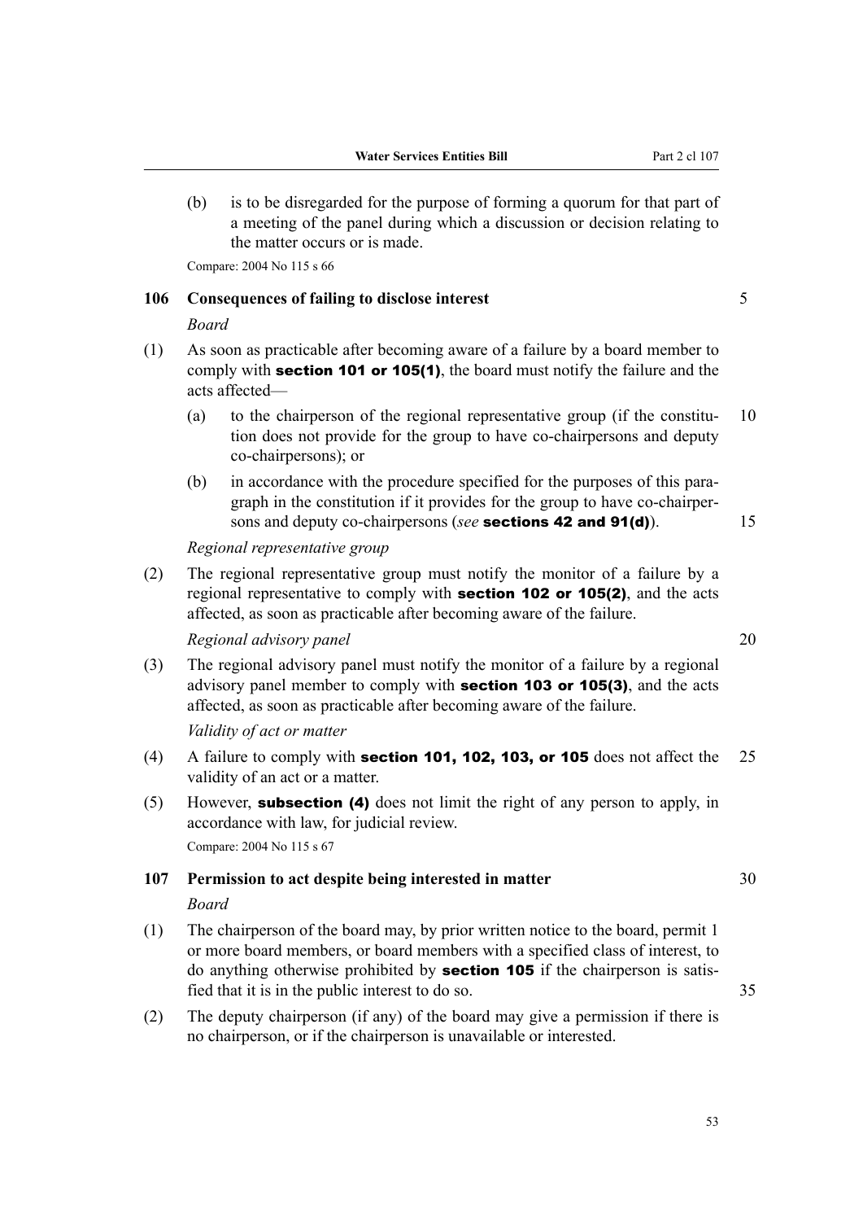(b) is to be disregarded for the purpose of forming a quorum for that part of a meeting of the panel during which a discussion or decision relating to the matter occurs or is made.

Compare: 2004 No 115 s 66

### 106 Consequences of failing to disclose interest

*Board*

(1) As soon as practicable after becoming aware of a failure by a board member to comply with **section 101 or 105(1)**, the board must notify the failure and the acts affected—

(a) to the chairperson of the regional representative group (if the constitution does not provide for the group to have co-chairpersons and deputy co-chairpersons); or

(b) in accordance with the procedure specified for the purposes of this paragraph in the constitution if it provides for the group to have co-chairpersons and deputy co-chairpersons (*see* **sections 42 and 91(d)**).

*Regional representative group*

(2) The regional representative group must notify the monitor of a failure by a regional representative to comply with **section 102 or 105(2)**, and the acts affected, as soon as practicable after becoming aware of the failure.

*Regional advisory panel*

(3) The regional advisory panel must notify the monitor of a failure by a regional advisory panel member to comply with **section 103 or 105(3)**, and the acts affected, as soon as practicable after becoming aware of the failure.

*Validity of act or matter*

(4) A failure to comply with **section 101, 102, 103, or 105** does not affect the validity of an act or a matter.

(5) However, **subsection (4)** does not limit the right of any person to apply, in accordance with law, for judicial review.

Compare: 2004 No 115 s 67

### 107 Permission to act despite being interested in matter

*Board*

(1) The chairperson of the board may, by prior written notice to the board, permit 1 or more board members, or board members with a specified class of interest, to do anything otherwise prohibited by **section 105** if the chairperson is satisfied that it is in the public interest to do so.

(2) The deputy chairperson (if any) of the board may give a permission if there is no chairperson, or if the chairperson is unavailable or interested.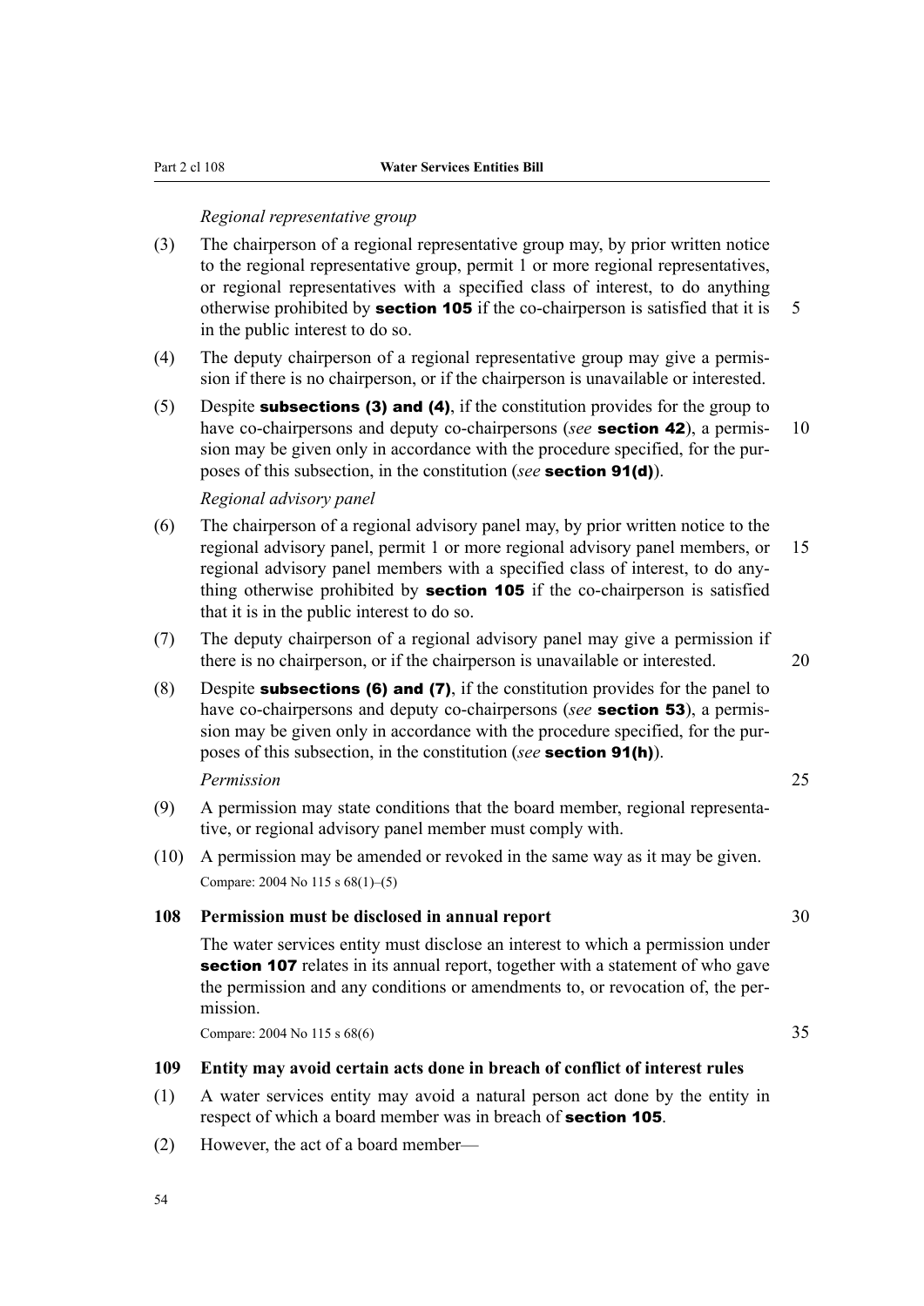*Regional representative group*

(3) The chairperson of a regional representative group may, by prior written notice to the regional representative group, permit 1 or more regional representatives, or regional representatives with a specified class of interest, to do anything otherwise prohibited by **section 105** if the co-chairperson is satisfied that it is in the public interest to do so.

(4) The deputy chairperson of a regional representative group may give a permission if there is no chairperson, or if the chairperson is unavailable or interested.

(5) Despite **subsections (3) and (4)**, if the constitution provides for the group to have co-chairpersons and deputy co-chairpersons (*see* **section 42**), a permission may be given only in accordance with the procedure specified, for the purposes of this subsection, in the constitution (*see* **section 91(d)**).

*Regional advisory panel*

(6) The chairperson of a regional advisory panel may, by prior written notice to the regional advisory panel, permit 1 or more regional advisory panel members, or regional advisory panel members with a specified class of interest, to do anything otherwise prohibited by **section 105** if the co-chairperson is satisfied that it is in the public interest to do so.

(7) The deputy chairperson of a regional advisory panel may give a permission if there is no chairperson, or if the chairperson is unavailable or interested.

(8) Despite **subsections (6) and (7)**, if the constitution provides for the panel to have co-chairpersons and deputy co-chairpersons (*see* **section 53**), a permission may be given only in accordance with the procedure specified, for the purposes of this subsection, in the constitution (*see* **section 91(h)**).

*Permission*

(9) A permission may state conditions that the board member, regional representative, or regional advisory panel member must comply with.

(10) A permission may be amended or revoked in the same way as it may be given.

Compare: 2004 No 115 s 68(1)–(5)

**108 Permission must be disclosed in annual report**

The water services entity must disclose an interest to which a permission under **section 107** relates in its annual report, together with a statement of who gave the permission and any conditions or amendments to, or revocation of, the permission.

Compare: 2004 No 115 s 68(6)

**109 Entity may avoid certain acts done in breach of conflict of interest rules**

(1) A water services entity may avoid a natural person act done by the entity in respect of which a board member was in breach of **section 105**.

(2) However, the act of a board member—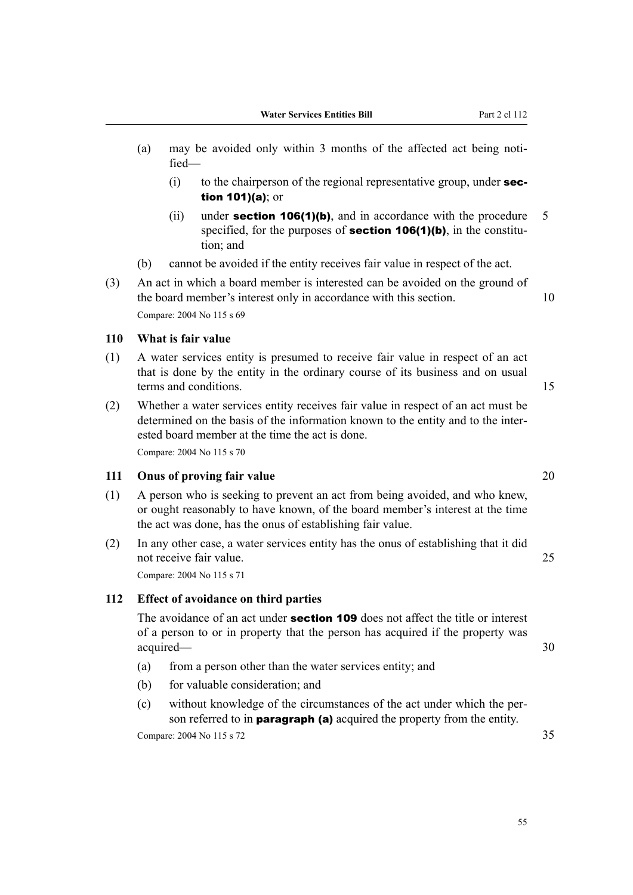(a) may be avoided only within 3 months of the affected act being notified—

(i) to the chairperson of the regional representative group, under **section 101(a)**; or

(ii) under **section 106(1)(b)**, and in accordance with the procedure specified, for the purposes of **section 106(1)(b)**, in the constitution; and

(b) cannot be avoided if the entity receives fair value in respect of the act.

(3) An act in which a board member is interested can be avoided on the ground of the board member's interest only in accordance with this section.

Compare: 2004 No 115 s 69

### 110 What is fair value

(1) A water services entity is presumed to receive fair value in respect of an act that is done by the entity in the ordinary course of its business and on usual terms and conditions.

(2) Whether a water services entity receives fair value in respect of an act must be determined on the basis of the information known to the entity and to the interested board member at the time the act is done.

Compare: 2004 No 115 s 70

### 111 Onus of proving fair value

(1) A person who is seeking to prevent an act from being avoided, and who knew, or ought reasonably to have known, of the board member's interest at the time the act was done, has the onus of establishing fair value.

(2) In any other case, a water services entity has the onus of establishing that it did not receive fair value.

Compare: 2004 No 115 s 71

### 112 Effect of avoidance on third parties

The avoidance of an act under **section 109** does not affect the title or interest of a person to or in property that the person has acquired if the property was acquired—

(a) from a person other than the water services entity; and

(b) for valuable consideration; and

(c) without knowledge of the circumstances of the act under which the person referred to in **paragraph (a)** acquired the property from the entity.

Compare: 2004 No 115 s 72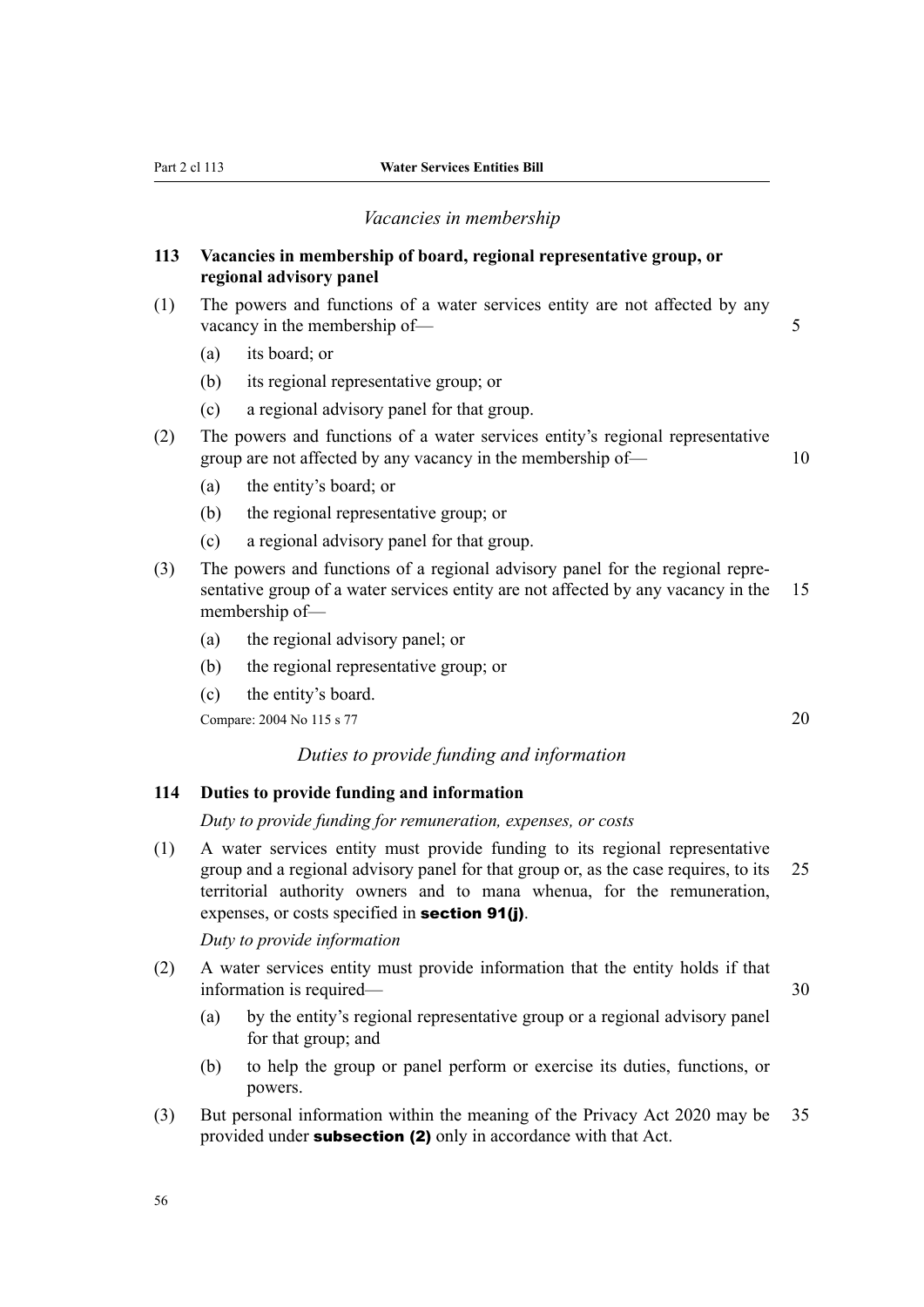*Vacancies in membership*

### 113 Vacancies in membership of board, regional representative group, or regional advisory panel

(1) The powers and functions of a water services entity are not affected by any vacancy in the membership of—

- (a) its board; or
- (b) its regional representative group; or
- (c) a regional advisory panel for that group.

(2) The powers and functions of a water services entity's regional representative group are not affected by any vacancy in the membership of—

- (a) the entity's board; or
- (b) the regional representative group; or
- (c) a regional advisory panel for that group.

(3) The powers and functions of a regional advisory panel for the regional representative group of a water services entity are not affected by any vacancy in the membership of—

- (a) the regional advisory panel; or
- (b) the regional representative group; or
- (c) the entity's board.

Compare: 2004 No 115 s 77

*Duties to provide funding and information*

### 114 Duties to provide funding and information

*Duty to provide funding for remuneration, expenses, or costs*

(1) A water services entity must provide funding to its regional representative group and a regional advisory panel for that group or, as the case requires, to its territorial authority owners and to mana whenua, for the remuneration, expenses, or costs specified in **section 91(j)**.

*Duty to provide information*

(2) A water services entity must provide information that the entity holds if that information is required—

- (a) by the entity's regional representative group or a regional advisory panel for that group; and
- (b) to help the group or panel perform or exercise its duties, functions, or powers.

(3) But personal information within the meaning of the Privacy Act 2020 may be provided under **subsection (2)** only in accordance with that Act.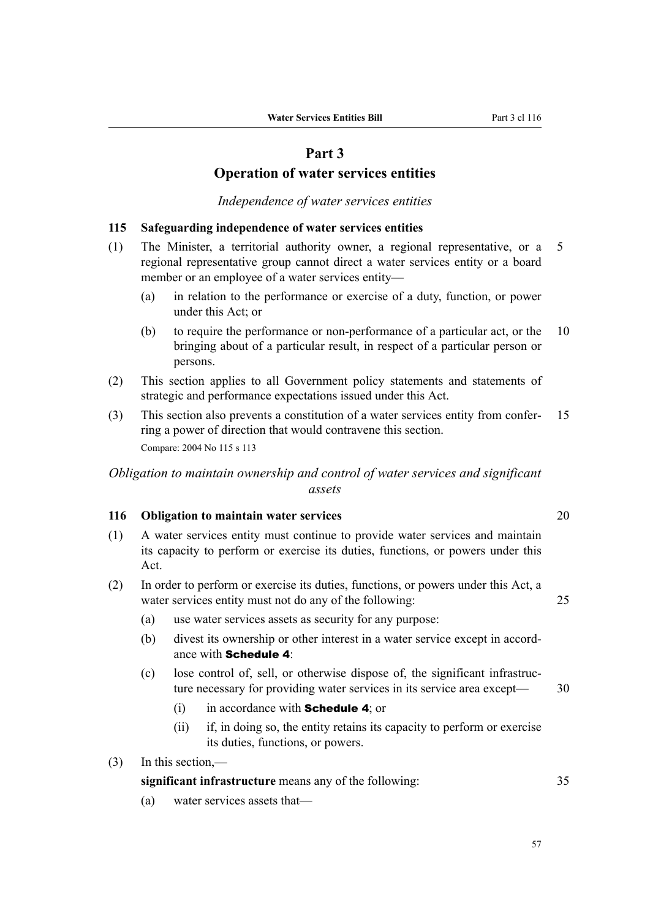# Part 3
# Operation of water services entities

*Independence of water services entities*

### 115 Safeguarding independence of water services entities

(1) The Minister, a territorial authority owner, a regional representative, or a regional representative group cannot direct a water services entity or a board member or an employee of a water services entity—

(a) in relation to the performance or exercise of a duty, function, or power under this Act; or

(b) to require the performance or non-performance of a particular act, or the bringing about of a particular result, in respect of a particular person or persons.

(2) This section applies to all Government policy statements and statements of strategic and performance expectations issued under this Act.

(3) This section also prevents a constitution of a water services entity from conferring a power of direction that would contravene this section.

Compare: 2004 No 115 s 113

*Obligation to maintain ownership and control of water services and significant assets*

### 116 Obligation to maintain water services

(1) A water services entity must continue to provide water services and maintain its capacity to perform or exercise its duties, functions, or powers under this Act.

(2) In order to perform or exercise its duties, functions, or powers under this Act, a water services entity must not do any of the following:

(a) use water services assets as security for any purpose:

(b) divest its ownership or other interest in a water service except in accordance with **Schedule 4**:

(c) lose control of, sell, or otherwise dispose of, the significant infrastructure necessary for providing water services in its service area except—

(i) in accordance with **Schedule 4**; or

(ii) if, in doing so, the entity retains its capacity to perform or exercise its duties, functions, or powers.

(3) In this section,—

**significant infrastructure** means any of the following:

(a) water services assets that—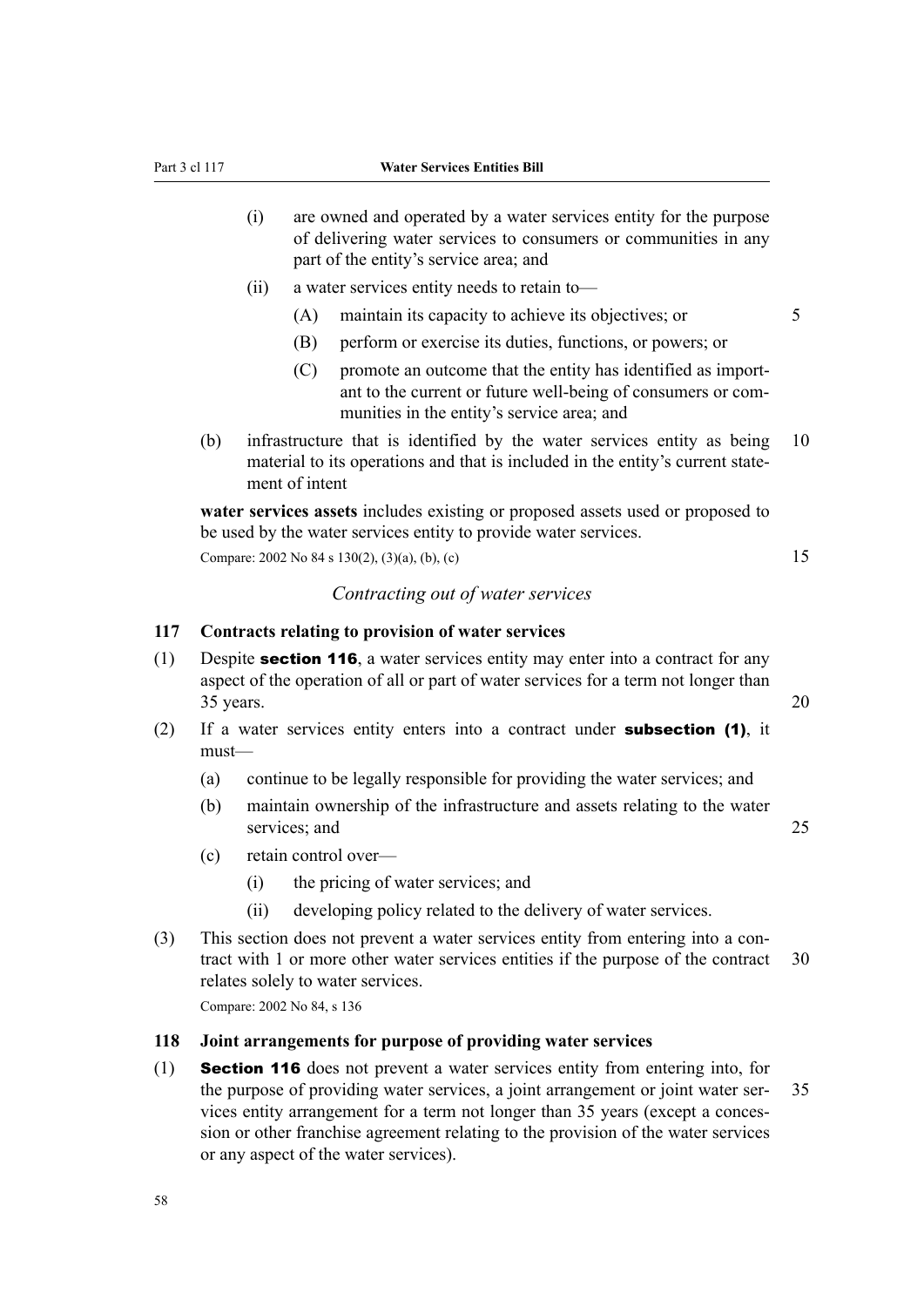(i) are owned and operated by a water services entity for the purpose of delivering water services to consumers or communities in any part of the entity's service area; and

(ii) a water services entity needs to retain to—

(A) maintain its capacity to achieve its objectives; or

(B) perform or exercise its duties, functions, or powers; or

(C) promote an outcome that the entity has identified as important to the current or future well-being of consumers or communities in the entity's service area; and

(b) infrastructure that is identified by the water services entity as being material to its operations and that is included in the entity's current statement of intent

**water services assets** includes existing or proposed assets used or proposed to be used by the water services entity to provide water services.

Compare: 2002 No 84 s 130(2), (3)(a), (b), (c)

*Contracting out of water services*

**117 Contracts relating to provision of water services**

(1) Despite **section 116**, a water services entity may enter into a contract for any aspect of the operation of all or part of water services for a term not longer than 35 years.

(2) If a water services entity enters into a contract under **subsection (1)**, it must—

(a) continue to be legally responsible for providing the water services; and

(b) maintain ownership of the infrastructure and assets relating to the water services; and

(c) retain control over—

(i) the pricing of water services; and

(ii) developing policy related to the delivery of water services.

(3) This section does not prevent a water services entity from entering into a contract with 1 or more other water services entities if the purpose of the contract relates solely to water services.

Compare: 2002 No 84, s 136

**118 Joint arrangements for purpose of providing water services**

(1) **Section 116** does not prevent a water services entity from entering into, for the purpose of providing water services, a joint arrangement or joint water services entity arrangement for a term not longer than 35 years (except a concession or other franchise agreement relating to the provision of the water services or any aspect of the water services).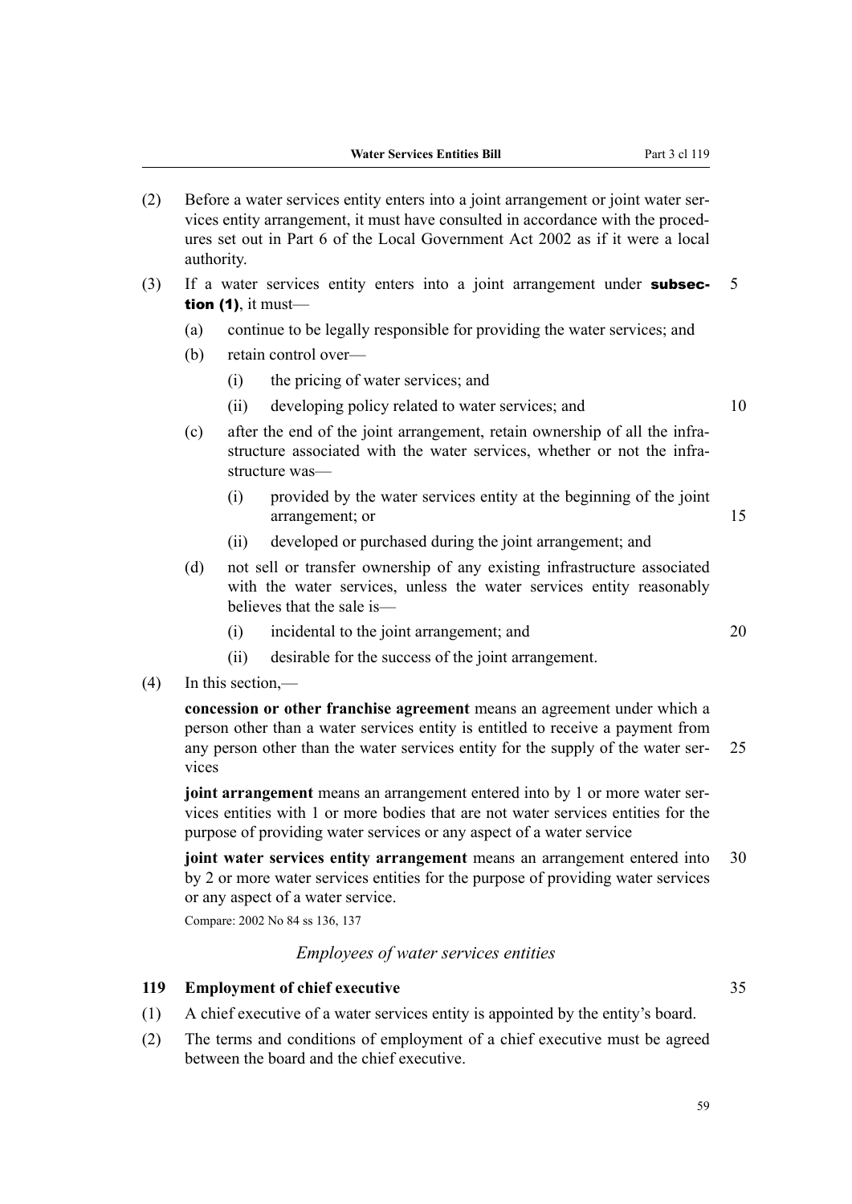(2) Before a water services entity enters into a joint arrangement or joint water services entity arrangement, it must have consulted in accordance with the procedures set out in Part 6 of the Local Government Act 2002 as if it were a local authority.

(3) If a water services entity enters into a joint arrangement under **subsection (1)**, it must—

- (a) continue to be legally responsible for providing the water services; and
- (b) retain control over—
  - (i) the pricing of water services; and
  - (ii) developing policy related to water services; and
- (c) after the end of the joint arrangement, retain ownership of all the infrastructure associated with the water services, whether or not the infrastructure was—
  - (i) provided by the water services entity at the beginning of the joint arrangement; or
  - (ii) developed or purchased during the joint arrangement; and
- (d) not sell or transfer ownership of any existing infrastructure associated with the water services, unless the water services entity reasonably believes that the sale is—
  - (i) incidental to the joint arrangement; and
  - (ii) desirable for the success of the joint arrangement.

(4) In this section,—

**concession or other franchise agreement** means an agreement under which a person other than a water services entity is entitled to receive a payment from any person other than the water services entity for the supply of the water services

**joint arrangement** means an arrangement entered into by 1 or more water services entities with 1 or more bodies that are not water services entities for the purpose of providing water services or any aspect of a water service

**joint water services entity arrangement** means an arrangement entered into by 2 or more water services entities for the purpose of providing water services or any aspect of a water service.

Compare: 2002 No 84 ss 136, 137

*Employees of water services entities*

### 119 Employment of chief executive

(1) A chief executive of a water services entity is appointed by the entity's board.

(2) The terms and conditions of employment of a chief executive must be agreed between the board and the chief executive.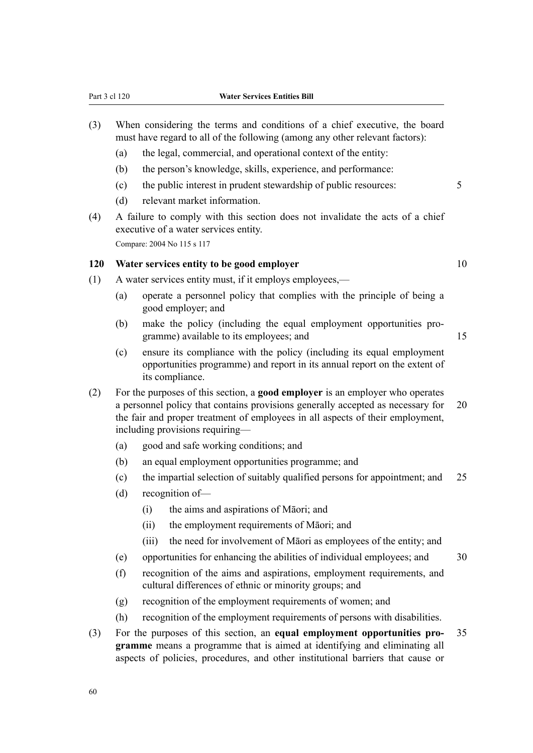(3) When considering the terms and conditions of a chief executive, the board must have regard to all of the following (among any other relevant factors):

  (a) the legal, commercial, and operational context of the entity:

  (b) the person's knowledge, skills, experience, and performance:

  (c) the public interest in prudent stewardship of public resources:

  (d) relevant market information.

(4) A failure to comply with this section does not invalidate the acts of a chief executive of a water services entity.

Compare: 2004 No 115 s 117

### 120 Water services entity to be good employer

(1) A water services entity must, if it employs employees,—

  (a) operate a personnel policy that complies with the principle of being a good employer; and

  (b) make the policy (including the equal employment opportunities programme) available to its employees; and

  (c) ensure its compliance with the policy (including its equal employment opportunities programme) and report in its annual report on the extent of its compliance.

(2) For the purposes of this section, a **good employer** is an employer who operates a personnel policy that contains provisions generally accepted as necessary for the fair and proper treatment of employees in all aspects of their employment, including provisions requiring—

  (a) good and safe working conditions; and

  (b) an equal employment opportunities programme; and

  (c) the impartial selection of suitably qualified persons for appointment; and

  (d) recognition of—

    (i) the aims and aspirations of Māori; and

    (ii) the employment requirements of Māori; and

    (iii) the need for involvement of Māori as employees of the entity; and

  (e) opportunities for enhancing the abilities of individual employees; and

  (f) recognition of the aims and aspirations, employment requirements, and cultural differences of ethnic or minority groups; and

  (g) recognition of the employment requirements of women; and

  (h) recognition of the employment requirements of persons with disabilities.

(3) For the purposes of this section, an **equal employment opportunities programme** means a programme that is aimed at identifying and eliminating all aspects of policies, procedures, and other institutional barriers that cause or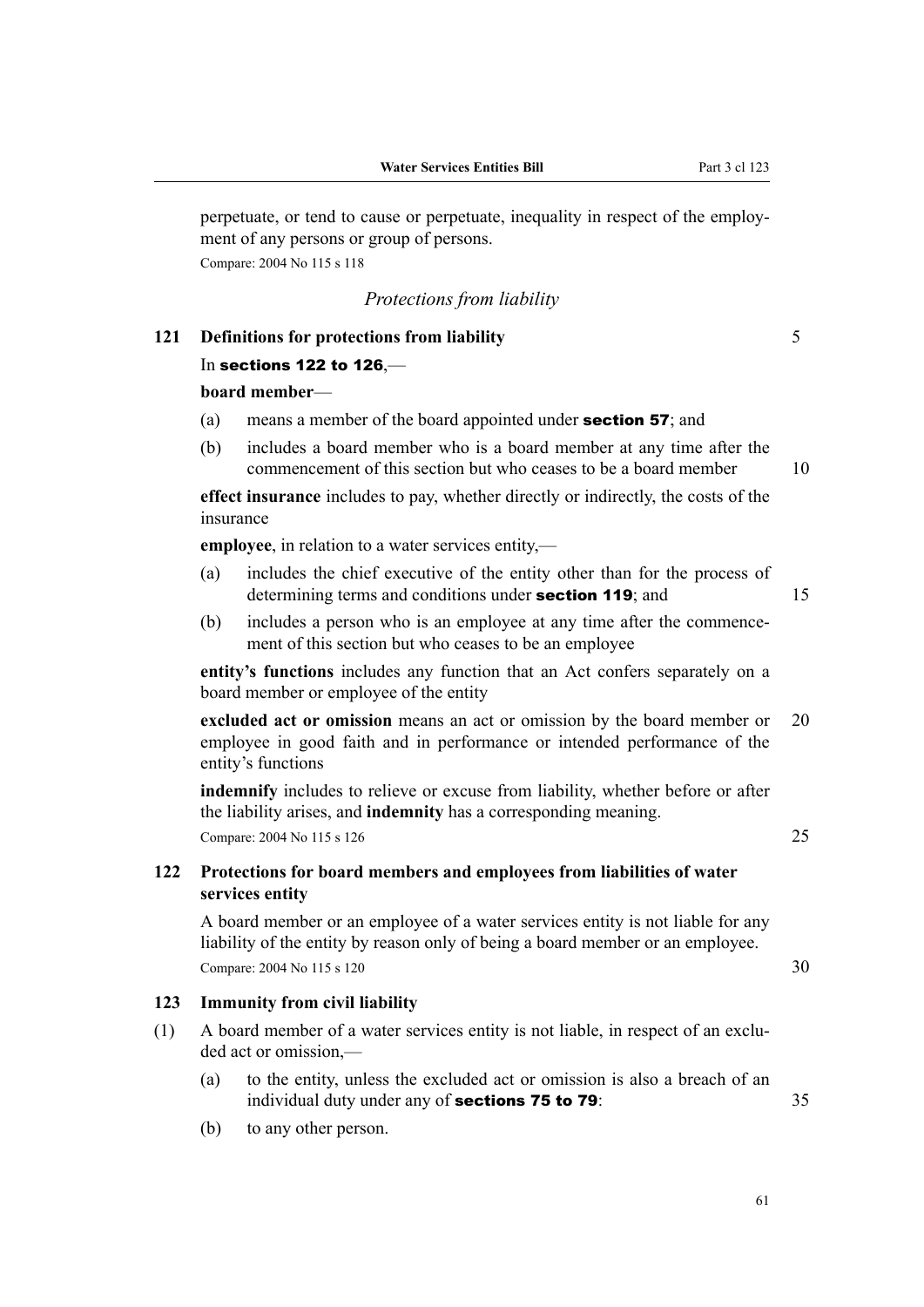perpetuate, or tend to cause or perpetuate, inequality in respect of the employment of any persons or group of persons.

Compare: 2004 No 115 s 118

*Protections from liability*

### 121 Definitions for protections from liability

In **sections 122 to 126**,—

**board member**—

(a) means a member of the board appointed under **section 57**; and

(b) includes a board member who is a board member at any time after the commencement of this section but who ceases to be a board member

**effect insurance** includes to pay, whether directly or indirectly, the costs of the insurance

**employee**, in relation to a water services entity,—

(a) includes the chief executive of the entity other than for the process of determining terms and conditions under **section 119**; and

(b) includes a person who is an employee at any time after the commencement of this section but who ceases to be an employee

**entity's functions** includes any function that an Act confers separately on a board member or employee of the entity

**excluded act or omission** means an act or omission by the board member or employee in good faith and in performance or intended performance of the entity's functions

**indemnify** includes to relieve or excuse from liability, whether before or after the liability arises, and **indemnity** has a corresponding meaning.

Compare: 2004 No 115 s 126

### 122 Protections for board members and employees from liabilities of water services entity

A board member or an employee of a water services entity is not liable for any liability of the entity by reason only of being a board member or an employee.

Compare: 2004 No 115 s 120

### 123 Immunity from civil liability

(1) A board member of a water services entity is not liable, in respect of an excluded act or omission,—

(a) to the entity, unless the excluded act or omission is also a breach of an individual duty under any of **sections 75 to 79**:

(b) to any other person.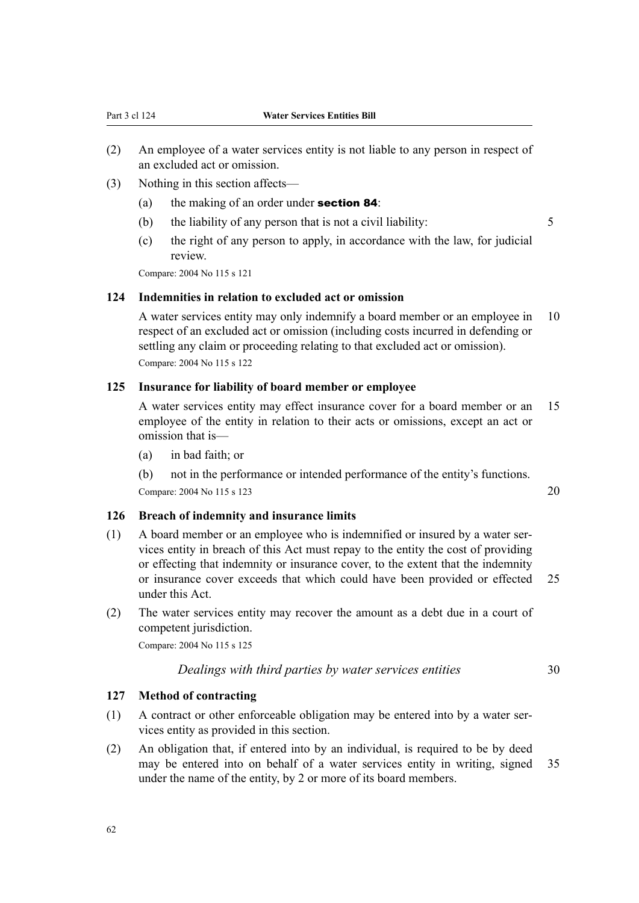(2) An employee of a water services entity is not liable to any person in respect of an excluded act or omission.

(3) Nothing in this section affects—

(a) the making of an order under **section 84**:

(b) the liability of any person that is not a civil liability:

(c) the right of any person to apply, in accordance with the law, for judicial review.

Compare: 2004 No 115 s 121

### 124 Indemnities in relation to excluded act or omission

A water services entity may only indemnify a board member or an employee in respect of an excluded act or omission (including costs incurred in defending or settling any claim or proceeding relating to that excluded act or omission).

Compare: 2004 No 115 s 122

### 125 Insurance for liability of board member or employee

A water services entity may effect insurance cover for a board member or an employee of the entity in relation to their acts or omissions, except an act or omission that is—

(a) in bad faith; or

(b) not in the performance or intended performance of the entity's functions.

Compare: 2004 No 115 s 123

### 126 Breach of indemnity and insurance limits

(1) A board member or an employee who is indemnified or insured by a water services entity in breach of this Act must repay to the entity the cost of providing or effecting that indemnity or insurance cover, to the extent that the indemnity or insurance cover exceeds that which could have been provided or effected under this Act.

(2) The water services entity may recover the amount as a debt due in a court of competent jurisdiction.

Compare: 2004 No 115 s 125

*Dealings with third parties by water services entities*

### 127 Method of contracting

(1) A contract or other enforceable obligation may be entered into by a water services entity as provided in this section.

(2) An obligation that, if entered into by an individual, is required to be by deed may be entered into on behalf of a water services entity in writing, signed under the name of the entity, by 2 or more of its board members.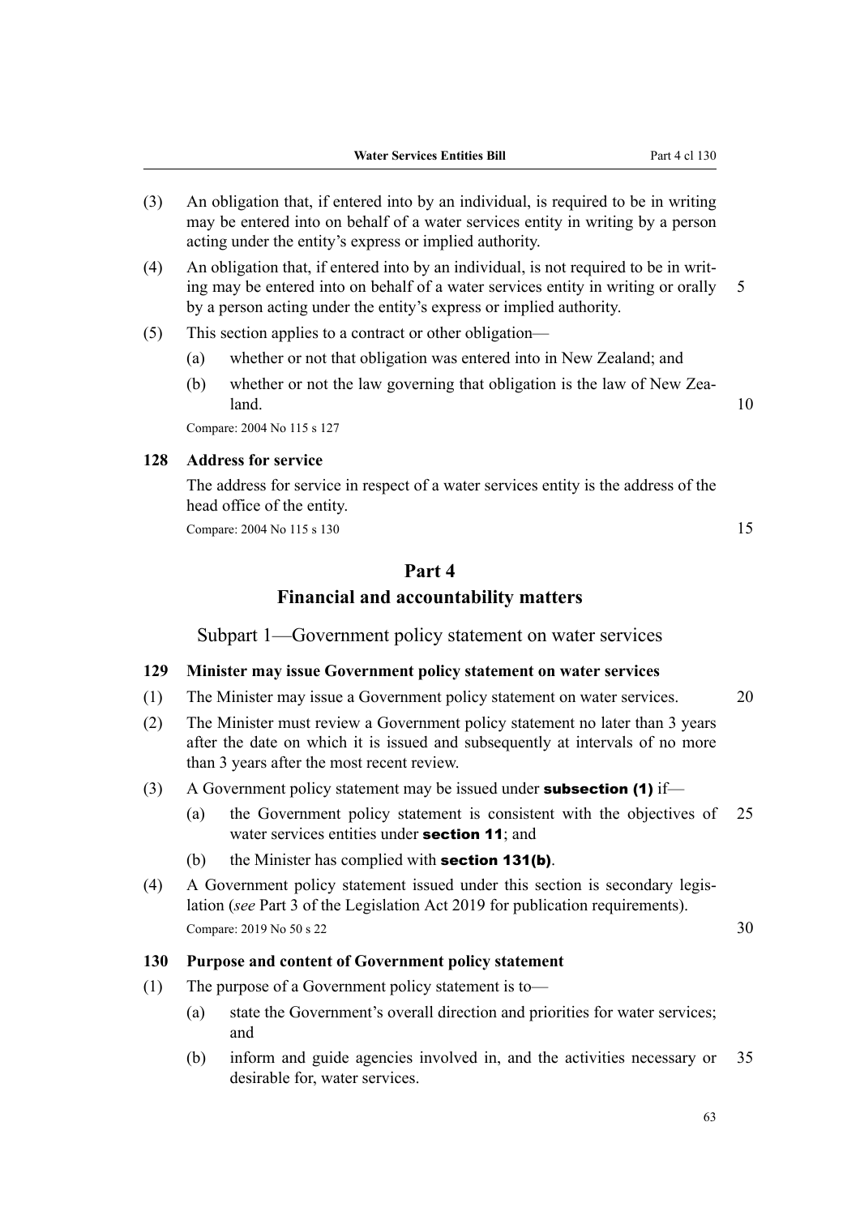(3) An obligation that, if entered into by an individual, is required to be in writing may be entered into on behalf of a water services entity in writing by a person acting under the entity's express or implied authority.

(4) An obligation that, if entered into by an individual, is not required to be in writing may be entered into on behalf of a water services entity in writing or orally by a person acting under the entity's express or implied authority.

(5) This section applies to a contract or other obligation—

- (a) whether or not that obligation was entered into in New Zealand; and
- (b) whether or not the law governing that obligation is the law of New Zealand.

Compare: 2004 No 115 s 127

**128 Address for service**

The address for service in respect of a water services entity is the address of the head office of the entity.

Compare: 2004 No 115 s 130

# Part 4
# Financial and accountability matters

## Subpart 1—Government policy statement on water services

**129 Minister may issue Government policy statement on water services**

(1) The Minister may issue a Government policy statement on water services.

(2) The Minister must review a Government policy statement no later than 3 years after the date on which it is issued and subsequently at intervals of no more than 3 years after the most recent review.

(3) A Government policy statement may be issued under **subsection (1)** if—

- (a) the Government policy statement is consistent with the objectives of water services entities under **section 11**; and
- (b) the Minister has complied with **section 131(b)**.

(4) A Government policy statement issued under this section is secondary legislation (*see* Part 3 of the Legislation Act 2019 for publication requirements).

Compare: 2019 No 50 s 22

**130 Purpose and content of Government policy statement**

(1) The purpose of a Government policy statement is to—

- (a) state the Government's overall direction and priorities for water services; and
- (b) inform and guide agencies involved in, and the activities necessary or desirable for, water services.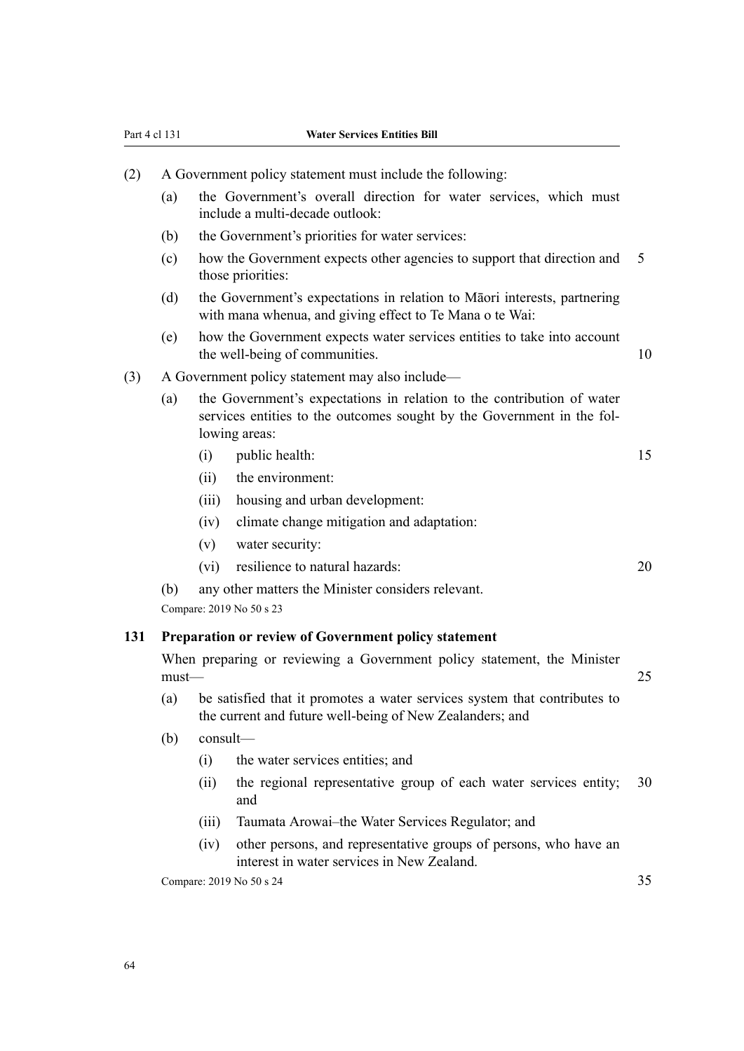(2) A Government policy statement must include the following:

(a) the Government's overall direction for water services, which must include a multi-decade outlook:

(b) the Government's priorities for water services:

(c) how the Government expects other agencies to support that direction and those priorities:

(d) the Government's expectations in relation to Māori interests, partnering with mana whenua, and giving effect to Te Mana o te Wai:

(e) how the Government expects water services entities to take into account the well-being of communities.

(3) A Government policy statement may also include—

(a) the Government's expectations in relation to the contribution of water services entities to the outcomes sought by the Government in the following areas:

(i) public health:

(ii) the environment:

(iii) housing and urban development:

(iv) climate change mitigation and adaptation:

(v) water security:

(vi) resilience to natural hazards:

(b) any other matters the Minister considers relevant.

Compare: 2019 No 50 s 23

**131 Preparation or review of Government policy statement**

When preparing or reviewing a Government policy statement, the Minister must—

(a) be satisfied that it promotes a water services system that contributes to the current and future well-being of New Zealanders; and

(b) consult—

(i) the water services entities; and

(ii) the regional representative group of each water services entity; and

(iii) Taumata Arowai–the Water Services Regulator; and

(iv) other persons, and representative groups of persons, who have an interest in water services in New Zealand.

Compare: 2019 No 50 s 24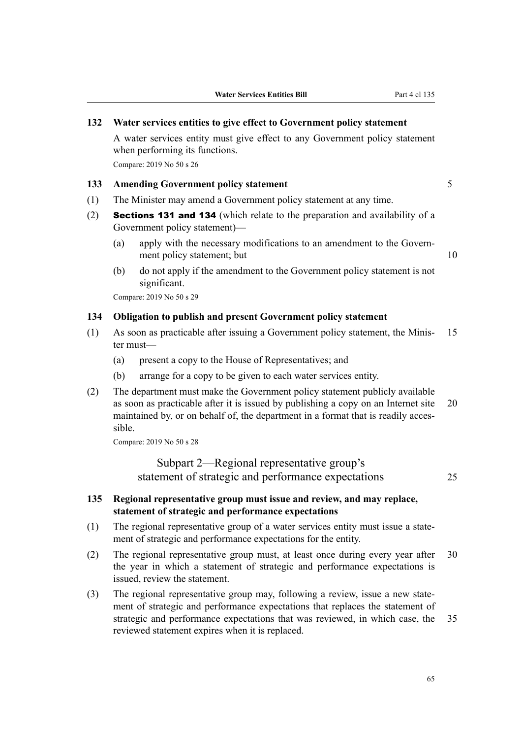### 132 Water services entities to give effect to Government policy statement

A water services entity must give effect to any Government policy statement when performing its functions.

Compare: 2019 No 50 s 26

### 133 Amending Government policy statement

(1) The Minister may amend a Government policy statement at any time.

(2) **Sections 131 and 134** (which relate to the preparation and availability of a Government policy statement)—

(a) apply with the necessary modifications to an amendment to the Government policy statement; but

(b) do not apply if the amendment to the Government policy statement is not significant.

Compare: 2019 No 50 s 29

### 134 Obligation to publish and present Government policy statement

(1) As soon as practicable after issuing a Government policy statement, the Minister must—

(a) present a copy to the House of Representatives; and

(b) arrange for a copy to be given to each water services entity.

(2) The department must make the Government policy statement publicly available as soon as practicable after it is issued by publishing a copy on an Internet site maintained by, or on behalf of, the department in a format that is readily accessible.

Compare: 2019 No 50 s 28

## Subpart 2—Regional representative group's statement of strategic and performance expectations

### 135 Regional representative group must issue and review, and may replace, statement of strategic and performance expectations

(1) The regional representative group of a water services entity must issue a statement of strategic and performance expectations for the entity.

(2) The regional representative group must, at least once during every year after the year in which a statement of strategic and performance expectations is issued, review the statement.

(3) The regional representative group may, following a review, issue a new statement of strategic and performance expectations that replaces the statement of strategic and performance expectations that was reviewed, in which case, the reviewed statement expires when it is replaced.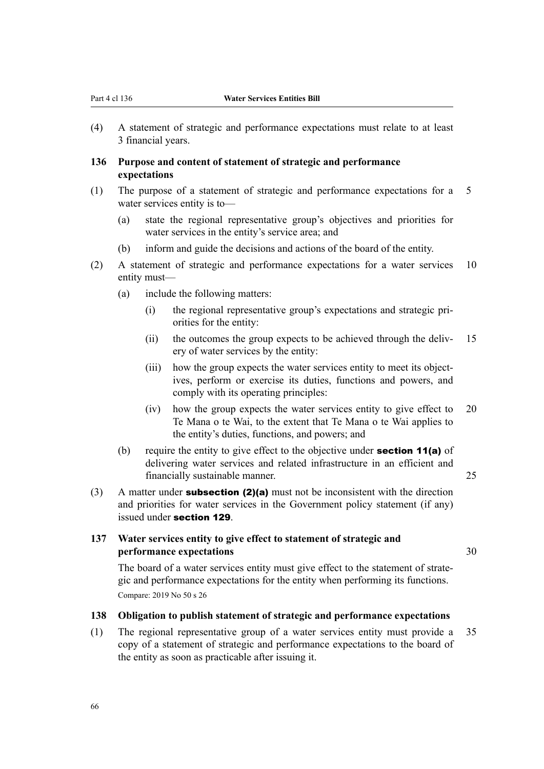(4) A statement of strategic and performance expectations must relate to at least 3 financial years.

### 136 Purpose and content of statement of strategic and performance expectations

(1) The purpose of a statement of strategic and performance expectations for a water services entity is to—

- (a) state the regional representative group's objectives and priorities for water services in the entity's service area; and
- (b) inform and guide the decisions and actions of the board of the entity.

(2) A statement of strategic and performance expectations for a water services entity must—

- (a) include the following matters:
  - (i) the regional representative group's expectations and strategic priorities for the entity:
  - (ii) the outcomes the group expects to be achieved through the delivery of water services by the entity:
  - (iii) how the group expects the water services entity to meet its objectives, perform or exercise its duties, functions and powers, and comply with its operating principles:
  - (iv) how the group expects the water services entity to give effect to Te Mana o te Wai, to the extent that Te Mana o te Wai applies to the entity's duties, functions, and powers; and
- (b) require the entity to give effect to the objective under **section 11(a)** of delivering water services and related infrastructure in an efficient and financially sustainable manner.

(3) A matter under **subsection (2)(a)** must not be inconsistent with the direction and priorities for water services in the Government policy statement (if any) issued under **section 129**.

### 137 Water services entity to give effect to statement of strategic and performance expectations

The board of a water services entity must give effect to the statement of strategic and performance expectations for the entity when performing its functions.

Compare: 2019 No 50 s 26

### 138 Obligation to publish statement of strategic and performance expectations

(1) The regional representative group of a water services entity must provide a copy of a statement of strategic and performance expectations to the board of the entity as soon as practicable after issuing it.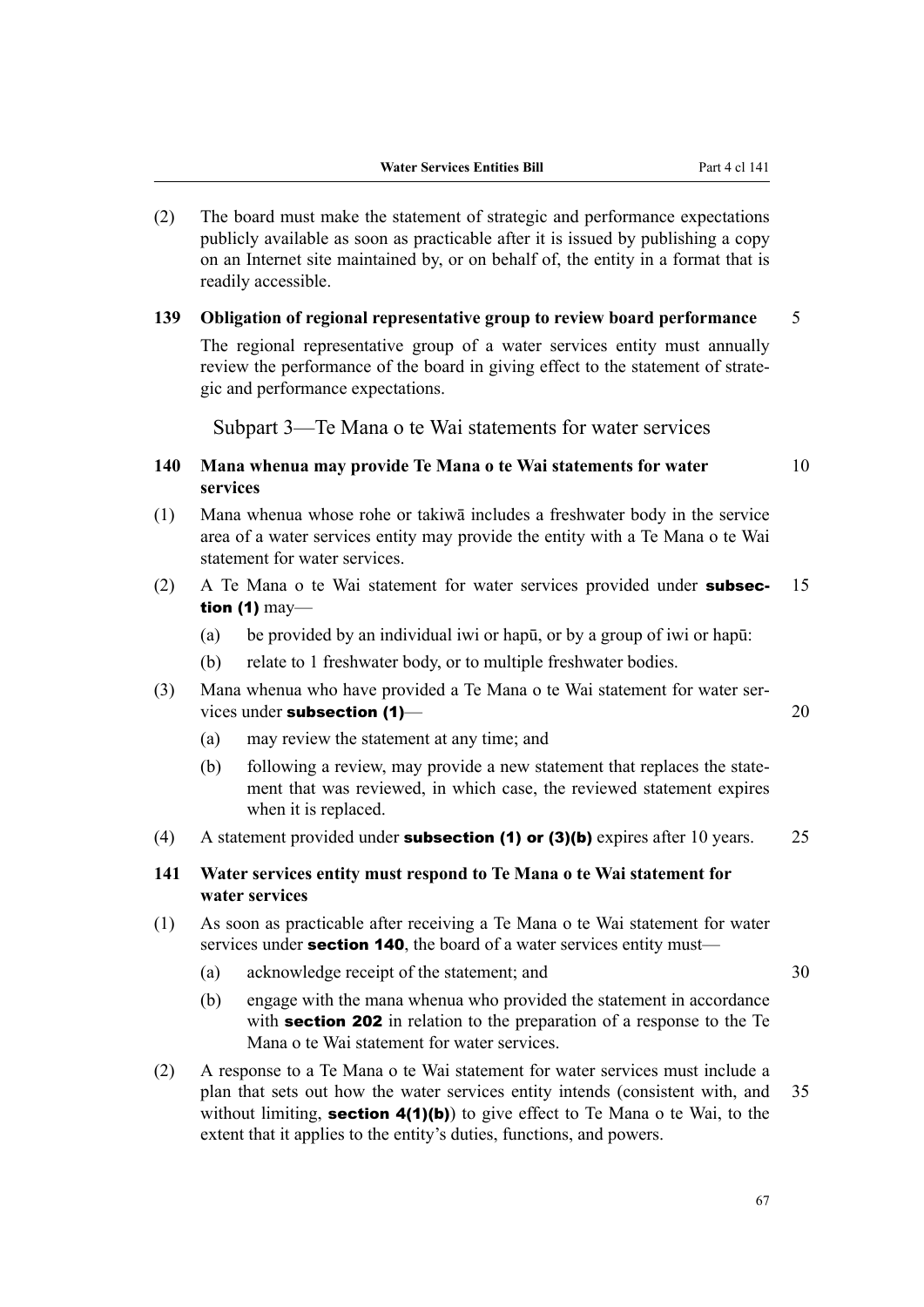(2) The board must make the statement of strategic and performance expectations publicly available as soon as practicable after it is issued by publishing a copy on an Internet site maintained by, or on behalf of, the entity in a format that is readily accessible.

### 139 Obligation of regional representative group to review board performance

The regional representative group of a water services entity must annually review the performance of the board in giving effect to the statement of strategic and performance expectations.

## Subpart 3—Te Mana o te Wai statements for water services

### 140 Mana whenua may provide Te Mana o te Wai statements for water services

(1) Mana whenua whose rohe or takiwā includes a freshwater body in the service area of a water services entity may provide the entity with a Te Mana o te Wai statement for water services.

(2) A Te Mana o te Wai statement for water services provided under **subsection (1)** may—

(a) be provided by an individual iwi or hapū, or by a group of iwi or hapū:

(b) relate to 1 freshwater body, or to multiple freshwater bodies.

(3) Mana whenua who have provided a Te Mana o te Wai statement for water services under **subsection (1)**—

(a) may review the statement at any time; and

(b) following a review, may provide a new statement that replaces the statement that was reviewed, in which case, the reviewed statement expires when it is replaced.

(4) A statement provided under **subsection (1) or (3)(b)** expires after 10 years.

### 141 Water services entity must respond to Te Mana o te Wai statement for water services

(1) As soon as practicable after receiving a Te Mana o te Wai statement for water services under **section 140**, the board of a water services entity must—

(a) acknowledge receipt of the statement; and

(b) engage with the mana whenua who provided the statement in accordance with **section 202** in relation to the preparation of a response to the Te Mana o te Wai statement for water services.

(2) A response to a Te Mana o te Wai statement for water services must include a plan that sets out how the water services entity intends (consistent with, and without limiting, **section 4(1)(b)**) to give effect to Te Mana o te Wai, to the extent that it applies to the entity's duties, functions, and powers.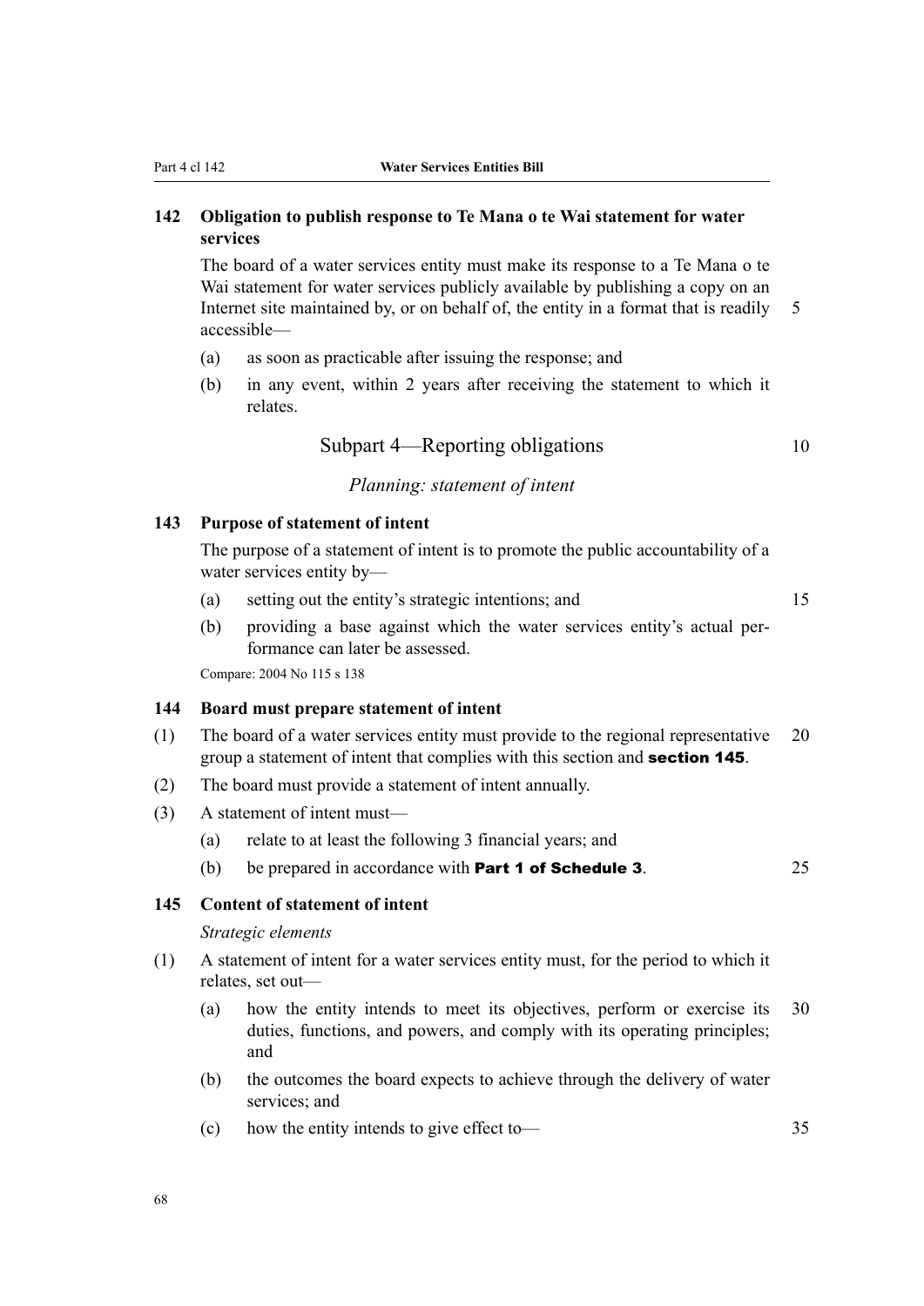### 142 Obligation to publish response to Te Mana o te Wai statement for water services

The board of a water services entity must make its response to a Te Mana o te Wai statement for water services publicly available by publishing a copy on an Internet site maintained by, or on behalf of, the entity in a format that is readily accessible—

(a) as soon as practicable after issuing the response; and

(b) in any event, within 2 years after receiving the statement to which it relates.

## Subpart 4—Reporting obligations

*Planning: statement of intent*

### 143 Purpose of statement of intent

The purpose of a statement of intent is to promote the public accountability of a water services entity by—

(a) setting out the entity's strategic intentions; and

(b) providing a base against which the water services entity's actual performance can later be assessed.

Compare: 2004 No 115 s 138

### 144 Board must prepare statement of intent

(1) The board of a water services entity must provide to the regional representative group a statement of intent that complies with this section and **section 145**.

(2) The board must provide a statement of intent annually.

(3) A statement of intent must—

(a) relate to at least the following 3 financial years; and

(b) be prepared in accordance with **Part 1 of Schedule 3**.

### 145 Content of statement of intent

*Strategic elements*

(1) A statement of intent for a water services entity must, for the period to which it relates, set out—

(a) how the entity intends to meet its objectives, perform or exercise its duties, functions, and powers, and comply with its operating principles; and

(b) the outcomes the board expects to achieve through the delivery of water services; and

(c) how the entity intends to give effect to—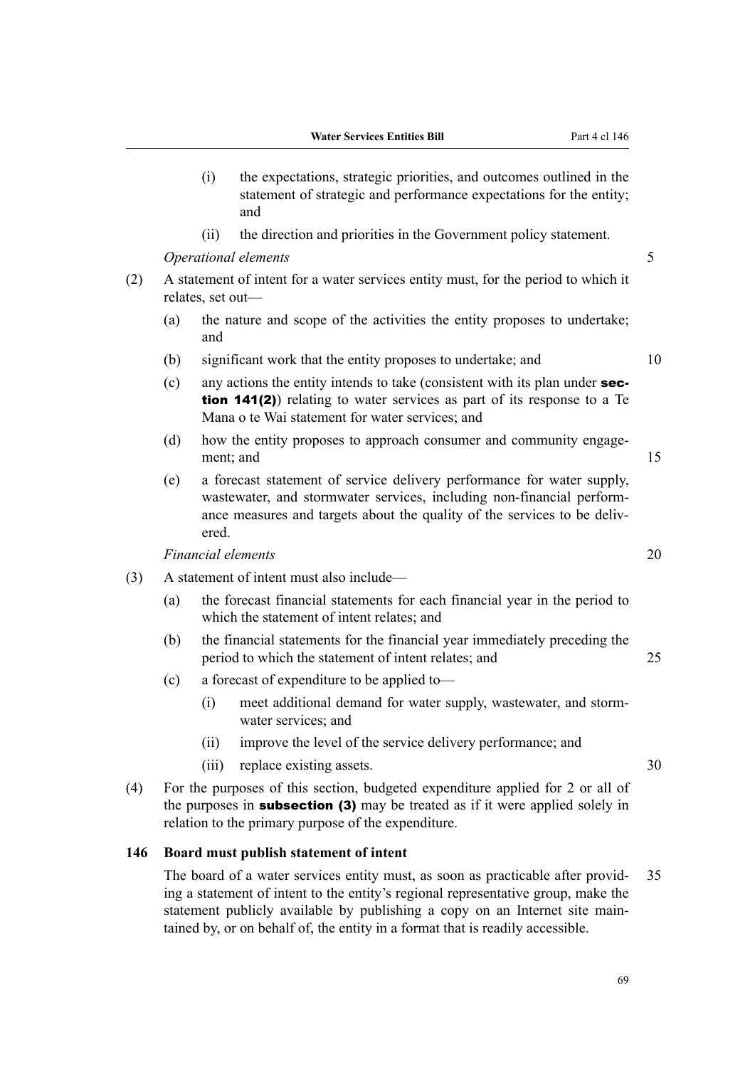(i) the expectations, strategic priorities, and outcomes outlined in the statement of strategic and performance expectations for the entity; and

(ii) the direction and priorities in the Government policy statement.

*Operational elements*

(2) A statement of intent for a water services entity must, for the period to which it relates, set out—

(a) the nature and scope of the activities the entity proposes to undertake; and

(b) significant work that the entity proposes to undertake; and

(c) any actions the entity intends to take (consistent with its plan under **section 141(2)**) relating to water services as part of its response to a Te Mana o te Wai statement for water services; and

(d) how the entity proposes to approach consumer and community engagement; and

(e) a forecast statement of service delivery performance for water supply, wastewater, and stormwater services, including non-financial performance measures and targets about the quality of the services to be delivered.

*Financial elements*

(3) A statement of intent must also include—

(a) the forecast financial statements for each financial year in the period to which the statement of intent relates; and

(b) the financial statements for the financial year immediately preceding the period to which the statement of intent relates; and

(c) a forecast of expenditure to be applied to—

(i) meet additional demand for water supply, wastewater, and stormwater services; and

(ii) improve the level of the service delivery performance; and

(iii) replace existing assets.

(4) For the purposes of this section, budgeted expenditure applied for 2 or all of the purposes in **subsection (3)** may be treated as if it were applied solely in relation to the primary purpose of the expenditure.

### 146 Board must publish statement of intent

The board of a water services entity must, as soon as practicable after providing a statement of intent to the entity's regional representative group, make the statement publicly available by publishing a copy on an Internet site maintained by, or on behalf of, the entity in a format that is readily accessible.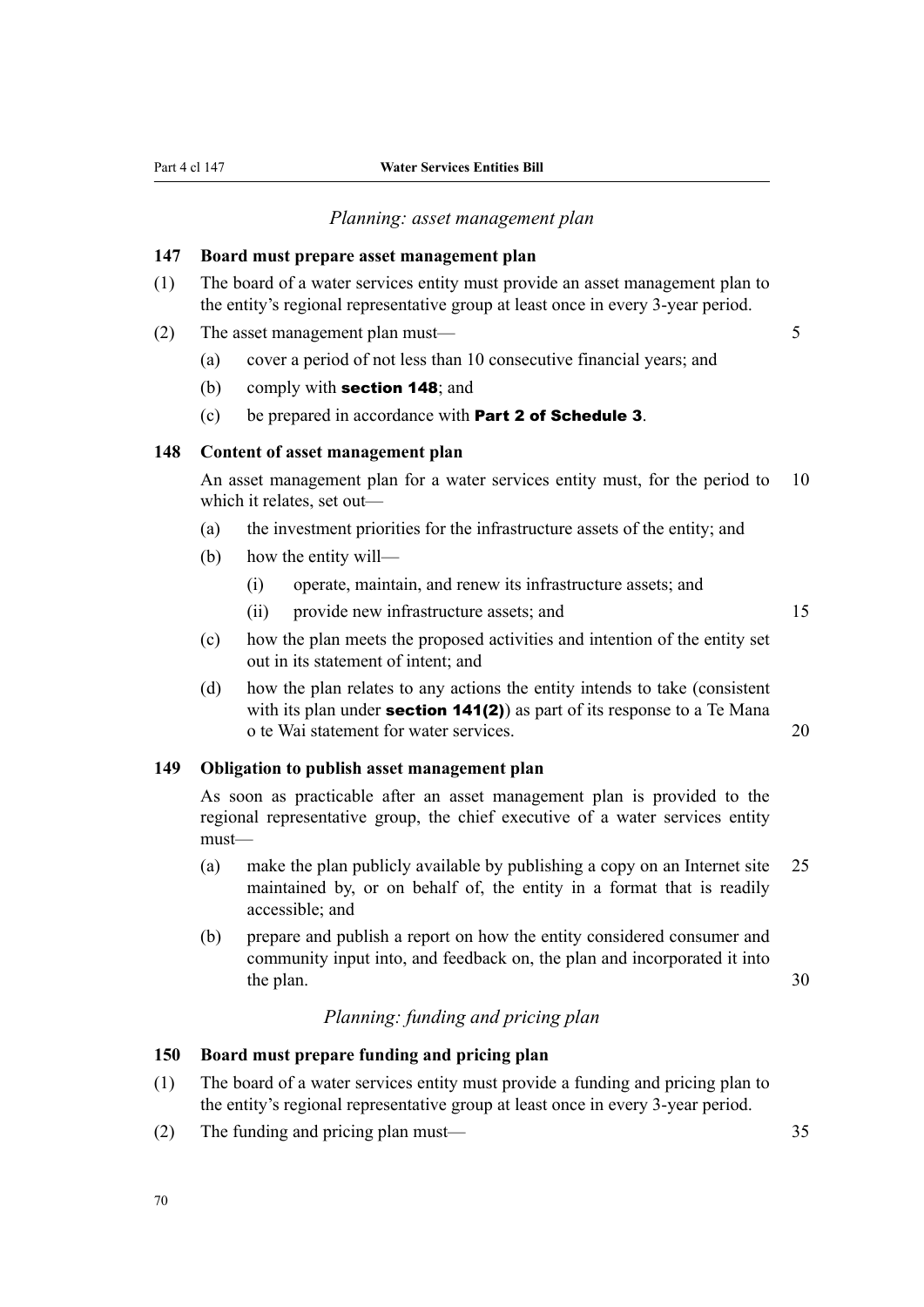*Planning: asset management plan*

**147 Board must prepare asset management plan**

(1) The board of a water services entity must provide an asset management plan to the entity's regional representative group at least once in every 3-year period.

(2) The asset management plan must—

(a) cover a period of not less than 10 consecutive financial years; and

(b) comply with **section 148**; and

(c) be prepared in accordance with **Part 2 of Schedule 3**.

**148 Content of asset management plan**

An asset management plan for a water services entity must, for the period to which it relates, set out—

(a) the investment priorities for the infrastructure assets of the entity; and

(b) how the entity will—

(i) operate, maintain, and renew its infrastructure assets; and

(ii) provide new infrastructure assets; and

(c) how the plan meets the proposed activities and intention of the entity set out in its statement of intent; and

(d) how the plan relates to any actions the entity intends to take (consistent with its plan under **section 141(2)**) as part of its response to a Te Mana o te Wai statement for water services.

**149 Obligation to publish asset management plan**

As soon as practicable after an asset management plan is provided to the regional representative group, the chief executive of a water services entity must—

(a) make the plan publicly available by publishing a copy on an Internet site maintained by, or on behalf of, the entity in a format that is readily accessible; and

(b) prepare and publish a report on how the entity considered consumer and community input into, and feedback on, the plan and incorporated it into the plan.

*Planning: funding and pricing plan*

**150 Board must prepare funding and pricing plan**

(1) The board of a water services entity must provide a funding and pricing plan to the entity's regional representative group at least once in every 3-year period.

(2) The funding and pricing plan must—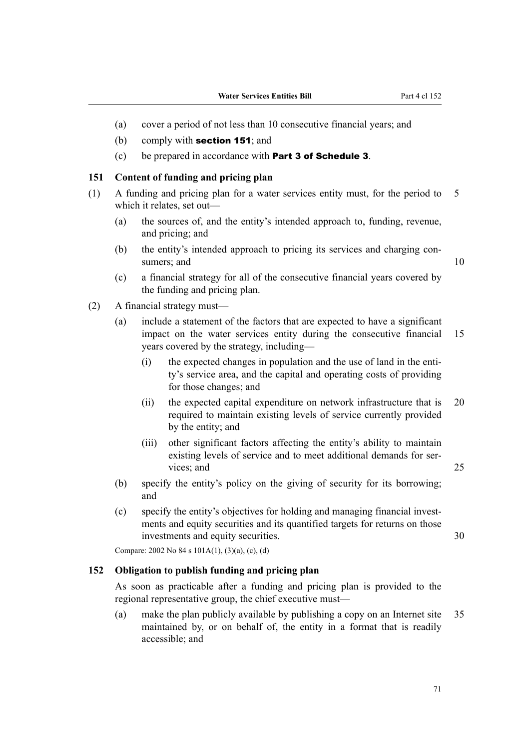(a) cover a period of not less than 10 consecutive financial years; and

(b) comply with **section 151**; and

(c) be prepared in accordance with **Part 3 of Schedule 3**.

### 151 Content of funding and pricing plan

(1) A funding and pricing plan for a water services entity must, for the period to which it relates, set out—

(a) the sources of, and the entity's intended approach to, funding, revenue, and pricing; and

(b) the entity's intended approach to pricing its services and charging consumers; and

(c) a financial strategy for all of the consecutive financial years covered by the funding and pricing plan.

(2) A financial strategy must—

(a) include a statement of the factors that are expected to have a significant impact on the water services entity during the consecutive financial years covered by the strategy, including—

(i) the expected changes in population and the use of land in the entity's service area, and the capital and operating costs of providing for those changes; and

(ii) the expected capital expenditure on network infrastructure that is required to maintain existing levels of service currently provided by the entity; and

(iii) other significant factors affecting the entity's ability to maintain existing levels of service and to meet additional demands for services; and

(b) specify the entity's policy on the giving of security for its borrowing; and

(c) specify the entity's objectives for holding and managing financial investments and equity securities and its quantified targets for returns on those investments and equity securities.

Compare: 2002 No 84 s 101A(1), (3)(a), (c), (d)

### 152 Obligation to publish funding and pricing plan

As soon as practicable after a funding and pricing plan is provided to the regional representative group, the chief executive must—

(a) make the plan publicly available by publishing a copy on an Internet site maintained by, or on behalf of, the entity in a format that is readily accessible; and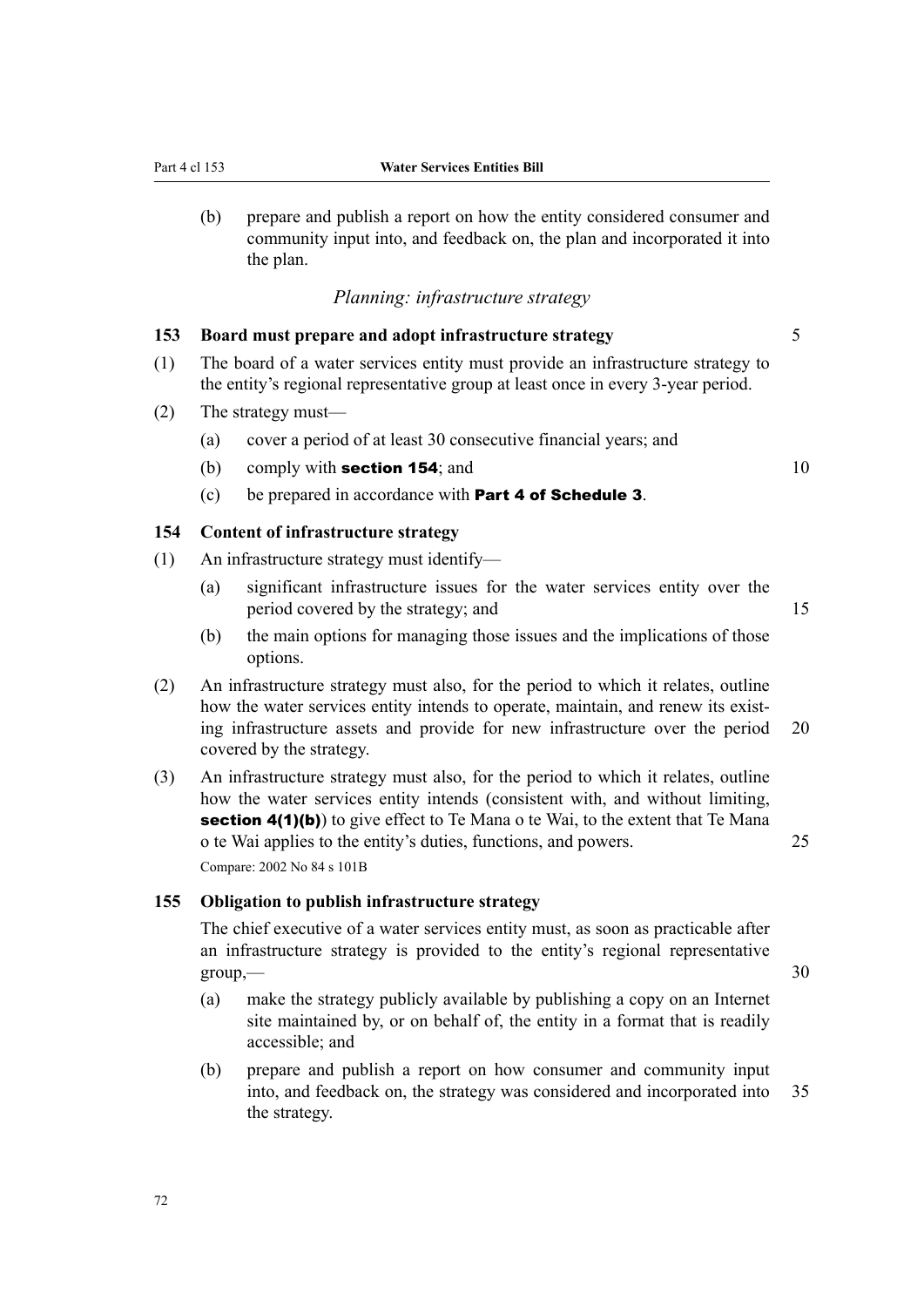(b) prepare and publish a report on how the entity considered consumer and community input into, and feedback on, the plan and incorporated it into the plan.

### *Planning: infrastructure strategy*

**153 Board must prepare and adopt infrastructure strategy**

(1) The board of a water services entity must provide an infrastructure strategy to the entity's regional representative group at least once in every 3-year period.

(2) The strategy must—

(a) cover a period of at least 30 consecutive financial years; and

(b) comply with **section 154**; and

(c) be prepared in accordance with **Part 4 of Schedule 3**.

**154 Content of infrastructure strategy**

(1) An infrastructure strategy must identify—

(a) significant infrastructure issues for the water services entity over the period covered by the strategy; and

(b) the main options for managing those issues and the implications of those options.

(2) An infrastructure strategy must also, for the period to which it relates, outline how the water services entity intends to operate, maintain, and renew its existing infrastructure assets and provide for new infrastructure over the period covered by the strategy.

(3) An infrastructure strategy must also, for the period to which it relates, outline how the water services entity intends (consistent with, and without limiting, **section 4(1)(b)**) to give effect to Te Mana o te Wai, to the extent that Te Mana o te Wai applies to the entity's duties, functions, and powers.

Compare: 2002 No 84 s 101B

**155 Obligation to publish infrastructure strategy**

The chief executive of a water services entity must, as soon as practicable after an infrastructure strategy is provided to the entity's regional representative group,—

(a) make the strategy publicly available by publishing a copy on an Internet site maintained by, or on behalf of, the entity in a format that is readily accessible; and

(b) prepare and publish a report on how consumer and community input into, and feedback on, the strategy was considered and incorporated into the strategy.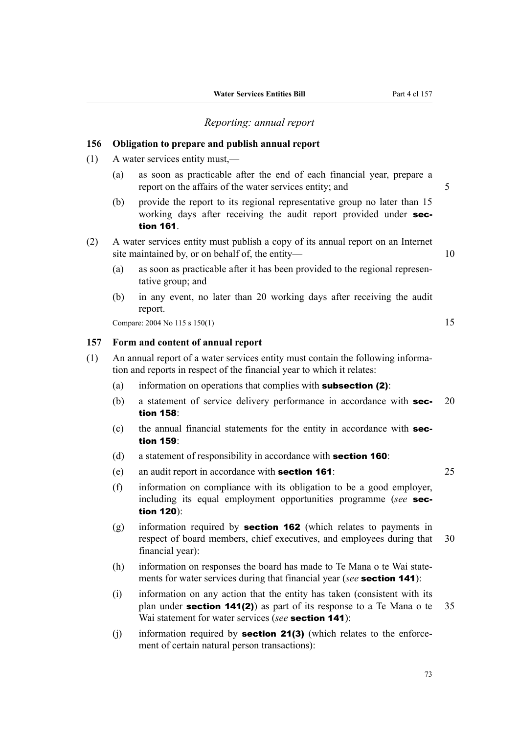*Reporting: annual report*

**156 Obligation to prepare and publish annual report**

(1) A water services entity must,—

(a) as soon as practicable after the end of each financial year, prepare a report on the affairs of the water services entity; and

(b) provide the report to its regional representative group no later than 15 working days after receiving the audit report provided under **section 161**.

(2) A water services entity must publish a copy of its annual report on an Internet site maintained by, or on behalf of, the entity—

(a) as soon as practicable after it has been provided to the regional representative group; and

(b) in any event, no later than 20 working days after receiving the audit report.

Compare: 2004 No 115 s 150(1)

**157 Form and content of annual report**

(1) An annual report of a water services entity must contain the following information and reports in respect of the financial year to which it relates:

(a) information on operations that complies with **subsection (2)**:

(b) a statement of service delivery performance in accordance with **section 158**:

(c) the annual financial statements for the entity in accordance with **section 159**:

(d) a statement of responsibility in accordance with **section 160**:

(e) an audit report in accordance with **section 161**:

(f) information on compliance with its obligation to be a good employer, including its equal employment opportunities programme (*see* **section 120**):

(g) information required by **section 162** (which relates to payments in respect of board members, chief executives, and employees during that financial year):

(h) information on responses the board has made to Te Mana o te Wai statements for water services during that financial year (*see* **section 141**):

(i) information on any action that the entity has taken (consistent with its plan under **section 141(2)**) as part of its response to a Te Mana o te Wai statement for water services (*see* **section 141**):

(j) information required by **section 21(3)** (which relates to the enforcement of certain natural person transactions):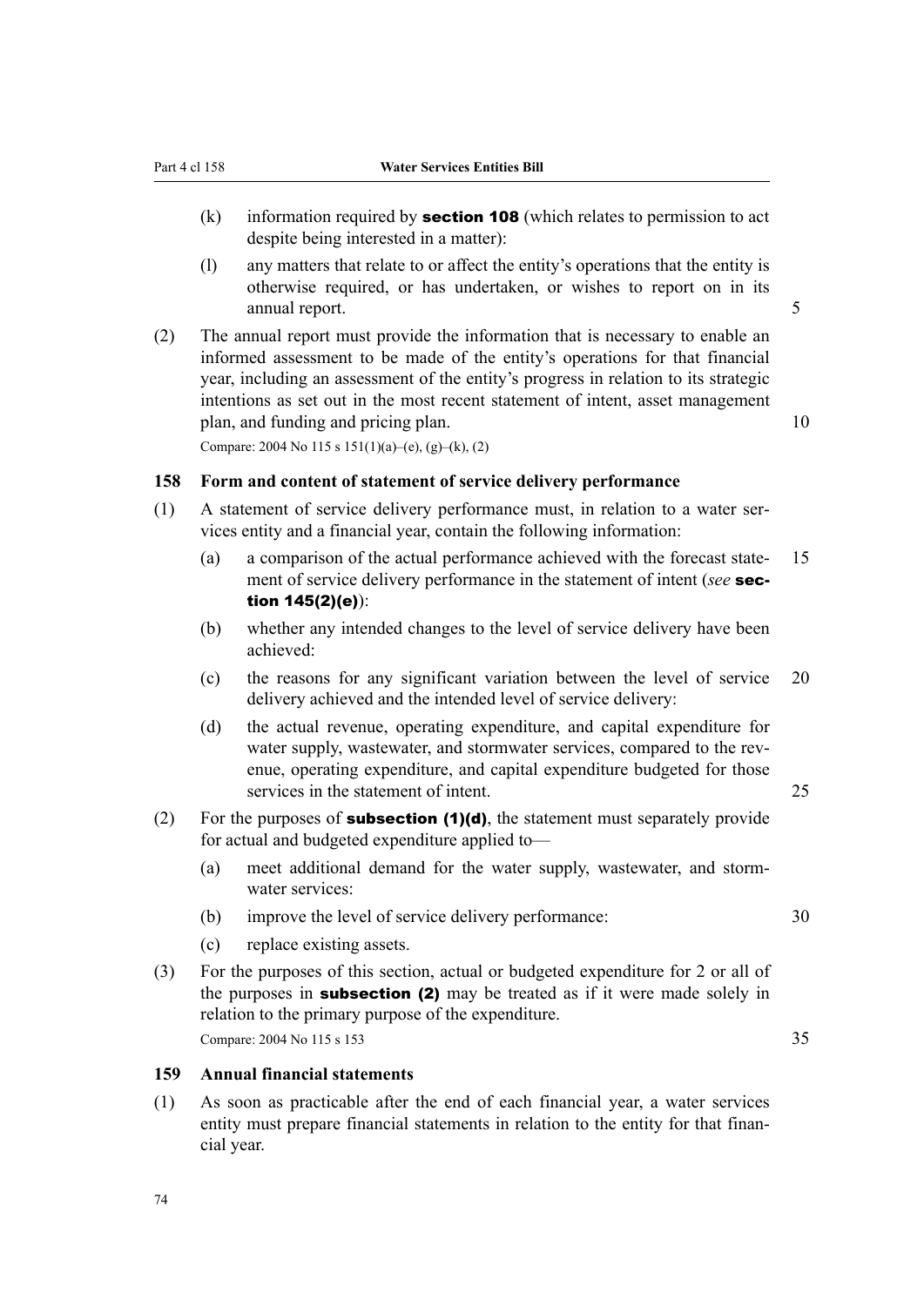(k) information required by **section 108** (which relates to permission to act despite being interested in a matter):

(l) any matters that relate to or affect the entity's operations that the entity is otherwise required, or has undertaken, or wishes to report on in its annual report.

(2) The annual report must provide the information that is necessary to enable an informed assessment to be made of the entity's operations for that financial year, including an assessment of the entity's progress in relation to its strategic intentions as set out in the most recent statement of intent, asset management plan, and funding and pricing plan.

Compare: 2004 No 115 s 151(1)(a)–(e), (g)–(k), (2)

### 158 Form and content of statement of service delivery performance

(1) A statement of service delivery performance must, in relation to a water services entity and a financial year, contain the following information:

(a) a comparison of the actual performance achieved with the forecast statement of service delivery performance in the statement of intent (*see* **section 145(2)(e)**):

(b) whether any intended changes to the level of service delivery have been achieved:

(c) the reasons for any significant variation between the level of service delivery achieved and the intended level of service delivery:

(d) the actual revenue, operating expenditure, and capital expenditure for water supply, wastewater, and stormwater services, compared to the revenue, operating expenditure, and capital expenditure budgeted for those services in the statement of intent.

(2) For the purposes of **subsection (1)(d)**, the statement must separately provide for actual and budgeted expenditure applied to—

(a) meet additional demand for the water supply, wastewater, and stormwater services:

(b) improve the level of service delivery performance:

(c) replace existing assets.

(3) For the purposes of this section, actual or budgeted expenditure for 2 or all of the purposes in **subsection (2)** may be treated as if it were made solely in relation to the primary purpose of the expenditure.

Compare: 2004 No 115 s 153

### 159 Annual financial statements

(1) As soon as practicable after the end of each financial year, a water services entity must prepare financial statements in relation to the entity for that financial year.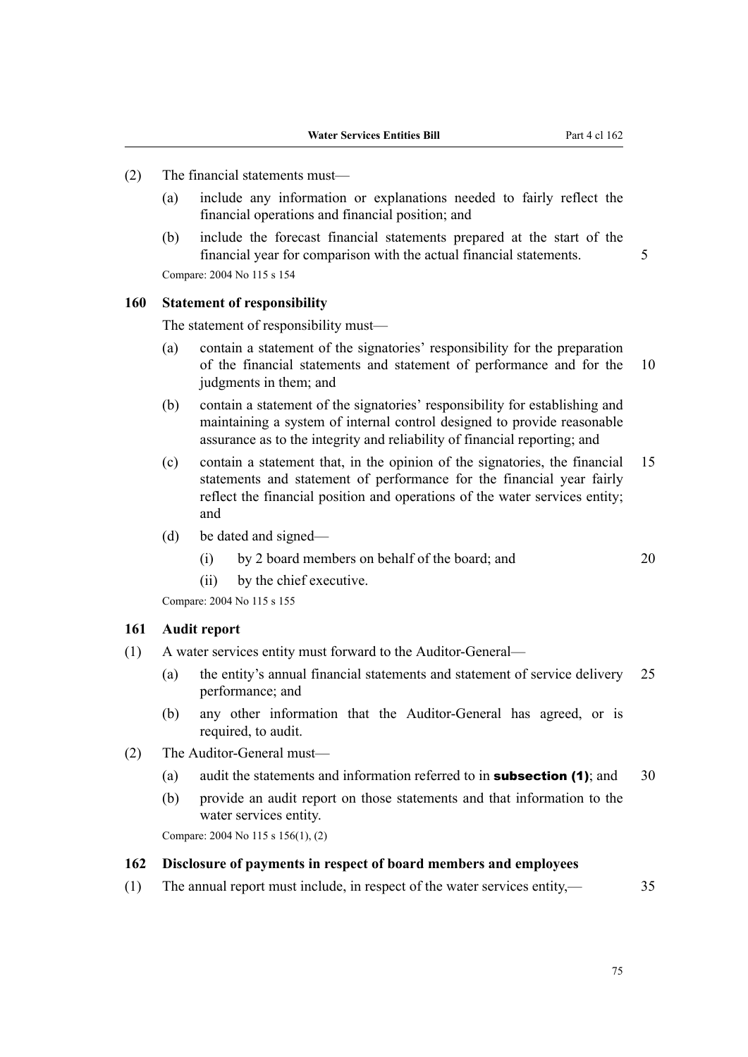(2) The financial statements must—

(a) include any information or explanations needed to fairly reflect the financial operations and financial position; and

(b) include the forecast financial statements prepared at the start of the financial year for comparison with the actual financial statements.

Compare: 2004 No 115 s 154

### 160 Statement of responsibility

The statement of responsibility must—

(a) contain a statement of the signatories' responsibility for the preparation of the financial statements and statement of performance and for the judgments in them; and

(b) contain a statement of the signatories' responsibility for establishing and maintaining a system of internal control designed to provide reasonable assurance as to the integrity and reliability of financial reporting; and

(c) contain a statement that, in the opinion of the signatories, the financial statements and statement of performance for the financial year fairly reflect the financial position and operations of the water services entity; and

(d) be dated and signed—

(i) by 2 board members on behalf of the board; and

(ii) by the chief executive.

Compare: 2004 No 115 s 155

### 161 Audit report

(1) A water services entity must forward to the Auditor-General—

(a) the entity's annual financial statements and statement of service delivery performance; and

(b) any other information that the Auditor-General has agreed, or is required, to audit.

(2) The Auditor-General must—

(a) audit the statements and information referred to in **subsection (1)**; and

(b) provide an audit report on those statements and that information to the water services entity.

Compare: 2004 No 115 s 156(1), (2)

### 162 Disclosure of payments in respect of board members and employees

(1) The annual report must include, in respect of the water services entity,—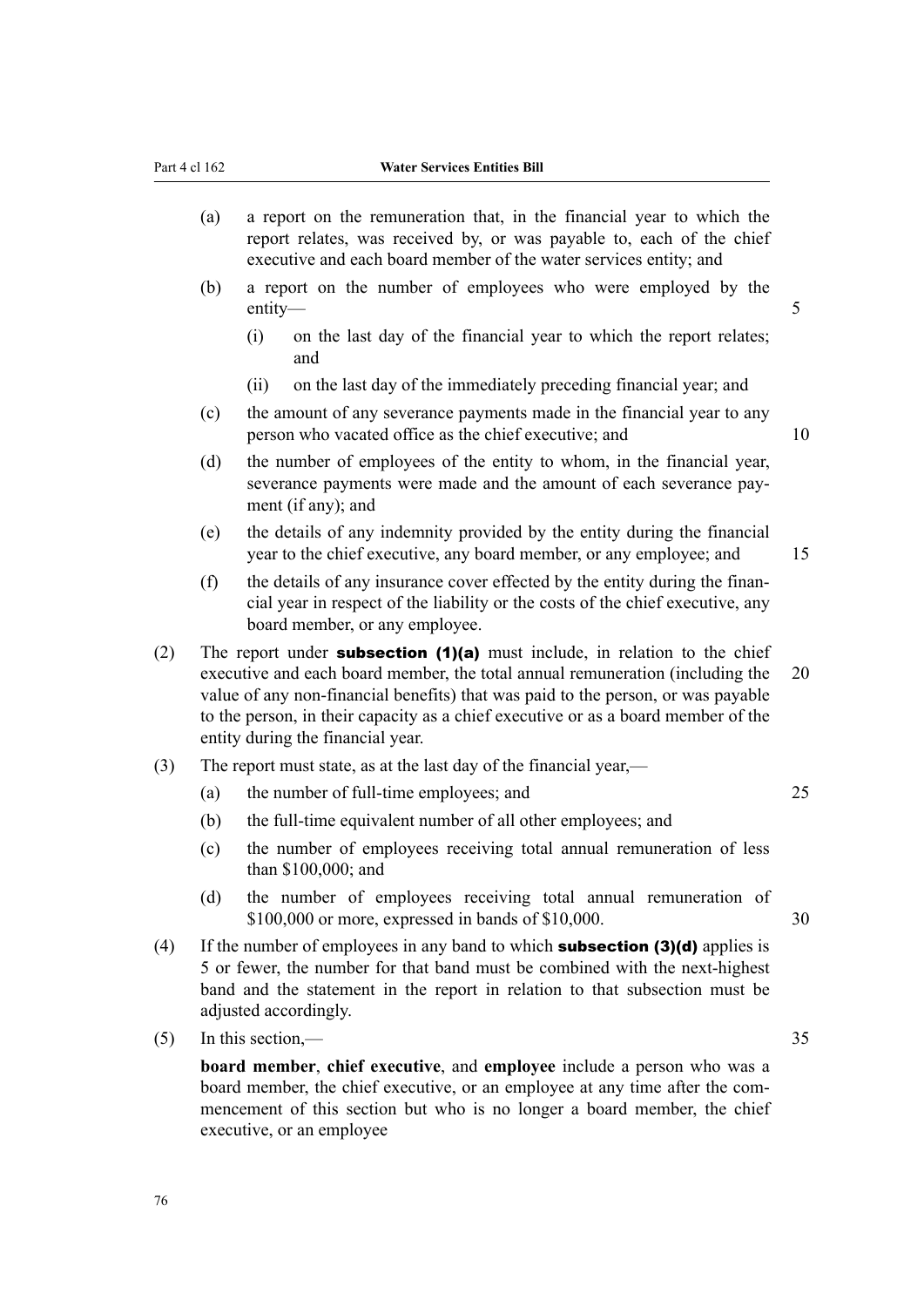(a) a report on the remuneration that, in the financial year to which the report relates, was received by, or was payable to, each of the chief executive and each board member of the water services entity; and

(b) a report on the number of employees who were employed by the entity—

  (i) on the last day of the financial year to which the report relates; and

  (ii) on the last day of the immediately preceding financial year; and

(c) the amount of any severance payments made in the financial year to any person who vacated office as the chief executive; and

(d) the number of employees of the entity to whom, in the financial year, severance payments were made and the amount of each severance payment (if any); and

(e) the details of any indemnity provided by the entity during the financial year to the chief executive, any board member, or any employee; and

(f) the details of any insurance cover effected by the entity during the financial year in respect of the liability or the costs of the chief executive, any board member, or any employee.

(2) The report under **subsection (1)(a)** must include, in relation to the chief executive and each board member, the total annual remuneration (including the value of any non-financial benefits) that was paid to the person, or was payable to the person, in their capacity as a chief executive or as a board member of the entity during the financial year.

(3) The report must state, as at the last day of the financial year,—

(a) the number of full-time employees; and

(b) the full-time equivalent number of all other employees; and

(c) the number of employees receiving total annual remuneration of less than $100,000; and

(d) the number of employees receiving total annual remuneration of $100,000 or more, expressed in bands of $10,000.

(4) If the number of employees in any band to which **subsection (3)(d)** applies is 5 or fewer, the number for that band must be combined with the next-highest band and the statement in the report in relation to that subsection must be adjusted accordingly.

(5) In this section,—

**board member**, **chief executive**, and **employee** include a person who was a board member, the chief executive, or an employee at any time after the commencement of this section but who is no longer a board member, the chief executive, or an employee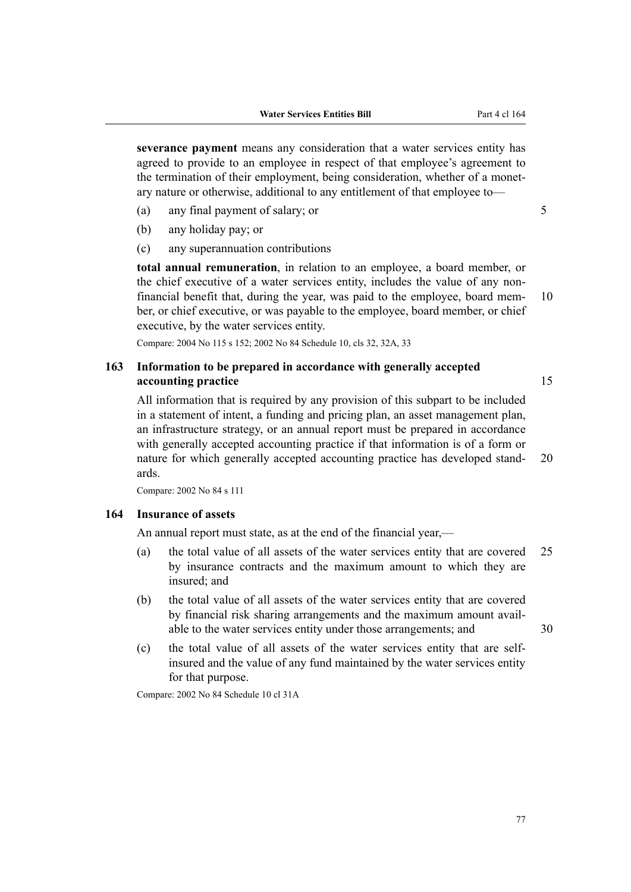**severance payment** means any consideration that a water services entity has agreed to provide to an employee in respect of that employee's agreement to the termination of their employment, being consideration, whether of a monetary nature or otherwise, additional to any entitlement of that employee to—

(a) any final payment of salary; or

(b) any holiday pay; or

(c) any superannuation contributions

**total annual remuneration**, in relation to an employee, a board member, or the chief executive of a water services entity, includes the value of any non-financial benefit that, during the year, was paid to the employee, board member, or chief executive, or was payable to the employee, board member, or chief executive, by the water services entity.

Compare: 2004 No 115 s 152; 2002 No 84 Schedule 10, cls 32, 32A, 33

### 163 Information to be prepared in accordance with generally accepted accounting practice

All information that is required by any provision of this subpart to be included in a statement of intent, a funding and pricing plan, an asset management plan, an infrastructure strategy, or an annual report must be prepared in accordance with generally accepted accounting practice if that information is of a form or nature for which generally accepted accounting practice has developed standards.

Compare: 2002 No 84 s 111

### 164 Insurance of assets

An annual report must state, as at the end of the financial year,—

(a) the total value of all assets of the water services entity that are covered by insurance contracts and the maximum amount to which they are insured; and

(b) the total value of all assets of the water services entity that are covered by financial risk sharing arrangements and the maximum amount available to the water services entity under those arrangements; and

(c) the total value of all assets of the water services entity that are self-insured and the value of any fund maintained by the water services entity for that purpose.

Compare: 2002 No 84 Schedule 10 cl 31A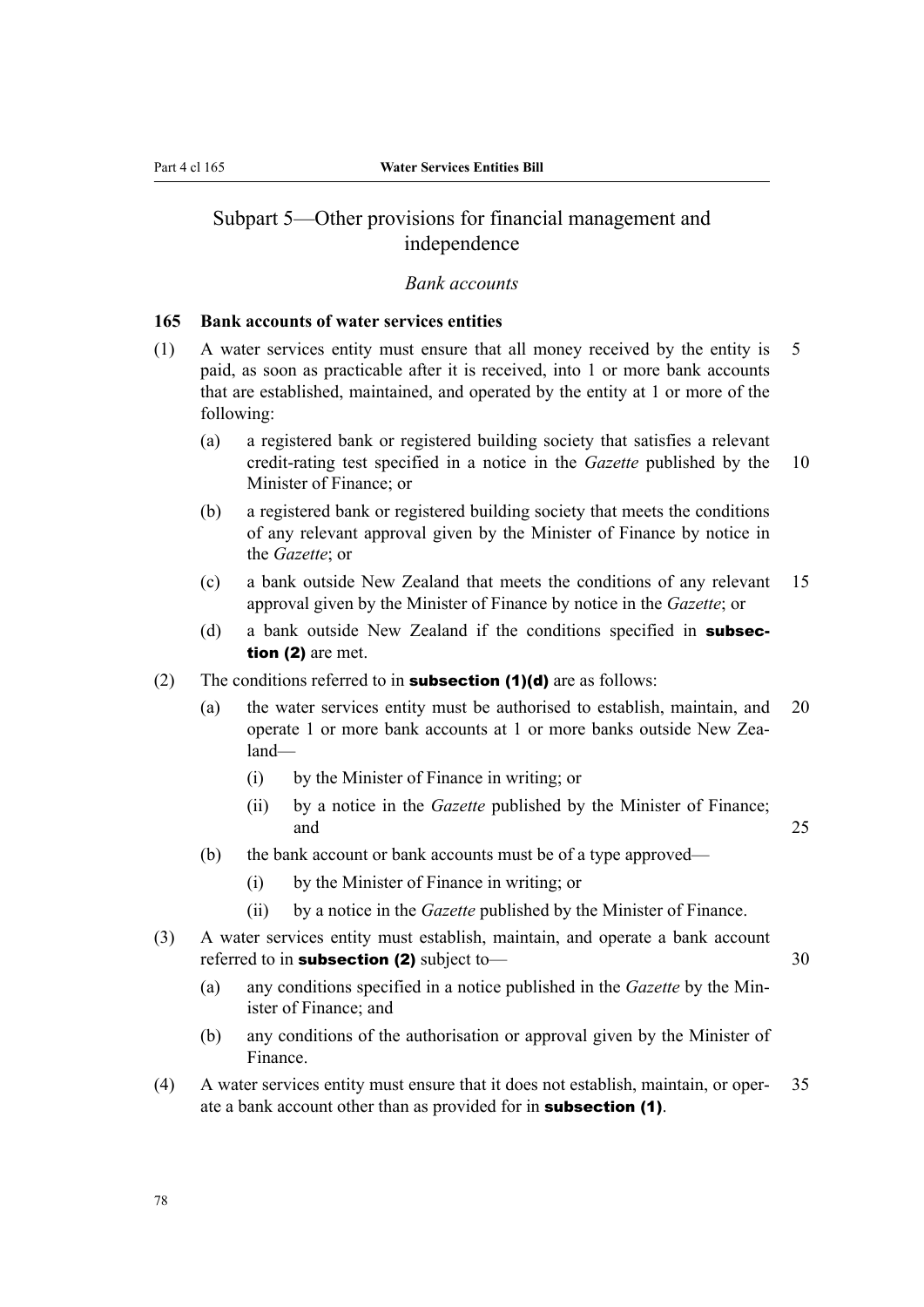## Subpart 5—Other provisions for financial management and independence

*Bank accounts*

### 165 Bank accounts of water services entities

(1) A water services entity must ensure that all money received by the entity is paid, as soon as practicable after it is received, into 1 or more bank accounts that are established, maintained, and operated by the entity at 1 or more of the following:

- (a) a registered bank or registered building society that satisfies a relevant credit-rating test specified in a notice in the *Gazette* published by the Minister of Finance; or
- (b) a registered bank or registered building society that meets the conditions of any relevant approval given by the Minister of Finance by notice in the *Gazette*; or
- (c) a bank outside New Zealand that meets the conditions of any relevant approval given by the Minister of Finance by notice in the *Gazette*; or
- (d) a bank outside New Zealand if the conditions specified in **subsection (2)** are met.

(2) The conditions referred to in **subsection (1)(d)** are as follows:

- (a) the water services entity must be authorised to establish, maintain, and operate 1 or more bank accounts at 1 or more banks outside New Zealand—
  - (i) by the Minister of Finance in writing; or
  - (ii) by a notice in the *Gazette* published by the Minister of Finance; and
- (b) the bank account or bank accounts must be of a type approved—
  - (i) by the Minister of Finance in writing; or
  - (ii) by a notice in the *Gazette* published by the Minister of Finance.

(3) A water services entity must establish, maintain, and operate a bank account referred to in **subsection (2)** subject to—

- (a) any conditions specified in a notice published in the *Gazette* by the Minister of Finance; and
- (b) any conditions of the authorisation or approval given by the Minister of Finance.

(4) A water services entity must ensure that it does not establish, maintain, or operate a bank account other than as provided for in **subsection (1)**.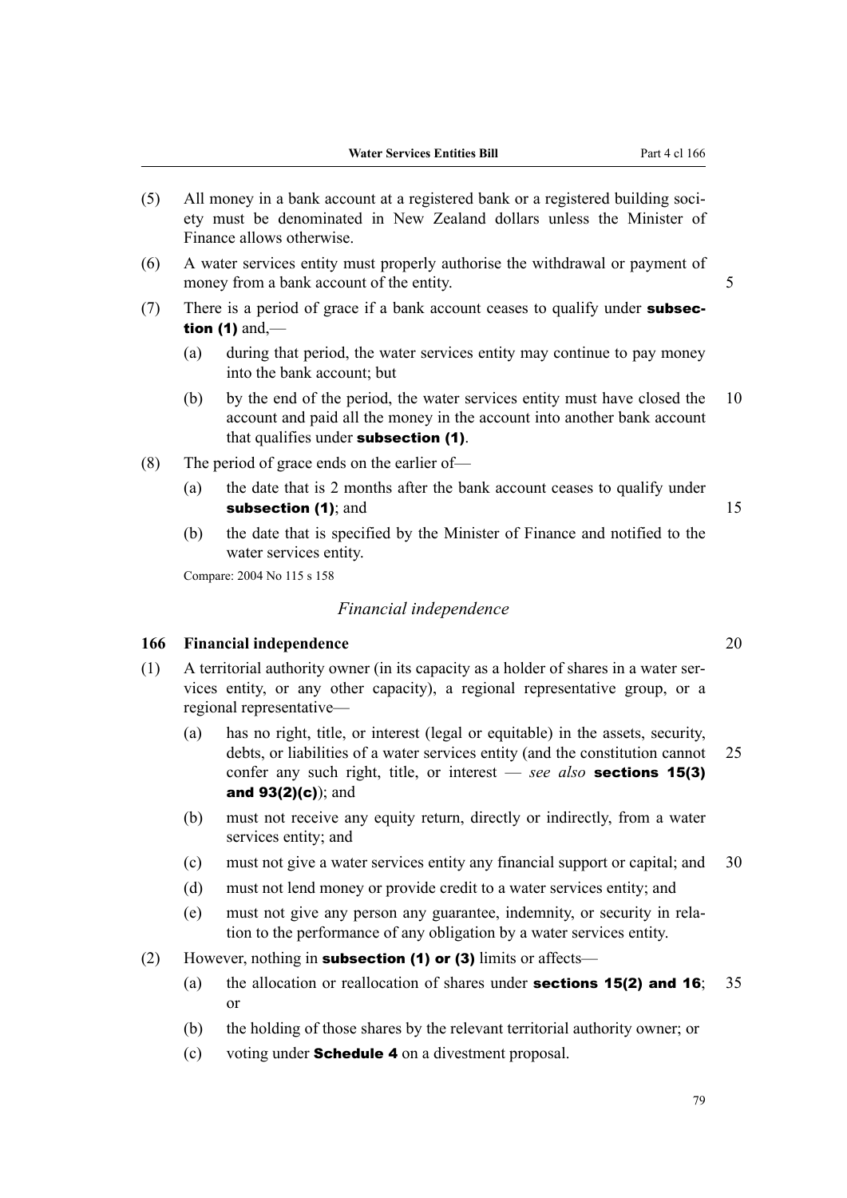(5) All money in a bank account at a registered bank or a registered building society must be denominated in New Zealand dollars unless the Minister of Finance allows otherwise.

(6) A water services entity must properly authorise the withdrawal or payment of money from a bank account of the entity.

(7) There is a period of grace if a bank account ceases to qualify under **subsection (1)** and,—

- (a) during that period, the water services entity may continue to pay money into the bank account; but
- (b) by the end of the period, the water services entity must have closed the account and paid all the money in the account into another bank account that qualifies under **subsection (1)**.

(8) The period of grace ends on the earlier of—

- (a) the date that is 2 months after the bank account ceases to qualify under **subsection (1)**; and
- (b) the date that is specified by the Minister of Finance and notified to the water services entity.

Compare: 2004 No 115 s 158

### *Financial independence*

**166 Financial independence**

(1) A territorial authority owner (in its capacity as a holder of shares in a water services entity, or any other capacity), a regional representative group, or a regional representative—

- (a) has no right, title, or interest (legal or equitable) in the assets, security, debts, or liabilities of a water services entity (and the constitution cannot confer any such right, title, or interest — *see also* **sections 15(3) and 93(2)(c)**); and
- (b) must not receive any equity return, directly or indirectly, from a water services entity; and
- (c) must not give a water services entity any financial support or capital; and
- (d) must not lend money or provide credit to a water services entity; and
- (e) must not give any person any guarantee, indemnity, or security in relation to the performance of any obligation by a water services entity.

(2) However, nothing in **subsection (1) or (3)** limits or affects—

- (a) the allocation or reallocation of shares under **sections 15(2) and 16**; or
- (b) the holding of those shares by the relevant territorial authority owner; or
- (c) voting under **Schedule 4** on a divestment proposal.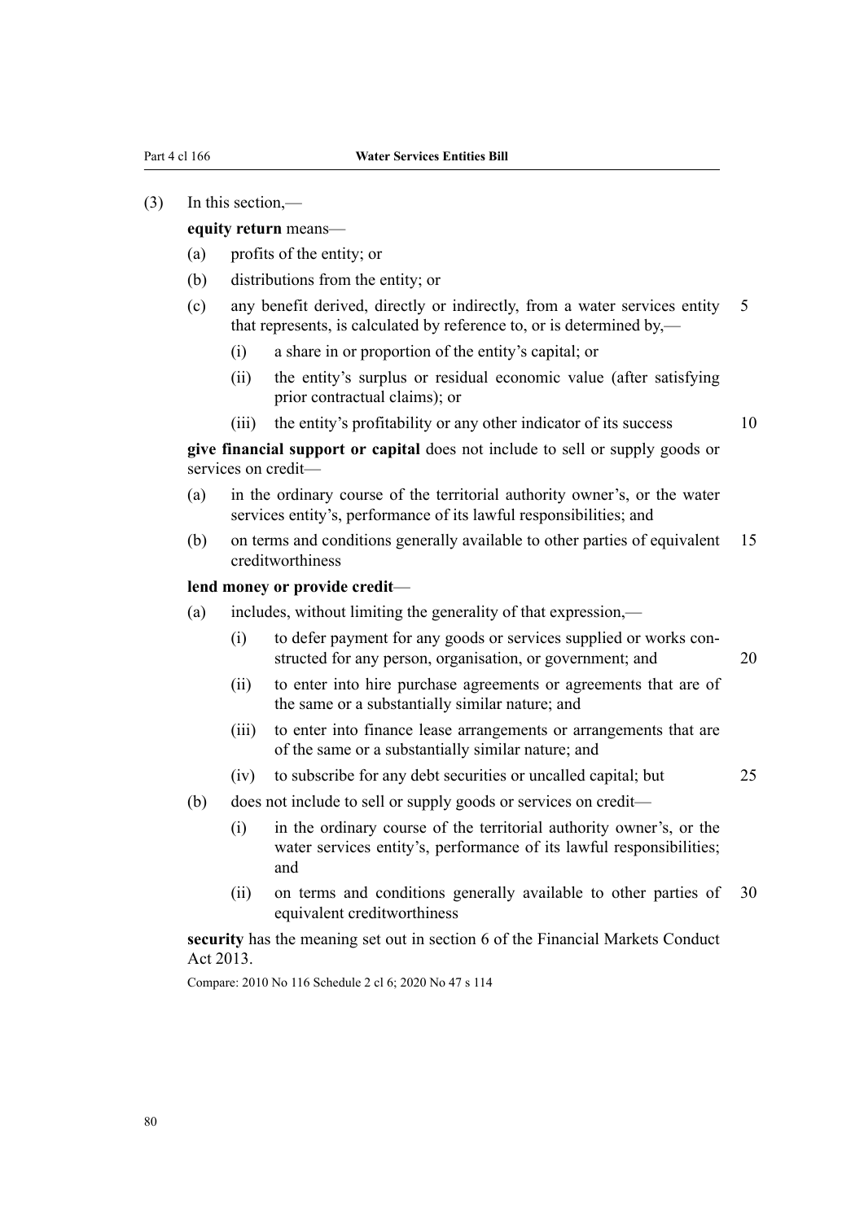(3) In this section,—

**equity return** means—

(a) profits of the entity; or

(b) distributions from the entity; or

(c) any benefit derived, directly or indirectly, from a water services entity that represents, is calculated by reference to, or is determined by,—

  (i) a share in or proportion of the entity's capital; or

  (ii) the entity's surplus or residual economic value (after satisfying prior contractual claims); or

  (iii) the entity's profitability or any other indicator of its success

**give financial support or capital** does not include to sell or supply goods or services on credit—

(a) in the ordinary course of the territorial authority owner's, or the water services entity's, performance of its lawful responsibilities; and

(b) on terms and conditions generally available to other parties of equivalent creditworthiness

**lend money or provide credit**—

(a) includes, without limiting the generality of that expression,—

  (i) to defer payment for any goods or services supplied or works constructed for any person, organisation, or government; and

  (ii) to enter into hire purchase agreements or agreements that are of the same or a substantially similar nature; and

  (iii) to enter into finance lease arrangements or arrangements that are of the same or a substantially similar nature; and

  (iv) to subscribe for any debt securities or uncalled capital; but

(b) does not include to sell or supply goods or services on credit—

  (i) in the ordinary course of the territorial authority owner's, or the water services entity's, performance of its lawful responsibilities; and

  (ii) on terms and conditions generally available to other parties of equivalent creditworthiness

**security** has the meaning set out in section 6 of the Financial Markets Conduct Act 2013.

Compare: 2010 No 116 Schedule 2 cl 6; 2020 No 47 s 114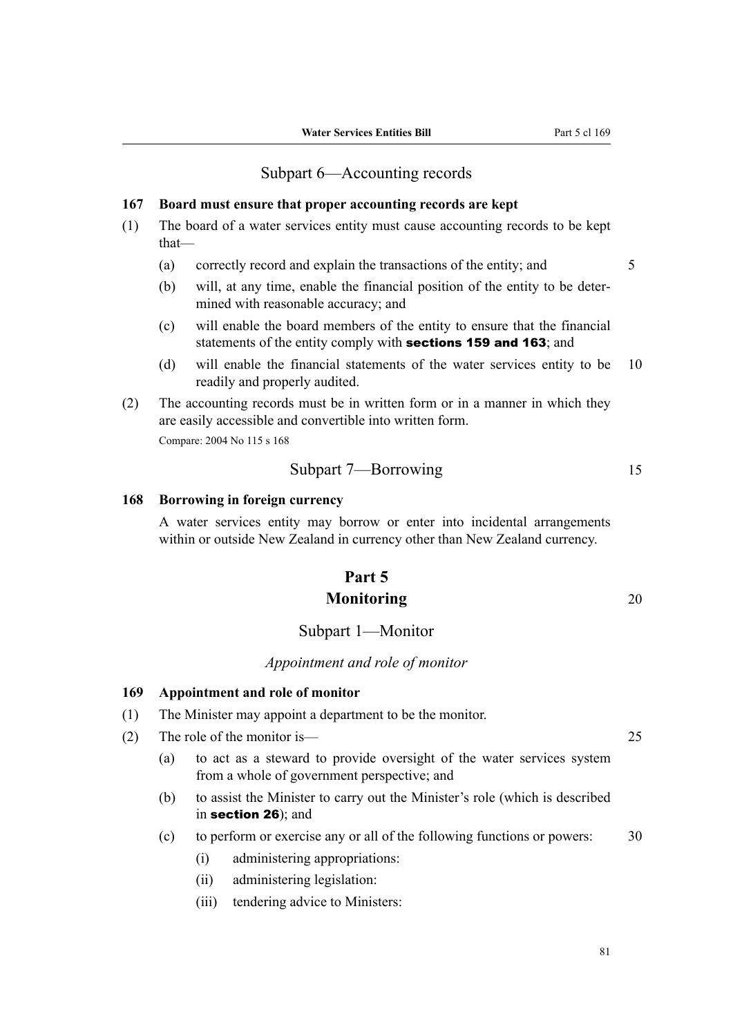## Subpart 6—Accounting records

### 167 Board must ensure that proper accounting records are kept

(1) The board of a water services entity must cause accounting records to be kept that—

(a) correctly record and explain the transactions of the entity; and

(b) will, at any time, enable the financial position of the entity to be determined with reasonable accuracy; and

(c) will enable the board members of the entity to ensure that the financial statements of the entity comply with **sections 159 and 163**; and

(d) will enable the financial statements of the water services entity to be readily and properly audited.

(2) The accounting records must be in written form or in a manner in which they are easily accessible and convertible into written form.

Compare: 2004 No 115 s 168

## Subpart 7—Borrowing

### 168 Borrowing in foreign currency

A water services entity may borrow or enter into incidental arrangements within or outside New Zealand in currency other than New Zealand currency.

# Part 5
# Monitoring

## Subpart 1—Monitor

*Appointment and role of monitor*

### 169 Appointment and role of monitor

(1) The Minister may appoint a department to be the monitor.

(2) The role of the monitor is—

(a) to act as a steward to provide oversight of the water services system from a whole of government perspective; and

(b) to assist the Minister to carry out the Minister's role (which is described in **section 26**); and

(c) to perform or exercise any or all of the following functions or powers:

(i) administering appropriations:

(ii) administering legislation:

(iii) tendering advice to Ministers: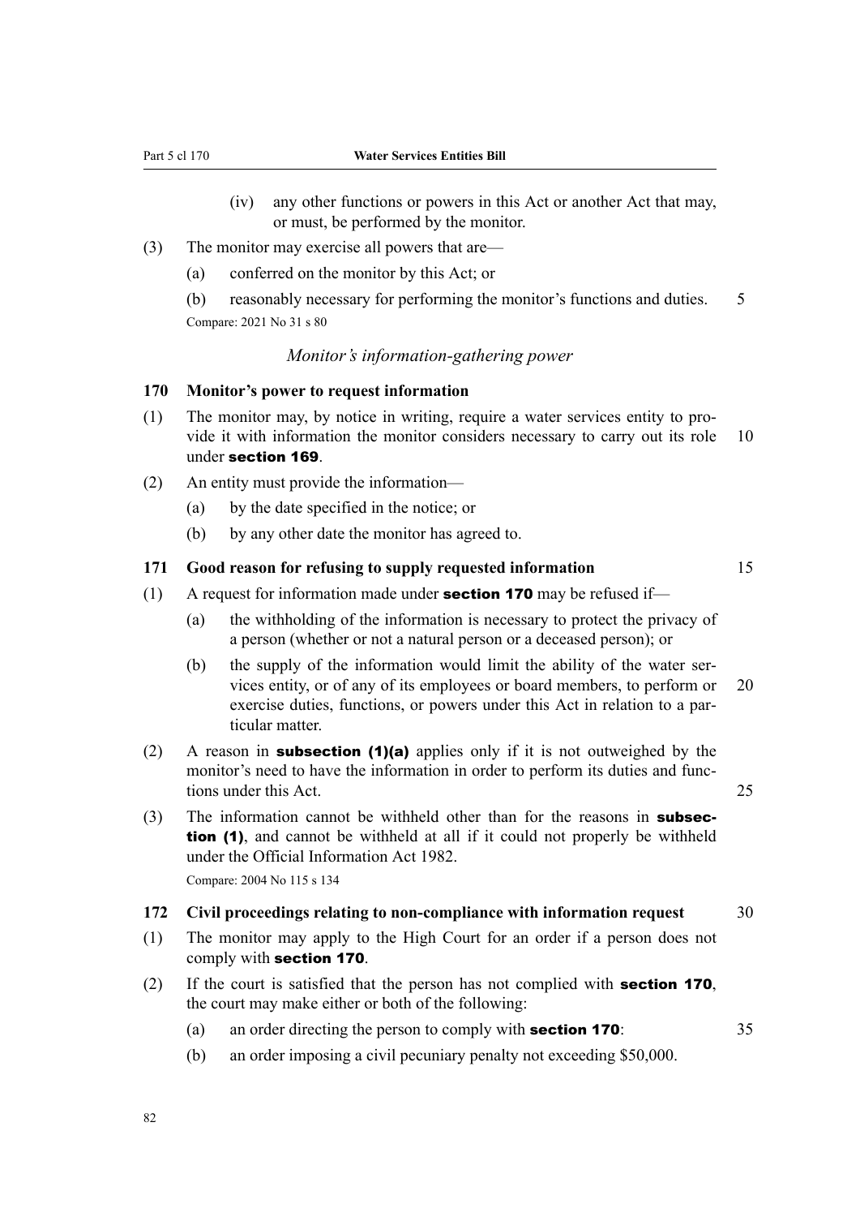(iv) any other functions or powers in this Act or another Act that may, or must, be performed by the monitor.

(3) The monitor may exercise all powers that are—

(a) conferred on the monitor by this Act; or

(b) reasonably necessary for performing the monitor's functions and duties.

Compare: 2021 No 31 s 80

*Monitor's information-gathering power*

**170 Monitor's power to request information**

(1) The monitor may, by notice in writing, require a water services entity to provide it with information the monitor considers necessary to carry out its role under **section 169**.

(2) An entity must provide the information—

(a) by the date specified in the notice; or

(b) by any other date the monitor has agreed to.

**171 Good reason for refusing to supply requested information**

(1) A request for information made under **section 170** may be refused if—

(a) the withholding of the information is necessary to protect the privacy of a person (whether or not a natural person or a deceased person); or

(b) the supply of the information would limit the ability of the water services entity, or of any of its employees or board members, to perform or exercise duties, functions, or powers under this Act in relation to a particular matter.

(2) A reason in **subsection (1)(a)** applies only if it is not outweighed by the monitor's need to have the information in order to perform its duties and functions under this Act.

(3) The information cannot be withheld other than for the reasons in **subsection (1)**, and cannot be withheld at all if it could not properly be withheld under the Official Information Act 1982.

Compare: 2004 No 115 s 134

**172 Civil proceedings relating to non-compliance with information request**

(1) The monitor may apply to the High Court for an order if a person does not comply with **section 170**.

(2) If the court is satisfied that the person has not complied with **section 170**, the court may make either or both of the following:

(a) an order directing the person to comply with **section 170**:

(b) an order imposing a civil pecuniary penalty not exceeding $50,000.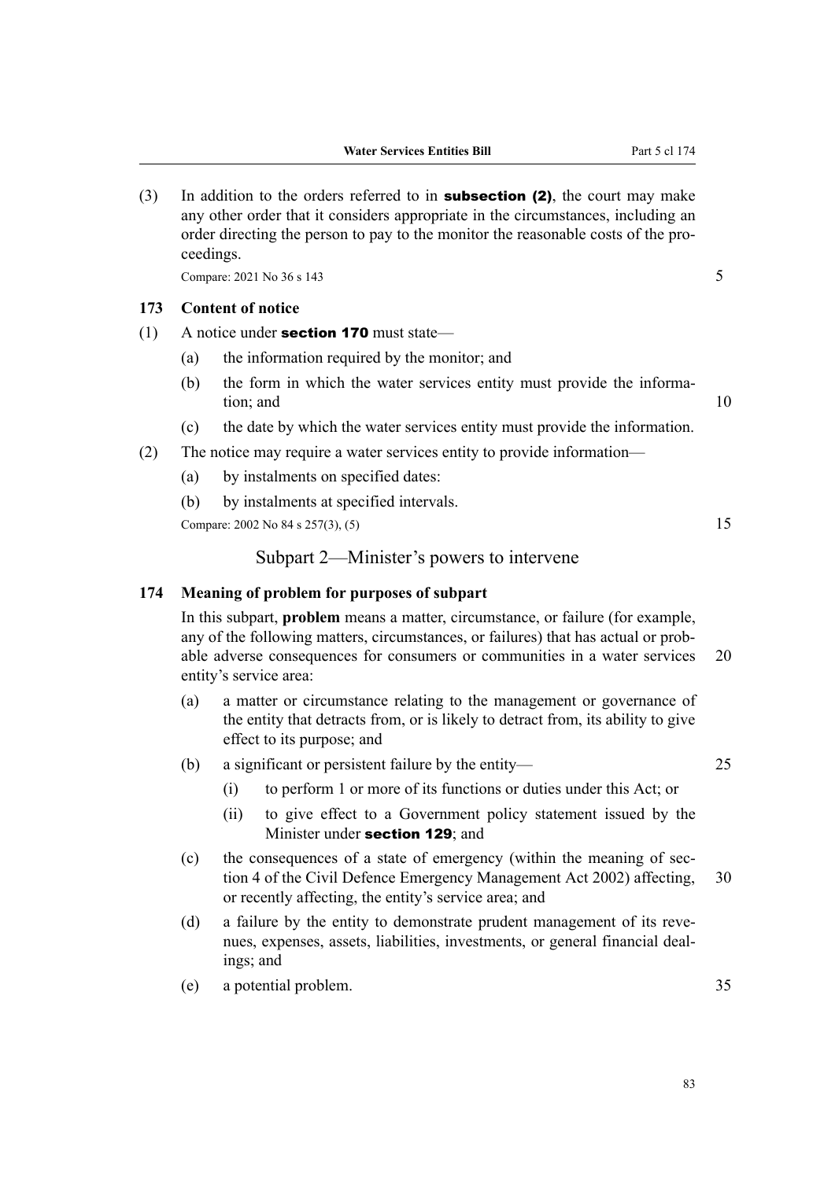(3) In addition to the orders referred to in **subsection (2)**, the court may make any other order that it considers appropriate in the circumstances, including an order directing the person to pay to the monitor the reasonable costs of the proceedings.

Compare: 2021 No 36 s 143

### 173 Content of notice

(1) A notice under **section 170** must state—

- (a) the information required by the monitor; and
- (b) the form in which the water services entity must provide the information; and
- (c) the date by which the water services entity must provide the information.

(2) The notice may require a water services entity to provide information—

- (a) by instalments on specified dates:
- (b) by instalments at specified intervals.

Compare: 2002 No 84 s 257(3), (5)

## Subpart 2—Minister's powers to intervene

### 174 Meaning of problem for purposes of subpart

In this subpart, **problem** means a matter, circumstance, or failure (for example, any of the following matters, circumstances, or failures) that has actual or probable adverse consequences for consumers or communities in a water services entity's service area:

- (a) a matter or circumstance relating to the management or governance of the entity that detracts from, or is likely to detract from, its ability to give effect to its purpose; and
- (b) a significant or persistent failure by the entity—
  - (i) to perform 1 or more of its functions or duties under this Act; or
  - (ii) to give effect to a Government policy statement issued by the Minister under **section 129**; and
- (c) the consequences of a state of emergency (within the meaning of section 4 of the Civil Defence Emergency Management Act 2002) affecting, or recently affecting, the entity's service area; and
- (d) a failure by the entity to demonstrate prudent management of its revenues, expenses, assets, liabilities, investments, or general financial dealings; and
- (e) a potential problem.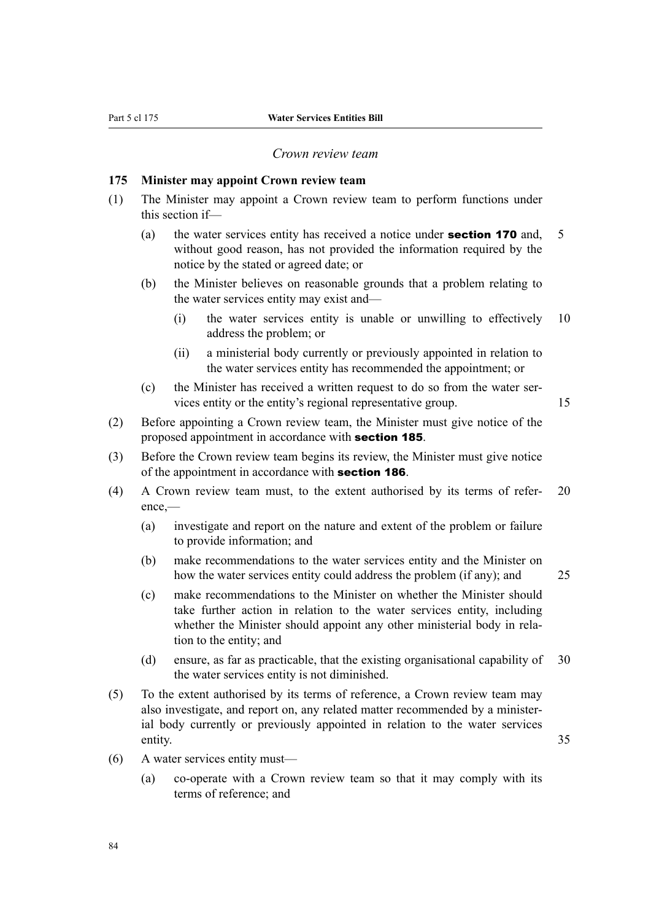*Crown review team*

**175 Minister may appoint Crown review team**

(1) The Minister may appoint a Crown review team to perform functions under this section if—

(a) the water services entity has received a notice under **section 170** and, without good reason, has not provided the information required by the notice by the stated or agreed date; or

(b) the Minister believes on reasonable grounds that a problem relating to the water services entity may exist and—

(i) the water services entity is unable or unwilling to effectively address the problem; or

(ii) a ministerial body currently or previously appointed in relation to the water services entity has recommended the appointment; or

(c) the Minister has received a written request to do so from the water services entity or the entity's regional representative group.

(2) Before appointing a Crown review team, the Minister must give notice of the proposed appointment in accordance with **section 185**.

(3) Before the Crown review team begins its review, the Minister must give notice of the appointment in accordance with **section 186**.

(4) A Crown review team must, to the extent authorised by its terms of reference,—

(a) investigate and report on the nature and extent of the problem or failure to provide information; and

(b) make recommendations to the water services entity and the Minister on how the water services entity could address the problem (if any); and

(c) make recommendations to the Minister on whether the Minister should take further action in relation to the water services entity, including whether the Minister should appoint any other ministerial body in relation to the entity; and

(d) ensure, as far as practicable, that the existing organisational capability of the water services entity is not diminished.

(5) To the extent authorised by its terms of reference, a Crown review team may also investigate, and report on, any related matter recommended by a ministerial body currently or previously appointed in relation to the water services entity.

(6) A water services entity must—

(a) co-operate with a Crown review team so that it may comply with its terms of reference; and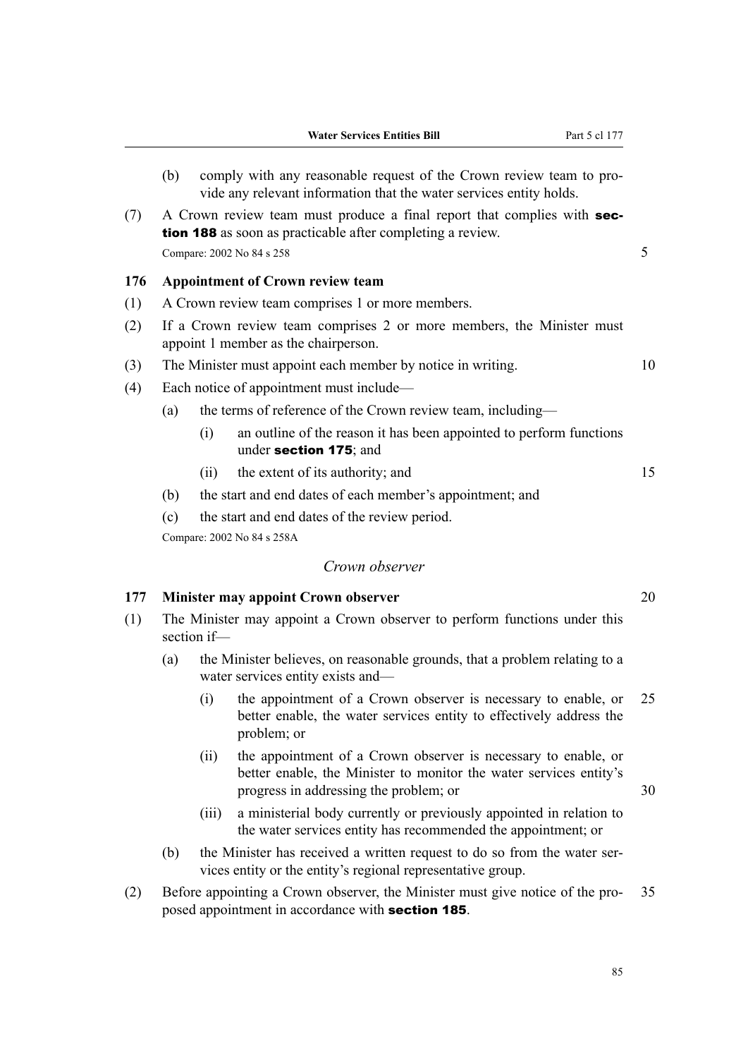(b) comply with any reasonable request of the Crown review team to provide any relevant information that the water services entity holds.

(7) A Crown review team must produce a final report that complies with **section 188** as soon as practicable after completing a review.

Compare: 2002 No 84 s 258

### 176 Appointment of Crown review team

(1) A Crown review team comprises 1 or more members.

(2) If a Crown review team comprises 2 or more members, the Minister must appoint 1 member as the chairperson.

(3) The Minister must appoint each member by notice in writing.

(4) Each notice of appointment must include—

(a) the terms of reference of the Crown review team, including—

(i) an outline of the reason it has been appointed to perform functions under **section 175**; and

(ii) the extent of its authority; and

(b) the start and end dates of each member's appointment; and

(c) the start and end dates of the review period.

Compare: 2002 No 84 s 258A

*Crown observer*

### 177 Minister may appoint Crown observer

(1) The Minister may appoint a Crown observer to perform functions under this section if—

(a) the Minister believes, on reasonable grounds, that a problem relating to a water services entity exists and—

(i) the appointment of a Crown observer is necessary to enable, or better enable, the water services entity to effectively address the problem; or

(ii) the appointment of a Crown observer is necessary to enable, or better enable, the Minister to monitor the water services entity's progress in addressing the problem; or

(iii) a ministerial body currently or previously appointed in relation to the water services entity has recommended the appointment; or

(b) the Minister has received a written request to do so from the water services entity or the entity's regional representative group.

(2) Before appointing a Crown observer, the Minister must give notice of the proposed appointment in accordance with **section 185**.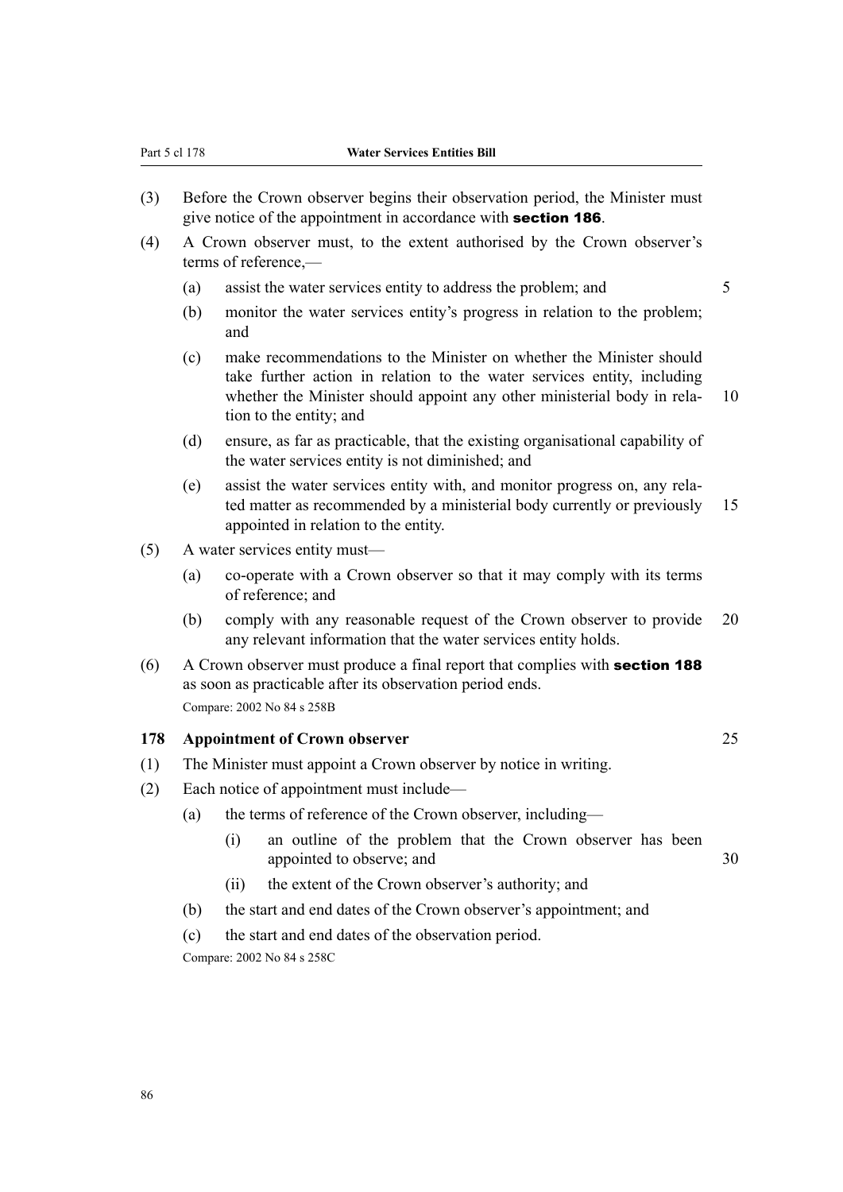(3) Before the Crown observer begins their observation period, the Minister must give notice of the appointment in accordance with **section 186**.

(4) A Crown observer must, to the extent authorised by the Crown observer's terms of reference,—

- (a) assist the water services entity to address the problem; and
- (b) monitor the water services entity's progress in relation to the problem; and
- (c) make recommendations to the Minister on whether the Minister should take further action in relation to the water services entity, including whether the Minister should appoint any other ministerial body in relation to the entity; and
- (d) ensure, as far as practicable, that the existing organisational capability of the water services entity is not diminished; and
- (e) assist the water services entity with, and monitor progress on, any related matter as recommended by a ministerial body currently or previously appointed in relation to the entity.

(5) A water services entity must—

- (a) co-operate with a Crown observer so that it may comply with its terms of reference; and
- (b) comply with any reasonable request of the Crown observer to provide any relevant information that the water services entity holds.

(6) A Crown observer must produce a final report that complies with **section 188** as soon as practicable after its observation period ends.

Compare: 2002 No 84 s 258B

### 178 Appointment of Crown observer

(1) The Minister must appoint a Crown observer by notice in writing.

(2) Each notice of appointment must include—

- (a) the terms of reference of the Crown observer, including—
  - (i) an outline of the problem that the Crown observer has been appointed to observe; and
  - (ii) the extent of the Crown observer's authority; and
- (b) the start and end dates of the Crown observer's appointment; and
- (c) the start and end dates of the observation period.

Compare: 2002 No 84 s 258C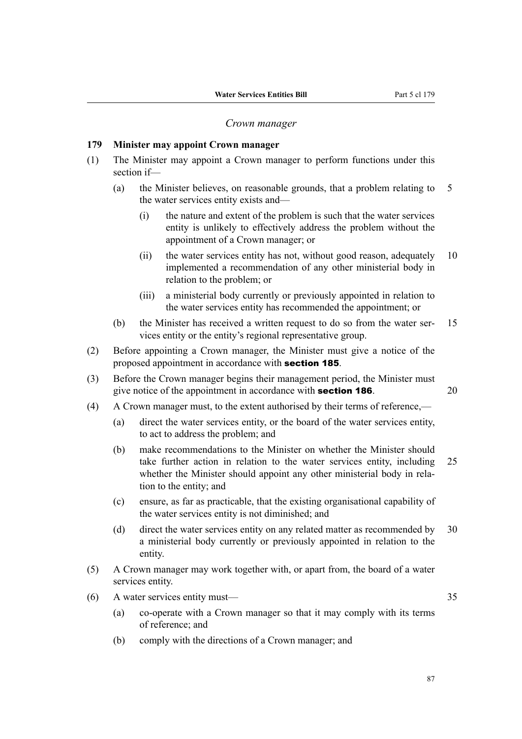*Crown manager*

**179 Minister may appoint Crown manager**

(1) The Minister may appoint a Crown manager to perform functions under this section if—

(a) the Minister believes, on reasonable grounds, that a problem relating to the water services entity exists and—

(i) the nature and extent of the problem is such that the water services entity is unlikely to effectively address the problem without the appointment of a Crown manager; or

(ii) the water services entity has not, without good reason, adequately implemented a recommendation of any other ministerial body in relation to the problem; or

(iii) a ministerial body currently or previously appointed in relation to the water services entity has recommended the appointment; or

(b) the Minister has received a written request to do so from the water services entity or the entity's regional representative group.

(2) Before appointing a Crown manager, the Minister must give a notice of the proposed appointment in accordance with **section 185**.

(3) Before the Crown manager begins their management period, the Minister must give notice of the appointment in accordance with **section 186**.

(4) A Crown manager must, to the extent authorised by their terms of reference,—

(a) direct the water services entity, or the board of the water services entity, to act to address the problem; and

(b) make recommendations to the Minister on whether the Minister should take further action in relation to the water services entity, including whether the Minister should appoint any other ministerial body in relation to the entity; and

(c) ensure, as far as practicable, that the existing organisational capability of the water services entity is not diminished; and

(d) direct the water services entity on any related matter as recommended by a ministerial body currently or previously appointed in relation to the entity.

(5) A Crown manager may work together with, or apart from, the board of a water services entity.

(6) A water services entity must—

(a) co-operate with a Crown manager so that it may comply with its terms of reference; and

(b) comply with the directions of a Crown manager; and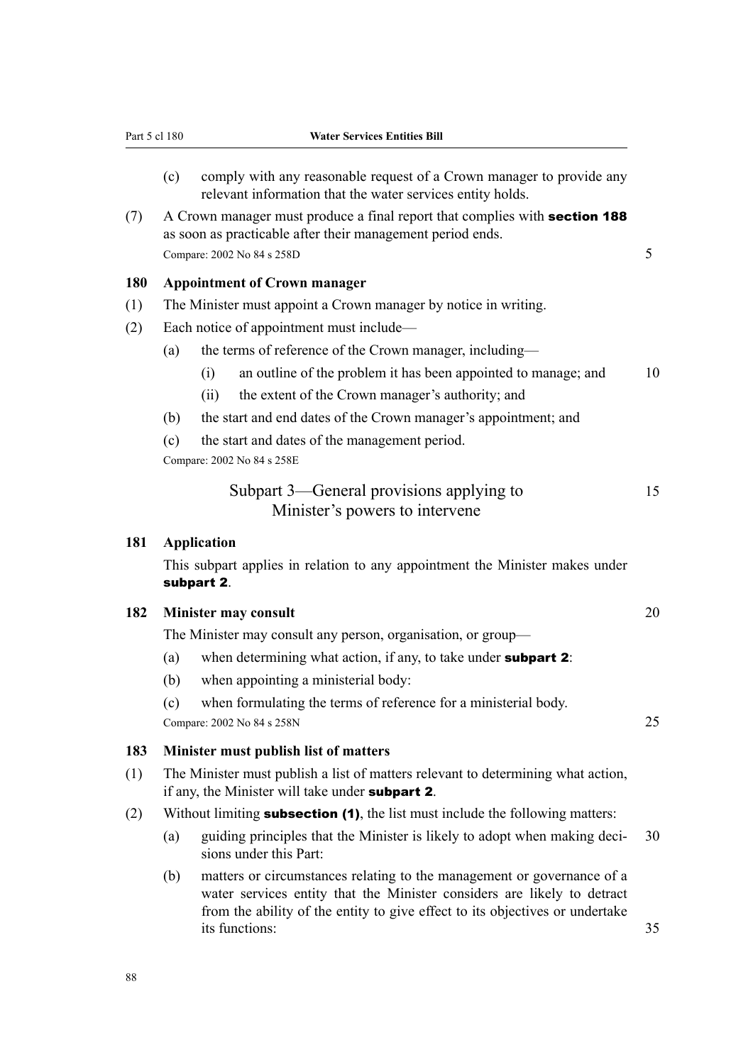(c) comply with any reasonable request of a Crown manager to provide any relevant information that the water services entity holds.

(7) A Crown manager must produce a final report that complies with **section 188** as soon as practicable after their management period ends.

Compare: 2002 No 84 s 258D

**180 Appointment of Crown manager**

(1) The Minister must appoint a Crown manager by notice in writing.

(2) Each notice of appointment must include—

(a) the terms of reference of the Crown manager, including—

(i) an outline of the problem it has been appointed to manage; and

(ii) the extent of the Crown manager's authority; and

(b) the start and end dates of the Crown manager's appointment; and

(c) the start and dates of the management period.

Compare: 2002 No 84 s 258E

## Subpart 3—General provisions applying to Minister's powers to intervene

**181 Application**

This subpart applies in relation to any appointment the Minister makes under **subpart 2**.

**182 Minister may consult**

The Minister may consult any person, organisation, or group—

(a) when determining what action, if any, to take under **subpart 2**:

(b) when appointing a ministerial body:

(c) when formulating the terms of reference for a ministerial body.

Compare: 2002 No 84 s 258N

**183 Minister must publish list of matters**

(1) The Minister must publish a list of matters relevant to determining what action, if any, the Minister will take under **subpart 2**.

(2) Without limiting **subsection (1)**, the list must include the following matters:

(a) guiding principles that the Minister is likely to adopt when making decisions under this Part:

(b) matters or circumstances relating to the management or governance of a water services entity that the Minister considers are likely to detract from the ability of the entity to give effect to its objectives or undertake its functions: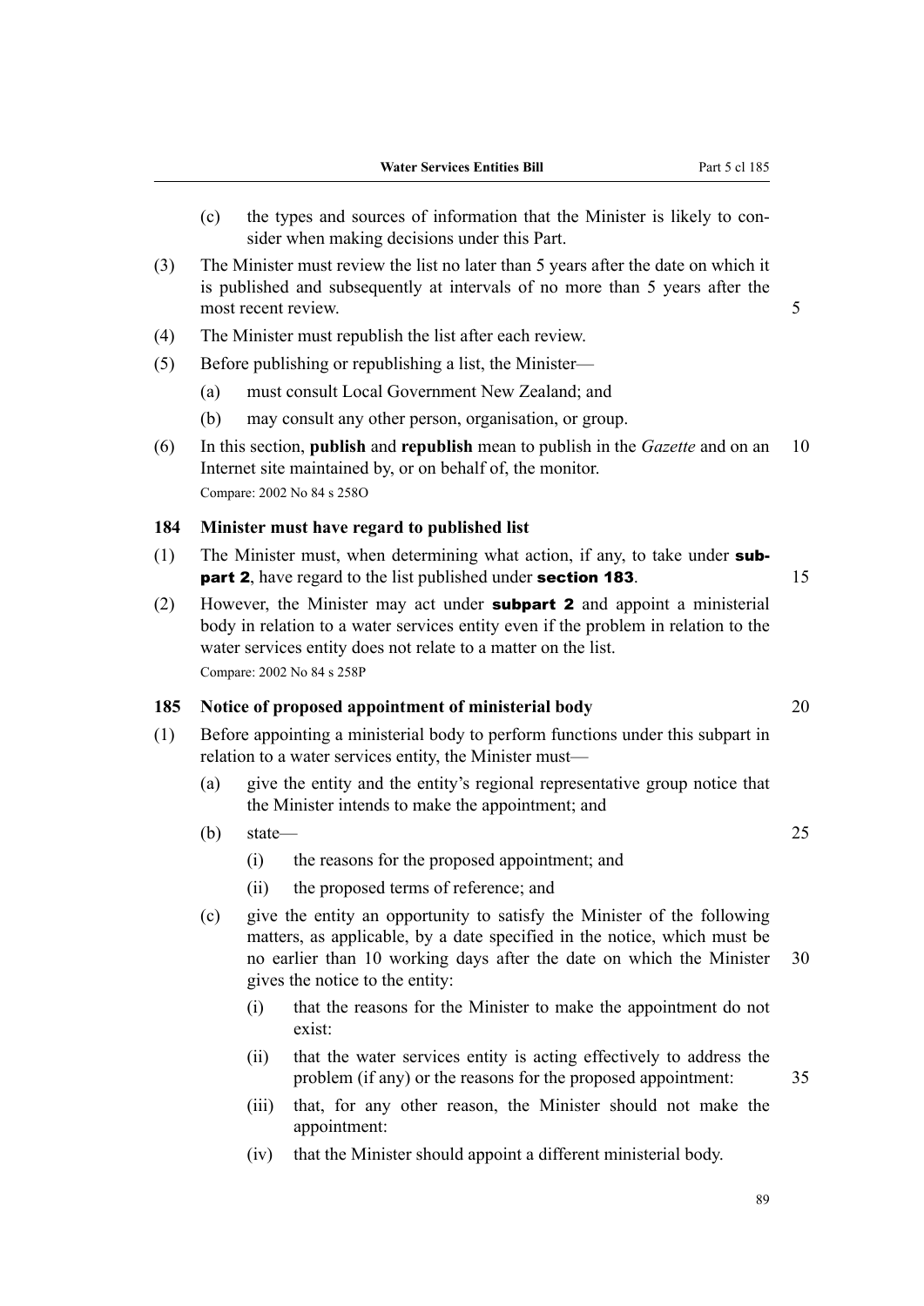(c) the types and sources of information that the Minister is likely to consider when making decisions under this Part.

(3) The Minister must review the list no later than 5 years after the date on which it is published and subsequently at intervals of no more than 5 years after the most recent review.

(4) The Minister must republish the list after each review.

(5) Before publishing or republishing a list, the Minister—

(a) must consult Local Government New Zealand; and

(b) may consult any other person, organisation, or group.

(6) In this section, **publish** and **republish** mean to publish in the *Gazette* and on an Internet site maintained by, or on behalf of, the monitor.

Compare: 2002 No 84 s 258O

### 184 Minister must have regard to published list

(1) The Minister must, when determining what action, if any, to take under **subpart 2**, have regard to the list published under **section 183**.

(2) However, the Minister may act under **subpart 2** and appoint a ministerial body in relation to a water services entity even if the problem in relation to the water services entity does not relate to a matter on the list.

Compare: 2002 No 84 s 258P

### 185 Notice of proposed appointment of ministerial body

(1) Before appointing a ministerial body to perform functions under this subpart in relation to a water services entity, the Minister must—

(a) give the entity and the entity's regional representative group notice that the Minister intends to make the appointment; and

(b) state—

(i) the reasons for the proposed appointment; and

(ii) the proposed terms of reference; and

(c) give the entity an opportunity to satisfy the Minister of the following matters, as applicable, by a date specified in the notice, which must be no earlier than 10 working days after the date on which the Minister gives the notice to the entity:

(i) that the reasons for the Minister to make the appointment do not exist:

(ii) that the water services entity is acting effectively to address the problem (if any) or the reasons for the proposed appointment:

(iii) that, for any other reason, the Minister should not make the appointment:

(iv) that the Minister should appoint a different ministerial body.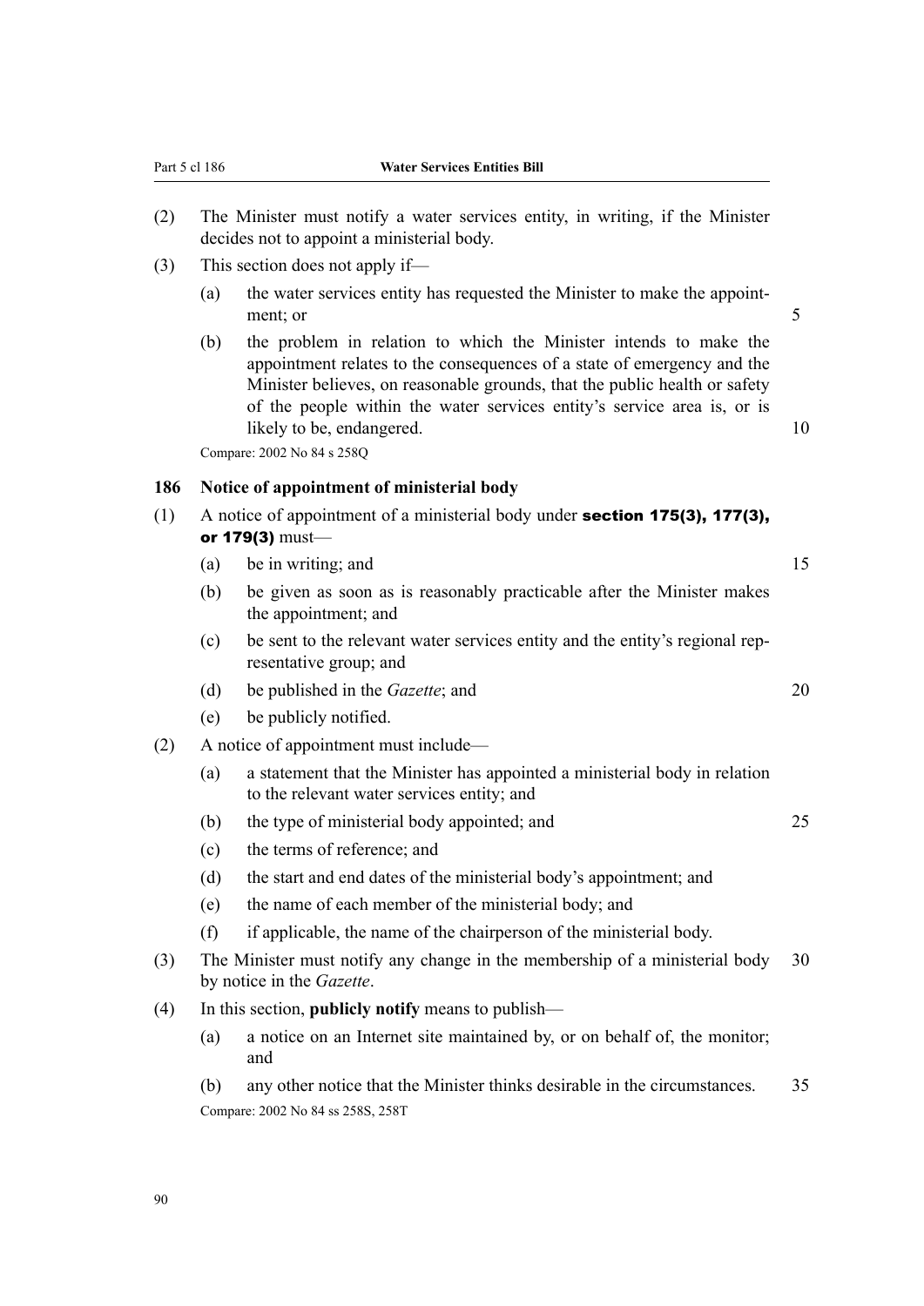(2) The Minister must notify a water services entity, in writing, if the Minister decides not to appoint a ministerial body.

(3) This section does not apply if—

- (a) the water services entity has requested the Minister to make the appointment; or
- (b) the problem in relation to which the Minister intends to make the appointment relates to the consequences of a state of emergency and the Minister believes, on reasonable grounds, that the public health or safety of the people within the water services entity's service area is, or is likely to be, endangered.

Compare: 2002 No 84 s 258Q

### 186 Notice of appointment of ministerial body

(1) A notice of appointment of a ministerial body under **section 175(3), 177(3), or 179(3)** must—

- (a) be in writing; and
- (b) be given as soon as is reasonably practicable after the Minister makes the appointment; and
- (c) be sent to the relevant water services entity and the entity's regional representative group; and
- (d) be published in the *Gazette*; and
- (e) be publicly notified.

(2) A notice of appointment must include—

- (a) a statement that the Minister has appointed a ministerial body in relation to the relevant water services entity; and
- (b) the type of ministerial body appointed; and
- (c) the terms of reference; and
- (d) the start and end dates of the ministerial body's appointment; and
- (e) the name of each member of the ministerial body; and
- (f) if applicable, the name of the chairperson of the ministerial body.

(3) The Minister must notify any change in the membership of a ministerial body by notice in the *Gazette*.

(4) In this section, **publicly notify** means to publish—

- (a) a notice on an Internet site maintained by, or on behalf of, the monitor; and
- (b) any other notice that the Minister thinks desirable in the circumstances.

Compare: 2002 No 84 ss 258S, 258T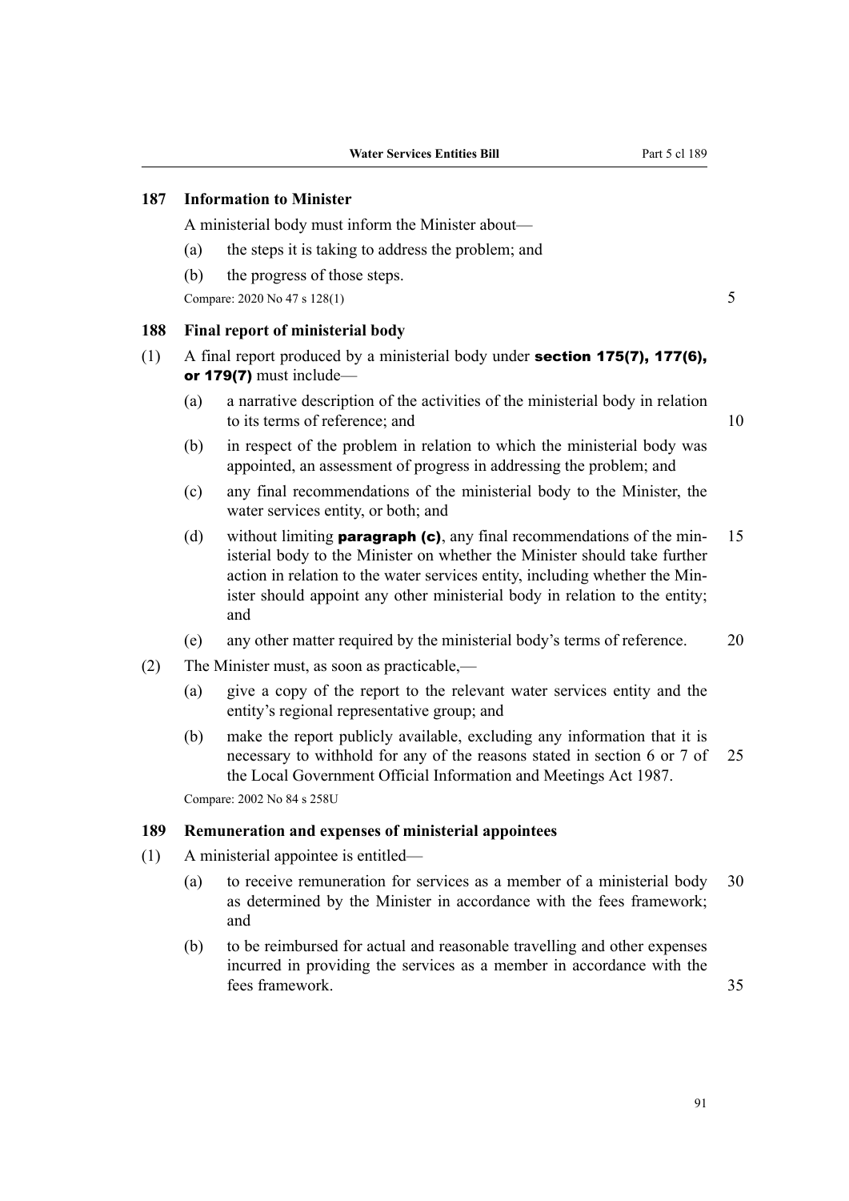### 187 Information to Minister

A ministerial body must inform the Minister about—

(a) the steps it is taking to address the problem; and

(b) the progress of those steps.

Compare: 2020 No 47 s 128(1)

### 188 Final report of ministerial body

(1) A final report produced by a ministerial body under **section 175(7), 177(6), or 179(7)** must include—

(a) a narrative description of the activities of the ministerial body in relation to its terms of reference; and

(b) in respect of the problem in relation to which the ministerial body was appointed, an assessment of progress in addressing the problem; and

(c) any final recommendations of the ministerial body to the Minister, the water services entity, or both; and

(d) without limiting **paragraph (c)**, any final recommendations of the ministerial body to the Minister on whether the Minister should take further action in relation to the water services entity, including whether the Minister should appoint any other ministerial body in relation to the entity; and

(e) any other matter required by the ministerial body's terms of reference.

(2) The Minister must, as soon as practicable,—

(a) give a copy of the report to the relevant water services entity and the entity's regional representative group; and

(b) make the report publicly available, excluding any information that it is necessary to withhold for any of the reasons stated in section 6 or 7 of the Local Government Official Information and Meetings Act 1987.

Compare: 2002 No 84 s 258U

### 189 Remuneration and expenses of ministerial appointees

(1) A ministerial appointee is entitled—

(a) to receive remuneration for services as a member of a ministerial body as determined by the Minister in accordance with the fees framework; and

(b) to be reimbursed for actual and reasonable travelling and other expenses incurred in providing the services as a member in accordance with the fees framework.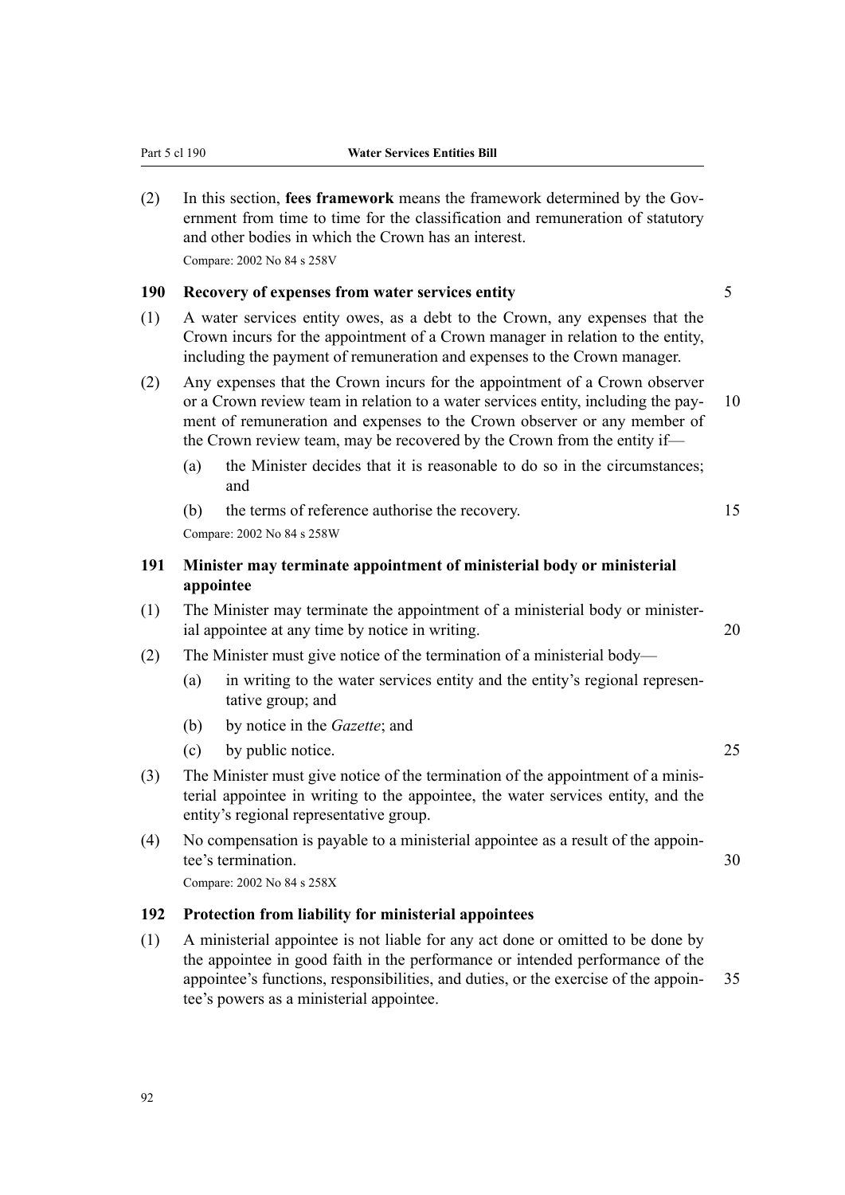(2) In this section, **fees framework** means the framework determined by the Government from time to time for the classification and remuneration of statutory and other bodies in which the Crown has an interest.

Compare: 2002 No 84 s 258V

### 190 Recovery of expenses from water services entity

(1) A water services entity owes, as a debt to the Crown, any expenses that the Crown incurs for the appointment of a Crown manager in relation to the entity, including the payment of remuneration and expenses to the Crown manager.

(2) Any expenses that the Crown incurs for the appointment of a Crown observer or a Crown review team in relation to a water services entity, including the payment of remuneration and expenses to the Crown observer or any member of the Crown review team, may be recovered by the Crown from the entity if—

- (a) the Minister decides that it is reasonable to do so in the circumstances; and
- (b) the terms of reference authorise the recovery.

Compare: 2002 No 84 s 258W

### 191 Minister may terminate appointment of ministerial body or ministerial appointee

(1) The Minister may terminate the appointment of a ministerial body or ministerial appointee at any time by notice in writing.

(2) The Minister must give notice of the termination of a ministerial body—

- (a) in writing to the water services entity and the entity's regional representative group; and
- (b) by notice in the *Gazette*; and
- (c) by public notice.

(3) The Minister must give notice of the termination of the appointment of a ministerial appointee in writing to the appointee, the water services entity, and the entity's regional representative group.

(4) No compensation is payable to a ministerial appointee as a result of the appointee's termination.

Compare: 2002 No 84 s 258X

### 192 Protection from liability for ministerial appointees

(1) A ministerial appointee is not liable for any act done or omitted to be done by the appointee in good faith in the performance or intended performance of the appointee's functions, responsibilities, and duties, or the exercise of the appointee's powers as a ministerial appointee.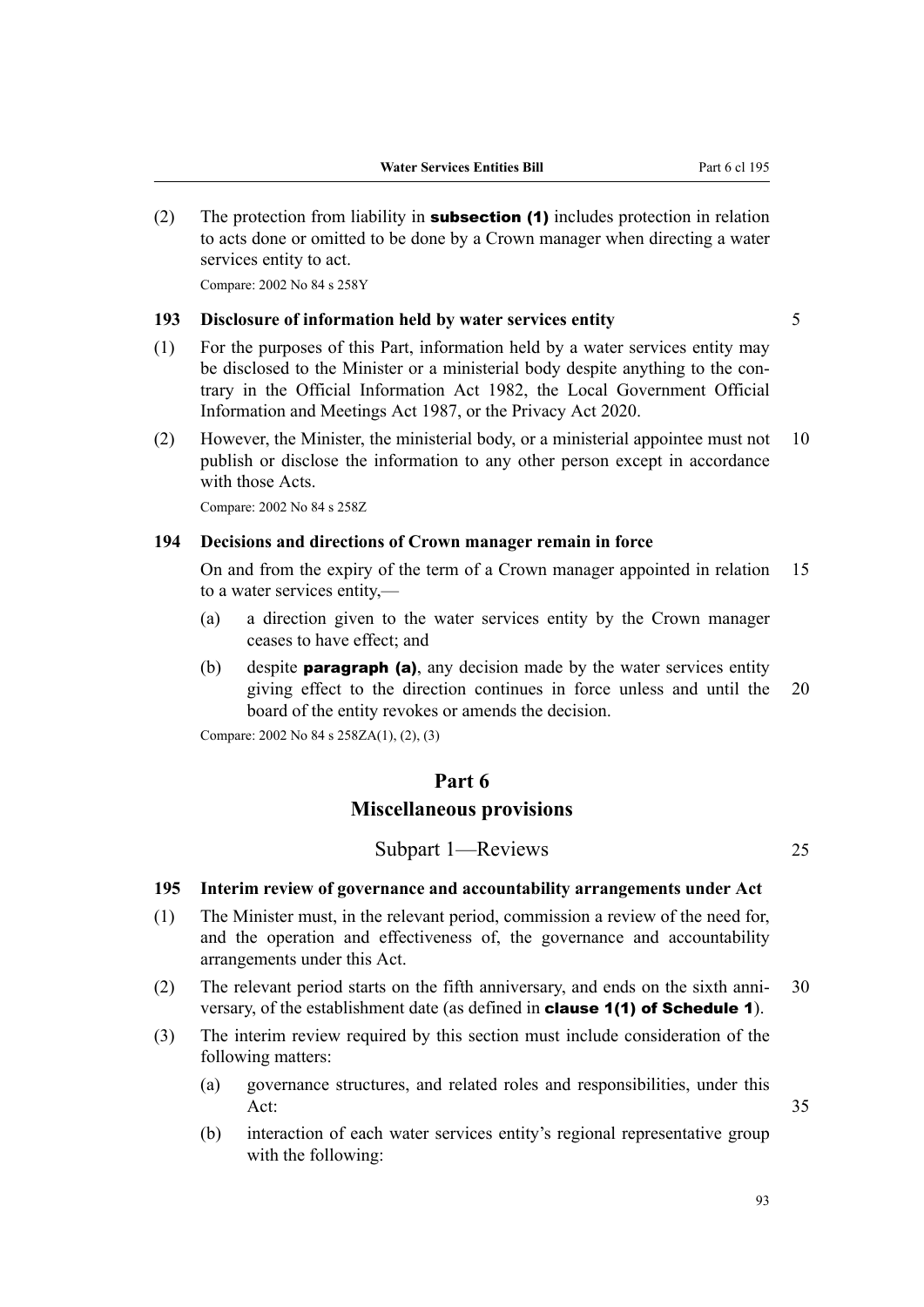(2) The protection from liability in **subsection (1)** includes protection in relation to acts done or omitted to be done by a Crown manager when directing a water services entity to act.

Compare: 2002 No 84 s 258Y

### 193 Disclosure of information held by water services entity

(1) For the purposes of this Part, information held by a water services entity may be disclosed to the Minister or a ministerial body despite anything to the contrary in the Official Information Act 1982, the Local Government Official Information and Meetings Act 1987, or the Privacy Act 2020.

(2) However, the Minister, the ministerial body, or a ministerial appointee must not publish or disclose the information to any other person except in accordance with those Acts.

Compare: 2002 No 84 s 258Z

### 194 Decisions and directions of Crown manager remain in force

On and from the expiry of the term of a Crown manager appointed in relation to a water services entity,—

(a) a direction given to the water services entity by the Crown manager ceases to have effect; and

(b) despite **paragraph (a)**, any decision made by the water services entity giving effect to the direction continues in force unless and until the board of the entity revokes or amends the decision.

Compare: 2002 No 84 s 258ZA(1), (2), (3)

# Part 6
# Miscellaneous provisions

## Subpart 1—Reviews

### 195 Interim review of governance and accountability arrangements under Act

(1) The Minister must, in the relevant period, commission a review of the need for, and the operation and effectiveness of, the governance and accountability arrangements under this Act.

(2) The relevant period starts on the fifth anniversary, and ends on the sixth anniversary, of the establishment date (as defined in **clause 1(1) of Schedule 1**).

(3) The interim review required by this section must include consideration of the following matters:

(a) governance structures, and related roles and responsibilities, under this Act:

(b) interaction of each water services entity's regional representative group with the following: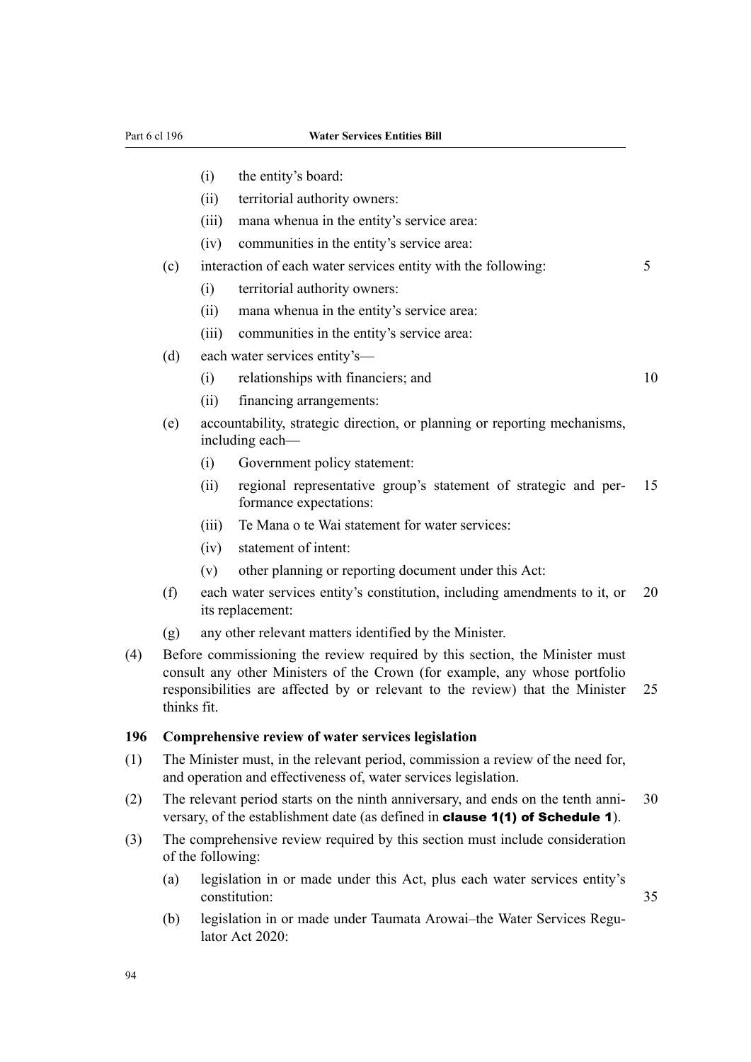(i) the entity's board:

(ii) territorial authority owners:

(iii) mana whenua in the entity's service area:

(iv) communities in the entity's service area:

(c) interaction of each water services entity with the following:

(i) territorial authority owners:

(ii) mana whenua in the entity's service area:

(iii) communities in the entity's service area:

(d) each water services entity's—

(i) relationships with financiers; and

(ii) financing arrangements:

(e) accountability, strategic direction, or planning or reporting mechanisms, including each—

(i) Government policy statement:

(ii) regional representative group's statement of strategic and performance expectations:

(iii) Te Mana o te Wai statement for water services:

(iv) statement of intent:

(v) other planning or reporting document under this Act:

(f) each water services entity's constitution, including amendments to it, or its replacement:

(g) any other relevant matters identified by the Minister.

(4) Before commissioning the review required by this section, the Minister must consult any other Ministers of the Crown (for example, any whose portfolio responsibilities are affected by or relevant to the review) that the Minister thinks fit.

**196 Comprehensive review of water services legislation**

(1) The Minister must, in the relevant period, commission a review of the need for, and operation and effectiveness of, water services legislation.

(2) The relevant period starts on the ninth anniversary, and ends on the tenth anniversary, of the establishment date (as defined in **clause 1(1) of Schedule 1**).

(3) The comprehensive review required by this section must include consideration of the following:

(a) legislation in or made under this Act, plus each water services entity's constitution:

(b) legislation in or made under Taumata Arowai–the Water Services Regulator Act 2020: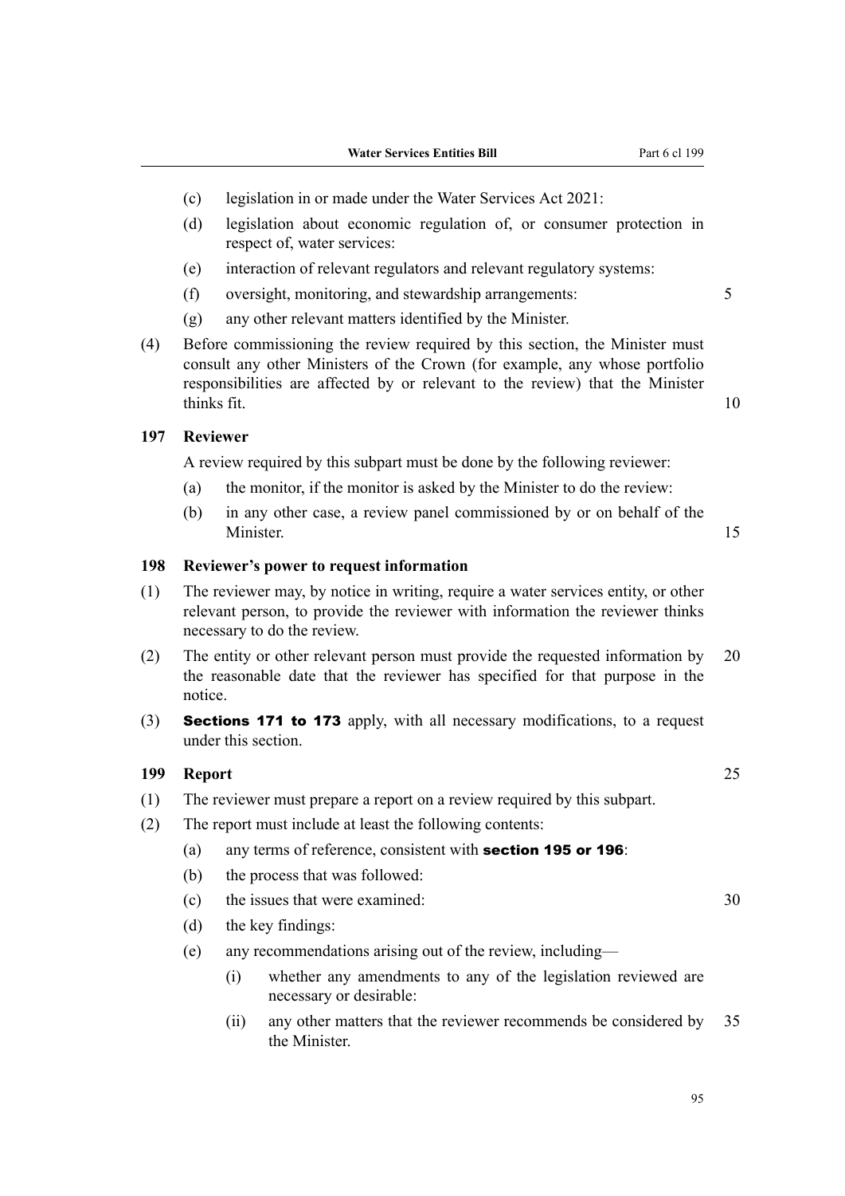(c) legislation in or made under the Water Services Act 2021:

(d) legislation about economic regulation of, or consumer protection in respect of, water services:

(e) interaction of relevant regulators and relevant regulatory systems:

(f) oversight, monitoring, and stewardship arrangements:

(g) any other relevant matters identified by the Minister.

(4) Before commissioning the review required by this section, the Minister must consult any other Ministers of the Crown (for example, any whose portfolio responsibilities are affected by or relevant to the review) that the Minister thinks fit.

### 197 Reviewer

A review required by this subpart must be done by the following reviewer:

(a) the monitor, if the monitor is asked by the Minister to do the review:

(b) in any other case, a review panel commissioned by or on behalf of the Minister.

### 198 Reviewer's power to request information

(1) The reviewer may, by notice in writing, require a water services entity, or other relevant person, to provide the reviewer with information the reviewer thinks necessary to do the review.

(2) The entity or other relevant person must provide the requested information by the reasonable date that the reviewer has specified for that purpose in the notice.

(3) **Sections 171 to 173** apply, with all necessary modifications, to a request under this section.

### 199 Report

(1) The reviewer must prepare a report on a review required by this subpart.

(2) The report must include at least the following contents:

(a) any terms of reference, consistent with **section 195 or 196**:

(b) the process that was followed:

(c) the issues that were examined:

(d) the key findings:

(e) any recommendations arising out of the review, including—

(i) whether any amendments to any of the legislation reviewed are necessary or desirable:

(ii) any other matters that the reviewer recommends be considered by the Minister.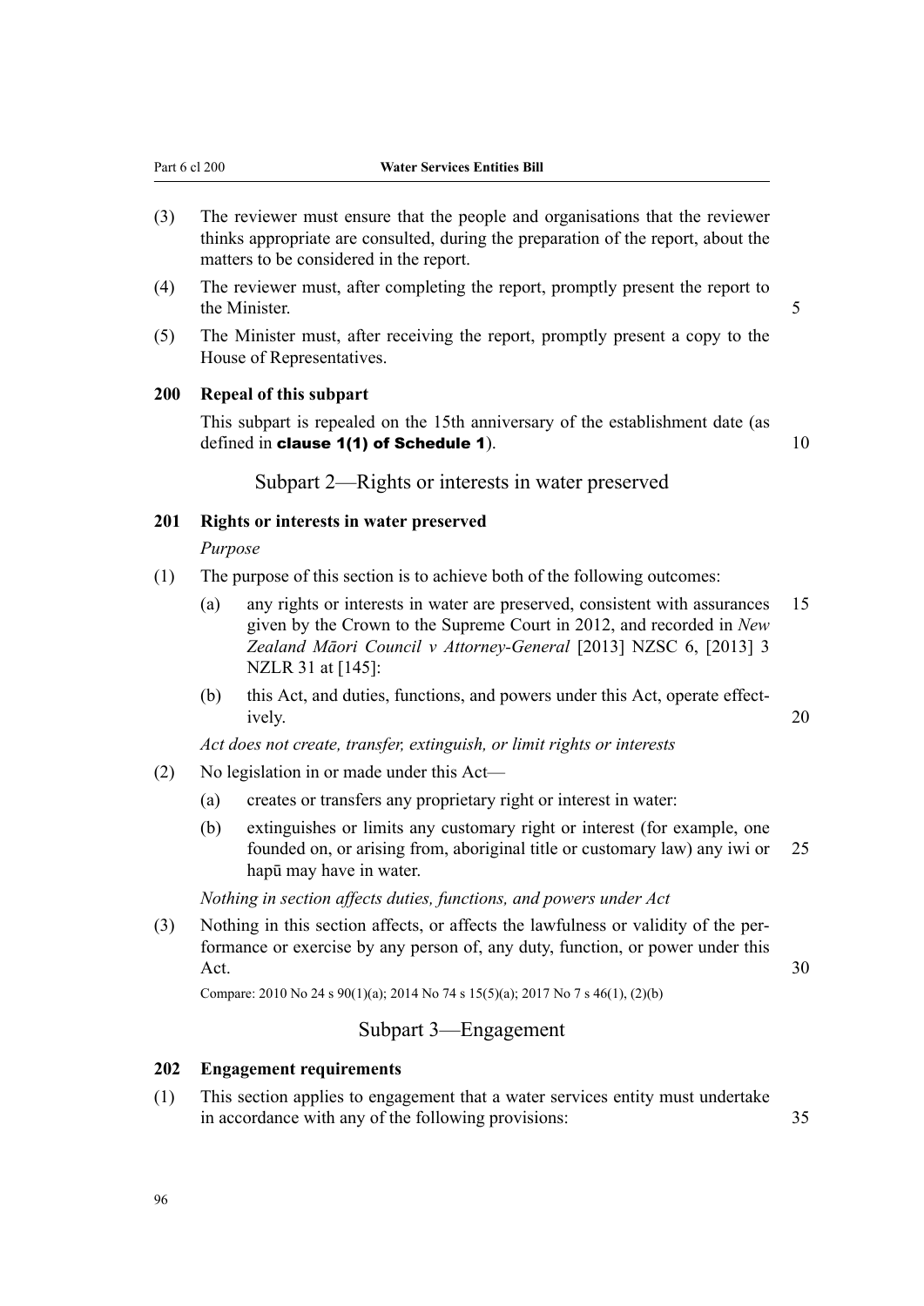(3) The reviewer must ensure that the people and organisations that the reviewer thinks appropriate are consulted, during the preparation of the report, about the matters to be considered in the report.

(4) The reviewer must, after completing the report, promptly present the report to the Minister.

(5) The Minister must, after receiving the report, promptly present a copy to the House of Representatives.

### 200 Repeal of this subpart

This subpart is repealed on the 15th anniversary of the establishment date (as defined in **clause 1(1) of Schedule 1**).

## Subpart 2—Rights or interests in water preserved

### 201 Rights or interests in water preserved

*Purpose*

(1) The purpose of this section is to achieve both of the following outcomes:

(a) any rights or interests in water are preserved, consistent with assurances given by the Crown to the Supreme Court in 2012, and recorded in *New Zealand Māori Council v Attorney-General* [2013] NZSC 6, [2013] 3 NZLR 31 at [145]:

(b) this Act, and duties, functions, and powers under this Act, operate effectively.

*Act does not create, transfer, extinguish, or limit rights or interests*

(2) No legislation in or made under this Act—

(a) creates or transfers any proprietary right or interest in water:

(b) extinguishes or limits any customary right or interest (for example, one founded on, or arising from, aboriginal title or customary law) any iwi or hapū may have in water.

*Nothing in section affects duties, functions, and powers under Act*

(3) Nothing in this section affects, or affects the lawfulness or validity of the performance or exercise by any person of, any duty, function, or power under this Act.

Compare: 2010 No 24 s 90(1)(a); 2014 No 74 s 15(5)(a); 2017 No 7 s 46(1), (2)(b)

## Subpart 3—Engagement

### 202 Engagement requirements

(1) This section applies to engagement that a water services entity must undertake in accordance with any of the following provisions: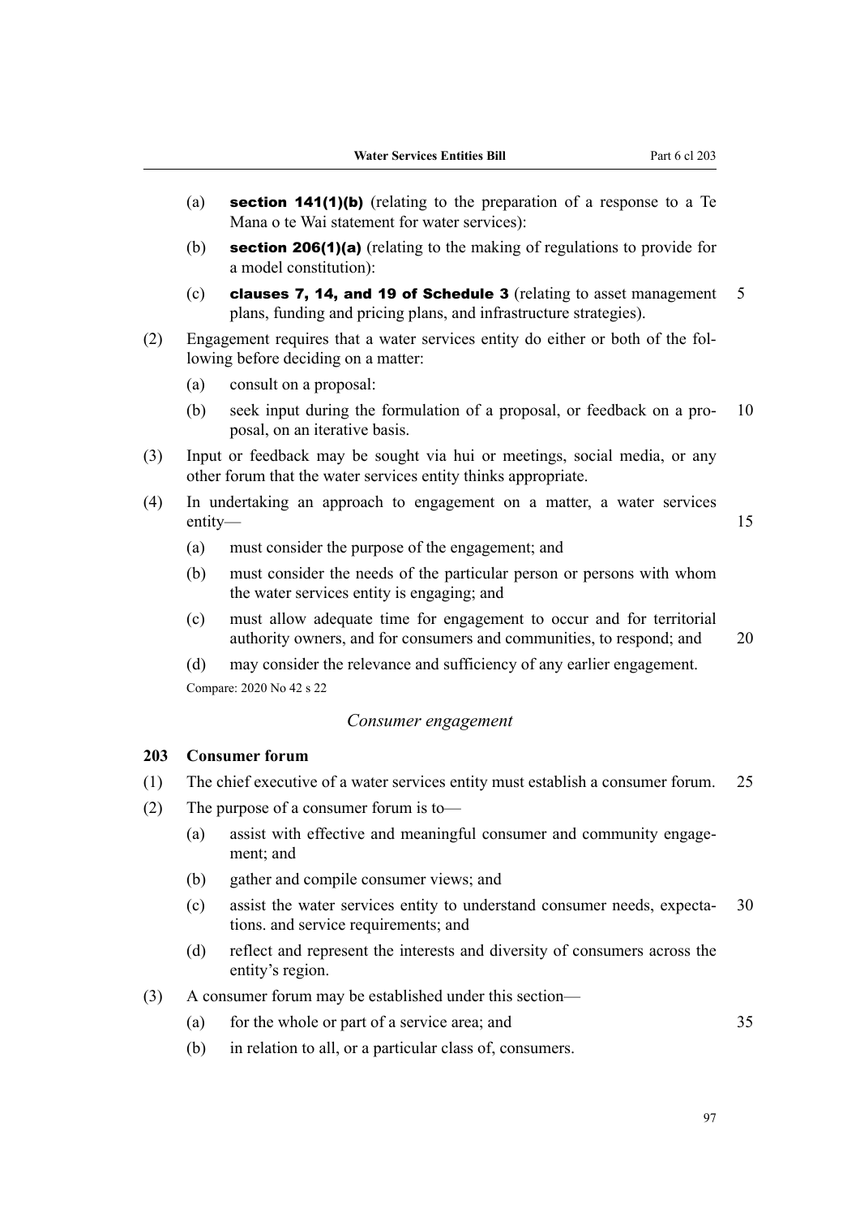(a) **section 141(1)(b)** (relating to the preparation of a response to a Te Mana o te Wai statement for water services):

(b) **section 206(1)(a)** (relating to the making of regulations to provide for a model constitution):

(c) **clauses 7, 14, and 19 of Schedule 3** (relating to asset management plans, funding and pricing plans, and infrastructure strategies).

(2) Engagement requires that a water services entity do either or both of the following before deciding on a matter:

(a) consult on a proposal:

(b) seek input during the formulation of a proposal, or feedback on a proposal, on an iterative basis.

(3) Input or feedback may be sought via hui or meetings, social media, or any other forum that the water services entity thinks appropriate.

(4) In undertaking an approach to engagement on a matter, a water services entity—

(a) must consider the purpose of the engagement; and

(b) must consider the needs of the particular person or persons with whom the water services entity is engaging; and

(c) must allow adequate time for engagement to occur and for territorial authority owners, and for consumers and communities, to respond; and

(d) may consider the relevance and sufficiency of any earlier engagement.

Compare: 2020 No 42 s 22

*Consumer engagement*

### 203 Consumer forum

(1) The chief executive of a water services entity must establish a consumer forum.

(2) The purpose of a consumer forum is to—

(a) assist with effective and meaningful consumer and community engagement; and

(b) gather and compile consumer views; and

(c) assist the water services entity to understand consumer needs, expectations. and service requirements; and

(d) reflect and represent the interests and diversity of consumers across the entity's region.

(3) A consumer forum may be established under this section—

(a) for the whole or part of a service area; and

(b) in relation to all, or a particular class of, consumers.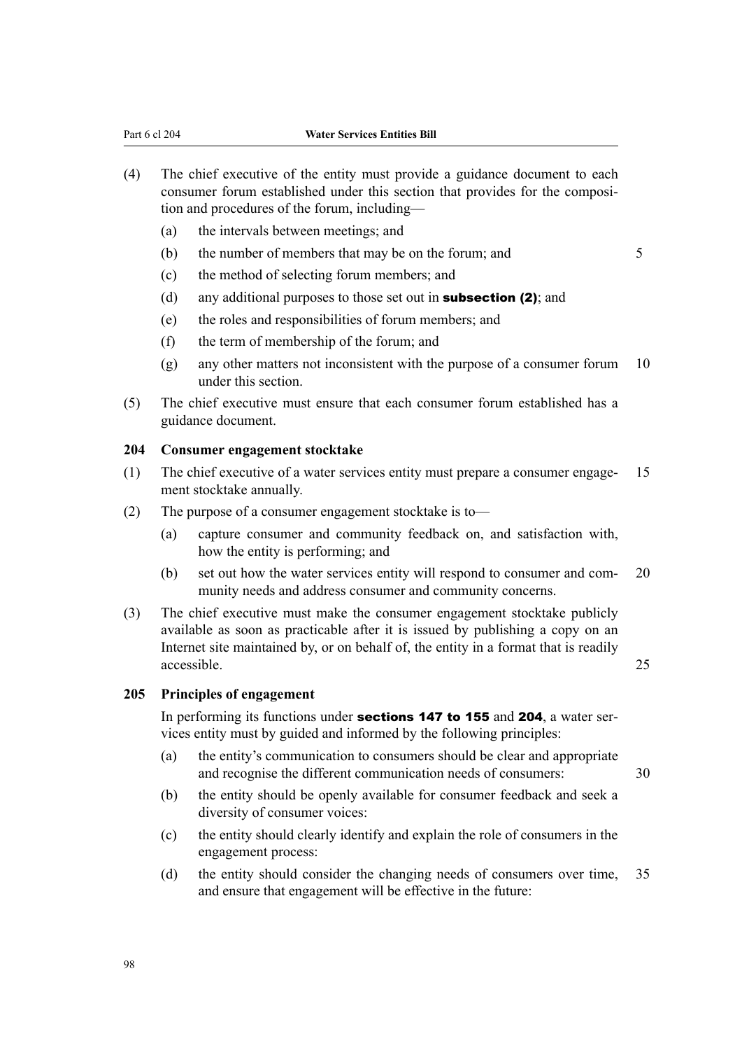(4) The chief executive of the entity must provide a guidance document to each consumer forum established under this section that provides for the composition and procedures of the forum, including—

  (a) the intervals between meetings; and

  (b) the number of members that may be on the forum; and

  (c) the method of selecting forum members; and

  (d) any additional purposes to those set out in **subsection (2)**; and

  (e) the roles and responsibilities of forum members; and

  (f) the term of membership of the forum; and

  (g) any other matters not inconsistent with the purpose of a consumer forum under this section.

(5) The chief executive must ensure that each consumer forum established has a guidance document.

### 204 Consumer engagement stocktake

(1) The chief executive of a water services entity must prepare a consumer engagement stocktake annually.

(2) The purpose of a consumer engagement stocktake is to—

  (a) capture consumer and community feedback on, and satisfaction with, how the entity is performing; and

  (b) set out how the water services entity will respond to consumer and community needs and address consumer and community concerns.

(3) The chief executive must make the consumer engagement stocktake publicly available as soon as practicable after it is issued by publishing a copy on an Internet site maintained by, or on behalf of, the entity in a format that is readily accessible.

### 205 Principles of engagement

In performing its functions under **sections 147 to 155** and **204**, a water services entity must by guided and informed by the following principles:

  (a) the entity's communication to consumers should be clear and appropriate and recognise the different communication needs of consumers:

  (b) the entity should be openly available for consumer feedback and seek a diversity of consumer voices:

  (c) the entity should clearly identify and explain the role of consumers in the engagement process:

  (d) the entity should consider the changing needs of consumers over time, and ensure that engagement will be effective in the future: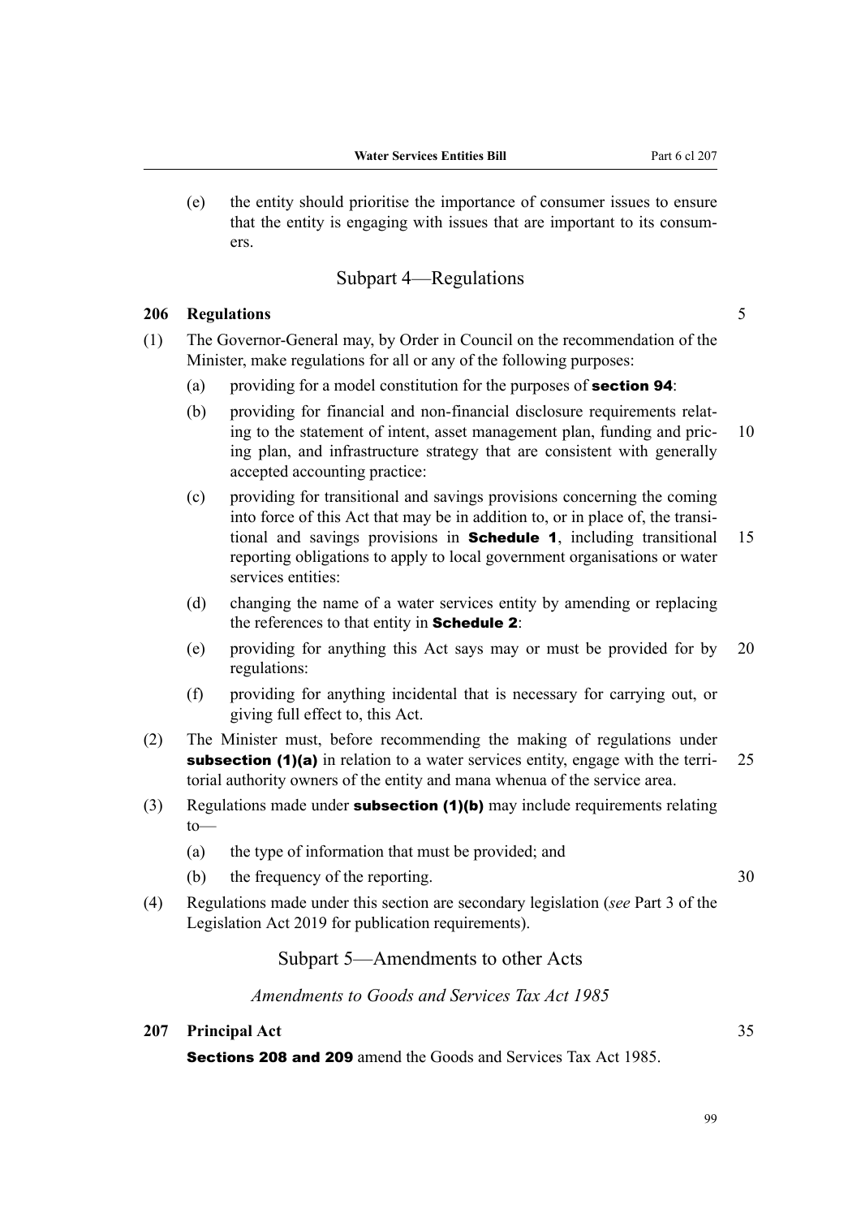(e) the entity should prioritise the importance of consumer issues to ensure that the entity is engaging with issues that are important to its consumers.

## Subpart 4—Regulations

### 206 Regulations

(1) The Governor-General may, by Order in Council on the recommendation of the Minister, make regulations for all or any of the following purposes:

(a) providing for a model constitution for the purposes of **section 94**:

(b) providing for financial and non-financial disclosure requirements relating to the statement of intent, asset management plan, funding and pricing plan, and infrastructure strategy that are consistent with generally accepted accounting practice:

(c) providing for transitional and savings provisions concerning the coming into force of this Act that may be in addition to, or in place of, the transitional and savings provisions in **Schedule 1**, including transitional reporting obligations to apply to local government organisations or water services entities:

(d) changing the name of a water services entity by amending or replacing the references to that entity in **Schedule 2**:

(e) providing for anything this Act says may or must be provided for by regulations:

(f) providing for anything incidental that is necessary for carrying out, or giving full effect to, this Act.

(2) The Minister must, before recommending the making of regulations under **subsection (1)(a)** in relation to a water services entity, engage with the territorial authority owners of the entity and mana whenua of the service area.

(3) Regulations made under **subsection (1)(b)** may include requirements relating to—

(a) the type of information that must be provided; and

(b) the frequency of the reporting.

(4) Regulations made under this section are secondary legislation (*see* Part 3 of the Legislation Act 2019 for publication requirements).

## Subpart 5—Amendments to other Acts

*Amendments to Goods and Services Tax Act 1985*

### 207 Principal Act

**Sections 208 and 209** amend the Goods and Services Tax Act 1985.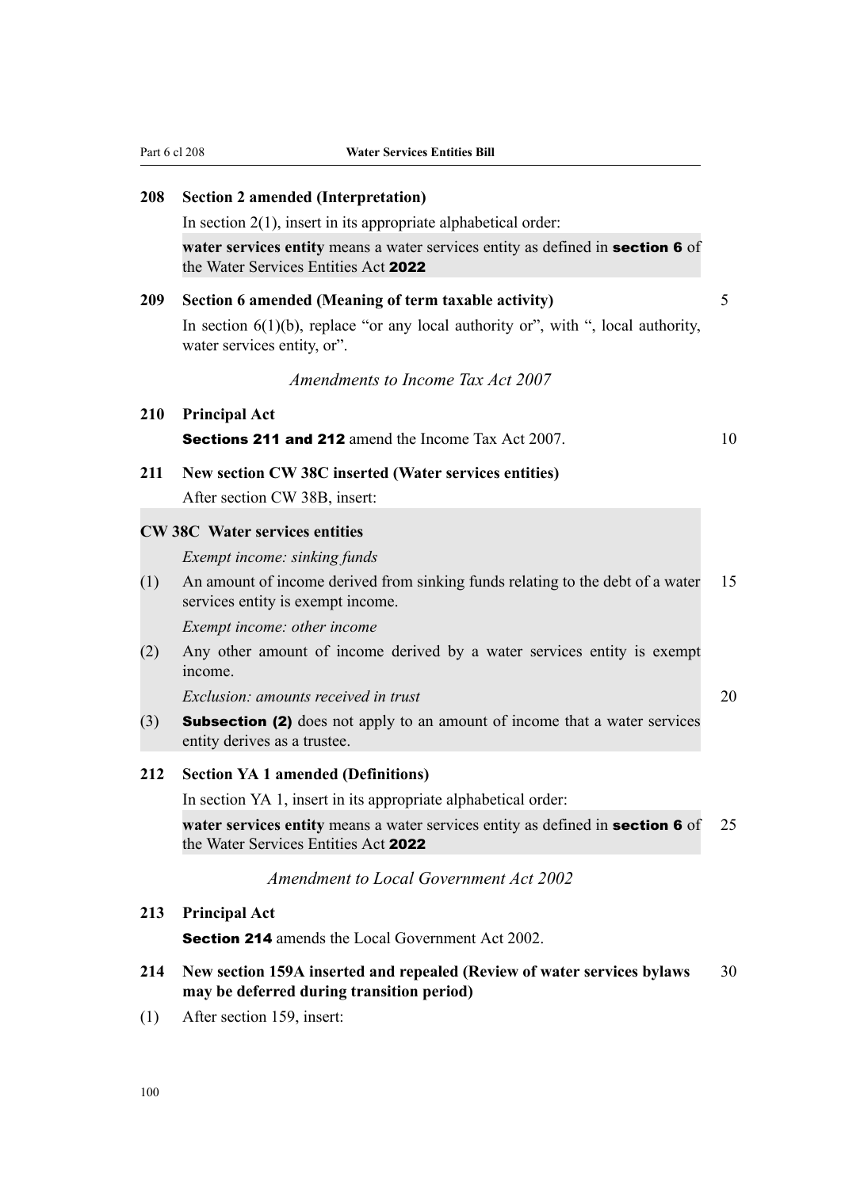**208 Section 2 amended (Interpretation)**

In section 2(1), insert in its appropriate alphabetical order:

> **water services entity** means a water services entity as defined in **section 6** of the Water Services Entities Act **2022**

**209 Section 6 amended (Meaning of term taxable activity)**

In section 6(1)(b), replace "or any local authority or", with ", local authority, water services entity, or".

*Amendments to Income Tax Act 2007*

**210 Principal Act**

**Sections 211 and 212** amend the Income Tax Act 2007.

**211 New section CW 38C inserted (Water services entities)**

After section CW 38B, insert:

> **CW 38C Water services entities**
>
> *Exempt income: sinking funds*
>
> (1) An amount of income derived from sinking funds relating to the debt of a water services entity is exempt income.
>
> *Exempt income: other income*
>
> (2) Any other amount of income derived by a water services entity is exempt income.
>
> *Exclusion: amounts received in trust*
>
> (3) **Subsection (2)** does not apply to an amount of income that a water services entity derives as a trustee.

**212 Section YA 1 amended (Definitions)**

In section YA 1, insert in its appropriate alphabetical order:

> **water services entity** means a water services entity as defined in **section 6** of the Water Services Entities Act **2022**

*Amendment to Local Government Act 2002*

**213 Principal Act**

**Section 214** amends the Local Government Act 2002.

**214 New section 159A inserted and repealed (Review of water services bylaws may be deferred during transition period)**

(1) After section 159, insert: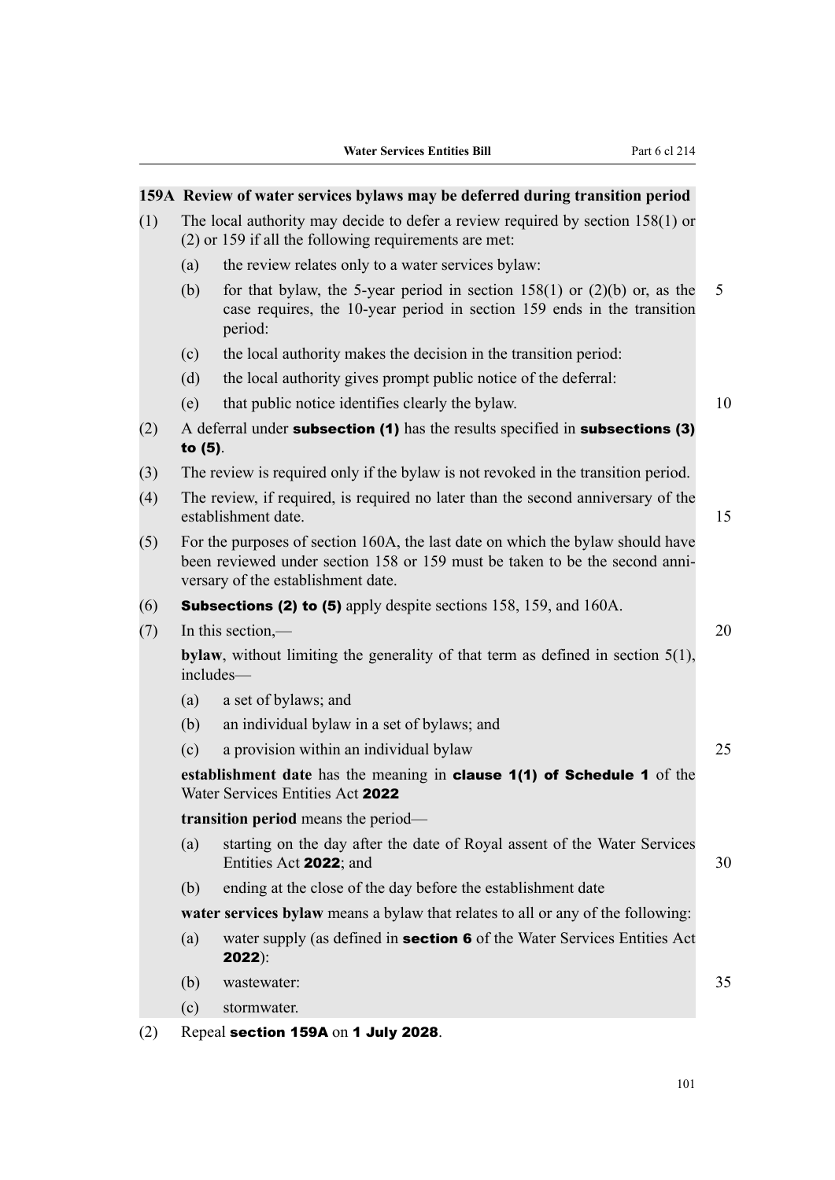**159A Review of water services bylaws may be deferred during transition period**

(1) The local authority may decide to defer a review required by section 158(1) or (2) or 159 if all the following requirements are met:

(a) the review relates only to a water services bylaw:

(b) for that bylaw, the 5-year period in section 158(1) or (2)(b) or, as the case requires, the 10-year period in section 159 ends in the transition period:

(c) the local authority makes the decision in the transition period:

(d) the local authority gives prompt public notice of the deferral:

(e) that public notice identifies clearly the bylaw.

(2) A deferral under **subsection (1)** has the results specified in **subsections (3) to (5)**.

(3) The review is required only if the bylaw is not revoked in the transition period.

(4) The review, if required, is required no later than the second anniversary of the establishment date.

(5) For the purposes of section 160A, the last date on which the bylaw should have been reviewed under section 158 or 159 must be taken to be the second anniversary of the establishment date.

(6) **Subsections (2) to (5)** apply despite sections 158, 159, and 160A.

(7) In this section,—

**bylaw**, without limiting the generality of that term as defined in section 5(1), includes—

(a) a set of bylaws; and

(b) an individual bylaw in a set of bylaws; and

(c) a provision within an individual bylaw

**establishment date** has the meaning in **clause 1(1) of Schedule 1** of the Water Services Entities Act **2022**

**transition period** means the period—

(a) starting on the day after the date of Royal assent of the Water Services Entities Act **2022**; and

(b) ending at the close of the day before the establishment date

**water services bylaw** means a bylaw that relates to all or any of the following:

(a) water supply (as defined in **section 6** of the Water Services Entities Act **2022**):

(b) wastewater:

(c) stormwater.

(2) Repeal **section 159A** on **1 July 2028**.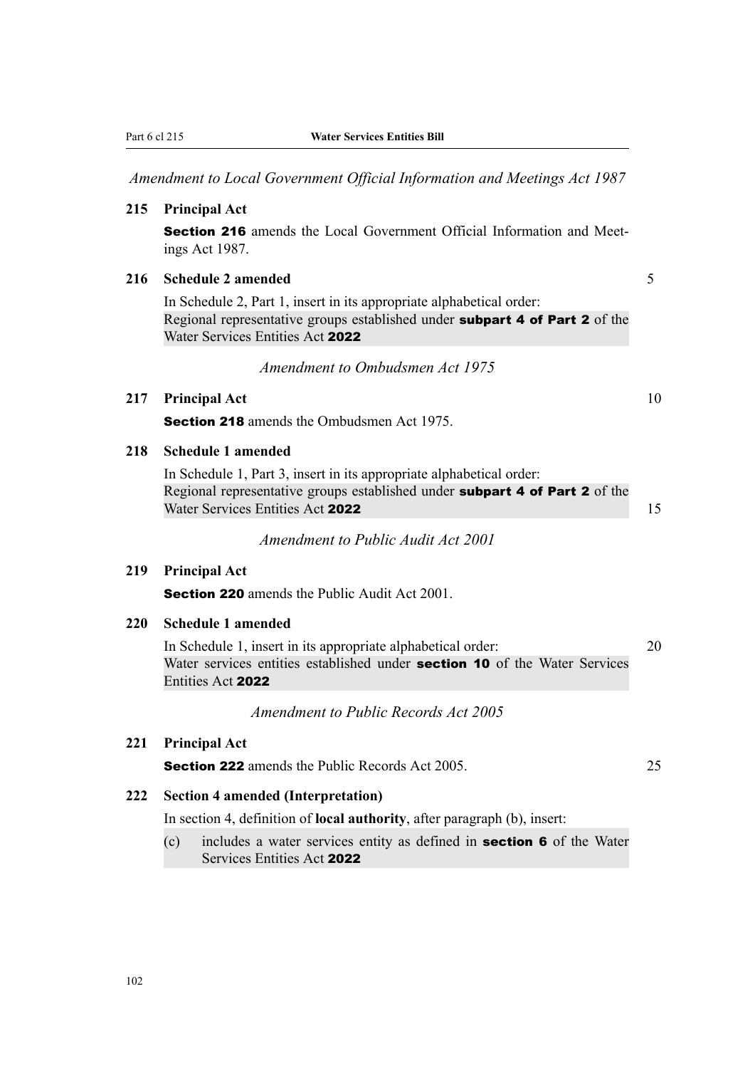*Amendment to Local Government Official Information and Meetings Act 1987*

### 215 Principal Act

**Section 216** amends the Local Government Official Information and Meetings Act 1987.

### 216 Schedule 2 amended

In Schedule 2, Part 1, insert in its appropriate alphabetical order:

Regional representative groups established under **subpart 4 of Part 2** of the Water Services Entities Act **2022**

*Amendment to Ombudsmen Act 1975*

### 217 Principal Act

**Section 218** amends the Ombudsmen Act 1975.

### 218 Schedule 1 amended

In Schedule 1, Part 3, insert in its appropriate alphabetical order:

Regional representative groups established under **subpart 4 of Part 2** of the Water Services Entities Act **2022**

*Amendment to Public Audit Act 2001*

### 219 Principal Act

**Section 220** amends the Public Audit Act 2001.

### 220 Schedule 1 amended

In Schedule 1, insert in its appropriate alphabetical order:

Water services entities established under **section 10** of the Water Services Entities Act **2022**

*Amendment to Public Records Act 2005*

### 221 Principal Act

**Section 222** amends the Public Records Act 2005.

### 222 Section 4 amended (Interpretation)

In section 4, definition of **local authority**, after paragraph (b), insert:

(c) includes a water services entity as defined in **section 6** of the Water Services Entities Act **2022**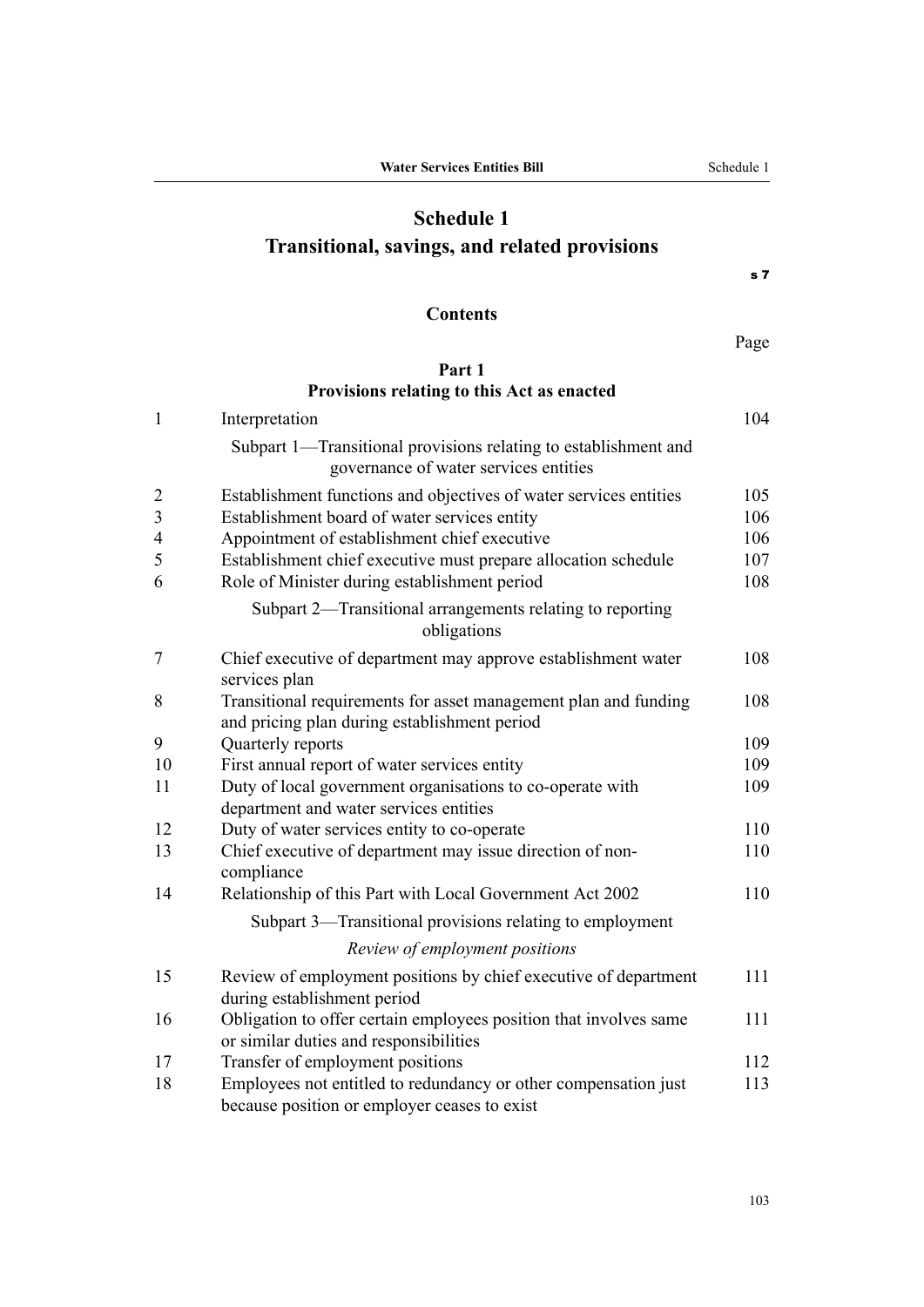# Schedule 1
## Transitional, savings, and related provisions

s 7

### Contents

| | | Page |
|---|---|---|
| | **Part 1** **Provisions relating to this Act as enacted** | |
| 1 | Interpretation | 104 |
| | Subpart 1—Transitional provisions relating to establishment and governance of water services entities | |
| 2 | Establishment functions and objectives of water services entities | 105 |
| 3 | Establishment board of water services entity | 106 |
| 4 | Appointment of establishment chief executive | 106 |
| 5 | Establishment chief executive must prepare allocation schedule | 107 |
| 6 | Role of Minister during establishment period | 108 |
| | Subpart 2—Transitional arrangements relating to reporting obligations | |
| 7 | Chief executive of department may approve establishment water services plan | 108 |
| 8 | Transitional requirements for asset management plan and funding and pricing plan during establishment period | 108 |
| 9 | Quarterly reports | 109 |
| 10 | First annual report of water services entity | 109 |
| 11 | Duty of local government organisations to co-operate with department and water services entities | 109 |
| 12 | Duty of water services entity to co-operate | 110 |
| 13 | Chief executive of department may issue direction of non-compliance | 110 |
| 14 | Relationship of this Part with Local Government Act 2002 | 110 |
| | Subpart 3—Transitional provisions relating to employment | |
| | *Review of employment positions* | |
| 15 | Review of employment positions by chief executive of department during establishment period | 111 |
| 16 | Obligation to offer certain employees position that involves same or similar duties and responsibilities | 111 |
| 17 | Transfer of employment positions | 112 |
| 18 | Employees not entitled to redundancy or other compensation just because position or employer ceases to exist | 113 |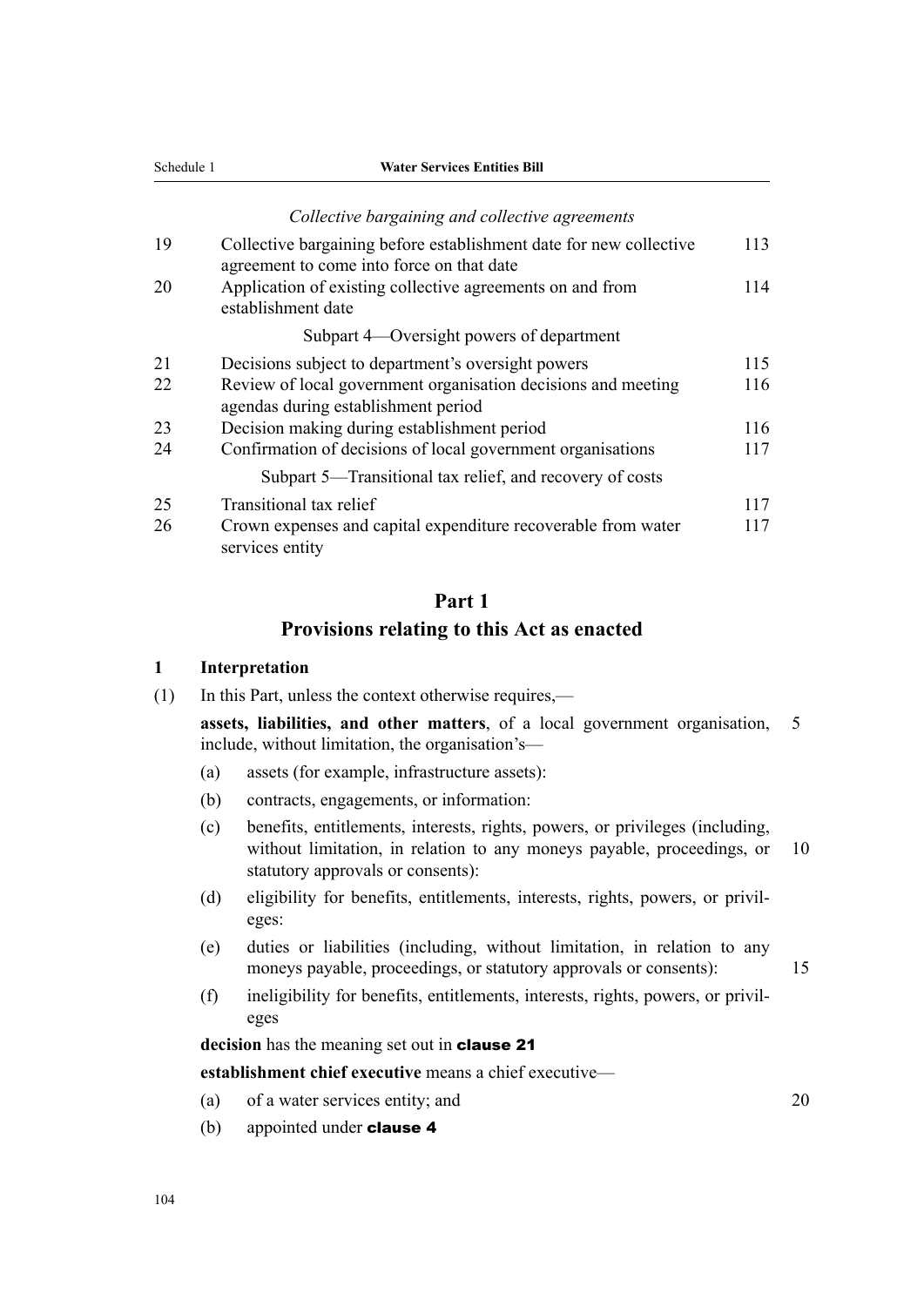*Collective bargaining and collective agreements*

| | | |
|---|---|---|
| 19 | Collective bargaining before establishment date for new collective agreement to come into force on that date | 113 |
| 20 | Application of existing collective agreements on and from establishment date | 114 |
| | Subpart 4—Oversight powers of department | |
| 21 | Decisions subject to department's oversight powers | 115 |
| 22 | Review of local government organisation decisions and meeting agendas during establishment period | 116 |
| 23 | Decision making during establishment period | 116 |
| 24 | Confirmation of decisions of local government organisations | 117 |
| | Subpart 5—Transitional tax relief, and recovery of costs | |
| 25 | Transitional tax relief | 117 |
| 26 | Crown expenses and capital expenditure recoverable from water services entity | 117 |

## Part 1
## Provisions relating to this Act as enacted

### 1 Interpretation

(1) In this Part, unless the context otherwise requires,—

**assets, liabilities, and other matters**, of a local government organisation, include, without limitation, the organisation's—

- (a) assets (for example, infrastructure assets):
- (b) contracts, engagements, or information:
- (c) benefits, entitlements, interests, rights, powers, or privileges (including, without limitation, in relation to any moneys payable, proceedings, or statutory approvals or consents):
- (d) eligibility for benefits, entitlements, interests, rights, powers, or privileges:
- (e) duties or liabilities (including, without limitation, in relation to any moneys payable, proceedings, or statutory approvals or consents):
- (f) ineligibility for benefits, entitlements, interests, rights, powers, or privileges

**decision** has the meaning set out in **clause 21**

**establishment chief executive** means a chief executive—

- (a) of a water services entity; and
- (b) appointed under **clause 4**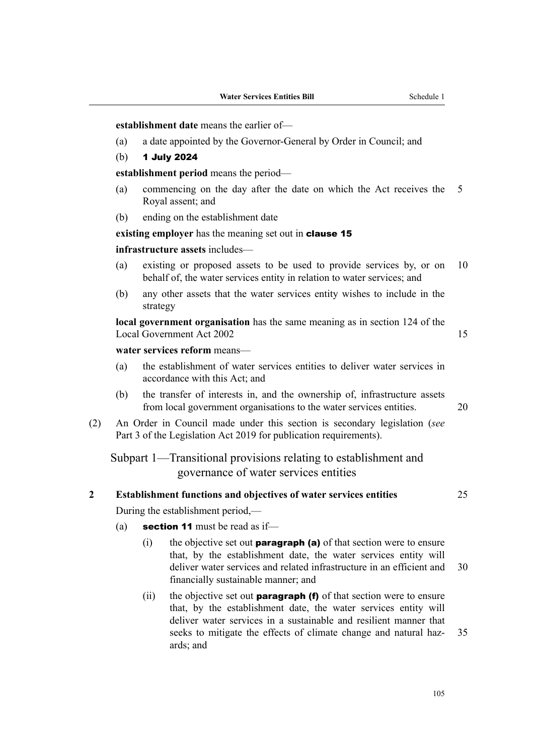**establishment date** means the earlier of—

(a) a date appointed by the Governor-General by Order in Council; and

(b) **1 July 2024**

**establishment period** means the period—

(a) commencing on the day after the date on which the Act receives the Royal assent; and

(b) ending on the establishment date

**existing employer** has the meaning set out in **clause 15**

**infrastructure assets** includes—

(a) existing or proposed assets to be used to provide services by, or on behalf of, the water services entity in relation to water services; and

(b) any other assets that the water services entity wishes to include in the strategy

**local government organisation** has the same meaning as in section 124 of the Local Government Act 2002

**water services reform** means—

(a) the establishment of water services entities to deliver water services in accordance with this Act; and

(b) the transfer of interests in, and the ownership of, infrastructure assets from local government organisations to the water services entities.

(2) An Order in Council made under this section is secondary legislation (*see* Part 3 of the Legislation Act 2019 for publication requirements).

## Subpart 1—Transitional provisions relating to establishment and governance of water services entities

### 2 Establishment functions and objectives of water services entities

During the establishment period,—

(a) **section 11** must be read as if—

(i) the objective set out **paragraph (a)** of that section were to ensure that, by the establishment date, the water services entity will deliver water services and related infrastructure in an efficient and financially sustainable manner; and

(ii) the objective set out **paragraph (f)** of that section were to ensure that, by the establishment date, the water services entity will deliver water services in a sustainable and resilient manner that seeks to mitigate the effects of climate change and natural hazards; and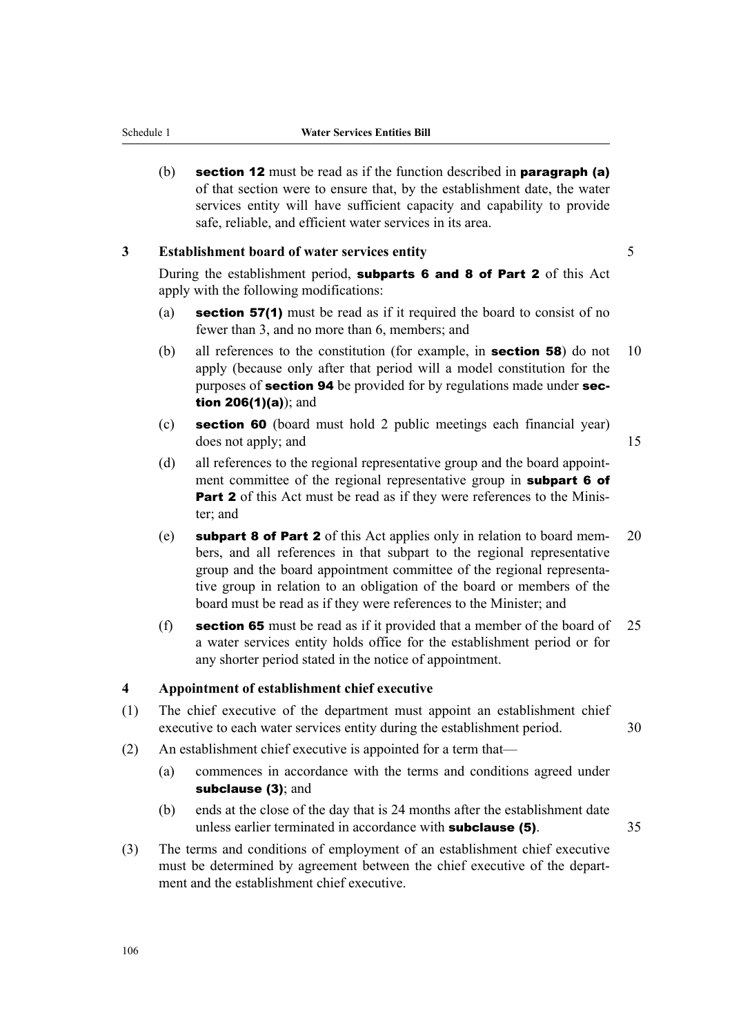(b) **section 12** must be read as if the function described in **paragraph (a)** of that section were to ensure that, by the establishment date, the water services entity will have sufficient capacity and capability to provide safe, reliable, and efficient water services in its area.

### 3 Establishment board of water services entity

During the establishment period, **subparts 6 and 8 of Part 2** of this Act apply with the following modifications:

(a) **section 57(1)** must be read as if it required the board to consist of no fewer than 3, and no more than 6, members; and

(b) all references to the constitution (for example, in **section 58**) do not apply (because only after that period will a model constitution for the purposes of **section 94** be provided for by regulations made under **section 206(1)(a)**); and

(c) **section 60** (board must hold 2 public meetings each financial year) does not apply; and

(d) all references to the regional representative group and the board appointment committee of the regional representative group in **subpart 6 of Part 2** of this Act must be read as if they were references to the Minister; and

(e) **subpart 8 of Part 2** of this Act applies only in relation to board members, and all references in that subpart to the regional representative group and the board appointment committee of the regional representative group in relation to an obligation of the board or members of the board must be read as if they were references to the Minister; and

(f) **section 65** must be read as if it provided that a member of the board of a water services entity holds office for the establishment period or for any shorter period stated in the notice of appointment.

### 4 Appointment of establishment chief executive

(1) The chief executive of the department must appoint an establishment chief executive to each water services entity during the establishment period.

(2) An establishment chief executive is appointed for a term that—

(a) commences in accordance with the terms and conditions agreed under **subclause (3)**; and

(b) ends at the close of the day that is 24 months after the establishment date unless earlier terminated in accordance with **subclause (5)**.

(3) The terms and conditions of employment of an establishment chief executive must be determined by agreement between the chief executive of the department and the establishment chief executive.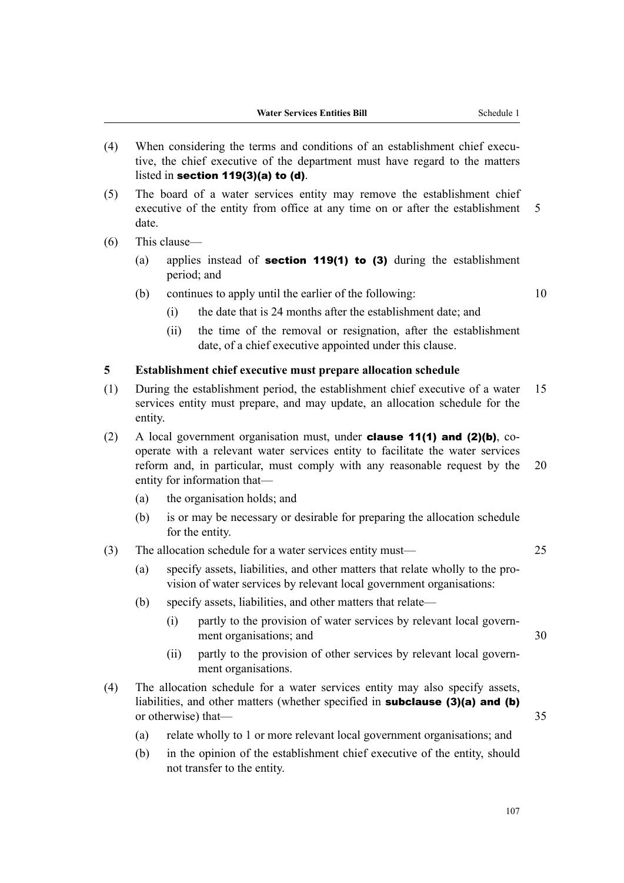(4) When considering the terms and conditions of an establishment chief executive, the chief executive of the department must have regard to the matters listed in **section 119(3)(a) to (d)**.

(5) The board of a water services entity may remove the establishment chief executive of the entity from office at any time on or after the establishment date.

(6) This clause—

- (a) applies instead of **section 119(1) to (3)** during the establishment period; and
- (b) continues to apply until the earlier of the following:
  - (i) the date that is 24 months after the establishment date; and
  - (ii) the time of the removal or resignation, after the establishment date, of a chief executive appointed under this clause.

**5 Establishment chief executive must prepare allocation schedule**

(1) During the establishment period, the establishment chief executive of a water services entity must prepare, and may update, an allocation schedule for the entity.

(2) A local government organisation must, under **clause 11(1) and (2)(b)**, co-operate with a relevant water services entity to facilitate the water services reform and, in particular, must comply with any reasonable request by the entity for information that—

- (a) the organisation holds; and
- (b) is or may be necessary or desirable for preparing the allocation schedule for the entity.

(3) The allocation schedule for a water services entity must—

- (a) specify assets, liabilities, and other matters that relate wholly to the provision of water services by relevant local government organisations:
- (b) specify assets, liabilities, and other matters that relate—
  - (i) partly to the provision of water services by relevant local government organisations; and
  - (ii) partly to the provision of other services by relevant local government organisations.

(4) The allocation schedule for a water services entity may also specify assets, liabilities, and other matters (whether specified in **subclause (3)(a) and (b)** or otherwise) that—

- (a) relate wholly to 1 or more relevant local government organisations; and
- (b) in the opinion of the establishment chief executive of the entity, should not transfer to the entity.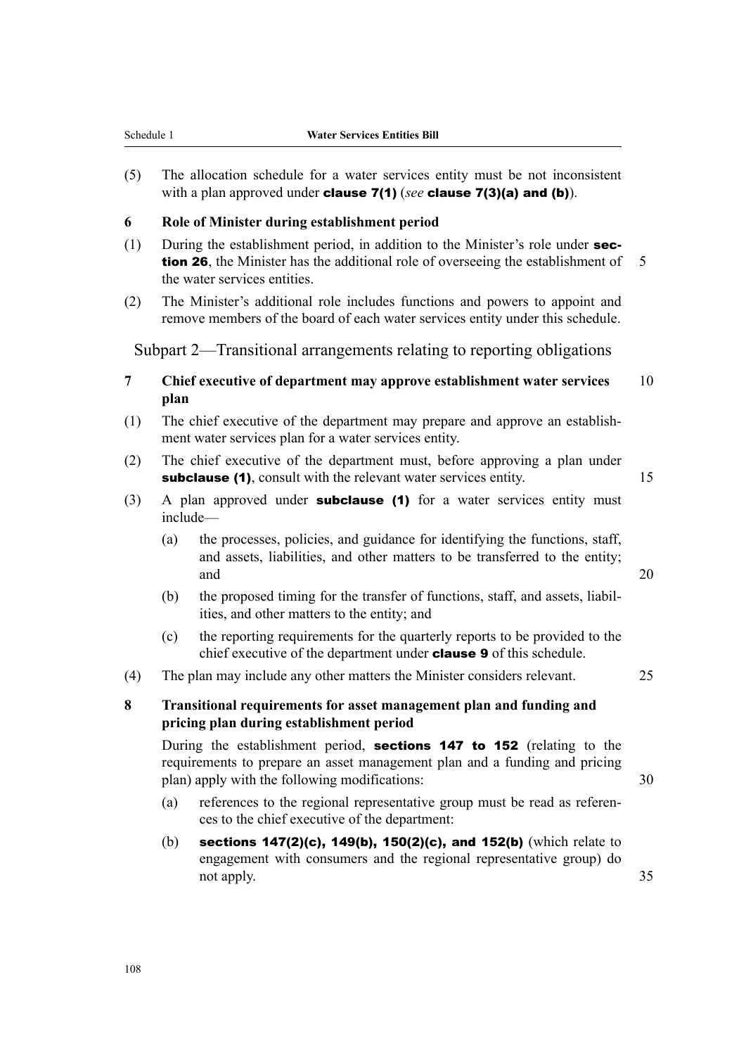(5) The allocation schedule for a water services entity must be not inconsistent with a plan approved under **clause 7(1)** (*see* **clause 7(3)(a) and (b)**).

### 6 Role of Minister during establishment period

(1) During the establishment period, in addition to the Minister's role under **section 26**, the Minister has the additional role of overseeing the establishment of the water services entities.

(2) The Minister's additional role includes functions and powers to appoint and remove members of the board of each water services entity under this schedule.

## Subpart 2—Transitional arrangements relating to reporting obligations

### 7 Chief executive of department may approve establishment water services plan

(1) The chief executive of the department may prepare and approve an establishment water services plan for a water services entity.

(2) The chief executive of the department must, before approving a plan under **subclause (1)**, consult with the relevant water services entity.

(3) A plan approved under **subclause (1)** for a water services entity must include—

   (a) the processes, policies, and guidance for identifying the functions, staff, and assets, liabilities, and other matters to be transferred to the entity; and

   (b) the proposed timing for the transfer of functions, staff, and assets, liabilities, and other matters to the entity; and

   (c) the reporting requirements for the quarterly reports to be provided to the chief executive of the department under **clause 9** of this schedule.

(4) The plan may include any other matters the Minister considers relevant.

### 8 Transitional requirements for asset management plan and funding and pricing plan during establishment period

During the establishment period, **sections 147 to 152** (relating to the requirements to prepare an asset management plan and a funding and pricing plan) apply with the following modifications:

   (a) references to the regional representative group must be read as references to the chief executive of the department:

   (b) **sections 147(2)(c), 149(b), 150(2)(c), and 152(b)** (which relate to engagement with consumers and the regional representative group) do not apply.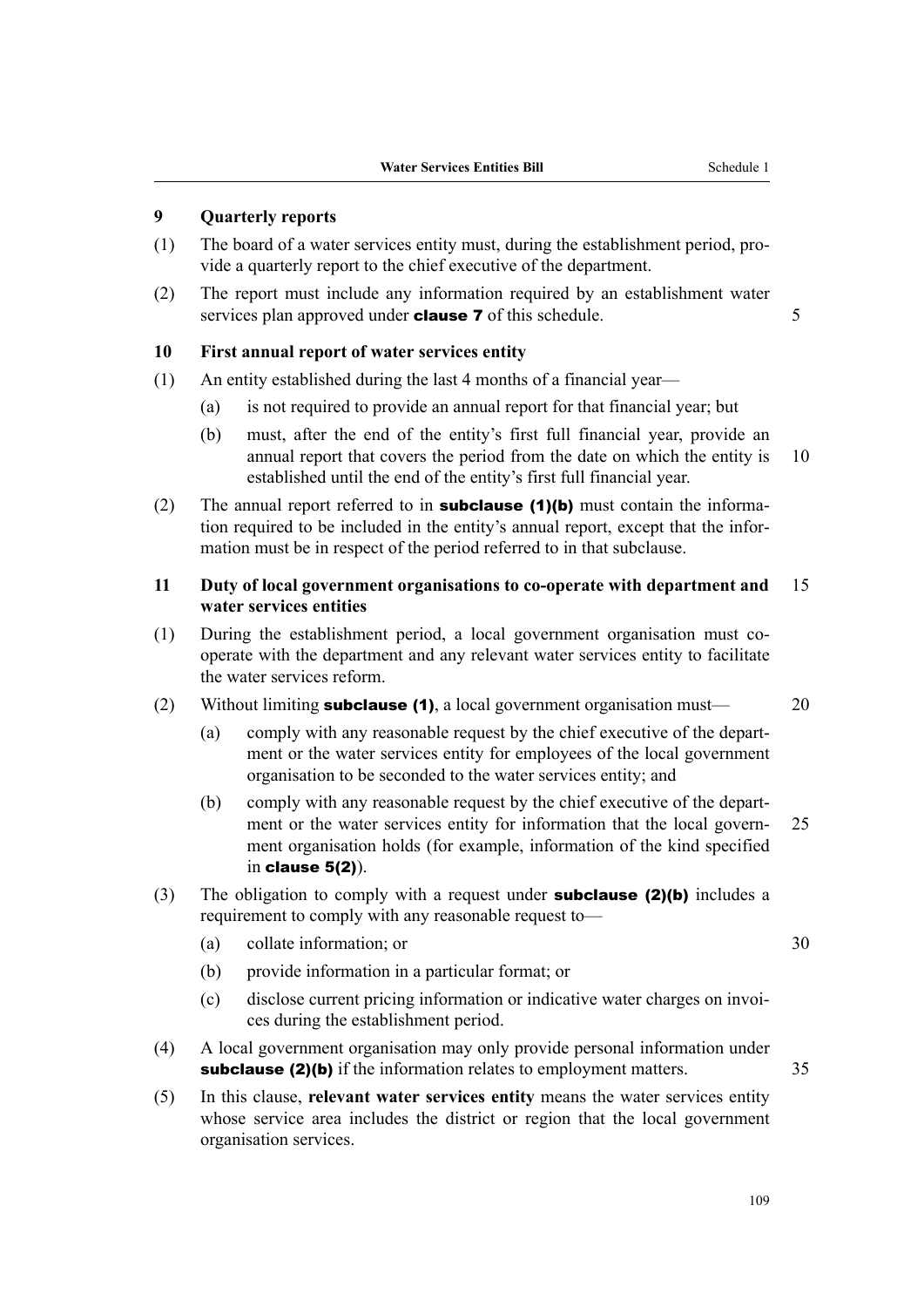### 9 Quarterly reports

(1) The board of a water services entity must, during the establishment period, provide a quarterly report to the chief executive of the department.

(2) The report must include any information required by an establishment water services plan approved under **clause 7** of this schedule.

### 10 First annual report of water services entity

(1) An entity established during the last 4 months of a financial year—

(a) is not required to provide an annual report for that financial year; but

(b) must, after the end of the entity's first full financial year, provide an annual report that covers the period from the date on which the entity is established until the end of the entity's first full financial year.

(2) The annual report referred to in **subclause (1)(b)** must contain the information required to be included in the entity's annual report, except that the information must be in respect of the period referred to in that subclause.

### 11 Duty of local government organisations to co-operate with department and water services entities

(1) During the establishment period, a local government organisation must co-operate with the department and any relevant water services entity to facilitate the water services reform.

(2) Without limiting **subclause (1)**, a local government organisation must—

(a) comply with any reasonable request by the chief executive of the department or the water services entity for employees of the local government organisation to be seconded to the water services entity; and

(b) comply with any reasonable request by the chief executive of the department or the water services entity for information that the local government organisation holds (for example, information of the kind specified in **clause 5(2)**).

(3) The obligation to comply with a request under **subclause (2)(b)** includes a requirement to comply with any reasonable request to—

(a) collate information; or

(b) provide information in a particular format; or

(c) disclose current pricing information or indicative water charges on invoices during the establishment period.

(4) A local government organisation may only provide personal information under **subclause (2)(b)** if the information relates to employment matters.

(5) In this clause, **relevant water services entity** means the water services entity whose service area includes the district or region that the local government organisation services.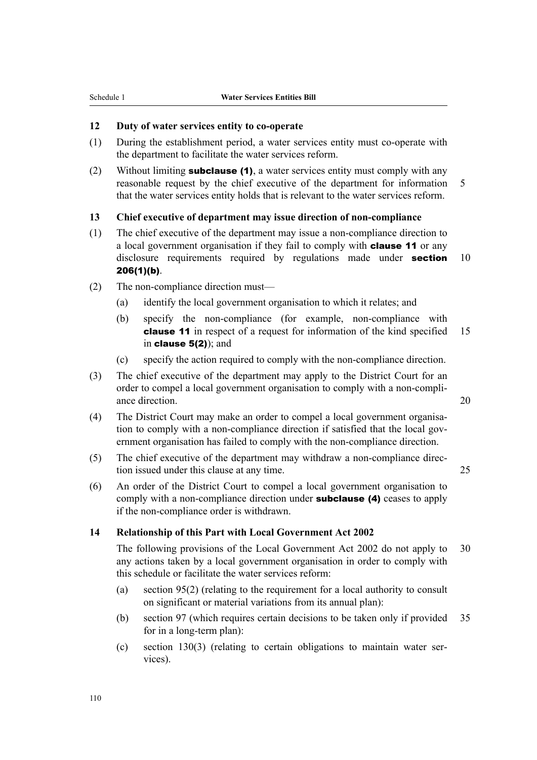### 12 Duty of water services entity to co-operate

(1) During the establishment period, a water services entity must co-operate with the department to facilitate the water services reform.

(2) Without limiting **subclause (1)**, a water services entity must comply with any reasonable request by the chief executive of the department for information that the water services entity holds that is relevant to the water services reform.

### 13 Chief executive of department may issue direction of non-compliance

(1) The chief executive of the department may issue a non-compliance direction to a local government organisation if they fail to comply with **clause 11** or any disclosure requirements required by regulations made under **section 206(1)(b)**.

(2) The non-compliance direction must—

(a) identify the local government organisation to which it relates; and

(b) specify the non-compliance (for example, non-compliance with **clause 11** in respect of a request for information of the kind specified in **clause 5(2)**); and

(c) specify the action required to comply with the non-compliance direction.

(3) The chief executive of the department may apply to the District Court for an order to compel a local government organisation to comply with a non-compliance direction.

(4) The District Court may make an order to compel a local government organisation to comply with a non-compliance direction if satisfied that the local government organisation has failed to comply with the non-compliance direction.

(5) The chief executive of the department may withdraw a non-compliance direction issued under this clause at any time.

(6) An order of the District Court to compel a local government organisation to comply with a non-compliance direction under **subclause (4)** ceases to apply if the non-compliance order is withdrawn.

### 14 Relationship of this Part with Local Government Act 2002

The following provisions of the Local Government Act 2002 do not apply to any actions taken by a local government organisation in order to comply with this schedule or facilitate the water services reform:

(a) section 95(2) (relating to the requirement for a local authority to consult on significant or material variations from its annual plan):

(b) section 97 (which requires certain decisions to be taken only if provided for in a long-term plan):

(c) section 130(3) (relating to certain obligations to maintain water services).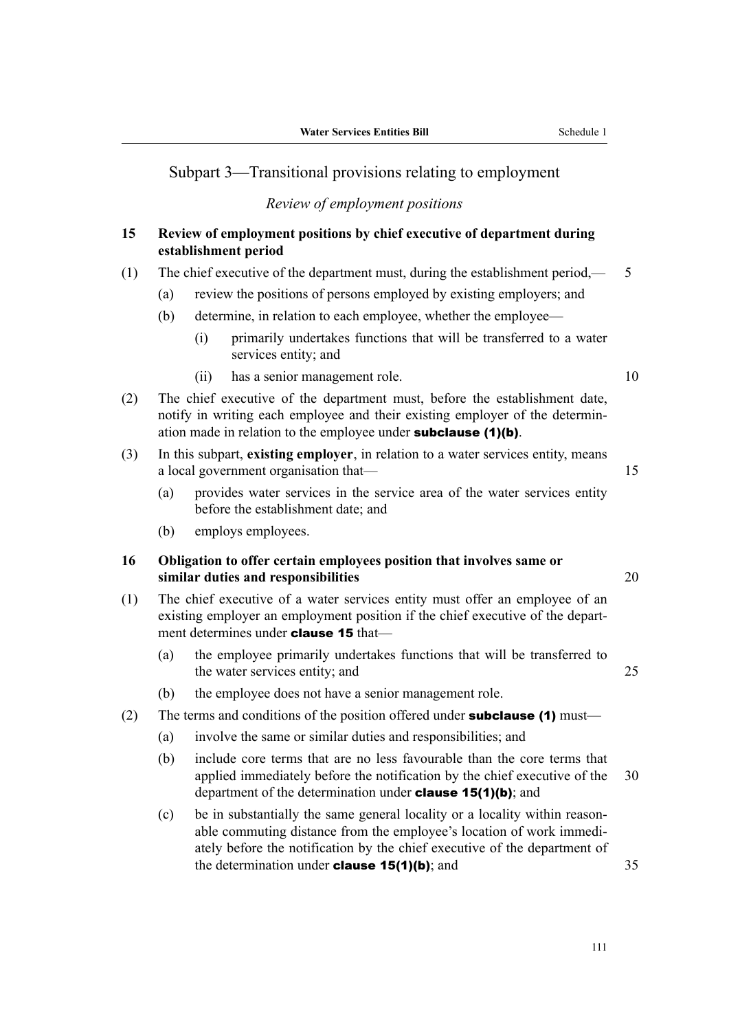## Subpart 3—Transitional provisions relating to employment

### *Review of employment positions*

**15 Review of employment positions by chief executive of department during establishment period**

(1) The chief executive of the department must, during the establishment period,—

(a) review the positions of persons employed by existing employers; and

(b) determine, in relation to each employee, whether the employee—

(i) primarily undertakes functions that will be transferred to a water services entity; and

(ii) has a senior management role.

(2) The chief executive of the department must, before the establishment date, notify in writing each employee and their existing employer of the determination made in relation to the employee under **subclause (1)(b)**.

(3) In this subpart, **existing employer**, in relation to a water services entity, means a local government organisation that—

(a) provides water services in the service area of the water services entity before the establishment date; and

(b) employs employees.

**16 Obligation to offer certain employees position that involves same or similar duties and responsibilities**

(1) The chief executive of a water services entity must offer an employee of an existing employer an employment position if the chief executive of the department determines under **clause 15** that—

(a) the employee primarily undertakes functions that will be transferred to the water services entity; and

(b) the employee does not have a senior management role.

(2) The terms and conditions of the position offered under **subclause (1)** must—

(a) involve the same or similar duties and responsibilities; and

(b) include core terms that are no less favourable than the core terms that applied immediately before the notification by the chief executive of the department of the determination under **clause 15(1)(b)**; and

(c) be in substantially the same general locality or a locality within reasonable commuting distance from the employee's location of work immediately before the notification by the chief executive of the department of the determination under **clause 15(1)(b)**; and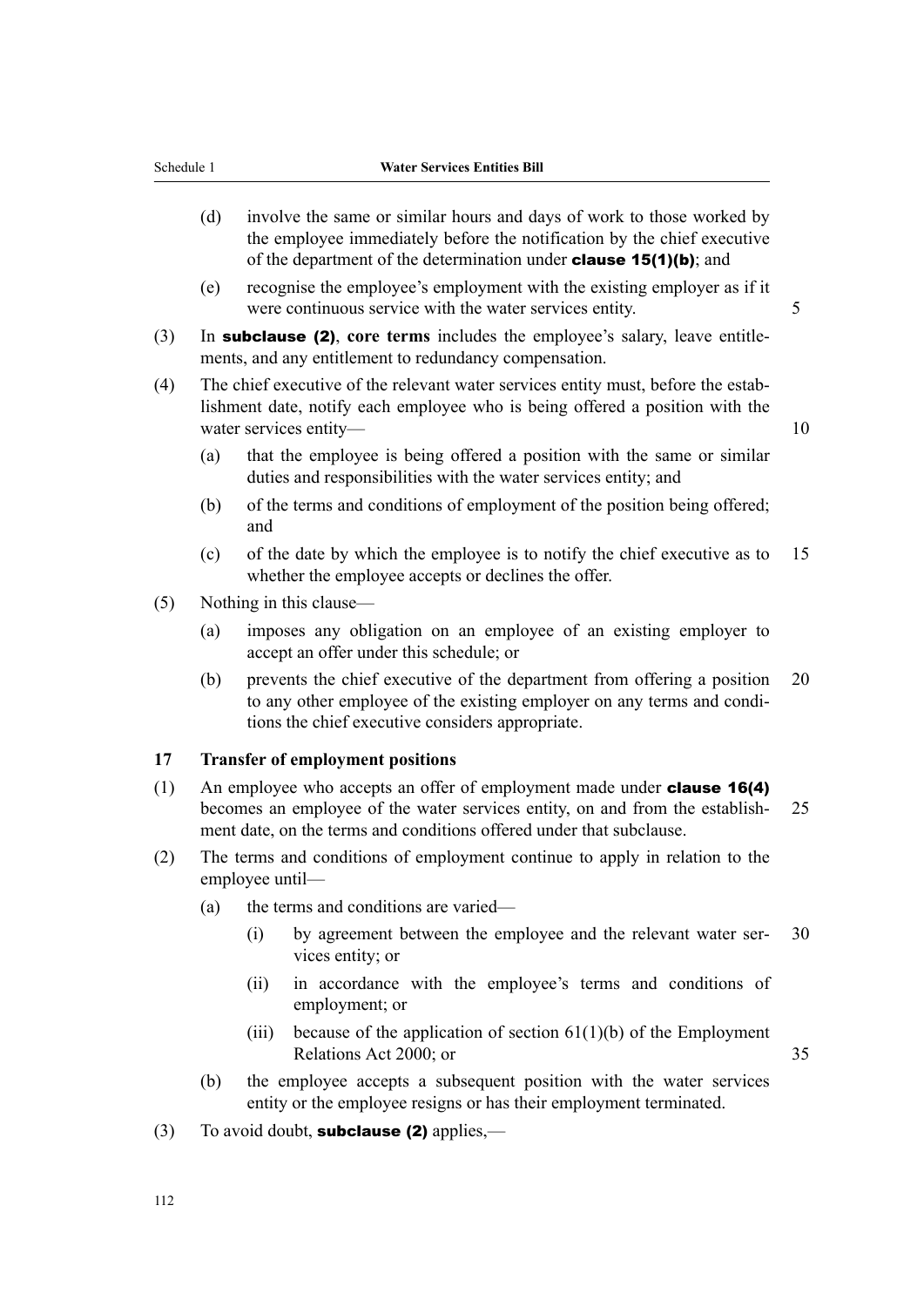(d) involve the same or similar hours and days of work to those worked by the employee immediately before the notification by the chief executive of the department of the determination under **clause 15(1)(b)**; and

(e) recognise the employee's employment with the existing employer as if it were continuous service with the water services entity.

(3) In **subclause (2)**, **core terms** includes the employee's salary, leave entitlements, and any entitlement to redundancy compensation.

(4) The chief executive of the relevant water services entity must, before the establishment date, notify each employee who is being offered a position with the water services entity—

(a) that the employee is being offered a position with the same or similar duties and responsibilities with the water services entity; and

(b) of the terms and conditions of employment of the position being offered; and

(c) of the date by which the employee is to notify the chief executive as to whether the employee accepts or declines the offer.

(5) Nothing in this clause—

(a) imposes any obligation on an employee of an existing employer to accept an offer under this schedule; or

(b) prevents the chief executive of the department from offering a position to any other employee of the existing employer on any terms and conditions the chief executive considers appropriate.

### 17 Transfer of employment positions

(1) An employee who accepts an offer of employment made under **clause 16(4)** becomes an employee of the water services entity, on and from the establishment date, on the terms and conditions offered under that subclause.

(2) The terms and conditions of employment continue to apply in relation to the employee until—

(a) the terms and conditions are varied—

(i) by agreement between the employee and the relevant water services entity; or

(ii) in accordance with the employee's terms and conditions of employment; or

(iii) because of the application of section 61(1)(b) of the Employment Relations Act 2000; or

(b) the employee accepts a subsequent position with the water services entity or the employee resigns or has their employment terminated.

(3) To avoid doubt, **subclause (2)** applies,—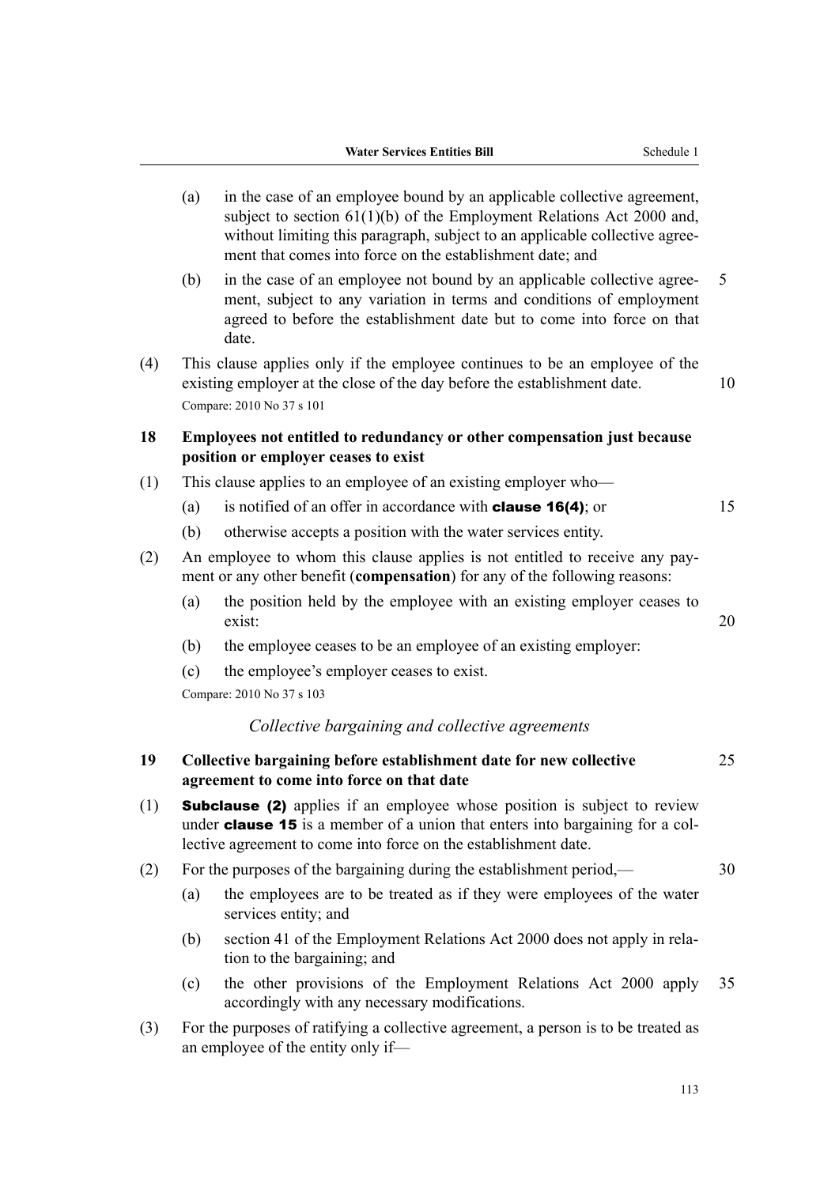(a) in the case of an employee bound by an applicable collective agreement, subject to section 61(1)(b) of the Employment Relations Act 2000 and, without limiting this paragraph, subject to an applicable collective agreement that comes into force on the establishment date; and

(b) in the case of an employee not bound by an applicable collective agreement, subject to any variation in terms and conditions of employment agreed to before the establishment date but to come into force on that date.

(4) This clause applies only if the employee continues to be an employee of the existing employer at the close of the day before the establishment date.

Compare: 2010 No 37 s 101

### 18 Employees not entitled to redundancy or other compensation just because position or employer ceases to exist

(1) This clause applies to an employee of an existing employer who—

(a) is notified of an offer in accordance with **clause 16(4)**; or

(b) otherwise accepts a position with the water services entity.

(2) An employee to whom this clause applies is not entitled to receive any payment or any other benefit (**compensation**) for any of the following reasons:

(a) the position held by the employee with an existing employer ceases to exist:

(b) the employee ceases to be an employee of an existing employer:

(c) the employee's employer ceases to exist.

Compare: 2010 No 37 s 103

*Collective bargaining and collective agreements*

### 19 Collective bargaining before establishment date for new collective agreement to come into force on that date

(1) **Subclause (2)** applies if an employee whose position is subject to review under **clause 15** is a member of a union that enters into bargaining for a collective agreement to come into force on the establishment date.

(2) For the purposes of the bargaining during the establishment period,—

(a) the employees are to be treated as if they were employees of the water services entity; and

(b) section 41 of the Employment Relations Act 2000 does not apply in relation to the bargaining; and

(c) the other provisions of the Employment Relations Act 2000 apply accordingly with any necessary modifications.

(3) For the purposes of ratifying a collective agreement, a person is to be treated as an employee of the entity only if—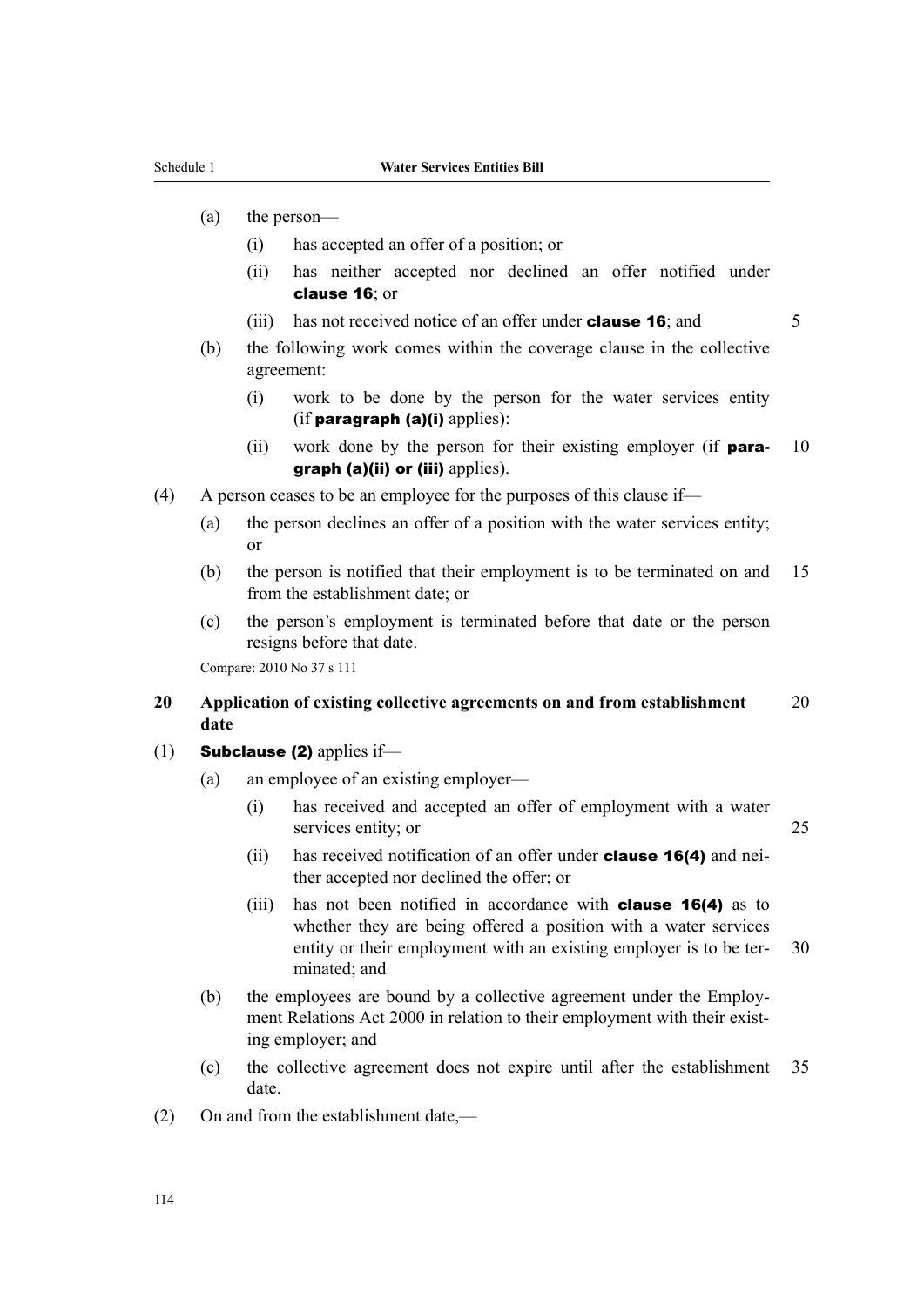(a) the person—

  (i) has accepted an offer of a position; or

  (ii) has neither accepted nor declined an offer notified under **clause 16**; or

  (iii) has not received notice of an offer under **clause 16**; and

(b) the following work comes within the coverage clause in the collective agreement:

  (i) work to be done by the person for the water services entity (if **paragraph (a)(i)** applies):

  (ii) work done by the person for their existing employer (if **paragraph (a)(ii) or (iii)** applies).

(4) A person ceases to be an employee for the purposes of this clause if—

(a) the person declines an offer of a position with the water services entity; or

(b) the person is notified that their employment is to be terminated on and from the establishment date; or

(c) the person's employment is terminated before that date or the person resigns before that date.

Compare: 2010 No 37 s 111

### 20 Application of existing collective agreements on and from establishment date

(1) **Subclause (2)** applies if—

(a) an employee of an existing employer—

  (i) has received and accepted an offer of employment with a water services entity; or

  (ii) has received notification of an offer under **clause 16(4)** and neither accepted nor declined the offer; or

  (iii) has not been notified in accordance with **clause 16(4)** as to whether they are being offered a position with a water services entity or their employment with an existing employer is to be terminated; and

(b) the employees are bound by a collective agreement under the Employment Relations Act 2000 in relation to their employment with their existing employer; and

(c) the collective agreement does not expire until after the establishment date.

(2) On and from the establishment date,—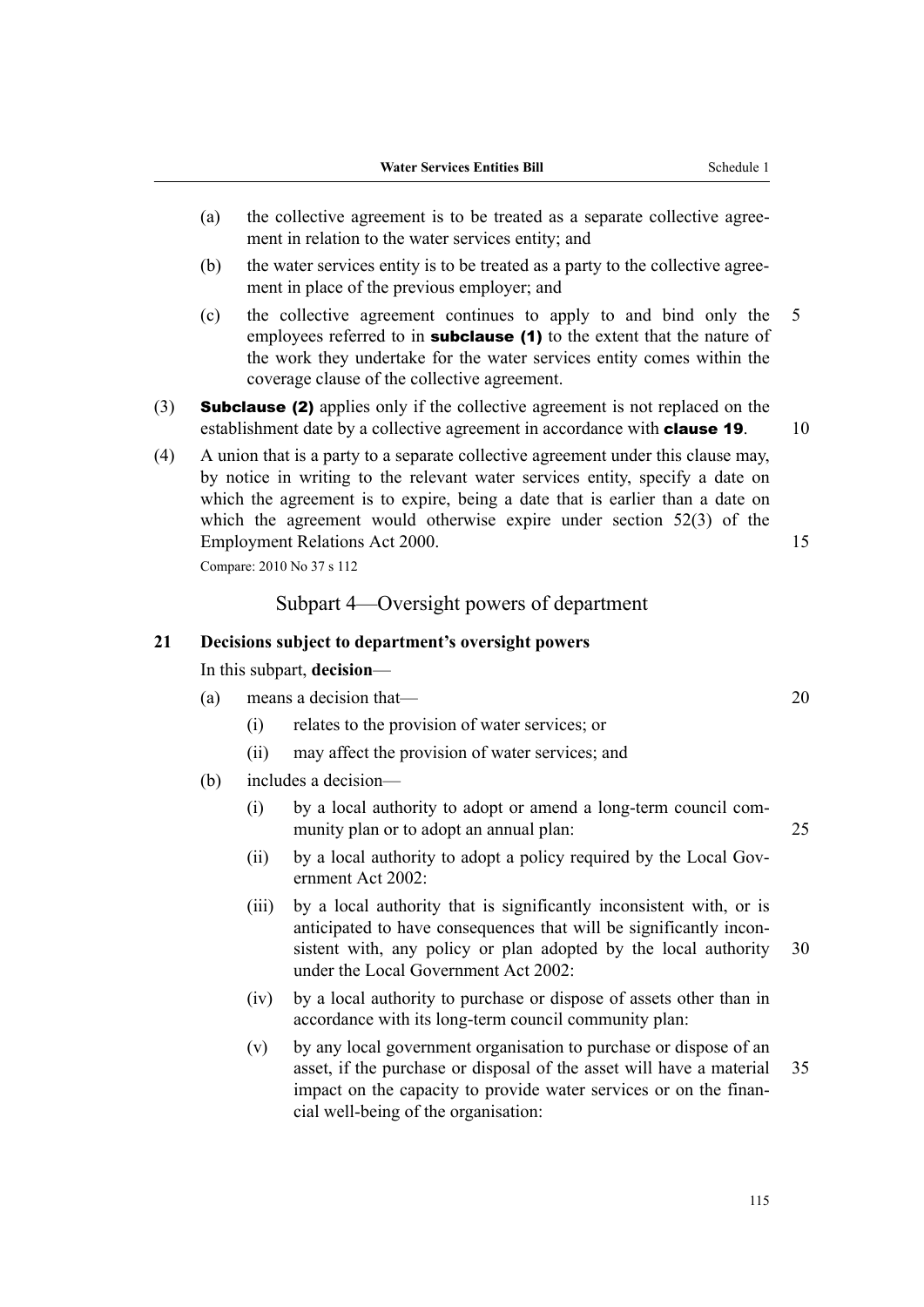(a) the collective agreement is to be treated as a separate collective agreement in relation to the water services entity; and

(b) the water services entity is to be treated as a party to the collective agreement in place of the previous employer; and

(c) the collective agreement continues to apply to and bind only the employees referred to in **subclause (1)** to the extent that the nature of the work they undertake for the water services entity comes within the coverage clause of the collective agreement.

(3) **Subclause (2)** applies only if the collective agreement is not replaced on the establishment date by a collective agreement in accordance with **clause 19**.

(4) A union that is a party to a separate collective agreement under this clause may, by notice in writing to the relevant water services entity, specify a date on which the agreement is to expire, being a date that is earlier than a date on which the agreement would otherwise expire under section 52(3) of the Employment Relations Act 2000.

Compare: 2010 No 37 s 112

## Subpart 4—Oversight powers of department

### 21 Decisions subject to department's oversight powers

In this subpart, **decision**—

(a) means a decision that—

  (i) relates to the provision of water services; or

  (ii) may affect the provision of water services; and

(b) includes a decision—

  (i) by a local authority to adopt or amend a long-term council community plan or to adopt an annual plan:

  (ii) by a local authority to adopt a policy required by the Local Government Act 2002:

  (iii) by a local authority that is significantly inconsistent with, or is anticipated to have consequences that will be significantly inconsistent with, any policy or plan adopted by the local authority under the Local Government Act 2002:

  (iv) by a local authority to purchase or dispose of assets other than in accordance with its long-term council community plan:

  (v) by any local government organisation to purchase or dispose of an asset, if the purchase or disposal of the asset will have a material impact on the capacity to provide water services or on the financial well-being of the organisation: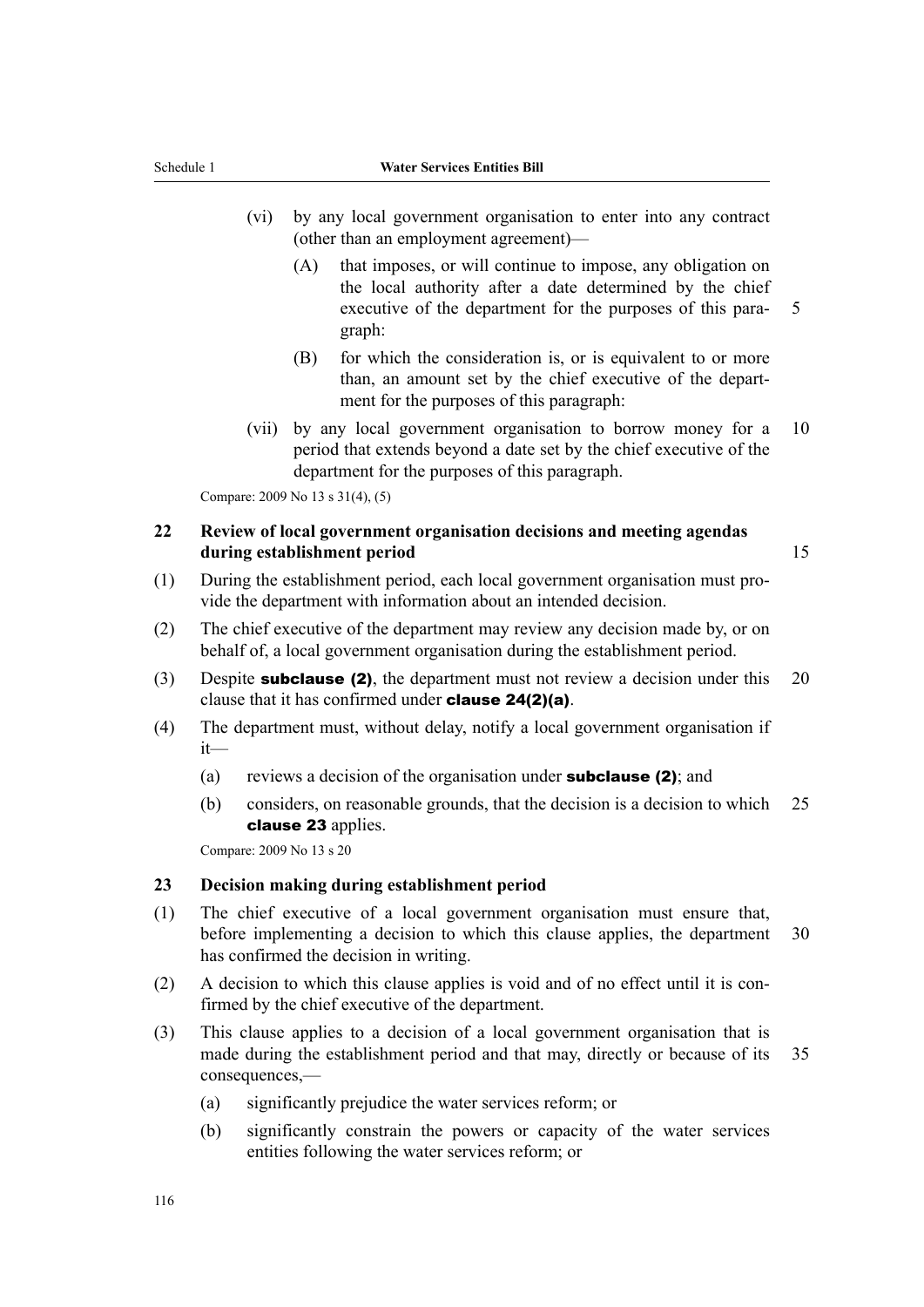(vi) by any local government organisation to enter into any contract (other than an employment agreement)—

(A) that imposes, or will continue to impose, any obligation on the local authority after a date determined by the chief executive of the department for the purposes of this paragraph:

(B) for which the consideration is, or is equivalent to or more than, an amount set by the chief executive of the department for the purposes of this paragraph:

(vii) by any local government organisation to borrow money for a period that extends beyond a date set by the chief executive of the department for the purposes of this paragraph.

Compare: 2009 No 13 s 31(4), (5)

### 22 Review of local government organisation decisions and meeting agendas during establishment period

(1) During the establishment period, each local government organisation must provide the department with information about an intended decision.

(2) The chief executive of the department may review any decision made by, or on behalf of, a local government organisation during the establishment period.

(3) Despite **subclause (2)**, the department must not review a decision under this clause that it has confirmed under **clause 24(2)(a)**.

(4) The department must, without delay, notify a local government organisation if it—

(a) reviews a decision of the organisation under **subclause (2)**; and

(b) considers, on reasonable grounds, that the decision is a decision to which **clause 23** applies.

Compare: 2009 No 13 s 20

### 23 Decision making during establishment period

(1) The chief executive of a local government organisation must ensure that, before implementing a decision to which this clause applies, the department has confirmed the decision in writing.

(2) A decision to which this clause applies is void and of no effect until it is confirmed by the chief executive of the department.

(3) This clause applies to a decision of a local government organisation that is made during the establishment period and that may, directly or because of its consequences,—

(a) significantly prejudice the water services reform; or

(b) significantly constrain the powers or capacity of the water services entities following the water services reform; or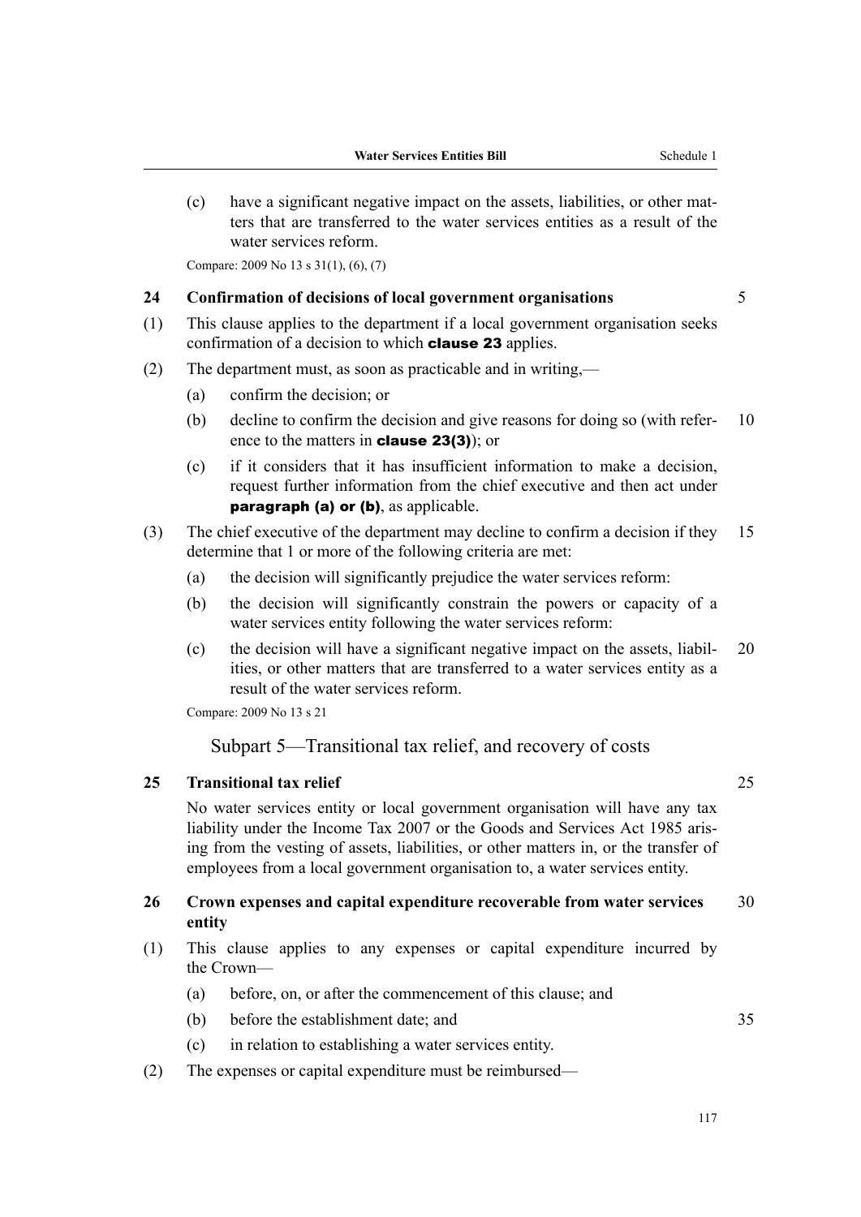(c) have a significant negative impact on the assets, liabilities, or other matters that are transferred to the water services entities as a result of the water services reform.

Compare: 2009 No 13 s 31(1), (6), (7)

### 24 Confirmation of decisions of local government organisations

(1) This clause applies to the department if a local government organisation seeks confirmation of a decision to which **clause 23** applies.

(2) The department must, as soon as practicable and in writing,—

(a) confirm the decision; or

(b) decline to confirm the decision and give reasons for doing so (with reference to the matters in **clause 23(3)**); or

(c) if it considers that it has insufficient information to make a decision, request further information from the chief executive and then act under **paragraph (a) or (b)**, as applicable.

(3) The chief executive of the department may decline to confirm a decision if they determine that 1 or more of the following criteria are met:

(a) the decision will significantly prejudice the water services reform:

(b) the decision will significantly constrain the powers or capacity of a water services entity following the water services reform:

(c) the decision will have a significant negative impact on the assets, liabilities, or other matters that are transferred to a water services entity as a result of the water services reform.

Compare: 2009 No 13 s 21

## Subpart 5—Transitional tax relief, and recovery of costs

### 25 Transitional tax relief

No water services entity or local government organisation will have any tax liability under the Income Tax 2007 or the Goods and Services Act 1985 arising from the vesting of assets, liabilities, or other matters in, or the transfer of employees from a local government organisation to, a water services entity.

### 26 Crown expenses and capital expenditure recoverable from water services entity

(1) This clause applies to any expenses or capital expenditure incurred by the Crown—

(a) before, on, or after the commencement of this clause; and

(b) before the establishment date; and

(c) in relation to establishing a water services entity.

(2) The expenses or capital expenditure must be reimbursed—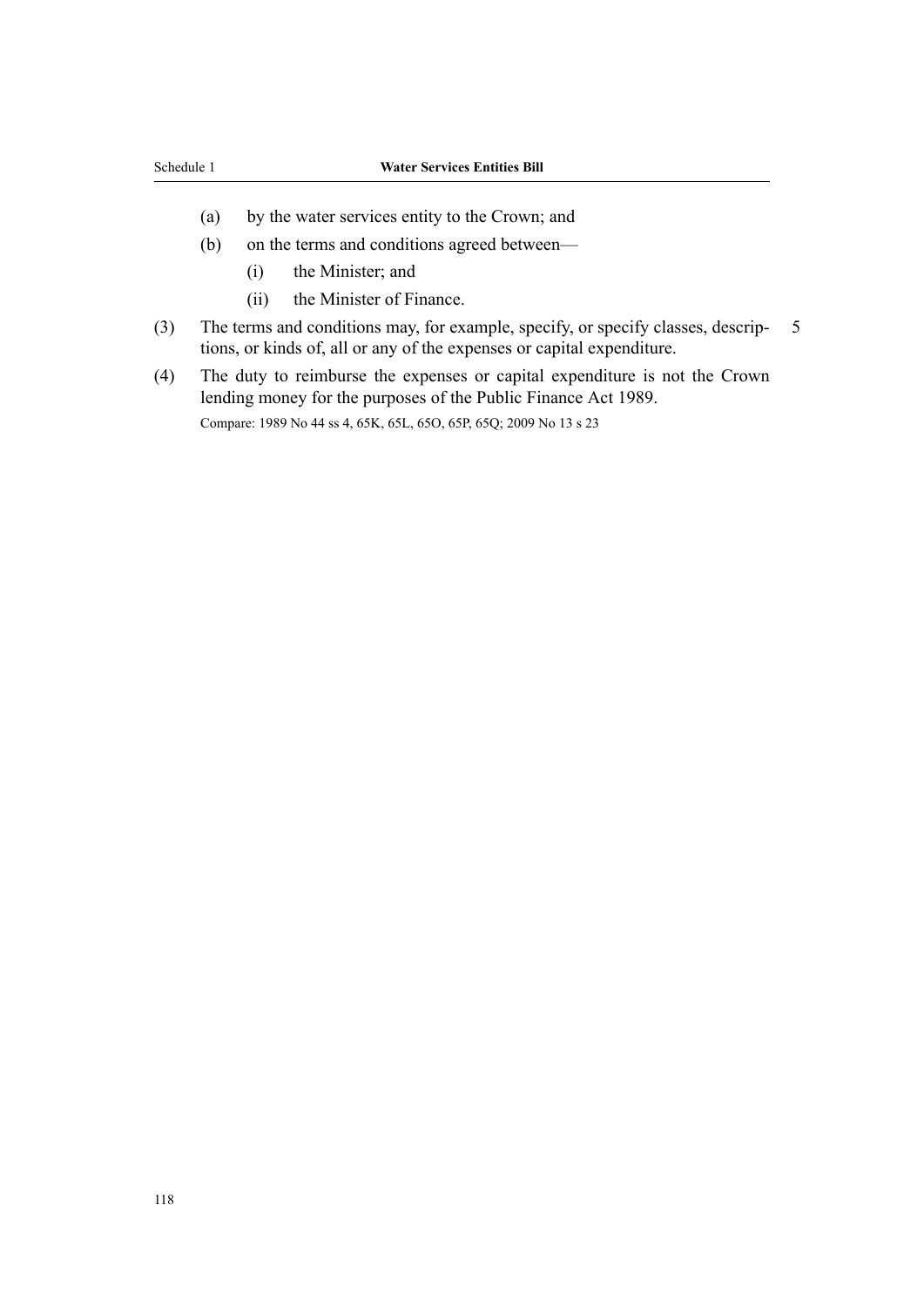(a) by the water services entity to the Crown; and

(b) on the terms and conditions agreed between—

  (i) the Minister; and

  (ii) the Minister of Finance.

(3) The terms and conditions may, for example, specify, or specify classes, descriptions, or kinds of, all or any of the expenses or capital expenditure.

(4) The duty to reimburse the expenses or capital expenditure is not the Crown lending money for the purposes of the Public Finance Act 1989.

Compare: 1989 No 44 ss 4, 65K, 65L, 65O, 65P, 65Q; 2009 No 13 s 23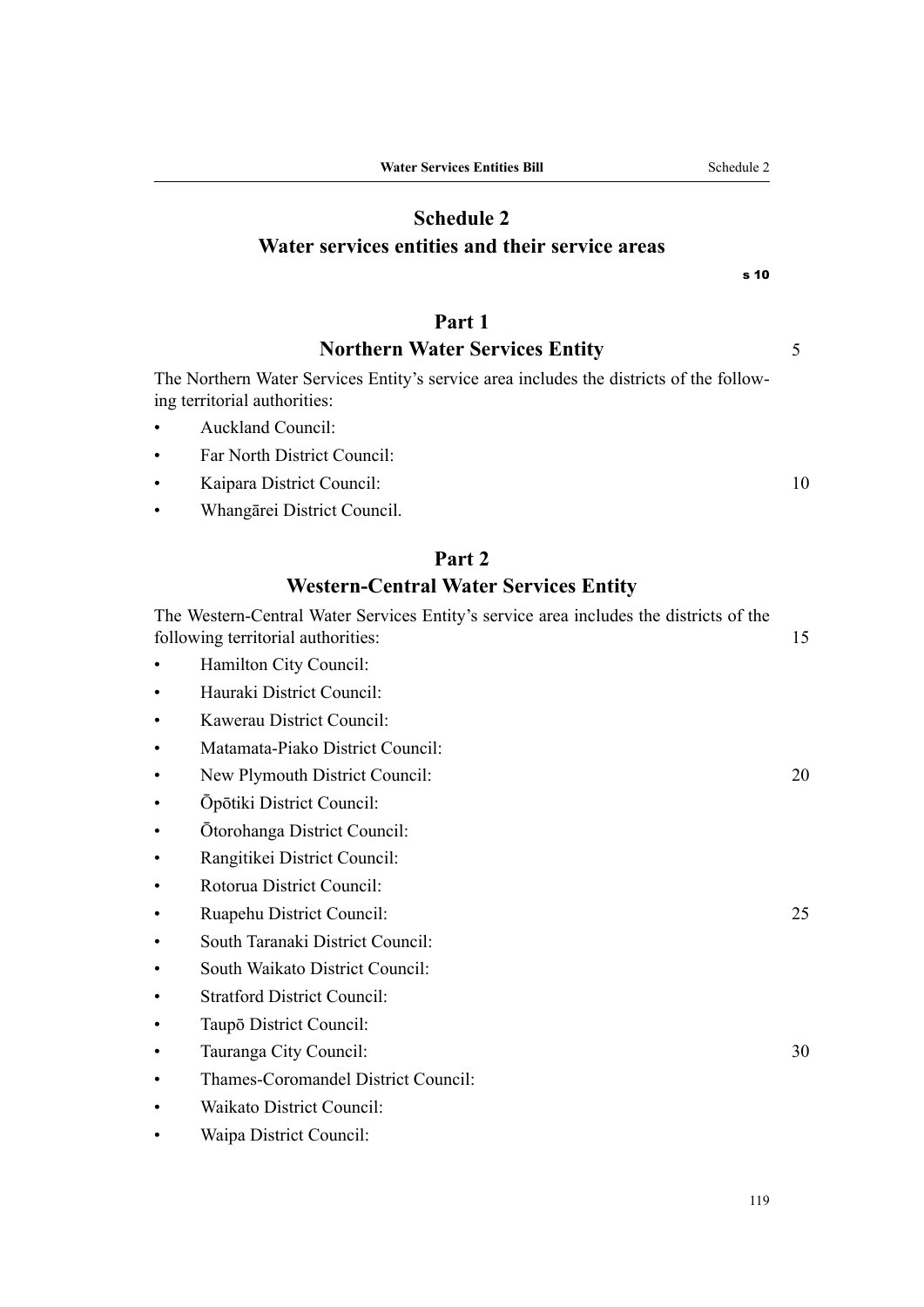# Schedule 2
# Water services entities and their service areas

s 10

## Part 1
## Northern Water Services Entity

The Northern Water Services Entity's service area includes the districts of the following territorial authorities:

- Auckland Council:
- Far North District Council:
- Kaipara District Council:
- Whangārei District Council.

## Part 2
## Western-Central Water Services Entity

The Western-Central Water Services Entity's service area includes the districts of the following territorial authorities:

- Hamilton City Council:
- Hauraki District Council:
- Kawerau District Council:
- Matamata-Piako District Council:
- New Plymouth District Council:
- Ōpōtiki District Council:
- Ōtorohanga District Council:
- Rangitikei District Council:
- Rotorua District Council:
- Ruapehu District Council:
- South Taranaki District Council:
- South Waikato District Council:
- Stratford District Council:
- Taupō District Council:
- Tauranga City Council:
- Thames-Coromandel District Council:
- Waikato District Council:
- Waipa District Council: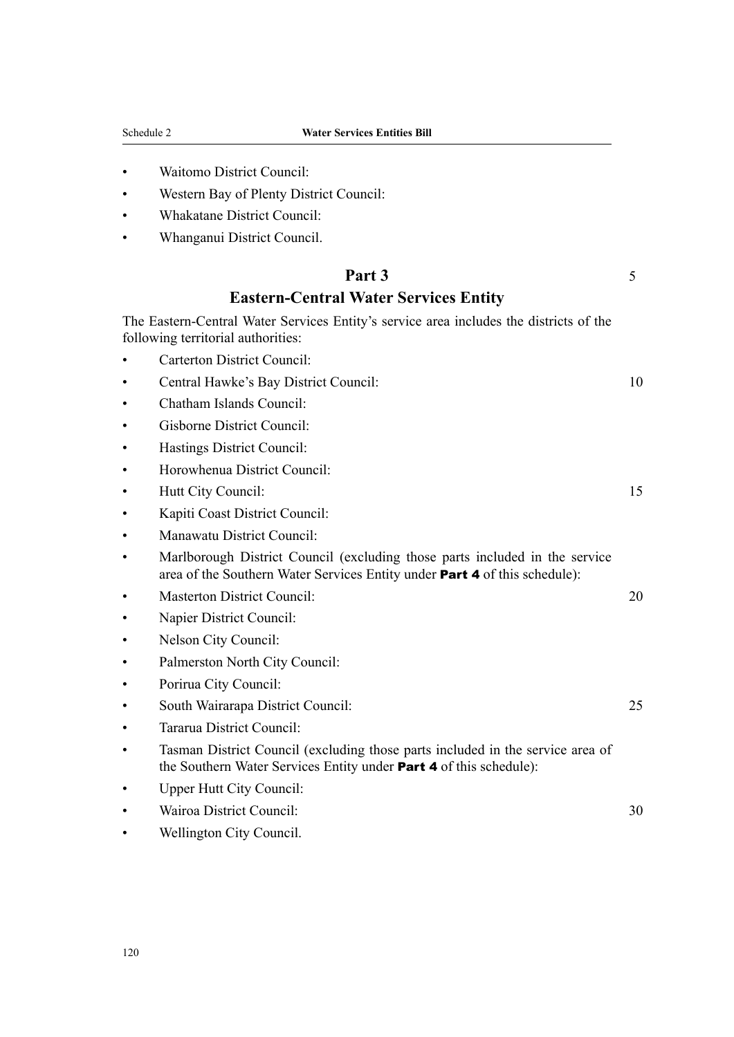- Waitomo District Council:
- Western Bay of Plenty District Council:
- Whakatane District Council:
- Whanganui District Council.

## Part 3
## Eastern-Central Water Services Entity

The Eastern-Central Water Services Entity's service area includes the districts of the following territorial authorities:

- Carterton District Council:
- Central Hawke's Bay District Council:
- Chatham Islands Council:
- Gisborne District Council:
- Hastings District Council:
- Horowhenua District Council:
- Hutt City Council:
- Kapiti Coast District Council:
- Manawatu District Council:
- Marlborough District Council (excluding those parts included in the service area of the Southern Water Services Entity under **Part 4** of this schedule):
- Masterton District Council:
- Napier District Council:
- Nelson City Council:
- Palmerston North City Council:
- Porirua City Council:
- South Wairarapa District Council:
- Tararua District Council:
- Tasman District Council (excluding those parts included in the service area of the Southern Water Services Entity under **Part 4** of this schedule):
- Upper Hutt City Council:
- Wairoa District Council:
- Wellington City Council.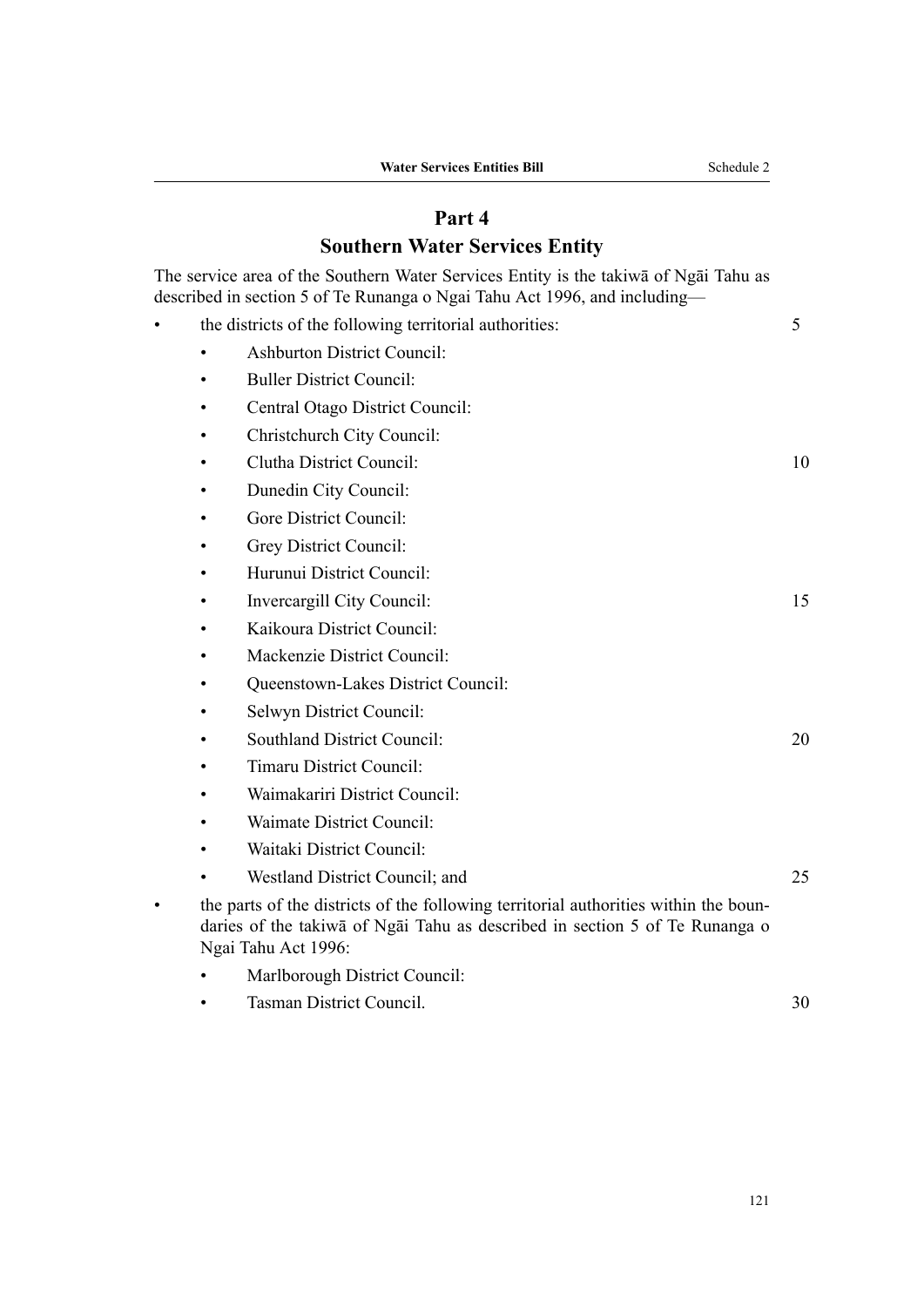## Part 4
## Southern Water Services Entity

The service area of the Southern Water Services Entity is the takiwā of Ngāi Tahu as described in section 5 of Te Runanga o Ngai Tahu Act 1996, and including—

- the districts of the following territorial authorities:
    - Ashburton District Council:
    - Buller District Council:
    - Central Otago District Council:
    - Christchurch City Council:
    - Clutha District Council:
    - Dunedin City Council:
    - Gore District Council:
    - Grey District Council:
    - Hurunui District Council:
    - Invercargill City Council:
    - Kaikoura District Council:
    - Mackenzie District Council:
    - Queenstown-Lakes District Council:
    - Selwyn District Council:
    - Southland District Council:
    - Timaru District Council:
    - Waimakariri District Council:
    - Waimate District Council:
    - Waitaki District Council:
    - Westland District Council; and
- the parts of the districts of the following territorial authorities within the boundaries of the takiwā of Ngāi Tahu as described in section 5 of Te Runanga o Ngai Tahu Act 1996:
    - Marlborough District Council:
    - Tasman District Council.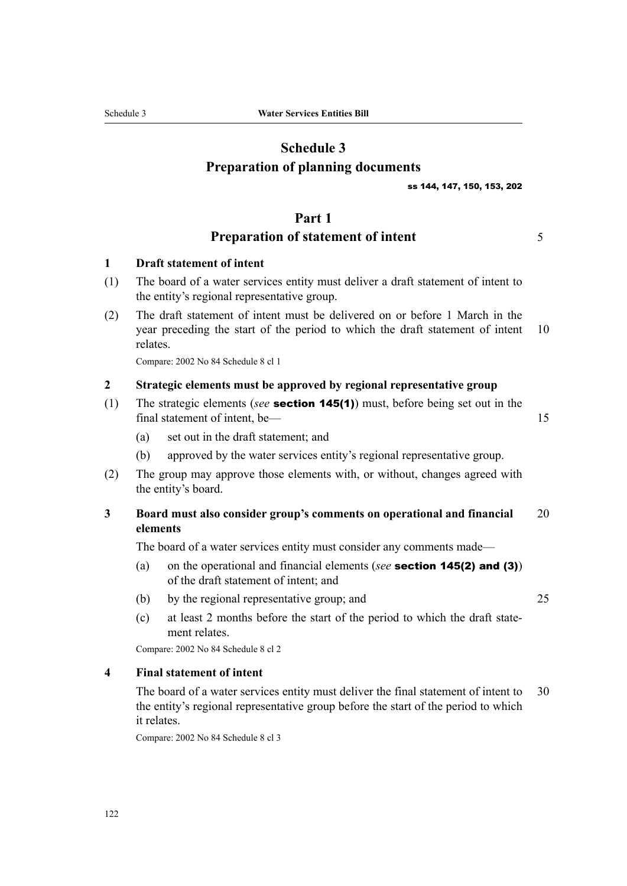# Schedule 3
# Preparation of planning documents

ss 144, 147, 150, 153, 202

## Part 1
## Preparation of statement of intent

### 1 Draft statement of intent

(1) The board of a water services entity must deliver a draft statement of intent to the entity's regional representative group.

(2) The draft statement of intent must be delivered on or before 1 March in the year preceding the start of the period to which the draft statement of intent relates.

Compare: 2002 No 84 Schedule 8 cl 1

### 2 Strategic elements must be approved by regional representative group

(1) The strategic elements (*see* **section 145(1)**) must, before being set out in the final statement of intent, be—

(a) set out in the draft statement; and

(b) approved by the water services entity's regional representative group.

(2) The group may approve those elements with, or without, changes agreed with the entity's board.

### 3 Board must also consider group's comments on operational and financial elements

The board of a water services entity must consider any comments made—

(a) on the operational and financial elements (*see* **section 145(2) and (3)**) of the draft statement of intent; and

(b) by the regional representative group; and

(c) at least 2 months before the start of the period to which the draft statement relates.

Compare: 2002 No 84 Schedule 8 cl 2

### 4 Final statement of intent

The board of a water services entity must deliver the final statement of intent to the entity's regional representative group before the start of the period to which it relates.

Compare: 2002 No 84 Schedule 8 cl 3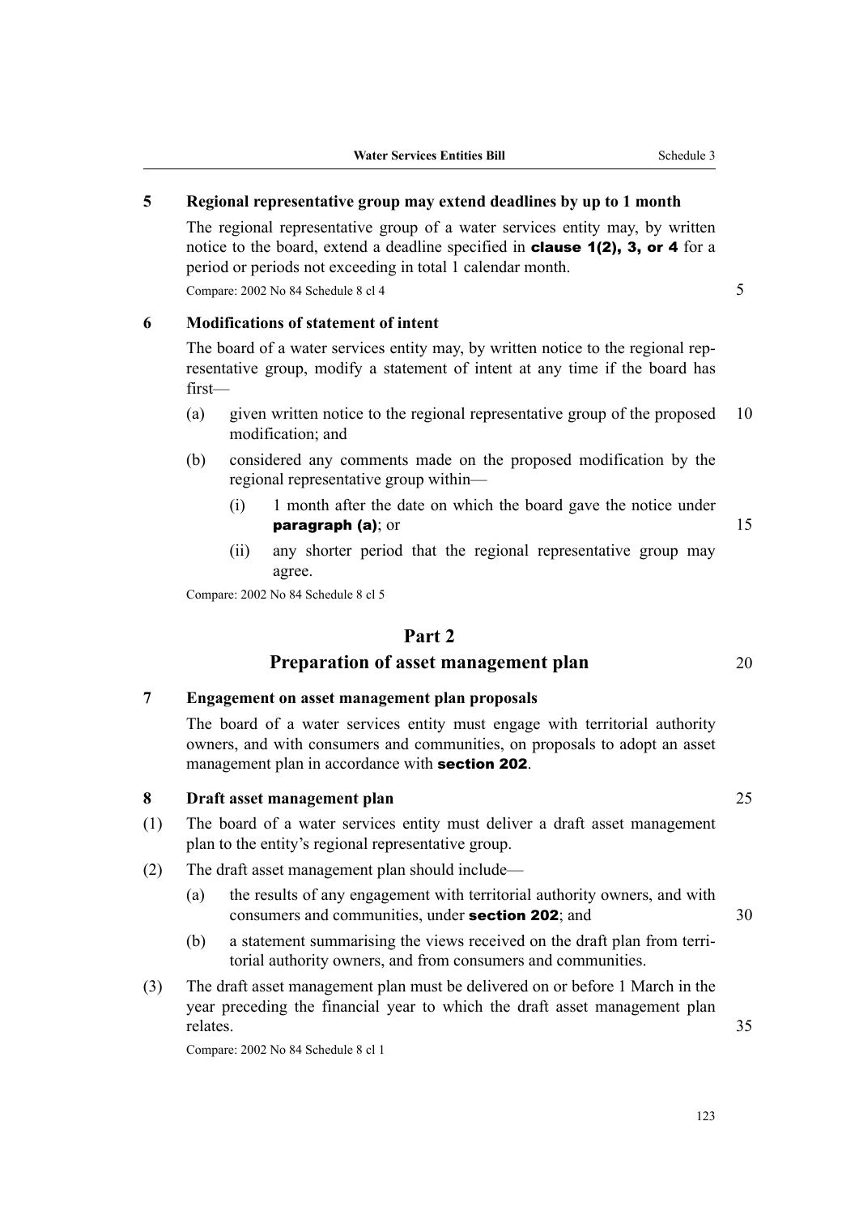**5 Regional representative group may extend deadlines by up to 1 month**

The regional representative group of a water services entity may, by written notice to the board, extend a deadline specified in **clause 1(2), 3, or 4** for a period or periods not exceeding in total 1 calendar month.

Compare: 2002 No 84 Schedule 8 cl 4

**6 Modifications of statement of intent**

The board of a water services entity may, by written notice to the regional representative group, modify a statement of intent at any time if the board has first—

(a) given written notice to the regional representative group of the proposed modification; and

(b) considered any comments made on the proposed modification by the regional representative group within—

(i) 1 month after the date on which the board gave the notice under **paragraph (a)**; or

(ii) any shorter period that the regional representative group may agree.

Compare: 2002 No 84 Schedule 8 cl 5

## Part 2
## Preparation of asset management plan

**7 Engagement on asset management plan proposals**

The board of a water services entity must engage with territorial authority owners, and with consumers and communities, on proposals to adopt an asset management plan in accordance with **section 202**.

**8 Draft asset management plan**

(1) The board of a water services entity must deliver a draft asset management plan to the entity's regional representative group.

(2) The draft asset management plan should include—

(a) the results of any engagement with territorial authority owners, and with consumers and communities, under **section 202**; and

(b) a statement summarising the views received on the draft plan from territorial authority owners, and from consumers and communities.

(3) The draft asset management plan must be delivered on or before 1 March in the year preceding the financial year to which the draft asset management plan relates.

Compare: 2002 No 84 Schedule 8 cl 1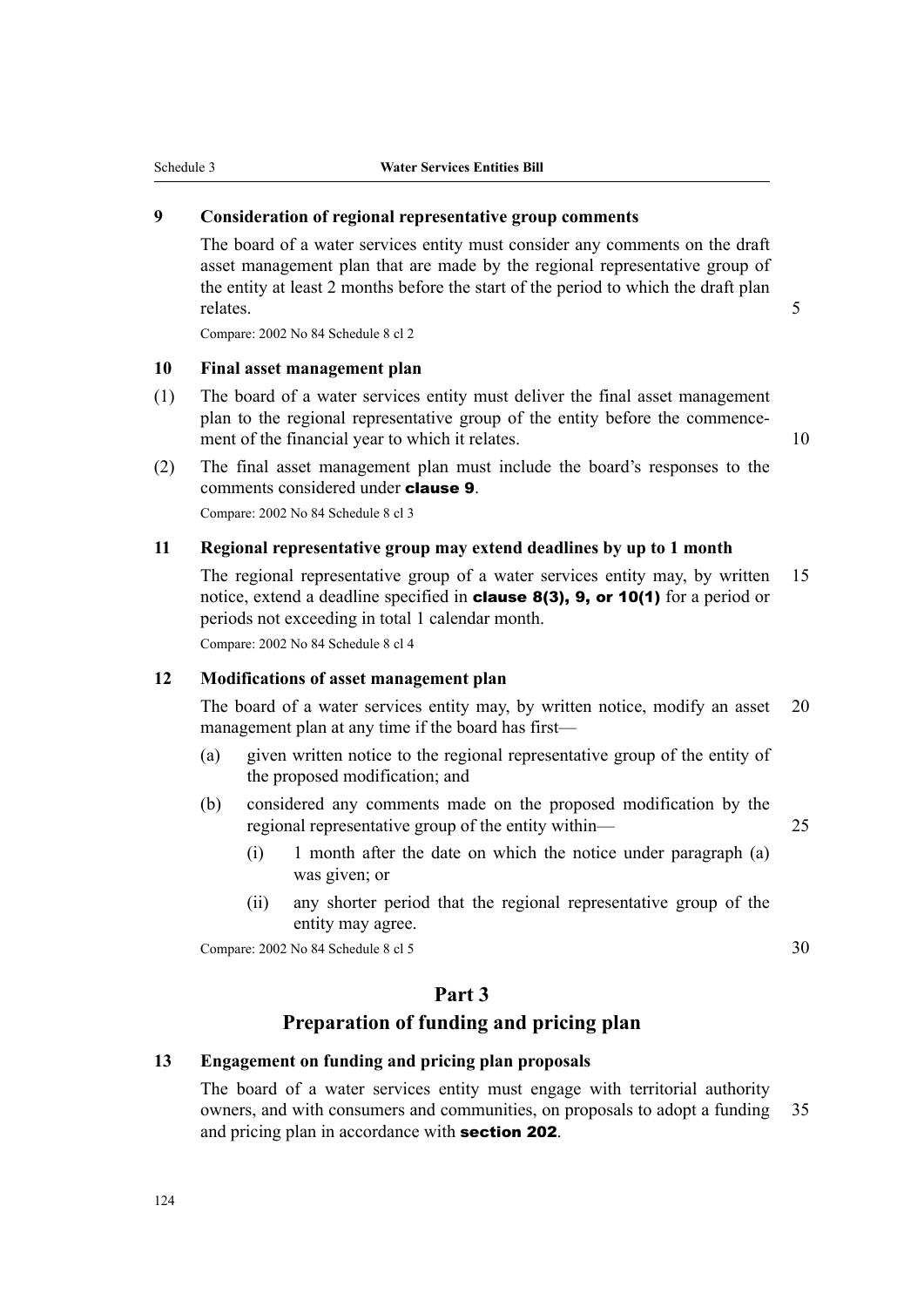**9 Consideration of regional representative group comments**

The board of a water services entity must consider any comments on the draft asset management plan that are made by the regional representative group of the entity at least 2 months before the start of the period to which the draft plan relates.

Compare: 2002 No 84 Schedule 8 cl 2

**10 Final asset management plan**

(1) The board of a water services entity must deliver the final asset management plan to the regional representative group of the entity before the commencement of the financial year to which it relates.

(2) The final asset management plan must include the board's responses to the comments considered under **clause 9**.

Compare: 2002 No 84 Schedule 8 cl 3

**11 Regional representative group may extend deadlines by up to 1 month**

The regional representative group of a water services entity may, by written notice, extend a deadline specified in **clause 8(3), 9, or 10(1)** for a period or periods not exceeding in total 1 calendar month.

Compare: 2002 No 84 Schedule 8 cl 4

**12 Modifications of asset management plan**

The board of a water services entity may, by written notice, modify an asset management plan at any time if the board has first—

(a) given written notice to the regional representative group of the entity of the proposed modification; and

(b) considered any comments made on the proposed modification by the regional representative group of the entity within—

   (i) 1 month after the date on which the notice under paragraph (a) was given; or

   (ii) any shorter period that the regional representative group of the entity may agree.

Compare: 2002 No 84 Schedule 8 cl 5

## Part 3

## Preparation of funding and pricing plan

**13 Engagement on funding and pricing plan proposals**

The board of a water services entity must engage with territorial authority owners, and with consumers and communities, on proposals to adopt a funding and pricing plan in accordance with **section 202**.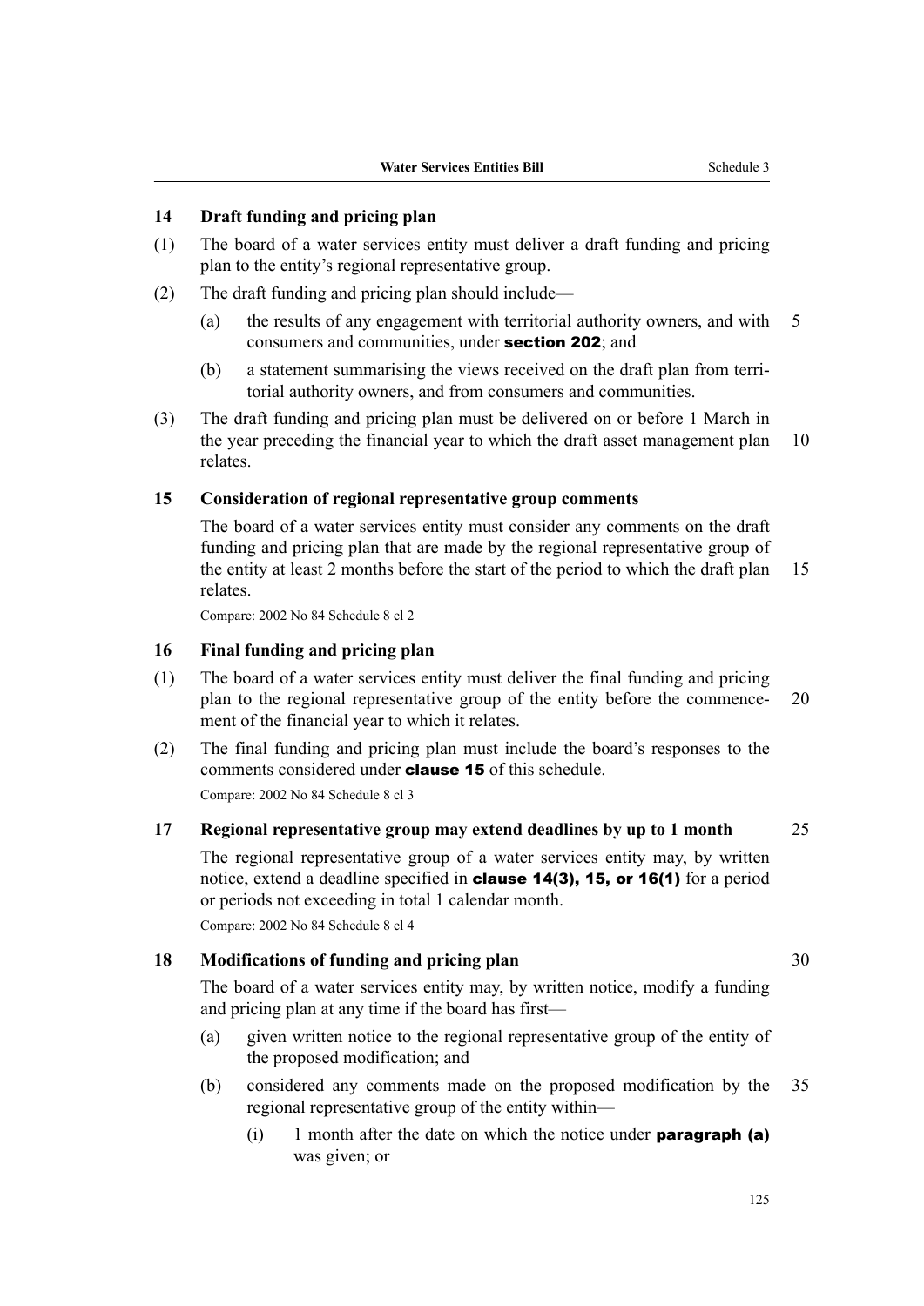### 14 Draft funding and pricing plan

(1) The board of a water services entity must deliver a draft funding and pricing plan to the entity's regional representative group.

(2) The draft funding and pricing plan should include—

(a) the results of any engagement with territorial authority owners, and with consumers and communities, under **section 202**; and

(b) a statement summarising the views received on the draft plan from territorial authority owners, and from consumers and communities.

(3) The draft funding and pricing plan must be delivered on or before 1 March in the year preceding the financial year to which the draft asset management plan relates.

### 15 Consideration of regional representative group comments

The board of a water services entity must consider any comments on the draft funding and pricing plan that are made by the regional representative group of the entity at least 2 months before the start of the period to which the draft plan relates.

Compare: 2002 No 84 Schedule 8 cl 2

### 16 Final funding and pricing plan

(1) The board of a water services entity must deliver the final funding and pricing plan to the regional representative group of the entity before the commencement of the financial year to which it relates.

(2) The final funding and pricing plan must include the board's responses to the comments considered under **clause 15** of this schedule.

Compare: 2002 No 84 Schedule 8 cl 3

### 17 Regional representative group may extend deadlines by up to 1 month

The regional representative group of a water services entity may, by written notice, extend a deadline specified in **clause 14(3), 15, or 16(1)** for a period or periods not exceeding in total 1 calendar month.

Compare: 2002 No 84 Schedule 8 cl 4

### 18 Modifications of funding and pricing plan

The board of a water services entity may, by written notice, modify a funding and pricing plan at any time if the board has first—

(a) given written notice to the regional representative group of the entity of the proposed modification; and

(b) considered any comments made on the proposed modification by the regional representative group of the entity within—

(i) 1 month after the date on which the notice under **paragraph (a)** was given; or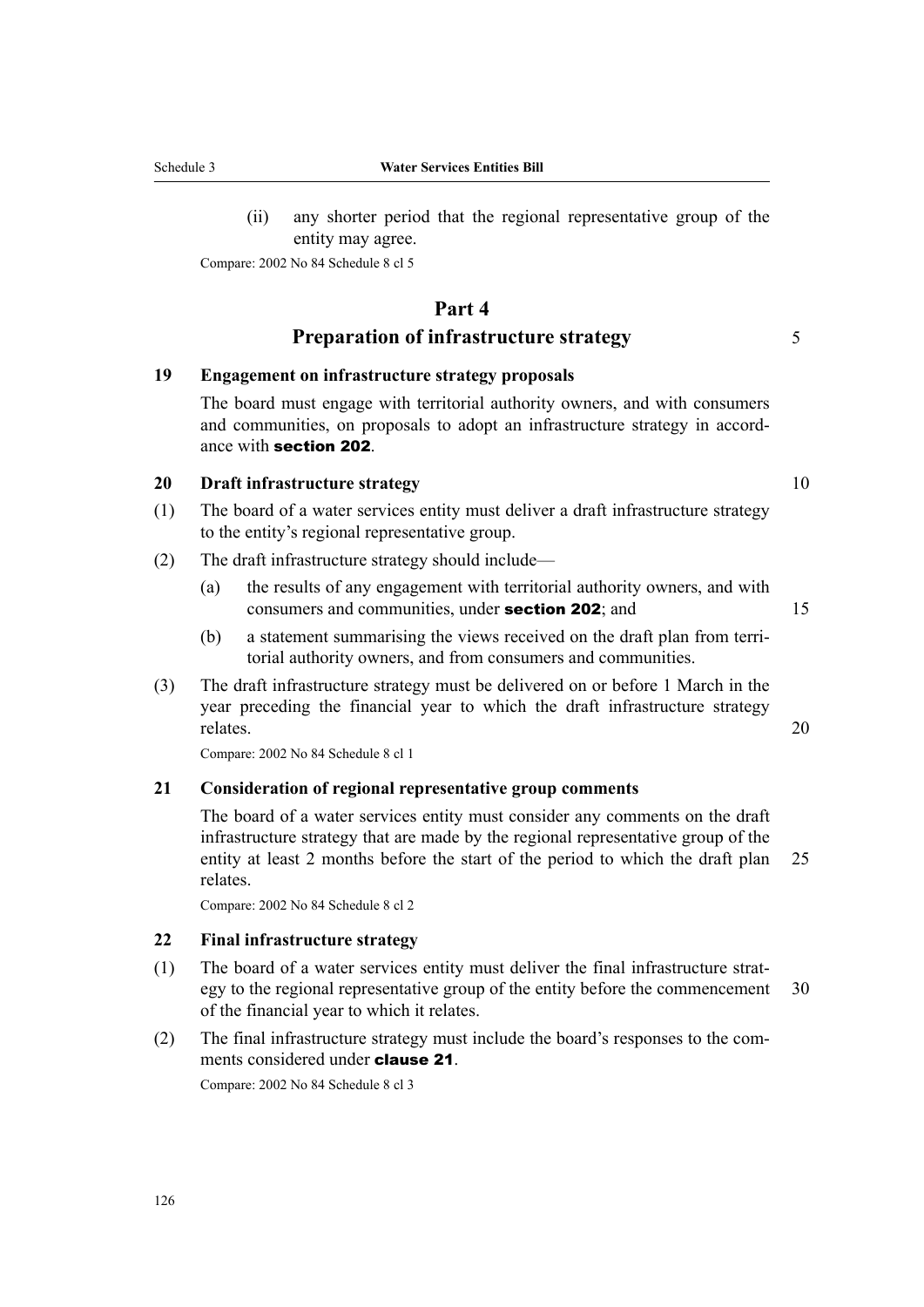(ii) any shorter period that the regional representative group of the entity may agree.

Compare: 2002 No 84 Schedule 8 cl 5

## Part 4
## Preparation of infrastructure strategy

**19 Engagement on infrastructure strategy proposals**

The board must engage with territorial authority owners, and with consumers and communities, on proposals to adopt an infrastructure strategy in accordance with **section 202**.

**20 Draft infrastructure strategy**

(1) The board of a water services entity must deliver a draft infrastructure strategy to the entity's regional representative group.

(2) The draft infrastructure strategy should include—

(a) the results of any engagement with territorial authority owners, and with consumers and communities, under **section 202**; and

(b) a statement summarising the views received on the draft plan from territorial authority owners, and from consumers and communities.

(3) The draft infrastructure strategy must be delivered on or before 1 March in the year preceding the financial year to which the draft infrastructure strategy relates.

Compare: 2002 No 84 Schedule 8 cl 1

**21 Consideration of regional representative group comments**

The board of a water services entity must consider any comments on the draft infrastructure strategy that are made by the regional representative group of the entity at least 2 months before the start of the period to which the draft plan relates.

Compare: 2002 No 84 Schedule 8 cl 2

**22 Final infrastructure strategy**

(1) The board of a water services entity must deliver the final infrastructure strategy to the regional representative group of the entity before the commencement of the financial year to which it relates.

(2) The final infrastructure strategy must include the board's responses to the comments considered under **clause 21**.

Compare: 2002 No 84 Schedule 8 cl 3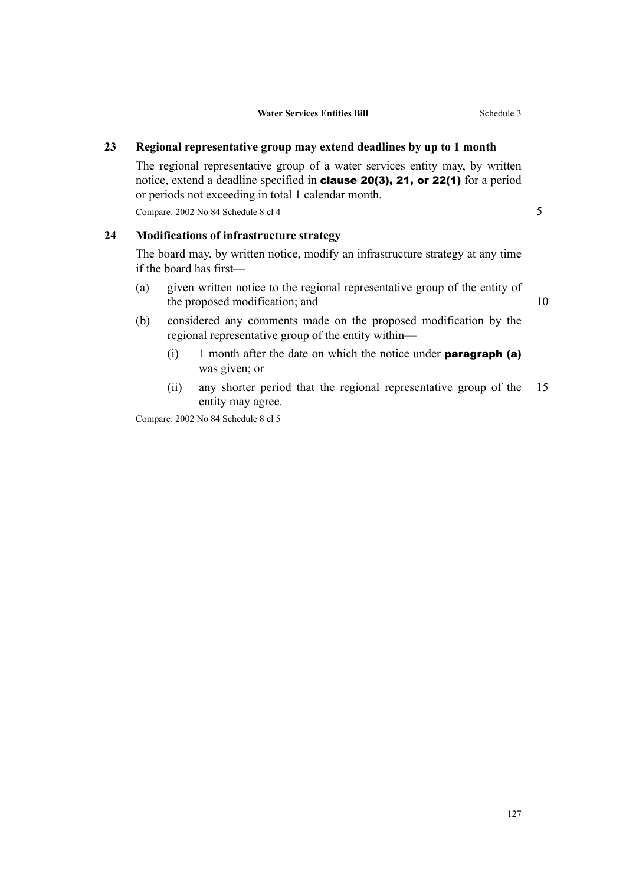### 23 Regional representative group may extend deadlines by up to 1 month

The regional representative group of a water services entity may, by written notice, extend a deadline specified in **clause 20(3), 21, or 22(1)** for a period or periods not exceeding in total 1 calendar month.

Compare: 2002 No 84 Schedule 8 cl 4

### 24 Modifications of infrastructure strategy

The board may, by written notice, modify an infrastructure strategy at any time if the board has first—

(a) given written notice to the regional representative group of the entity of the proposed modification; and

(b) considered any comments made on the proposed modification by the regional representative group of the entity within—

  (i) 1 month after the date on which the notice under **paragraph (a)** was given; or

  (ii) any shorter period that the regional representative group of the entity may agree.

Compare: 2002 No 84 Schedule 8 cl 5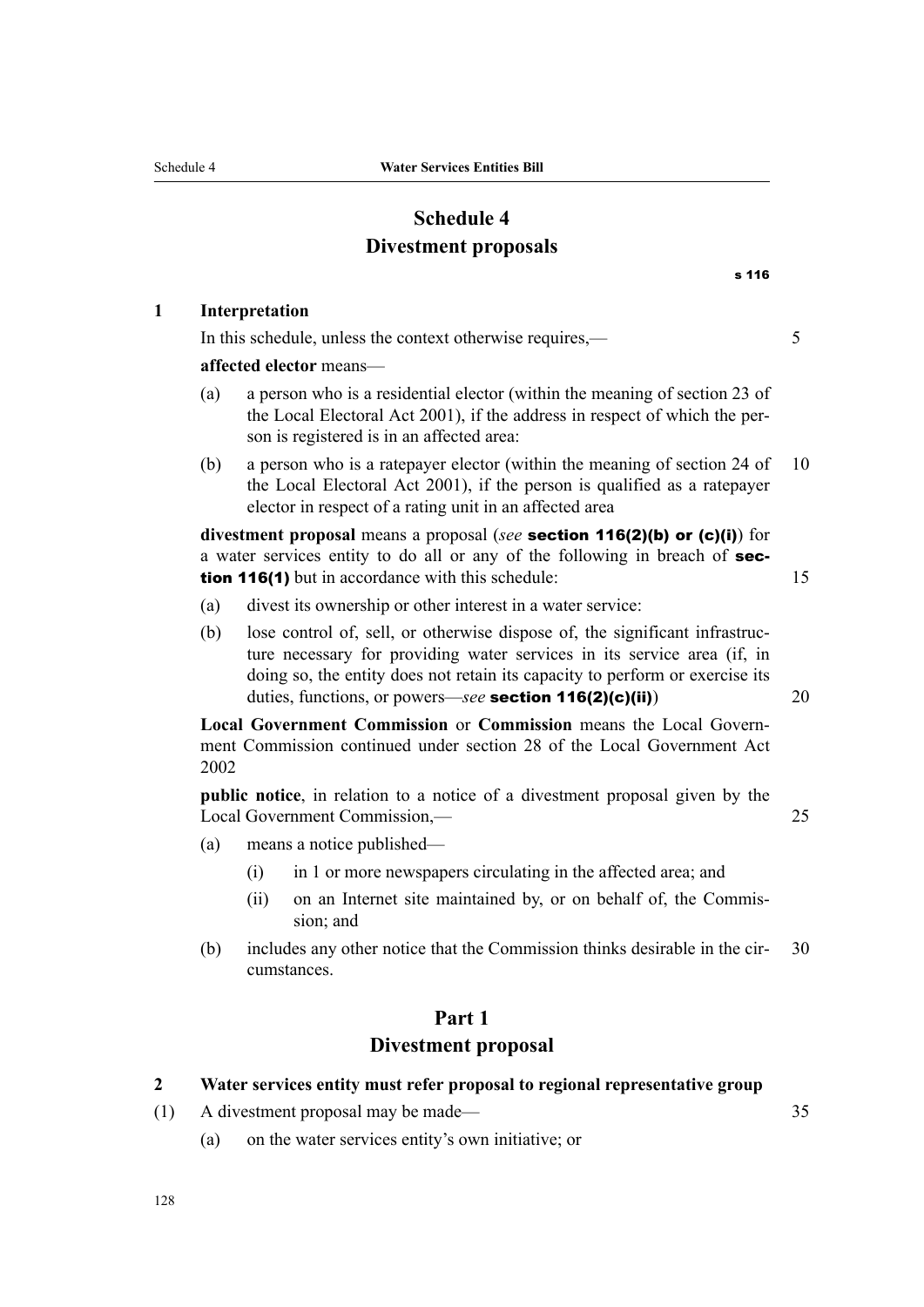# Schedule 4
## Divestment proposals

s 116

**1 Interpretation**

In this schedule, unless the context otherwise requires,—

**affected elector** means—

(a) a person who is a residential elector (within the meaning of section 23 of the Local Electoral Act 2001), if the address in respect of which the person is registered is in an affected area:

(b) a person who is a ratepayer elector (within the meaning of section 24 of the Local Electoral Act 2001), if the person is qualified as a ratepayer elector in respect of a rating unit in an affected area

**divestment proposal** means a proposal (*see* **section 116(2)(b) or (c)(i)**) for a water services entity to do all or any of the following in breach of **section 116(1)** but in accordance with this schedule:

(a) divest its ownership or other interest in a water service:

(b) lose control of, sell, or otherwise dispose of, the significant infrastructure necessary for providing water services in its service area (if, in doing so, the entity does not retain its capacity to perform or exercise its duties, functions, or powers—*see* **section 116(2)(c)(ii)**)

**Local Government Commission** or **Commission** means the Local Government Commission continued under section 28 of the Local Government Act 2002

**public notice**, in relation to a notice of a divestment proposal given by the Local Government Commission,—

(a) means a notice published—

(i) in 1 or more newspapers circulating in the affected area; and

(ii) on an Internet site maintained by, or on behalf of, the Commission; and

(b) includes any other notice that the Commission thinks desirable in the circumstances.

# Part 1
## Divestment proposal

**2 Water services entity must refer proposal to regional representative group**

(1) A divestment proposal may be made—

(a) on the water services entity's own initiative; or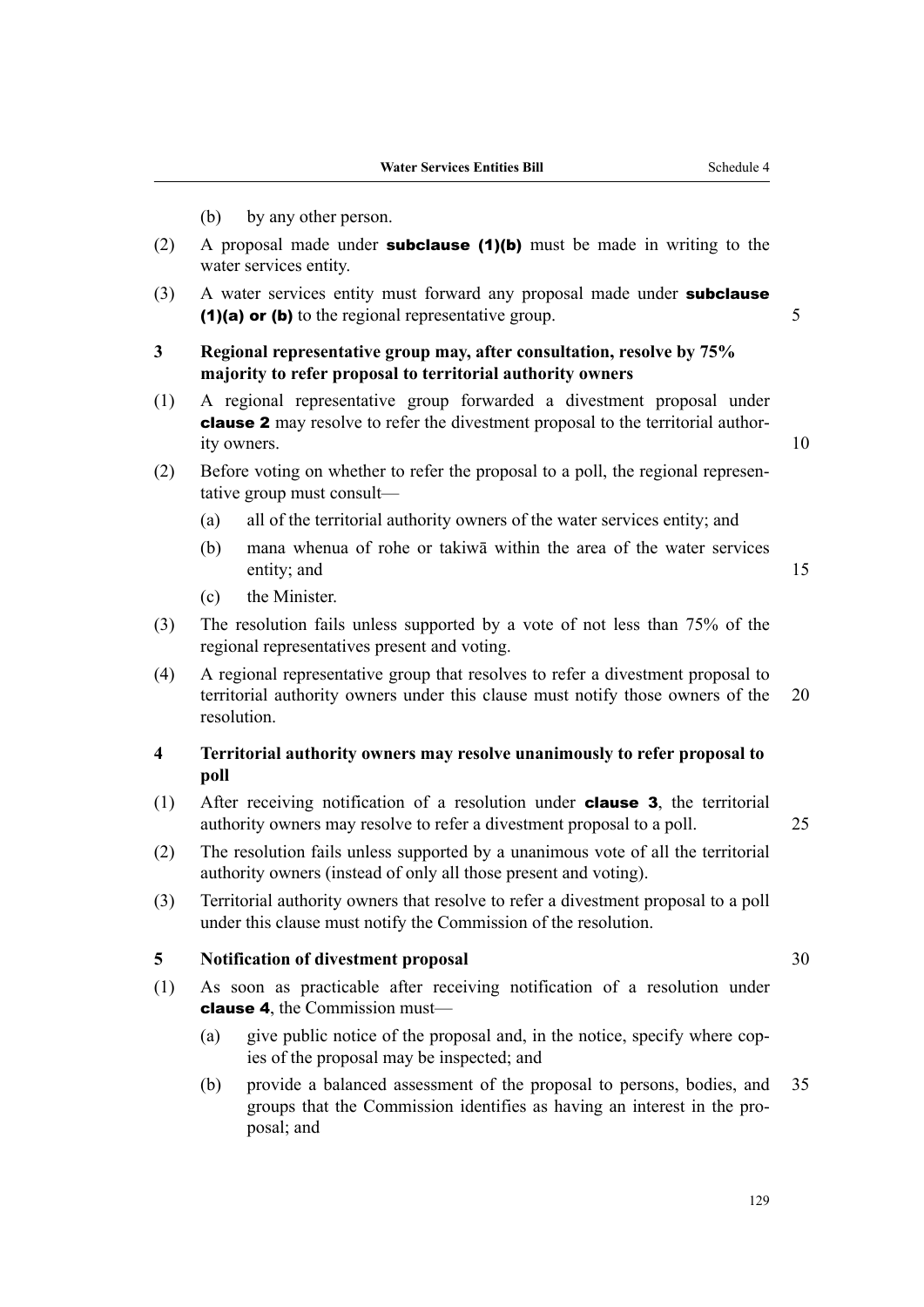(b) by any other person.

(2) A proposal made under **subclause (1)(b)** must be made in writing to the water services entity.

(3) A water services entity must forward any proposal made under **subclause (1)(a) or (b)** to the regional representative group.

**3 Regional representative group may, after consultation, resolve by 75% majority to refer proposal to territorial authority owners**

(1) A regional representative group forwarded a divestment proposal under **clause 2** may resolve to refer the divestment proposal to the territorial authority owners.

(2) Before voting on whether to refer the proposal to a poll, the regional representative group must consult—

(a) all of the territorial authority owners of the water services entity; and

(b) mana whenua of rohe or takiwā within the area of the water services entity; and

(c) the Minister.

(3) The resolution fails unless supported by a vote of not less than 75% of the regional representatives present and voting.

(4) A regional representative group that resolves to refer a divestment proposal to territorial authority owners under this clause must notify those owners of the resolution.

**4 Territorial authority owners may resolve unanimously to refer proposal to poll**

(1) After receiving notification of a resolution under **clause 3**, the territorial authority owners may resolve to refer a divestment proposal to a poll.

(2) The resolution fails unless supported by a unanimous vote of all the territorial authority owners (instead of only all those present and voting).

(3) Territorial authority owners that resolve to refer a divestment proposal to a poll under this clause must notify the Commission of the resolution.

**5 Notification of divestment proposal**

(1) As soon as practicable after receiving notification of a resolution under **clause 4**, the Commission must—

(a) give public notice of the proposal and, in the notice, specify where copies of the proposal may be inspected; and

(b) provide a balanced assessment of the proposal to persons, bodies, and groups that the Commission identifies as having an interest in the proposal; and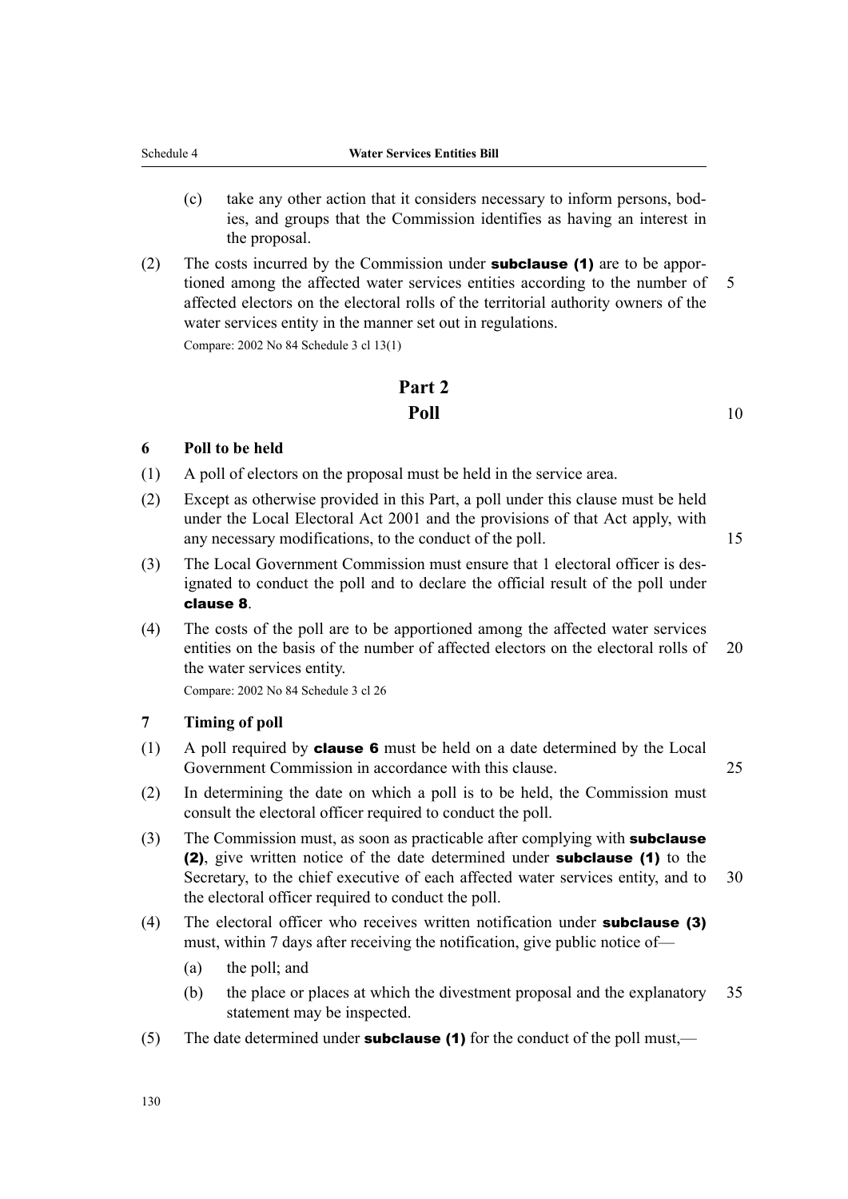(c) take any other action that it considers necessary to inform persons, bodies, and groups that the Commission identifies as having an interest in the proposal.

(2) The costs incurred by the Commission under **subclause (1)** are to be apportioned among the affected water services entities according to the number of affected electors on the electoral rolls of the territorial authority owners of the water services entity in the manner set out in regulations.

Compare: 2002 No 84 Schedule 3 cl 13(1)

## Part 2
## Poll

### 6 Poll to be held

(1) A poll of electors on the proposal must be held in the service area.

(2) Except as otherwise provided in this Part, a poll under this clause must be held under the Local Electoral Act 2001 and the provisions of that Act apply, with any necessary modifications, to the conduct of the poll.

(3) The Local Government Commission must ensure that 1 electoral officer is designated to conduct the poll and to declare the official result of the poll under **clause 8**.

(4) The costs of the poll are to be apportioned among the affected water services entities on the basis of the number of affected electors on the electoral rolls of the water services entity.

Compare: 2002 No 84 Schedule 3 cl 26

### 7 Timing of poll

(1) A poll required by **clause 6** must be held on a date determined by the Local Government Commission in accordance with this clause.

(2) In determining the date on which a poll is to be held, the Commission must consult the electoral officer required to conduct the poll.

(3) The Commission must, as soon as practicable after complying with **subclause (2)**, give written notice of the date determined under **subclause (1)** to the Secretary, to the chief executive of each affected water services entity, and to the electoral officer required to conduct the poll.

(4) The electoral officer who receives written notification under **subclause (3)** must, within 7 days after receiving the notification, give public notice of—

(a) the poll; and

(b) the place or places at which the divestment proposal and the explanatory statement may be inspected.

(5) The date determined under **subclause (1)** for the conduct of the poll must,—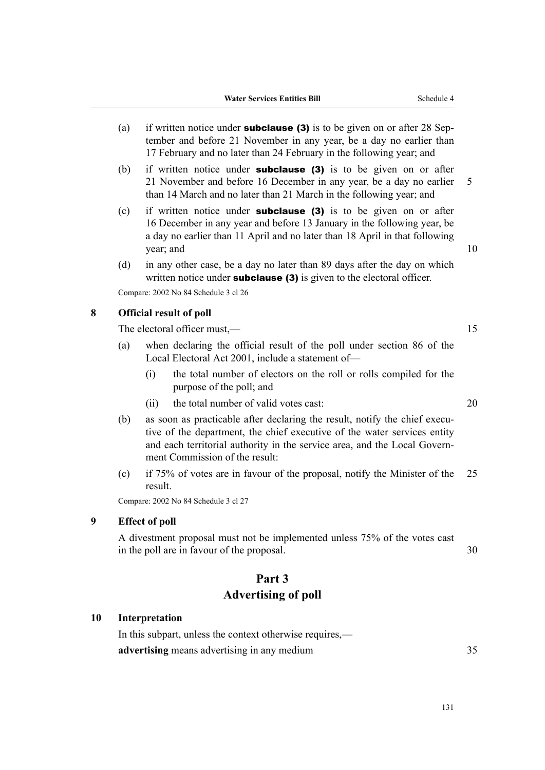(a) if written notice under **subclause (3)** is to be given on or after 28 September and before 21 November in any year, be a day no earlier than 17 February and no later than 24 February in the following year; and

(b) if written notice under **subclause (3)** is to be given on or after 21 November and before 16 December in any year, be a day no earlier than 14 March and no later than 21 March in the following year; and

(c) if written notice under **subclause (3)** is to be given on or after 16 December in any year and before 13 January in the following year, be a day no earlier than 11 April and no later than 18 April in that following year; and

(d) in any other case, be a day no later than 89 days after the day on which written notice under **subclause (3)** is given to the electoral officer.

Compare: 2002 No 84 Schedule 3 cl 26

### 8 Official result of poll

The electoral officer must,—

(a) when declaring the official result of the poll under section 86 of the Local Electoral Act 2001, include a statement of—

(i) the total number of electors on the roll or rolls compiled for the purpose of the poll; and

(ii) the total number of valid votes cast:

(b) as soon as practicable after declaring the result, notify the chief executive of the department, the chief executive of the water services entity and each territorial authority in the service area, and the Local Government Commission of the result:

(c) if 75% of votes are in favour of the proposal, notify the Minister of the result.

Compare: 2002 No 84 Schedule 3 cl 27

### 9 Effect of poll

A divestment proposal must not be implemented unless 75% of the votes cast in the poll are in favour of the proposal.

## Part 3
## Advertising of poll

### 10 Interpretation

In this subpart, unless the context otherwise requires,—

**advertising** means advertising in any medium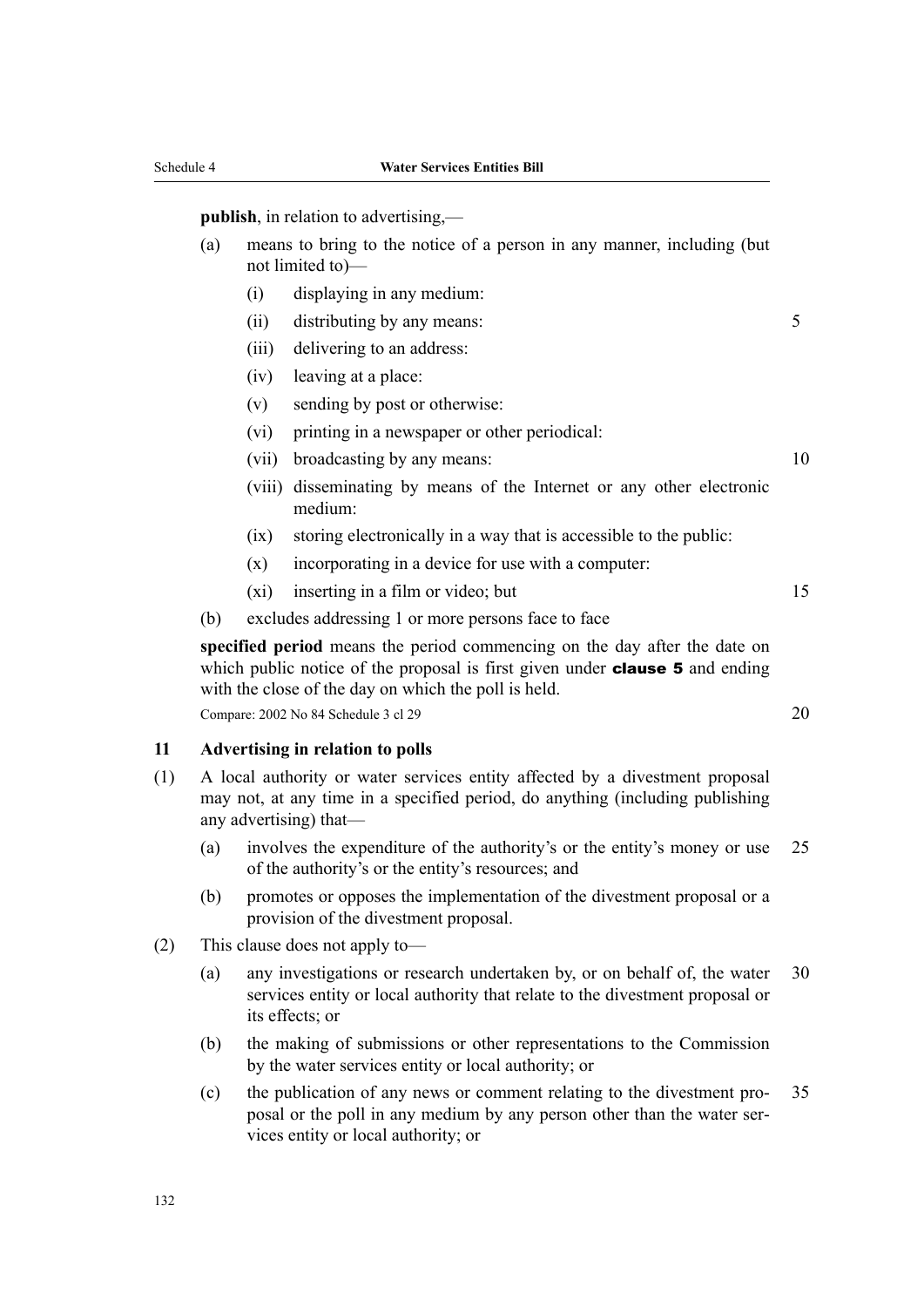**publish**, in relation to advertising,—

(a) means to bring to the notice of a person in any manner, including (but not limited to)—

  (i) displaying in any medium:

  (ii) distributing by any means:

  (iii) delivering to an address:

  (iv) leaving at a place:

  (v) sending by post or otherwise:

  (vi) printing in a newspaper or other periodical:

  (vii) broadcasting by any means:

  (viii) disseminating by means of the Internet or any other electronic medium:

  (ix) storing electronically in a way that is accessible to the public:

  (x) incorporating in a device for use with a computer:

  (xi) inserting in a film or video; but

(b) excludes addressing 1 or more persons face to face

**specified period** means the period commencing on the day after the date on which public notice of the proposal is first given under **clause 5** and ending with the close of the day on which the poll is held.

Compare: 2002 No 84 Schedule 3 cl 29

### 11 Advertising in relation to polls

(1) A local authority or water services entity affected by a divestment proposal may not, at any time in a specified period, do anything (including publishing any advertising) that—

  (a) involves the expenditure of the authority's or the entity's money or use of the authority's or the entity's resources; and

  (b) promotes or opposes the implementation of the divestment proposal or a provision of the divestment proposal.

(2) This clause does not apply to—

  (a) any investigations or research undertaken by, or on behalf of, the water services entity or local authority that relate to the divestment proposal or its effects; or

  (b) the making of submissions or other representations to the Commission by the water services entity or local authority; or

  (c) the publication of any news or comment relating to the divestment proposal or the poll in any medium by any person other than the water services entity or local authority; or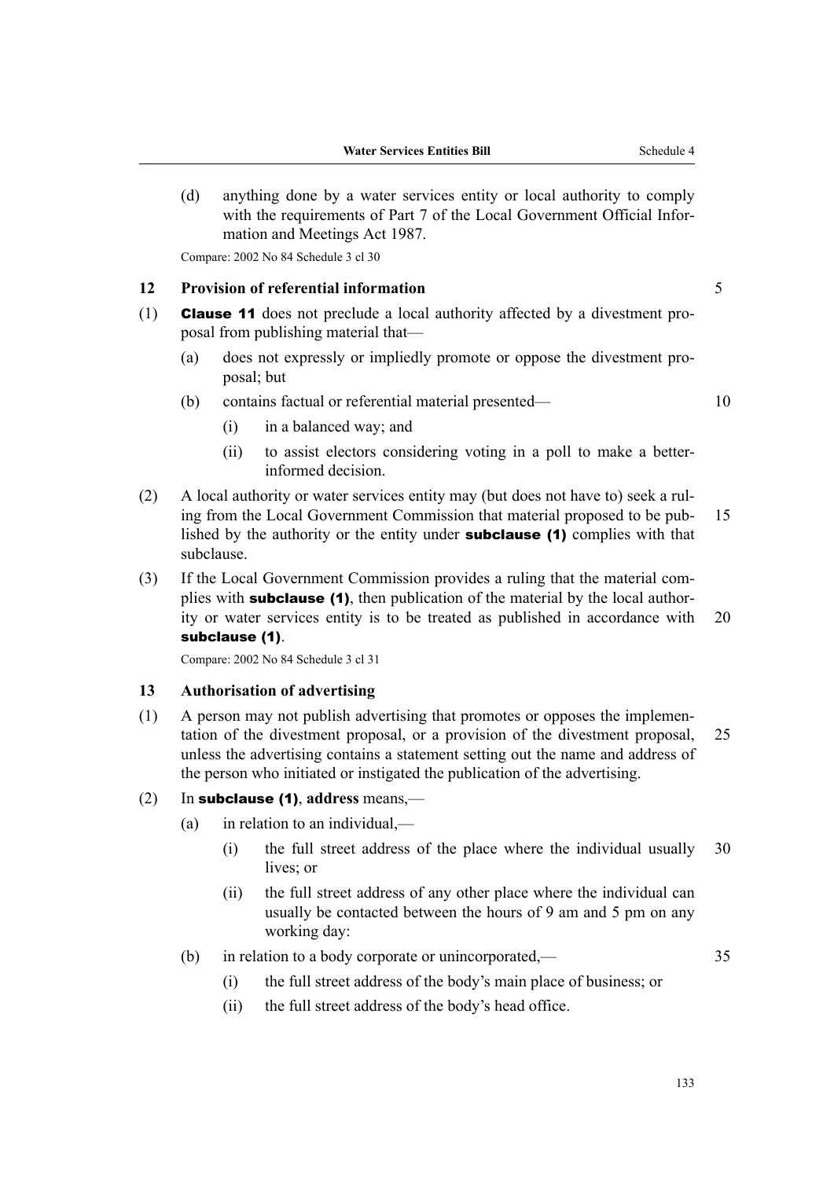(d) anything done by a water services entity or local authority to comply with the requirements of Part 7 of the Local Government Official Information and Meetings Act 1987.

Compare: 2002 No 84 Schedule 3 cl 30

### 12 Provision of referential information

(1) **Clause 11** does not preclude a local authority affected by a divestment proposal from publishing material that—

(a) does not expressly or impliedly promote or oppose the divestment proposal; but

(b) contains factual or referential material presented—

(i) in a balanced way; and

(ii) to assist electors considering voting in a poll to make a better-informed decision.

(2) A local authority or water services entity may (but does not have to) seek a ruling from the Local Government Commission that material proposed to be published by the authority or the entity under **subclause (1)** complies with that subclause.

(3) If the Local Government Commission provides a ruling that the material complies with **subclause (1)**, then publication of the material by the local authority or water services entity is to be treated as published in accordance with **subclause (1)**.

Compare: 2002 No 84 Schedule 3 cl 31

### 13 Authorisation of advertising

(1) A person may not publish advertising that promotes or opposes the implementation of the divestment proposal, or a provision of the divestment proposal, unless the advertising contains a statement setting out the name and address of the person who initiated or instigated the publication of the advertising.

(2) In **subclause (1)**, **address** means,—

(a) in relation to an individual,—

(i) the full street address of the place where the individual usually lives; or

(ii) the full street address of any other place where the individual can usually be contacted between the hours of 9 am and 5 pm on any working day:

(b) in relation to a body corporate or unincorporated,—

(i) the full street address of the body's main place of business; or

(ii) the full street address of the body's head office.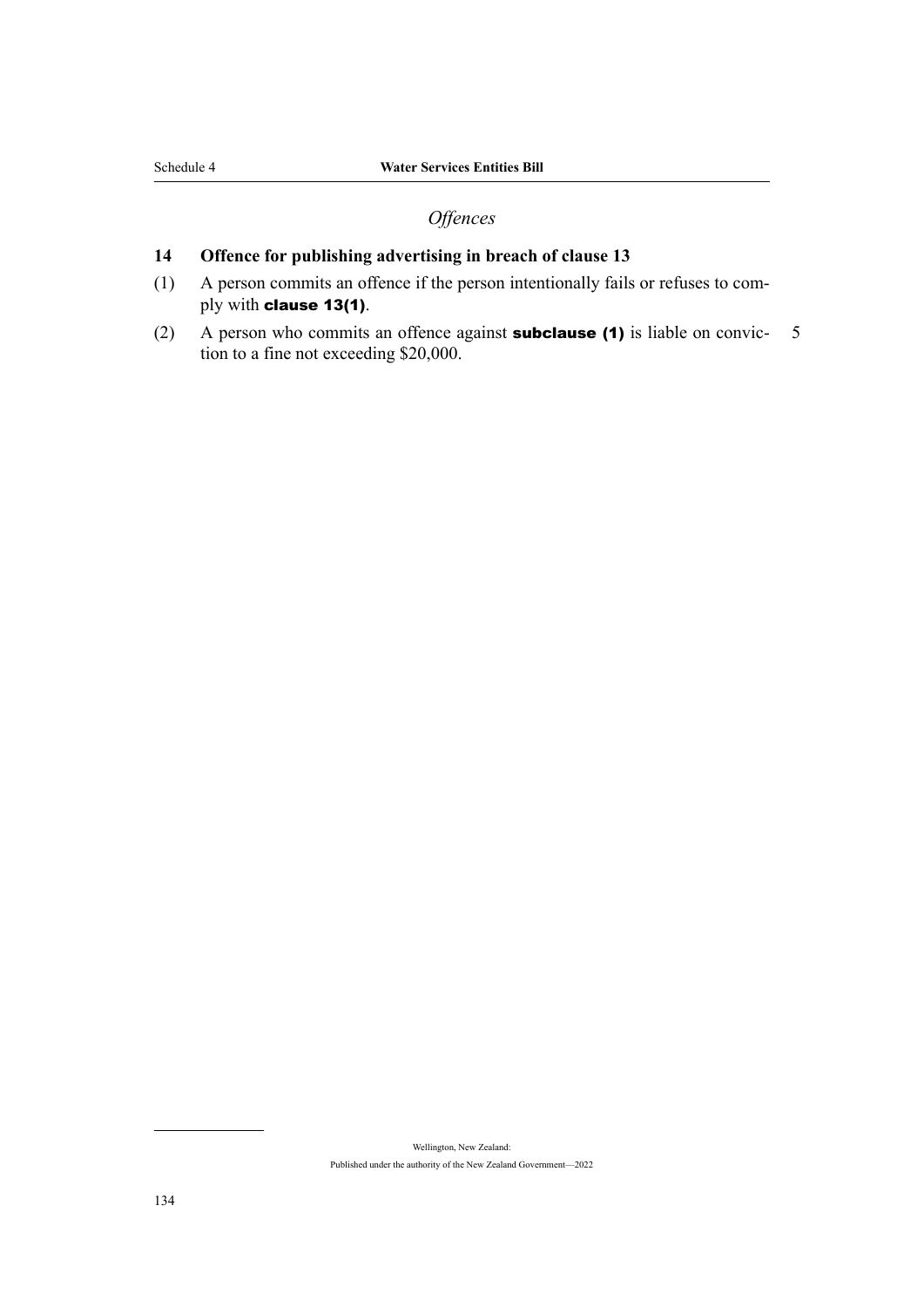*Offences*

### 14 Offence for publishing advertising in breach of clause 13

(1) A person commits an offence if the person intentionally fails or refuses to comply with **clause 13(1)**.

(2) A person who commits an offence against **subclause (1)** is liable on conviction to a fine not exceeding $20,000.

Wellington, New Zealand:

Published under the authority of the New Zealand Government—2022